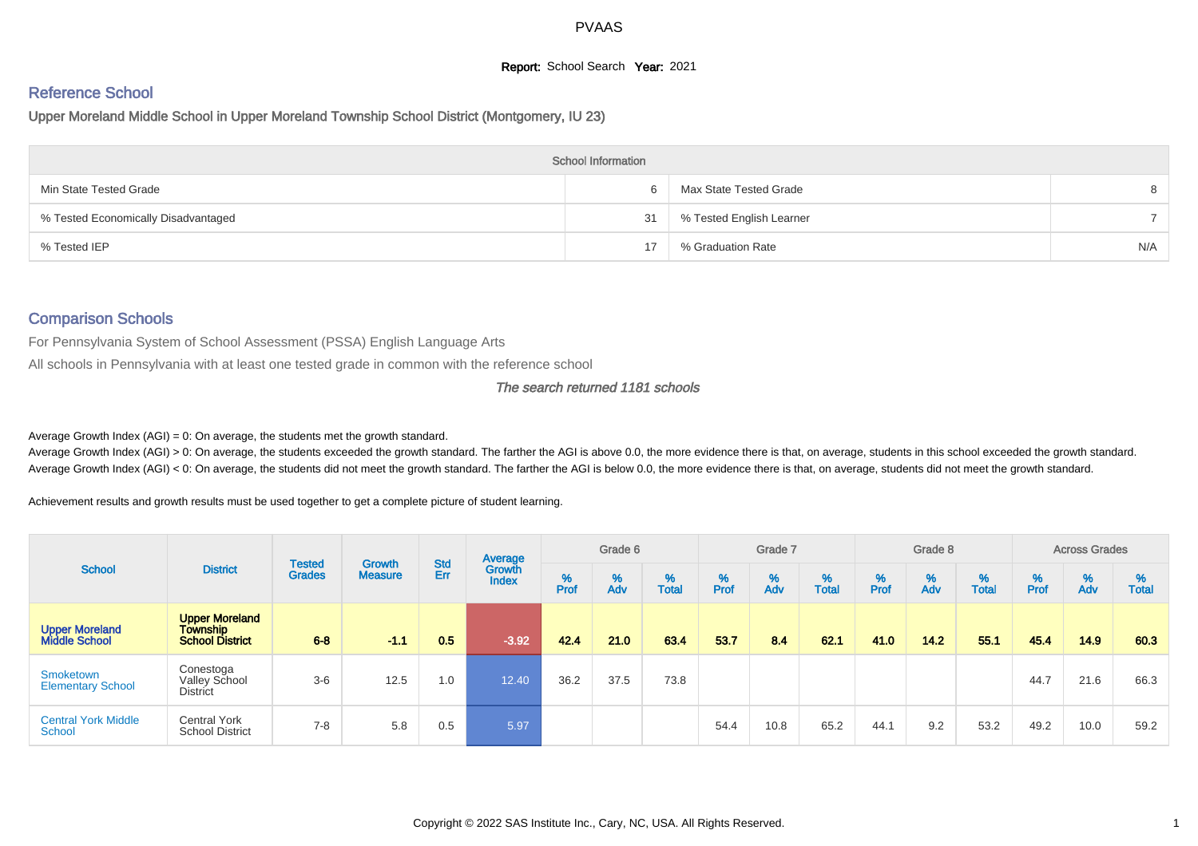# PVAAS

**Report:** School Search **Year:** 2021

## Reference School

### Upper Moreland Middle School in Upper Moreland Township School District (Montgomery, IU 23)

| School Information | | | |
|---|---|---|---|
| Min State Tested Grade | 6 | Max State Tested Grade | 8 |
| % Tested Economically Disadvantaged | 31 | % Tested English Learner | 7 |
| % Tested IEP | 17 | % Graduation Rate | N/A |

## Comparison Schools

For Pennsylvania System of School Assessment (PSSA) English Language Arts

All schools in Pennsylvania with at least one tested grade in common with the reference school

*The search returned 1181 schools*

Average Growth Index (AGI) = 0: On average, the students met the growth standard.

Average Growth Index (AGI) > 0: On average, the students exceeded the growth standard. The farther the AGI is above 0.0, the more evidence there is that, on average, students in this school exceeded the growth standard.

Average Growth Index (AGI) < 0: On average, the students did not meet the growth standard. The farther the AGI is below 0.0, the more evidence there is that, on average, students did not meet the growth standard.

Achievement results and growth results must be used together to get a complete picture of student learning.

| School | District | Tested Grades | Growth Measure | Std Err | Average Growth Index | Grade 6 | | | Grade 7 | | | Grade 8 | | | Across Grades | | |
|---|---|---|---|---|---|---|---|---|---|---|---|---|---|---|---|---|---|
| | | | | | | % Prof | % Adv | % Total | % Prof | % Adv | % Total | % Prof | % Adv | % Total | % Prof | % Adv | % Total |
| **Upper Moreland Middle School** | **Upper Moreland Township School District** | **6-8** | **-1.1** | **0.5** | **-3.92** | **42.4** | **21.0** | **63.4** | **53.7** | **8.4** | **62.1** | **41.0** | **14.2** | **55.1** | **45.4** | **14.9** | **60.3** |
| Smoketown Elementary School | Conestoga Valley School District | 3-6 | 12.5 | 1.0 | 12.40 | 36.2 | 37.5 | 73.8 | | | | | | | 44.7 | 21.6 | 66.3 |
| Central York Middle School | Central York School District | 7-8 | 5.8 | 0.5 | 5.97 | | | | 54.4 | 10.8 | 65.2 | 44.1 | 9.2 | 53.2 | 49.2 | 10.0 | 59.2 |

Copyright © 2022 SAS Institute Inc., Cary, NC, USA. All Rights Reserved.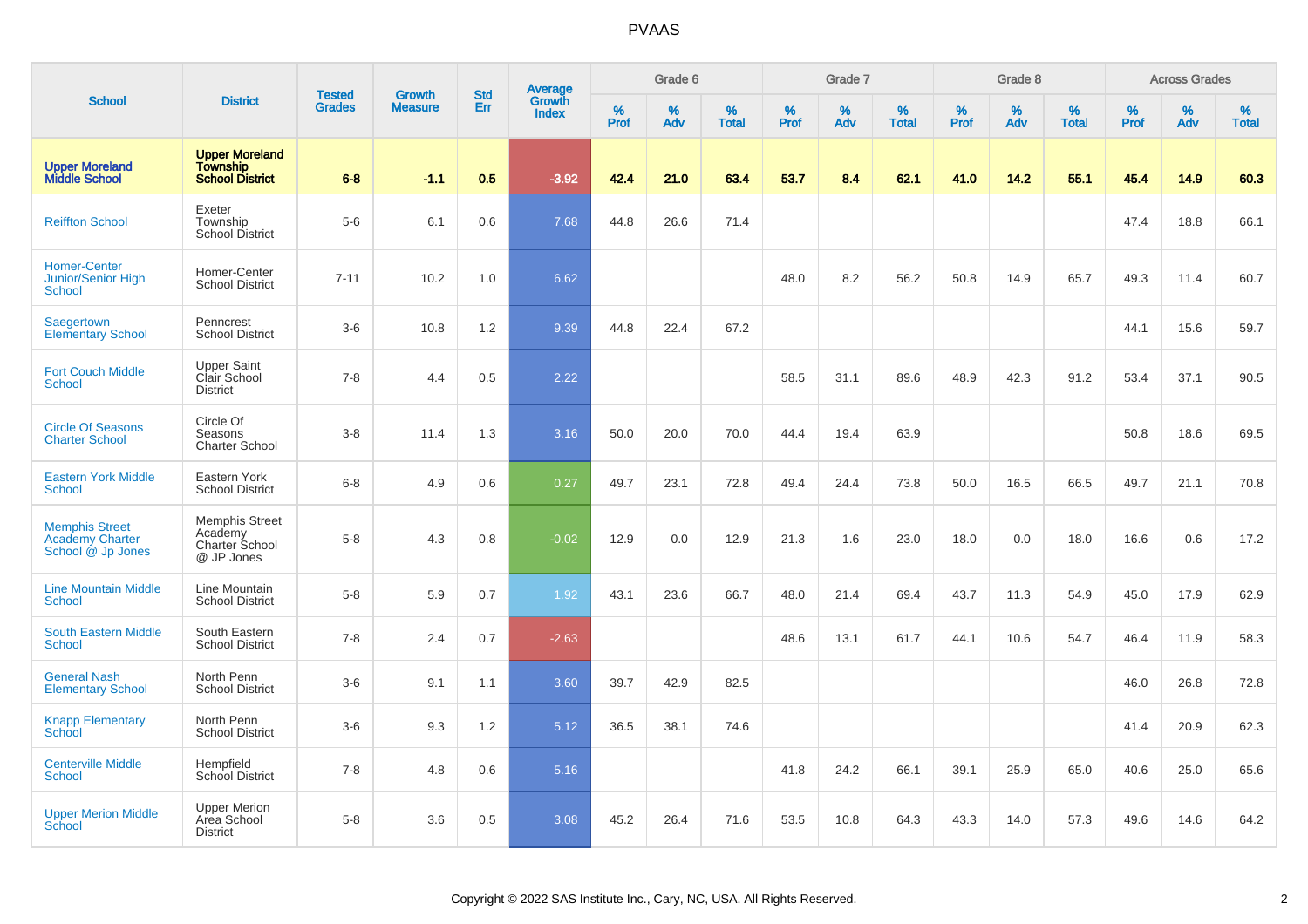# PVAAS

| School | District | Tested Grades | Growth Measure | Std Err | Average Growth Index | Grade 6 | | | Grade 7 | | | Grade 8 | | | Across Grades | | |
|---|---|---|---|---|---|---|---|---|---|---|---|---|---|---|---|---|---|
| | | | | | | % Prof | % Adv | % Total | % Prof | % Adv | % Total | % Prof | % Adv | % Total | % Prof | % Adv | % Total |
| **Upper Moreland Middle School** | **Upper Moreland Township School District** | **6-8** | **-1.1** | **0.5** | **-3.92** | **42.4** | **21.0** | **63.4** | **53.7** | **8.4** | **62.1** | **41.0** | **14.2** | **55.1** | **45.4** | **14.9** | **60.3** |
| Reiffton School | Exeter Township School District | 5-6 | 6.1 | 0.6 | 7.68 | 44.8 | 26.6 | 71.4 | | | | | | | 47.4 | 18.8 | 66.1 |
| Homer-Center Junior/Senior High School | Homer-Center School District | 7-11 | 10.2 | 1.0 | 6.62 | | | | 48.0 | 8.2 | 56.2 | 50.8 | 14.9 | 65.7 | 49.3 | 11.4 | 60.7 |
| Saegertown Elementary School | Penncrest School District | 3-6 | 10.8 | 1.2 | 9.39 | 44.8 | 22.4 | 67.2 | | | | | | | 44.1 | 15.6 | 59.7 |
| Fort Couch Middle School | Upper Saint Clair School District | 7-8 | 4.4 | 0.5 | 2.22 | | | | 58.5 | 31.1 | 89.6 | 48.9 | 42.3 | 91.2 | 53.4 | 37.1 | 90.5 |
| Circle Of Seasons Charter School | Circle Of Seasons Charter School | 3-8 | 11.4 | 1.3 | 3.16 | 50.0 | 20.0 | 70.0 | 44.4 | 19.4 | 63.9 | | | | 50.8 | 18.6 | 69.5 |
| Eastern York Middle School | Eastern York School District | 6-8 | 4.9 | 0.6 | 0.27 | 49.7 | 23.1 | 72.8 | 49.4 | 24.4 | 73.8 | 50.0 | 16.5 | 66.5 | 49.7 | 21.1 | 70.8 |
| Memphis Street Academy Charter School @ Jp Jones | Memphis Street Academy Charter School @ JP Jones | 5-8 | 4.3 | 0.8 | -0.02 | 12.9 | 0.0 | 12.9 | 21.3 | 1.6 | 23.0 | 18.0 | 0.0 | 18.0 | 16.6 | 0.6 | 17.2 |
| Line Mountain Middle School | Line Mountain School District | 5-8 | 5.9 | 0.7 | 1.92 | 43.1 | 23.6 | 66.7 | 48.0 | 21.4 | 69.4 | 43.7 | 11.3 | 54.9 | 45.0 | 17.9 | 62.9 |
| South Eastern Middle School | South Eastern School District | 7-8 | 2.4 | 0.7 | -2.63 | | | | 48.6 | 13.1 | 61.7 | 44.1 | 10.6 | 54.7 | 46.4 | 11.9 | 58.3 |
| General Nash Elementary School | North Penn School District | 3-6 | 9.1 | 1.1 | 3.60 | 39.7 | 42.9 | 82.5 | | | | | | | 46.0 | 26.8 | 72.8 |
| Knapp Elementary School | North Penn School District | 3-6 | 9.3 | 1.2 | 5.12 | 36.5 | 38.1 | 74.6 | | | | | | | 41.4 | 20.9 | 62.3 |
| Centerville Middle School | Hempfield School District | 7-8 | 4.8 | 0.6 | 5.16 | | | | 41.8 | 24.2 | 66.1 | 39.1 | 25.9 | 65.0 | 40.6 | 25.0 | 65.6 |
| Upper Merion Middle School | Upper Merion Area School District | 5-8 | 3.6 | 0.5 | 3.08 | 45.2 | 26.4 | 71.6 | 53.5 | 10.8 | 64.3 | 43.3 | 14.0 | 57.3 | 49.6 | 14.6 | 64.2 |

Copyright © 2022 SAS Institute Inc., Cary, NC, USA. All Rights Reserved.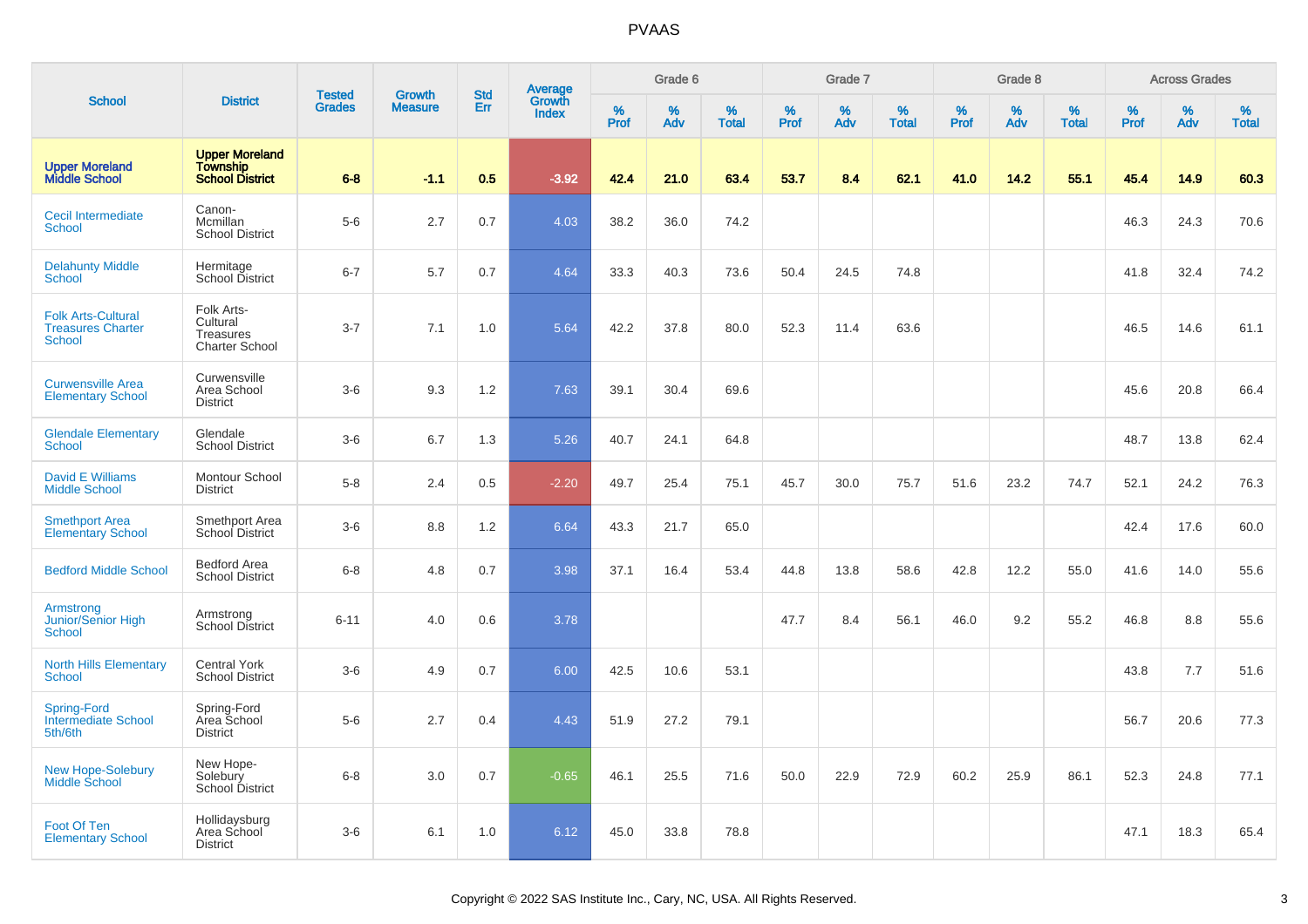# PVAAS

| School | District | Tested Grades | Growth Measure | Std Err | Average Growth Index | Grade 6 | | | Grade 7 | | | Grade 8 | | | Across Grades | | |
|---|---|---|---|---|---|---|---|---|---|---|---|---|---|---|---|---|---|
| | | | | | | % Prof | % Adv | % Total | % Prof | % Adv | % Total | % Prof | % Adv | % Total | % Prof | % Adv | % Total |
| **Upper Moreland Middle School** | **Upper Moreland Township School District** | **6-8** | **-1.1** | **0.5** | **-3.92** | **42.4** | **21.0** | **63.4** | **53.7** | **8.4** | **62.1** | **41.0** | **14.2** | **55.1** | **45.4** | **14.9** | **60.3** |
| Cecil Intermediate School | Canon-Mcmillan School District | 5-6 | 2.7 | 0.7 | 4.03 | 38.2 | 36.0 | 74.2 | | | | | | | 46.3 | 24.3 | 70.6 |
| Delahunty Middle School | Hermitage School District | 6-7 | 5.7 | 0.7 | 4.64 | 33.3 | 40.3 | 73.6 | 50.4 | 24.5 | 74.8 | | | | 41.8 | 32.4 | 74.2 |
| Folk Arts-Cultural Treasures Charter School | Folk Arts-Cultural Treasures Charter School | 3-7 | 7.1 | 1.0 | 5.64 | 42.2 | 37.8 | 80.0 | 52.3 | 11.4 | 63.6 | | | | 46.5 | 14.6 | 61.1 |
| Curwensville Area Elementary School | Curwensville Area School District | 3-6 | 9.3 | 1.2 | 7.63 | 39.1 | 30.4 | 69.6 | | | | | | | 45.6 | 20.8 | 66.4 |
| Glendale Elementary School | Glendale School District | 3-6 | 6.7 | 1.3 | 5.26 | 40.7 | 24.1 | 64.8 | | | | | | | 48.7 | 13.8 | 62.4 |
| David E Williams Middle School | Montour School District | 5-8 | 2.4 | 0.5 | -2.20 | 49.7 | 25.4 | 75.1 | 45.7 | 30.0 | 75.7 | 51.6 | 23.2 | 74.7 | 52.1 | 24.2 | 76.3 |
| Smethport Area Elementary School | Smethport Area School District | 3-6 | 8.8 | 1.2 | 6.64 | 43.3 | 21.7 | 65.0 | | | | | | | 42.4 | 17.6 | 60.0 |
| Bedford Middle School | Bedford Area School District | 6-8 | 4.8 | 0.7 | 3.98 | 37.1 | 16.4 | 53.4 | 44.8 | 13.8 | 58.6 | 42.8 | 12.2 | 55.0 | 41.6 | 14.0 | 55.6 |
| Armstrong Junior/Senior High School | Armstrong School District | 6-11 | 4.0 | 0.6 | 3.78 | | | | 47.7 | 8.4 | 56.1 | 46.0 | 9.2 | 55.2 | 46.8 | 8.8 | 55.6 |
| North Hills Elementary School | Central York School District | 3-6 | 4.9 | 0.7 | 6.00 | 42.5 | 10.6 | 53.1 | | | | | | | 43.8 | 7.7 | 51.6 |
| Spring-Ford Intermediate School 5th/6th | Spring-Ford Area School District | 5-6 | 2.7 | 0.4 | 4.43 | 51.9 | 27.2 | 79.1 | | | | | | | 56.7 | 20.6 | 77.3 |
| New Hope-Solebury Middle School | New Hope-Solebury School District | 6-8 | 3.0 | 0.7 | -0.65 | 46.1 | 25.5 | 71.6 | 50.0 | 22.9 | 72.9 | 60.2 | 25.9 | 86.1 | 52.3 | 24.8 | 77.1 |
| Foot Of Ten Elementary School | Hollidaysburg Area School District | 3-6 | 6.1 | 1.0 | 6.12 | 45.0 | 33.8 | 78.8 | | | | | | | 47.1 | 18.3 | 65.4 |

Copyright © 2022 SAS Institute Inc., Cary, NC, USA. All Rights Reserved.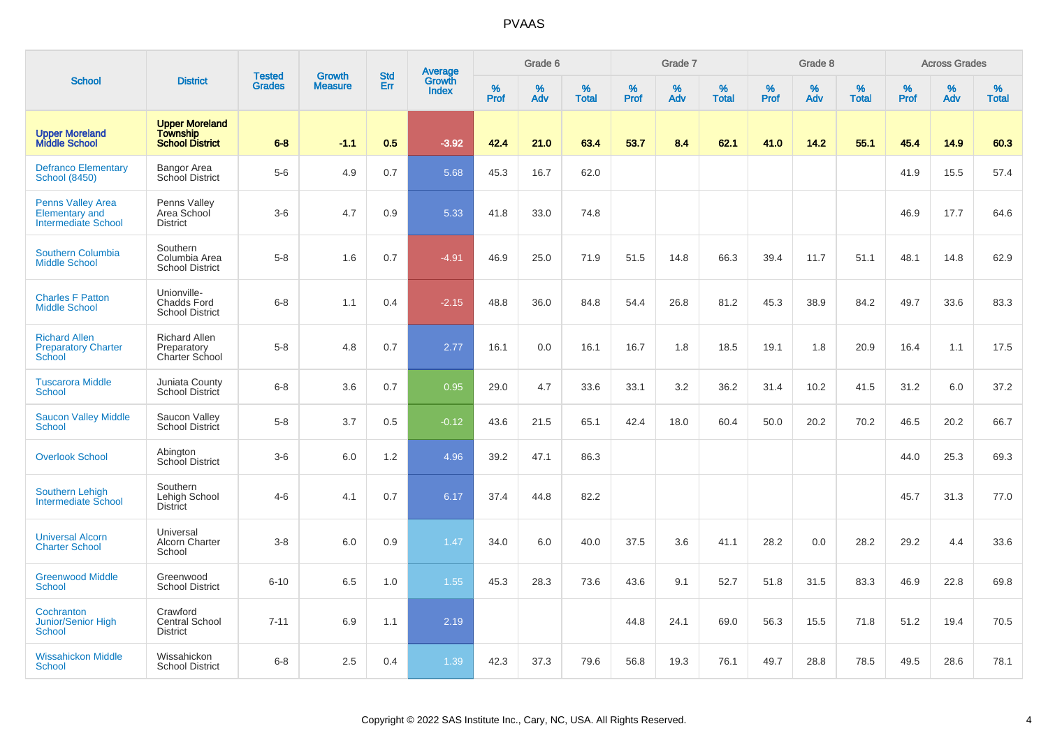# PVAAS

| School | District | Tested Grades | Growth Measure | Std Err | Average Growth Index | Grade 6 | | | Grade 7 | | | Grade 8 | | | Across Grades | | |
|---|---|---|---|---|---|---|---|---|---|---|---|---|---|---|---|---|---|
| | | | | | | % Prof | % Adv | % Total | % Prof | % Adv | % Total | % Prof | % Adv | % Total | % Prof | % Adv | % Total |
| **Upper Moreland Middle School** | **Upper Moreland Township School District** | **6-8** | **-1.1** | **0.5** | **-3.92** | **42.4** | **21.0** | **63.4** | **53.7** | **8.4** | **62.1** | **41.0** | **14.2** | **55.1** | **45.4** | **14.9** | **60.3** |
| Defranco Elementary School (8450) | Bangor Area School District | 5-6 | 4.9 | 0.7 | 5.68 | 45.3 | 16.7 | 62.0 | | | | | | | 41.9 | 15.5 | 57.4 |
| Penns Valley Area Elementary and Intermediate School | Penns Valley Area School District | 3-6 | 4.7 | 0.9 | 5.33 | 41.8 | 33.0 | 74.8 | | | | | | | 46.9 | 17.7 | 64.6 |
| Southern Columbia Middle School | Southern Columbia Area School District | 5-8 | 1.6 | 0.7 | -4.91 | 46.9 | 25.0 | 71.9 | 51.5 | 14.8 | 66.3 | 39.4 | 11.7 | 51.1 | 48.1 | 14.8 | 62.9 |
| Charles F Patton Middle School | Unionville-Chadds Ford School District | 6-8 | 1.1 | 0.4 | -2.15 | 48.8 | 36.0 | 84.8 | 54.4 | 26.8 | 81.2 | 45.3 | 38.9 | 84.2 | 49.7 | 33.6 | 83.3 |
| Richard Allen Preparatory Charter School | Richard Allen Preparatory Charter School | 5-8 | 4.8 | 0.7 | 2.77 | 16.1 | 0.0 | 16.1 | 16.7 | 1.8 | 18.5 | 19.1 | 1.8 | 20.9 | 16.4 | 1.1 | 17.5 |
| Tuscarora Middle School | Juniata County School District | 6-8 | 3.6 | 0.7 | 0.95 | 29.0 | 4.7 | 33.6 | 33.1 | 3.2 | 36.2 | 31.4 | 10.2 | 41.5 | 31.2 | 6.0 | 37.2 |
| Saucon Valley Middle School | Saucon Valley School District | 5-8 | 3.7 | 0.5 | -0.12 | 43.6 | 21.5 | 65.1 | 42.4 | 18.0 | 60.4 | 50.0 | 20.2 | 70.2 | 46.5 | 20.2 | 66.7 |
| Overlook School | Abington School District | 3-6 | 6.0 | 1.2 | 4.96 | 39.2 | 47.1 | 86.3 | | | | | | | 44.0 | 25.3 | 69.3 |
| Southern Lehigh Intermediate School | Southern Lehigh School District | 4-6 | 4.1 | 0.7 | 6.17 | 37.4 | 44.8 | 82.2 | | | | | | | 45.7 | 31.3 | 77.0 |
| Universal Alcorn Charter School | Universal Alcorn Charter School | 3-8 | 6.0 | 0.9 | 1.47 | 34.0 | 6.0 | 40.0 | 37.5 | 3.6 | 41.1 | 28.2 | 0.0 | 28.2 | 29.2 | 4.4 | 33.6 |
| Greenwood Middle School | Greenwood School District | 6-10 | 6.5 | 1.0 | 1.55 | 45.3 | 28.3 | 73.6 | 43.6 | 9.1 | 52.7 | 51.8 | 31.5 | 83.3 | 46.9 | 22.8 | 69.8 |
| Cochranton Junior/Senior High School | Crawford Central School District | 7-11 | 6.9 | 1.1 | 2.19 | | | | 44.8 | 24.1 | 69.0 | 56.3 | 15.5 | 71.8 | 51.2 | 19.4 | 70.5 |
| Wissahickon Middle School | Wissahickon School District | 6-8 | 2.5 | 0.4 | 1.39 | 42.3 | 37.3 | 79.6 | 56.8 | 19.3 | 76.1 | 49.7 | 28.8 | 78.5 | 49.5 | 28.6 | 78.1 |

Copyright © 2022 SAS Institute Inc., Cary, NC, USA. All Rights Reserved.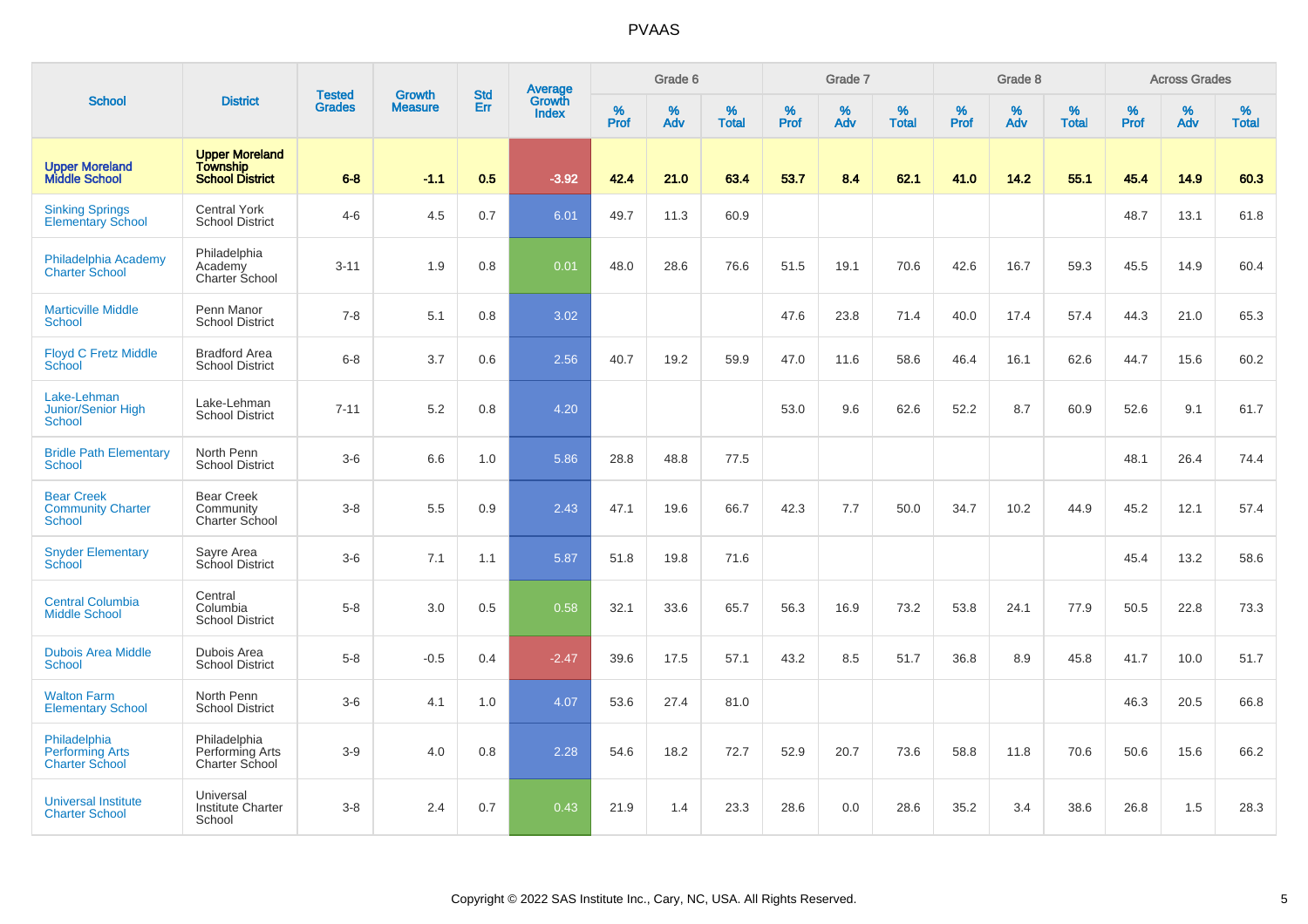PVAAS

| School | District | Tested Grades | Growth Measure | Std Err | Average Growth Index | Grade 6 | | | Grade 7 | | | Grade 8 | | | Across Grades | | |
|---|---|---|---|---|---|---|---|---|---|---|---|---|---|---|---|---|---|
| | | | | | | % Prof | % Adv | % Total | % Prof | % Adv | % Total | % Prof | % Adv | % Total | % Prof | % Adv | % Total |
| **Upper Moreland Middle School** | **Upper Moreland Township School District** | **6-8** | **-1.1** | **0.5** | **-3.92** | **42.4** | **21.0** | **63.4** | **53.7** | **8.4** | **62.1** | **41.0** | **14.2** | **55.1** | **45.4** | **14.9** | **60.3** |
| Sinking Springs Elementary School | Central York School District | 4-6 | 4.5 | 0.7 | 6.01 | 49.7 | 11.3 | 60.9 | | | | | | | 48.7 | 13.1 | 61.8 |
| Philadelphia Academy Charter School | Philadelphia Academy Charter School | 3-11 | 1.9 | 0.8 | 0.01 | 48.0 | 28.6 | 76.6 | 51.5 | 19.1 | 70.6 | 42.6 | 16.7 | 59.3 | 45.5 | 14.9 | 60.4 |
| Marticville Middle School | Penn Manor School District | 7-8 | 5.1 | 0.8 | 3.02 | | | | 47.6 | 23.8 | 71.4 | 40.0 | 17.4 | 57.4 | 44.3 | 21.0 | 65.3 |
| Floyd C Fretz Middle School | Bradford Area School District | 6-8 | 3.7 | 0.6 | 2.56 | 40.7 | 19.2 | 59.9 | 47.0 | 11.6 | 58.6 | 46.4 | 16.1 | 62.6 | 44.7 | 15.6 | 60.2 |
| Lake-Lehman Junior/Senior High School | Lake-Lehman School District | 7-11 | 5.2 | 0.8 | 4.20 | | | | 53.0 | 9.6 | 62.6 | 52.2 | 8.7 | 60.9 | 52.6 | 9.1 | 61.7 |
| Bridle Path Elementary School | North Penn School District | 3-6 | 6.6 | 1.0 | 5.86 | 28.8 | 48.8 | 77.5 | | | | | | | 48.1 | 26.4 | 74.4 |
| Bear Creek Community Charter School | Bear Creek Community Charter School | 3-8 | 5.5 | 0.9 | 2.43 | 47.1 | 19.6 | 66.7 | 42.3 | 7.7 | 50.0 | 34.7 | 10.2 | 44.9 | 45.2 | 12.1 | 57.4 |
| Snyder Elementary School | Sayre Area School District | 3-6 | 7.1 | 1.1 | 5.87 | 51.8 | 19.8 | 71.6 | | | | | | | 45.4 | 13.2 | 58.6 |
| Central Columbia Middle School | Central Columbia School District | 5-8 | 3.0 | 0.5 | 0.58 | 32.1 | 33.6 | 65.7 | 56.3 | 16.9 | 73.2 | 53.8 | 24.1 | 77.9 | 50.5 | 22.8 | 73.3 |
| Dubois Area Middle School | Dubois Area School District | 5-8 | -0.5 | 0.4 | -2.47 | 39.6 | 17.5 | 57.1 | 43.2 | 8.5 | 51.7 | 36.8 | 8.9 | 45.8 | 41.7 | 10.0 | 51.7 |
| Walton Farm Elementary School | North Penn School District | 3-6 | 4.1 | 1.0 | 4.07 | 53.6 | 27.4 | 81.0 | | | | | | | 46.3 | 20.5 | 66.8 |
| Philadelphia Performing Arts Charter School | Philadelphia Performing Arts Charter School | 3-9 | 4.0 | 0.8 | 2.28 | 54.6 | 18.2 | 72.7 | 52.9 | 20.7 | 73.6 | 58.8 | 11.8 | 70.6 | 50.6 | 15.6 | 66.2 |
| Universal Institute Charter School | Universal Institute Charter School | 3-8 | 2.4 | 0.7 | 0.43 | 21.9 | 1.4 | 23.3 | 28.6 | 0.0 | 28.6 | 35.2 | 3.4 | 38.6 | 26.8 | 1.5 | 28.3 |

Copyright © 2022 SAS Institute Inc., Cary, NC, USA. All Rights Reserved.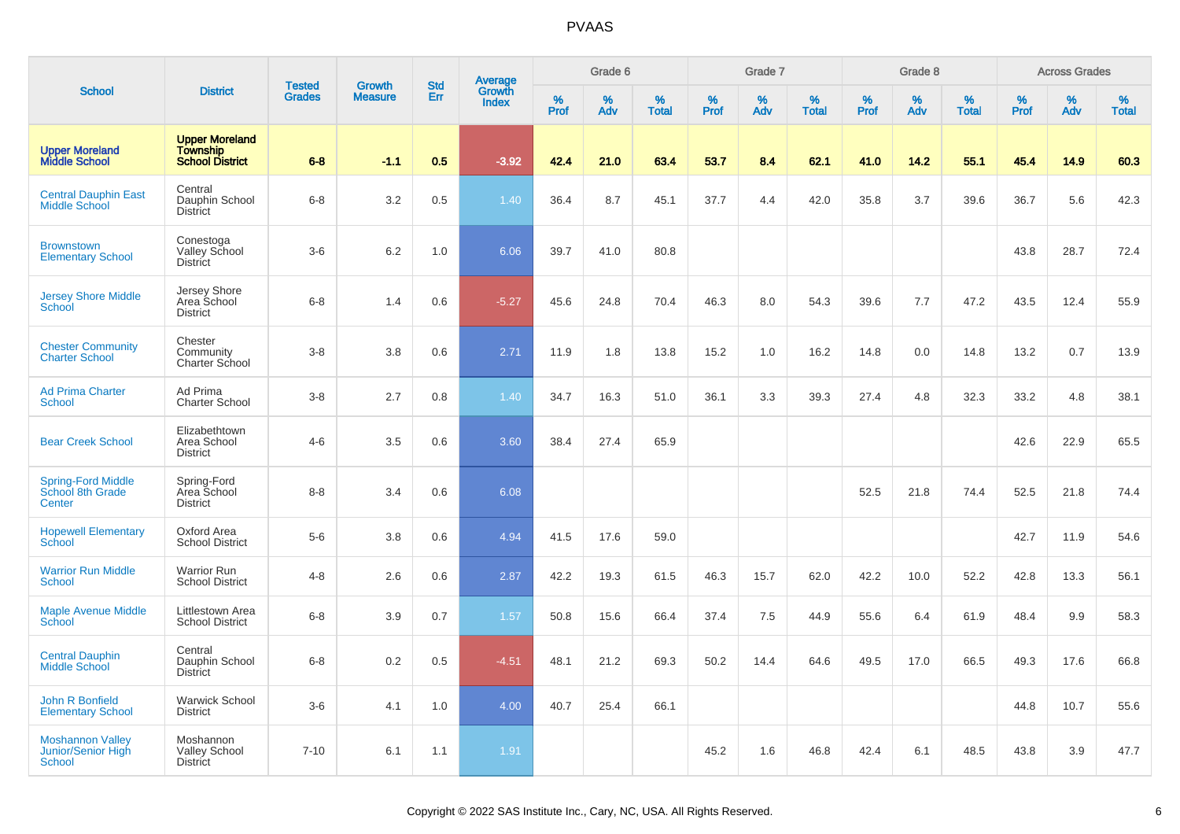# PVAAS

| School | District | Tested Grades | Growth Measure | Std Err | Average Growth Index | Grade 6 | | | Grade 7 | | | Grade 8 | | | Across Grades | | |
|---|---|---|---|---|---|---|---|---|---|---|---|---|---|---|---|---|---|
| | | | | | | % Prof | % Adv | % Total | % Prof | % Adv | % Total | % Prof | % Adv | % Total | % Prof | % Adv | % Total |
| **Upper Moreland Middle School** | **Upper Moreland Township School District** | **6-8** | **-1.1** | **0.5** | **-3.92** | **42.4** | **21.0** | **63.4** | **53.7** | **8.4** | **62.1** | **41.0** | **14.2** | **55.1** | **45.4** | **14.9** | **60.3** |
| Central Dauphin East Middle School | Central Dauphin School District | 6-8 | 3.2 | 0.5 | 1.40 | 36.4 | 8.7 | 45.1 | 37.7 | 4.4 | 42.0 | 35.8 | 3.7 | 39.6 | 36.7 | 5.6 | 42.3 |
| Brownstown Elementary School | Conestoga Valley School District | 3-6 | 6.2 | 1.0 | 6.06 | 39.7 | 41.0 | 80.8 | | | | | | | 43.8 | 28.7 | 72.4 |
| Jersey Shore Middle School | Jersey Shore Area School District | 6-8 | 1.4 | 0.6 | -5.27 | 45.6 | 24.8 | 70.4 | 46.3 | 8.0 | 54.3 | 39.6 | 7.7 | 47.2 | 43.5 | 12.4 | 55.9 |
| Chester Community Charter School | Chester Community Charter School | 3-8 | 3.8 | 0.6 | 2.71 | 11.9 | 1.8 | 13.8 | 15.2 | 1.0 | 16.2 | 14.8 | 0.0 | 14.8 | 13.2 | 0.7 | 13.9 |
| Ad Prima Charter School | Ad Prima Charter School | 3-8 | 2.7 | 0.8 | 1.40 | 34.7 | 16.3 | 51.0 | 36.1 | 3.3 | 39.3 | 27.4 | 4.8 | 32.3 | 33.2 | 4.8 | 38.1 |
| Bear Creek School | Elizabethtown Area School District | 4-6 | 3.5 | 0.6 | 3.60 | 38.4 | 27.4 | 65.9 | | | | | | | 42.6 | 22.9 | 65.5 |
| Spring-Ford Middle School 8th Grade Center | Spring-Ford Area School District | 8-8 | 3.4 | 0.6 | 6.08 | | | | | | | 52.5 | 21.8 | 74.4 | 52.5 | 21.8 | 74.4 |
| Hopewell Elementary School | Oxford Area School District | 5-6 | 3.8 | 0.6 | 4.94 | 41.5 | 17.6 | 59.0 | | | | | | | 42.7 | 11.9 | 54.6 |
| Warrior Run Middle School | Warrior Run School District | 4-8 | 2.6 | 0.6 | 2.87 | 42.2 | 19.3 | 61.5 | 46.3 | 15.7 | 62.0 | 42.2 | 10.0 | 52.2 | 42.8 | 13.3 | 56.1 |
| Maple Avenue Middle School | Littlestown Area School District | 6-8 | 3.9 | 0.7 | 1.57 | 50.8 | 15.6 | 66.4 | 37.4 | 7.5 | 44.9 | 55.6 | 6.4 | 61.9 | 48.4 | 9.9 | 58.3 |
| Central Dauphin Middle School | Central Dauphin School District | 6-8 | 0.2 | 0.5 | -4.51 | 48.1 | 21.2 | 69.3 | 50.2 | 14.4 | 64.6 | 49.5 | 17.0 | 66.5 | 49.3 | 17.6 | 66.8 |
| John R Bonfield Elementary School | Warwick School District | 3-6 | 4.1 | 1.0 | 4.00 | 40.7 | 25.4 | 66.1 | | | | | | | 44.8 | 10.7 | 55.6 |
| Moshannon Valley Junior/Senior High School | Moshannon Valley School District | 7-10 | 6.1 | 1.1 | 1.91 | | | | 45.2 | 1.6 | 46.8 | 42.4 | 6.1 | 48.5 | 43.8 | 3.9 | 47.7 |

Copyright © 2022 SAS Institute Inc., Cary, NC, USA. All Rights Reserved.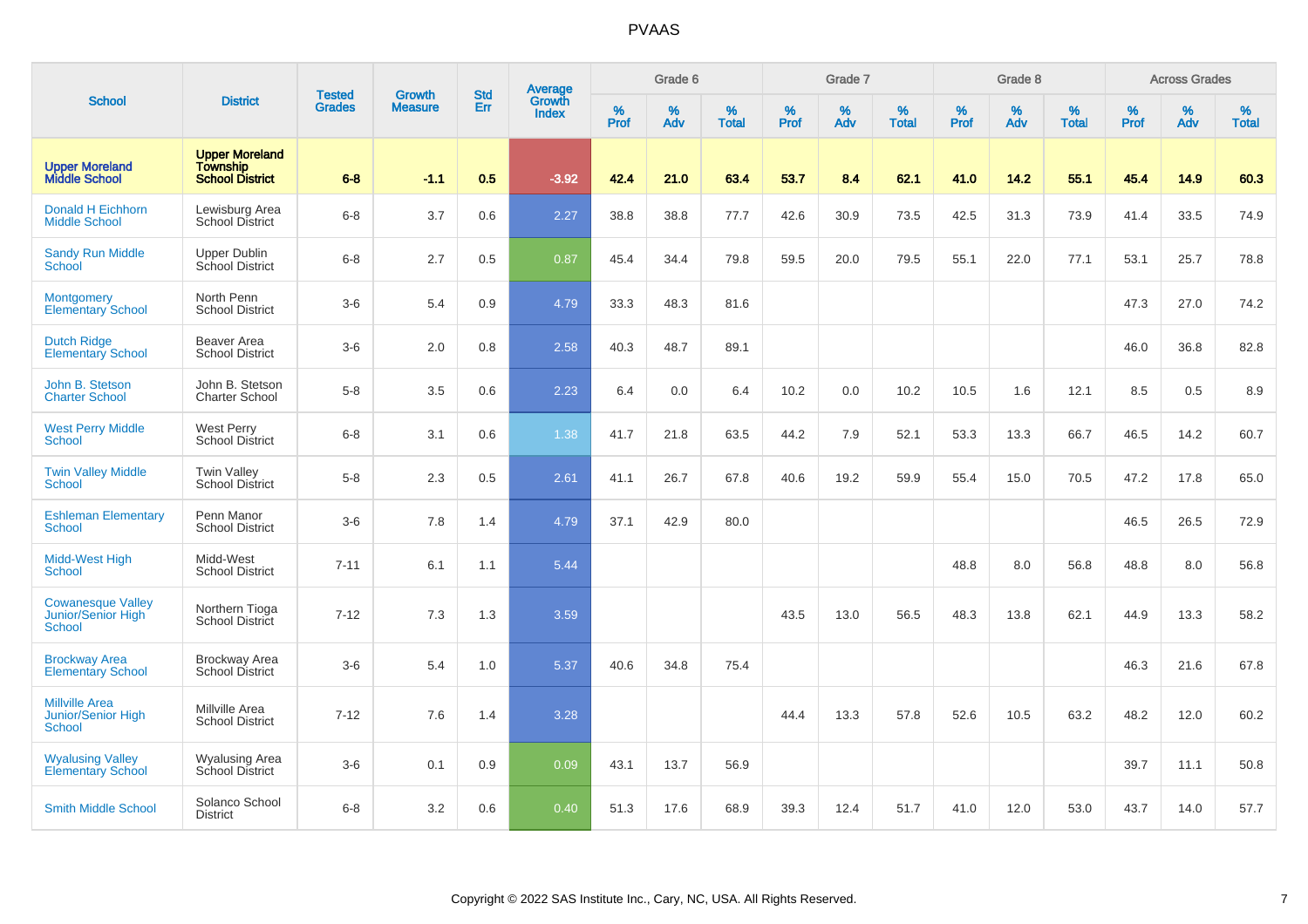# PVAAS

| School | District | Tested Grades | Growth Measure | Std Err | Average Growth Index | Grade 6 | | | Grade 7 | | | Grade 8 | | | Across Grades | | |
|---|---|---|---|---|---|---|---|---|---|---|---|---|---|---|---|---|---|
| | | | | | | % Prof | % Adv | % Total | % Prof | % Adv | % Total | % Prof | % Adv | % Total | % Prof | % Adv | % Total |
| **Upper Moreland Middle School** | **Upper Moreland Township School District** | **6-8** | **-1.1** | **0.5** | **-3.92** | **42.4** | **21.0** | **63.4** | **53.7** | **8.4** | **62.1** | **41.0** | **14.2** | **55.1** | **45.4** | **14.9** | **60.3** |
| Donald H Eichhorn Middle School | Lewisburg Area School District | 6-8 | 3.7 | 0.6 | 2.27 | 38.8 | 38.8 | 77.7 | 42.6 | 30.9 | 73.5 | 42.5 | 31.3 | 73.9 | 41.4 | 33.5 | 74.9 |
| Sandy Run Middle School | Upper Dublin School District | 6-8 | 2.7 | 0.5 | 0.87 | 45.4 | 34.4 | 79.8 | 59.5 | 20.0 | 79.5 | 55.1 | 22.0 | 77.1 | 53.1 | 25.7 | 78.8 |
| Montgomery Elementary School | North Penn School District | 3-6 | 5.4 | 0.9 | 4.79 | 33.3 | 48.3 | 81.6 | | | | | | | 47.3 | 27.0 | 74.2 |
| Dutch Ridge Elementary School | Beaver Area School District | 3-6 | 2.0 | 0.8 | 2.58 | 40.3 | 48.7 | 89.1 | | | | | | | 46.0 | 36.8 | 82.8 |
| John B. Stetson Charter School | John B. Stetson Charter School | 5-8 | 3.5 | 0.6 | 2.23 | 6.4 | 0.0 | 6.4 | 10.2 | 0.0 | 10.2 | 10.5 | 1.6 | 12.1 | 8.5 | 0.5 | 8.9 |
| West Perry Middle School | West Perry School District | 6-8 | 3.1 | 0.6 | 1.38 | 41.7 | 21.8 | 63.5 | 44.2 | 7.9 | 52.1 | 53.3 | 13.3 | 66.7 | 46.5 | 14.2 | 60.7 |
| Twin Valley Middle School | Twin Valley School District | 5-8 | 2.3 | 0.5 | 2.61 | 41.1 | 26.7 | 67.8 | 40.6 | 19.2 | 59.9 | 55.4 | 15.0 | 70.5 | 47.2 | 17.8 | 65.0 |
| Eshleman Elementary School | Penn Manor School District | 3-6 | 7.8 | 1.4 | 4.79 | 37.1 | 42.9 | 80.0 | | | | | | | 46.5 | 26.5 | 72.9 |
| Midd-West High School | Midd-West School District | 7-11 | 6.1 | 1.1 | 5.44 | | | | | | | 48.8 | 8.0 | 56.8 | 48.8 | 8.0 | 56.8 |
| Cowanesque Valley Junior/Senior High School | Northern Tioga School District | 7-12 | 7.3 | 1.3 | 3.59 | | | | 43.5 | 13.0 | 56.5 | 48.3 | 13.8 | 62.1 | 44.9 | 13.3 | 58.2 |
| Brockway Area Elementary School | Brockway Area School District | 3-6 | 5.4 | 1.0 | 5.37 | 40.6 | 34.8 | 75.4 | | | | | | | 46.3 | 21.6 | 67.8 |
| Millville Area Junior/Senior High School | Millville Area School District | 7-12 | 7.6 | 1.4 | 3.28 | | | | 44.4 | 13.3 | 57.8 | 52.6 | 10.5 | 63.2 | 48.2 | 12.0 | 60.2 |
| Wyalusing Valley Elementary School | Wyalusing Area School District | 3-6 | 0.1 | 0.9 | 0.09 | 43.1 | 13.7 | 56.9 | | | | | | | 39.7 | 11.1 | 50.8 |
| Smith Middle School | Solanco School District | 6-8 | 3.2 | 0.6 | 0.40 | 51.3 | 17.6 | 68.9 | 39.3 | 12.4 | 51.7 | 41.0 | 12.0 | 53.0 | 43.7 | 14.0 | 57.7 |

Copyright © 2022 SAS Institute Inc., Cary, NC, USA. All Rights Reserved.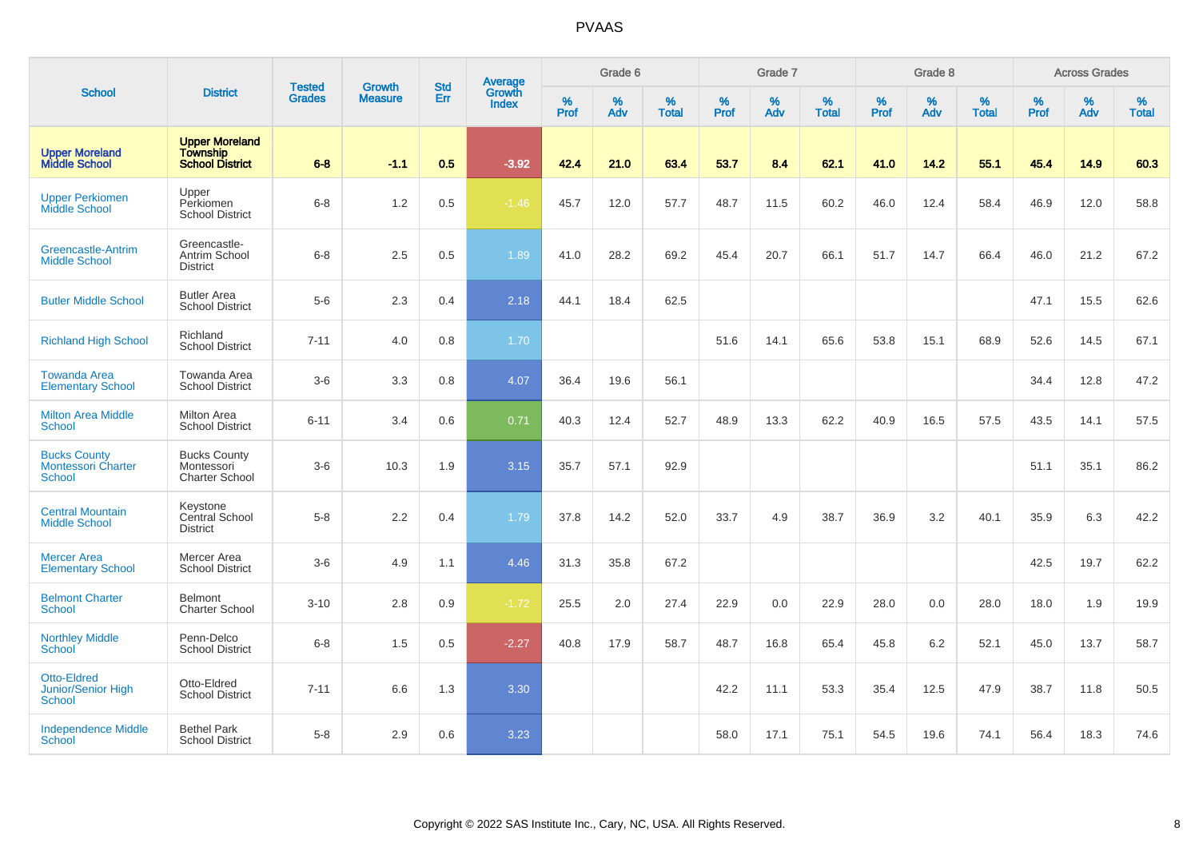# PVAAS

| School | District | Tested Grades | Growth Measure | Std Err | Average Growth Index | Grade 6 | | | Grade 7 | | | Grade 8 | | | Across Grades | | |
|---|---|---|---|---|---|---|---|---|---|---|---|---|---|---|---|---|---|
| | | | | | | % Prof | % Adv | % Total | % Prof | % Adv | % Total | % Prof | % Adv | % Total | % Prof | % Adv | % Total |
| **Upper Moreland Middle School** | **Upper Moreland Township School District** | **6-8** | **-1.1** | **0.5** | **-3.92** | **42.4** | **21.0** | **63.4** | **53.7** | **8.4** | **62.1** | **41.0** | **14.2** | **55.1** | **45.4** | **14.9** | **60.3** |
| Upper Perkiomen Middle School | Upper Perkiomen School District | 6-8 | 1.2 | 0.5 | -1.46 | 45.7 | 12.0 | 57.7 | 48.7 | 11.5 | 60.2 | 46.0 | 12.4 | 58.4 | 46.9 | 12.0 | 58.8 |
| Greencastle-Antrim Middle School | Greencastle-Antrim School District | 6-8 | 2.5 | 0.5 | 1.89 | 41.0 | 28.2 | 69.2 | 45.4 | 20.7 | 66.1 | 51.7 | 14.7 | 66.4 | 46.0 | 21.2 | 67.2 |
| Butler Middle School | Butler Area School District | 5-6 | 2.3 | 0.4 | 2.18 | 44.1 | 18.4 | 62.5 | | | | | | | 47.1 | 15.5 | 62.6 |
| Richland High School | Richland School District | 7-11 | 4.0 | 0.8 | 1.70 | | | | 51.6 | 14.1 | 65.6 | 53.8 | 15.1 | 68.9 | 52.6 | 14.5 | 67.1 |
| Towanda Area Elementary School | Towanda Area School District | 3-6 | 3.3 | 0.8 | 4.07 | 36.4 | 19.6 | 56.1 | | | | | | | 34.4 | 12.8 | 47.2 |
| Milton Area Middle School | Milton Area School District | 6-11 | 3.4 | 0.6 | 0.71 | 40.3 | 12.4 | 52.7 | 48.9 | 13.3 | 62.2 | 40.9 | 16.5 | 57.5 | 43.5 | 14.1 | 57.5 |
| Bucks County Montessori Charter School | Bucks County Montessori Charter School | 3-6 | 10.3 | 1.9 | 3.15 | 35.7 | 57.1 | 92.9 | | | | | | | 51.1 | 35.1 | 86.2 |
| Central Mountain Middle School | Keystone Central School District | 5-8 | 2.2 | 0.4 | 1.79 | 37.8 | 14.2 | 52.0 | 33.7 | 4.9 | 38.7 | 36.9 | 3.2 | 40.1 | 35.9 | 6.3 | 42.2 |
| Mercer Area Elementary School | Mercer Area School District | 3-6 | 4.9 | 1.1 | 4.46 | 31.3 | 35.8 | 67.2 | | | | | | | 42.5 | 19.7 | 62.2 |
| Belmont Charter School | Belmont Charter School | 3-10 | 2.8 | 0.9 | -1.72 | 25.5 | 2.0 | 27.4 | 22.9 | 0.0 | 22.9 | 28.0 | 0.0 | 28.0 | 18.0 | 1.9 | 19.9 |
| Northley Middle School | Penn-Delco School District | 6-8 | 1.5 | 0.5 | -2.27 | 40.8 | 17.9 | 58.7 | 48.7 | 16.8 | 65.4 | 45.8 | 6.2 | 52.1 | 45.0 | 13.7 | 58.7 |
| Otto-Eldred Junior/Senior High School | Otto-Eldred School District | 7-11 | 6.6 | 1.3 | 3.30 | | | | 42.2 | 11.1 | 53.3 | 35.4 | 12.5 | 47.9 | 38.7 | 11.8 | 50.5 |
| Independence Middle School | Bethel Park School District | 5-8 | 2.9 | 0.6 | 3.23 | | | | 58.0 | 17.1 | 75.1 | 54.5 | 19.6 | 74.1 | 56.4 | 18.3 | 74.6 |

Copyright © 2022 SAS Institute Inc., Cary, NC, USA. All Rights Reserved.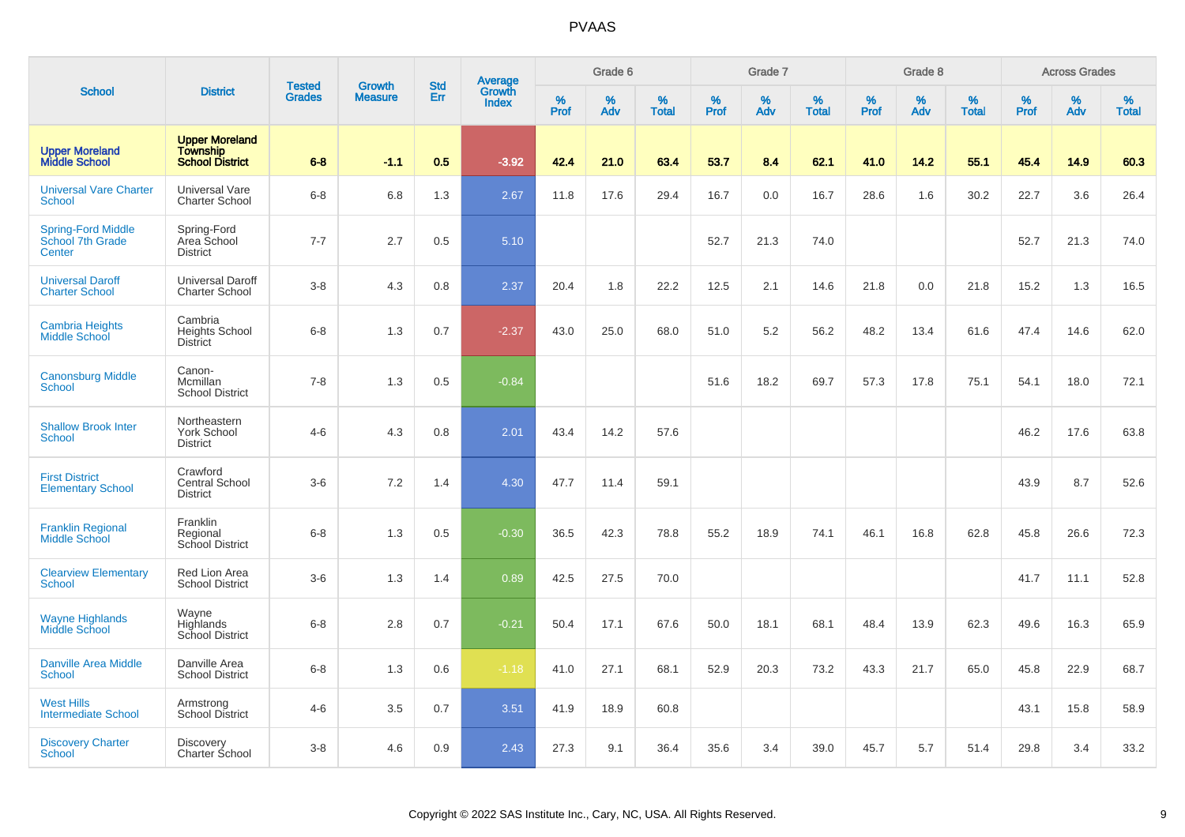# PVAAS

| School | District | Tested Grades | Growth Measure | Std Err | Average Growth Index | Grade 6 | | | Grade 7 | | | Grade 8 | | | Across Grades | | |
|---|---|---|---|---|---|---|---|---|---|---|---|---|---|---|---|---|---|
| | | | | | | % Prof | % Adv | % Total | % Prof | % Adv | % Total | % Prof | % Adv | % Total | % Prof | % Adv | % Total |
| **Upper Moreland Middle School** | **Upper Moreland Township School District** | **6-8** | **-1.1** | **0.5** | **-3.92** | **42.4** | **21.0** | **63.4** | **53.7** | **8.4** | **62.1** | **41.0** | **14.2** | **55.1** | **45.4** | **14.9** | **60.3** |
| Universal Vare Charter School | Universal Vare Charter School | 6-8 | 6.8 | 1.3 | 2.67 | 11.8 | 17.6 | 29.4 | 16.7 | 0.0 | 16.7 | 28.6 | 1.6 | 30.2 | 22.7 | 3.6 | 26.4 |
| Spring-Ford Middle School 7th Grade Center | Spring-Ford Area School District | 7-7 | 2.7 | 0.5 | 5.10 | | | | 52.7 | 21.3 | 74.0 | | | | 52.7 | 21.3 | 74.0 |
| Universal Daroff Charter School | Universal Daroff Charter School | 3-8 | 4.3 | 0.8 | 2.37 | 20.4 | 1.8 | 22.2 | 12.5 | 2.1 | 14.6 | 21.8 | 0.0 | 21.8 | 15.2 | 1.3 | 16.5 |
| Cambria Heights Middle School | Cambria Heights School District | 6-8 | 1.3 | 0.7 | -2.37 | 43.0 | 25.0 | 68.0 | 51.0 | 5.2 | 56.2 | 48.2 | 13.4 | 61.6 | 47.4 | 14.6 | 62.0 |
| Canonsburg Middle School | Canon-Mcmillan School District | 7-8 | 1.3 | 0.5 | -0.84 | | | | 51.6 | 18.2 | 69.7 | 57.3 | 17.8 | 75.1 | 54.1 | 18.0 | 72.1 |
| Shallow Brook Inter School | Northeastern York School District | 4-6 | 4.3 | 0.8 | 2.01 | 43.4 | 14.2 | 57.6 | | | | | | | 46.2 | 17.6 | 63.8 |
| First District Elementary School | Crawford Central School District | 3-6 | 7.2 | 1.4 | 4.30 | 47.7 | 11.4 | 59.1 | | | | | | | 43.9 | 8.7 | 52.6 |
| Franklin Regional Middle School | Franklin Regional School District | 6-8 | 1.3 | 0.5 | -0.30 | 36.5 | 42.3 | 78.8 | 55.2 | 18.9 | 74.1 | 46.1 | 16.8 | 62.8 | 45.8 | 26.6 | 72.3 |
| Clearview Elementary School | Red Lion Area School District | 3-6 | 1.3 | 1.4 | 0.89 | 42.5 | 27.5 | 70.0 | | | | | | | 41.7 | 11.1 | 52.8 |
| Wayne Highlands Middle School | Wayne Highlands School District | 6-8 | 2.8 | 0.7 | -0.21 | 50.4 | 17.1 | 67.6 | 50.0 | 18.1 | 68.1 | 48.4 | 13.9 | 62.3 | 49.6 | 16.3 | 65.9 |
| Danville Area Middle School | Danville Area School District | 6-8 | 1.3 | 0.6 | -1.18 | 41.0 | 27.1 | 68.1 | 52.9 | 20.3 | 73.2 | 43.3 | 21.7 | 65.0 | 45.8 | 22.9 | 68.7 |
| West Hills Intermediate School | Armstrong School District | 4-6 | 3.5 | 0.7 | 3.51 | 41.9 | 18.9 | 60.8 | | | | | | | 43.1 | 15.8 | 58.9 |
| Discovery Charter School | Discovery Charter School | 3-8 | 4.6 | 0.9 | 2.43 | 27.3 | 9.1 | 36.4 | 35.6 | 3.4 | 39.0 | 45.7 | 5.7 | 51.4 | 29.8 | 3.4 | 33.2 |

Copyright © 2022 SAS Institute Inc., Cary, NC, USA. All Rights Reserved.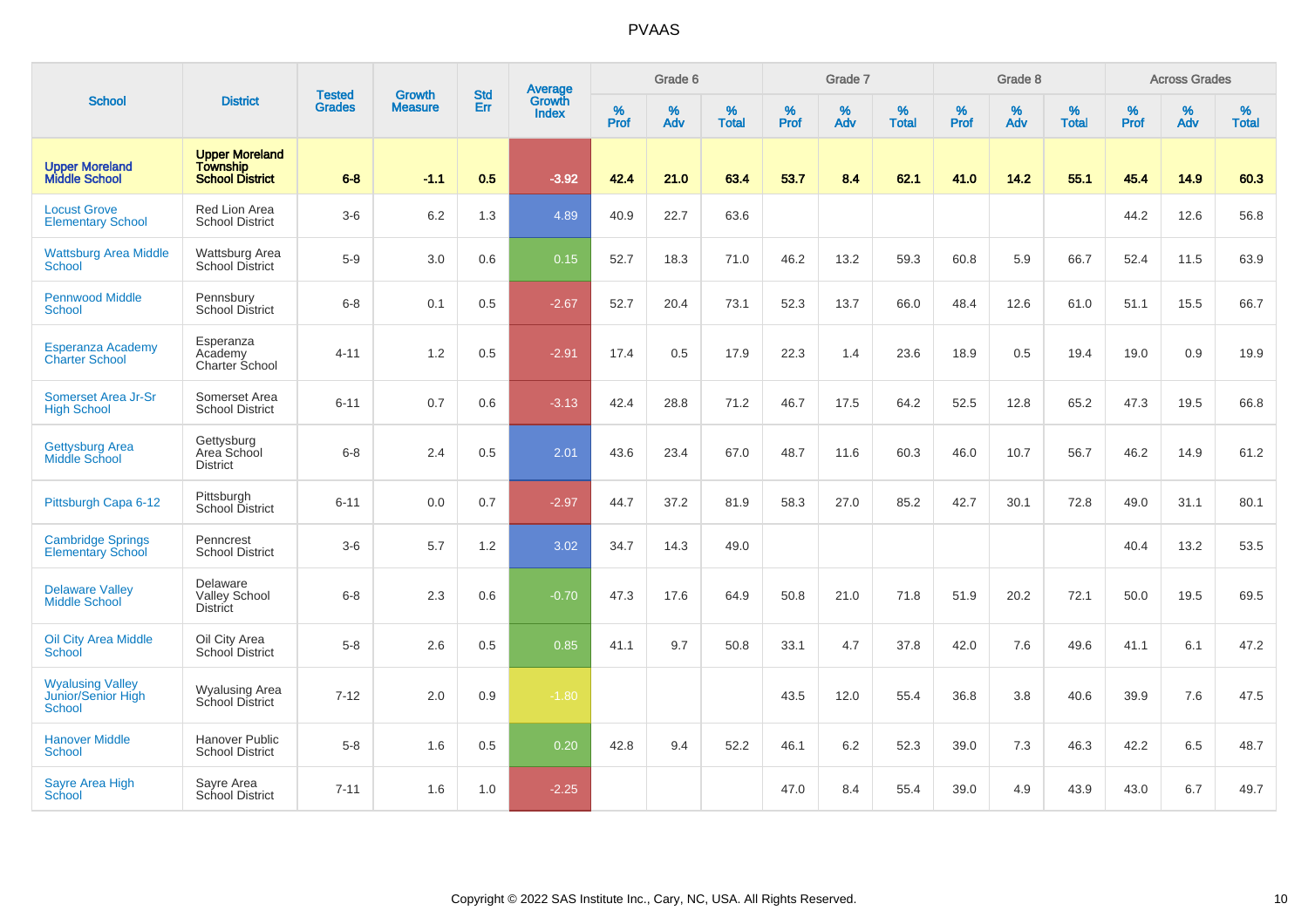# PVAAS

| School | District | Tested Grades | Growth Measure | Std Err | Average Growth Index | Grade 6 | | | Grade 7 | | | Grade 8 | | | Across Grades | | |
|---|---|---|---|---|---|---|---|---|---|---|---|---|---|---|---|---|---|
| | | | | | | % Prof | % Adv | % Total | % Prof | % Adv | % Total | % Prof | % Adv | % Total | % Prof | % Adv | % Total |
| **Upper Moreland Middle School** | **Upper Moreland Township School District** | **6-8** | **-1.1** | **0.5** | **-3.92** | **42.4** | **21.0** | **63.4** | **53.7** | **8.4** | **62.1** | **41.0** | **14.2** | **55.1** | **45.4** | **14.9** | **60.3** |
| Locust Grove Elementary School | Red Lion Area School District | 3-6 | 6.2 | 1.3 | 4.89 | 40.9 | 22.7 | 63.6 | | | | | | | 44.2 | 12.6 | 56.8 |
| Wattsburg Area Middle School | Wattsburg Area School District | 5-9 | 3.0 | 0.6 | 0.15 | 52.7 | 18.3 | 71.0 | 46.2 | 13.2 | 59.3 | 60.8 | 5.9 | 66.7 | 52.4 | 11.5 | 63.9 |
| Pennwood Middle School | Pennsbury School District | 6-8 | 0.1 | 0.5 | -2.67 | 52.7 | 20.4 | 73.1 | 52.3 | 13.7 | 66.0 | 48.4 | 12.6 | 61.0 | 51.1 | 15.5 | 66.7 |
| Esperanza Academy Charter School | Esperanza Academy Charter School | 4-11 | 1.2 | 0.5 | -2.91 | 17.4 | 0.5 | 17.9 | 22.3 | 1.4 | 23.6 | 18.9 | 0.5 | 19.4 | 19.0 | 0.9 | 19.9 |
| Somerset Area Jr-Sr High School | Somerset Area School District | 6-11 | 0.7 | 0.6 | -3.13 | 42.4 | 28.8 | 71.2 | 46.7 | 17.5 | 64.2 | 52.5 | 12.8 | 65.2 | 47.3 | 19.5 | 66.8 |
| Gettysburg Area Middle School | Gettysburg Area School District | 6-8 | 2.4 | 0.5 | 2.01 | 43.6 | 23.4 | 67.0 | 48.7 | 11.6 | 60.3 | 46.0 | 10.7 | 56.7 | 46.2 | 14.9 | 61.2 |
| Pittsburgh Capa 6-12 | Pittsburgh School District | 6-11 | 0.0 | 0.7 | -2.97 | 44.7 | 37.2 | 81.9 | 58.3 | 27.0 | 85.2 | 42.7 | 30.1 | 72.8 | 49.0 | 31.1 | 80.1 |
| Cambridge Springs Elementary School | Penncrest School District | 3-6 | 5.7 | 1.2 | 3.02 | 34.7 | 14.3 | 49.0 | | | | | | | 40.4 | 13.2 | 53.5 |
| Delaware Valley Middle School | Delaware Valley School District | 6-8 | 2.3 | 0.6 | -0.70 | 47.3 | 17.6 | 64.9 | 50.8 | 21.0 | 71.8 | 51.9 | 20.2 | 72.1 | 50.0 | 19.5 | 69.5 |
| Oil City Area Middle School | Oil City Area School District | 5-8 | 2.6 | 0.5 | 0.85 | 41.1 | 9.7 | 50.8 | 33.1 | 4.7 | 37.8 | 42.0 | 7.6 | 49.6 | 41.1 | 6.1 | 47.2 |
| Wyalusing Valley Junior/Senior High School | Wyalusing Area School District | 7-12 | 2.0 | 0.9 | -1.80 | | | | 43.5 | 12.0 | 55.4 | 36.8 | 3.8 | 40.6 | 39.9 | 7.6 | 47.5 |
| Hanover Middle School | Hanover Public School District | 5-8 | 1.6 | 0.5 | 0.20 | 42.8 | 9.4 | 52.2 | 46.1 | 6.2 | 52.3 | 39.0 | 7.3 | 46.3 | 42.2 | 6.5 | 48.7 |
| Sayre Area High School | Sayre Area School District | 7-11 | 1.6 | 1.0 | -2.25 | | | | 47.0 | 8.4 | 55.4 | 39.0 | 4.9 | 43.9 | 43.0 | 6.7 | 49.7 |

Copyright © 2022 SAS Institute Inc., Cary, NC, USA. All Rights Reserved.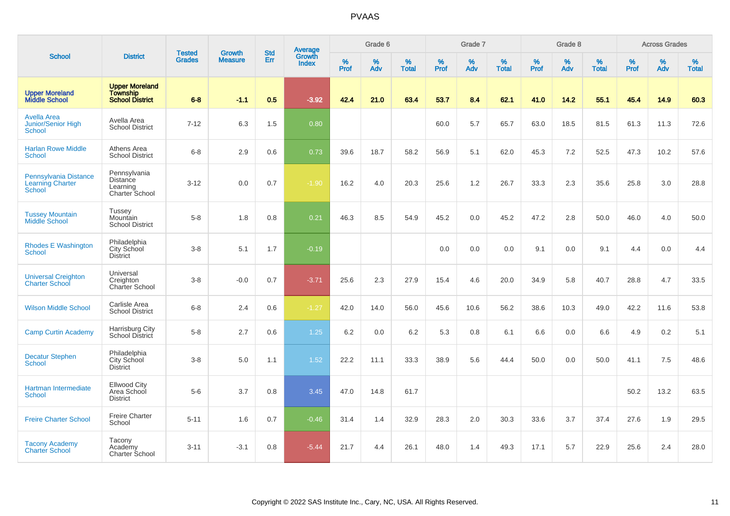# PVAAS

| School | District | Tested Grades | Growth Measure | Std Err | Average Growth Index | Grade 6 | | | Grade 7 | | | Grade 8 | | | Across Grades | | |
|---|---|---|---|---|---|---|---|---|---|---|---|---|---|---|---|---|---|
| | | | | | | % Prof | % Adv | % Total | % Prof | % Adv | % Total | % Prof | % Adv | % Total | % Prof | % Adv | % Total |
| **Upper Moreland Middle School** | **Upper Moreland Township School District** | **6-8** | **-1.1** | **0.5** | **-3.92** | **42.4** | **21.0** | **63.4** | **53.7** | **8.4** | **62.1** | **41.0** | **14.2** | **55.1** | **45.4** | **14.9** | **60.3** |
| Avella Area Junior/Senior High School | Avella Area School District | 7-12 | 6.3 | 1.5 | 0.80 | | | | 60.0 | 5.7 | 65.7 | 63.0 | 18.5 | 81.5 | 61.3 | 11.3 | 72.6 |
| Harlan Rowe Middle School | Athens Area School District | 6-8 | 2.9 | 0.6 | 0.73 | 39.6 | 18.7 | 58.2 | 56.9 | 5.1 | 62.0 | 45.3 | 7.2 | 52.5 | 47.3 | 10.2 | 57.6 |
| Pennsylvania Distance Learning Charter School | Pennsylvania Distance Learning Charter School | 3-12 | 0.0 | 0.7 | -1.90 | 16.2 | 4.0 | 20.3 | 25.6 | 1.2 | 26.7 | 33.3 | 2.3 | 35.6 | 25.8 | 3.0 | 28.8 |
| Tussey Mountain Middle School | Tussey Mountain School District | 5-8 | 1.8 | 0.8 | 0.21 | 46.3 | 8.5 | 54.9 | 45.2 | 0.0 | 45.2 | 47.2 | 2.8 | 50.0 | 46.0 | 4.0 | 50.0 |
| Rhodes E Washington School | Philadelphia City School District | 3-8 | 5.1 | 1.7 | -0.19 | | | | 0.0 | 0.0 | 0.0 | 9.1 | 0.0 | 9.1 | 4.4 | 0.0 | 4.4 |
| Universal Creighton Charter School | Universal Creighton Charter School | 3-8 | -0.0 | 0.7 | -3.71 | 25.6 | 2.3 | 27.9 | 15.4 | 4.6 | 20.0 | 34.9 | 5.8 | 40.7 | 28.8 | 4.7 | 33.5 |
| Wilson Middle School | Carlisle Area School District | 6-8 | 2.4 | 0.6 | -1.27 | 42.0 | 14.0 | 56.0 | 45.6 | 10.6 | 56.2 | 38.6 | 10.3 | 49.0 | 42.2 | 11.6 | 53.8 |
| Camp Curtin Academy | Harrisburg City School District | 5-8 | 2.7 | 0.6 | 1.25 | 6.2 | 0.0 | 6.2 | 5.3 | 0.8 | 6.1 | 6.6 | 0.0 | 6.6 | 4.9 | 0.2 | 5.1 |
| Decatur Stephen School | Philadelphia City School District | 3-8 | 5.0 | 1.1 | 1.52 | 22.2 | 11.1 | 33.3 | 38.9 | 5.6 | 44.4 | 50.0 | 0.0 | 50.0 | 41.1 | 7.5 | 48.6 |
| Hartman Intermediate School | Ellwood City Area School District | 5-6 | 3.7 | 0.8 | 3.45 | 47.0 | 14.8 | 61.7 | | | | | | | 50.2 | 13.2 | 63.5 |
| Freire Charter School | Freire Charter School | 5-11 | 1.6 | 0.7 | -0.46 | 31.4 | 1.4 | 32.9 | 28.3 | 2.0 | 30.3 | 33.6 | 3.7 | 37.4 | 27.6 | 1.9 | 29.5 |
| Tacony Academy Charter School | Tacony Academy Charter School | 3-11 | -3.1 | 0.8 | -5.44 | 21.7 | 4.4 | 26.1 | 48.0 | 1.4 | 49.3 | 17.1 | 5.7 | 22.9 | 25.6 | 2.4 | 28.0 |

Copyright © 2022 SAS Institute Inc., Cary, NC, USA. All Rights Reserved.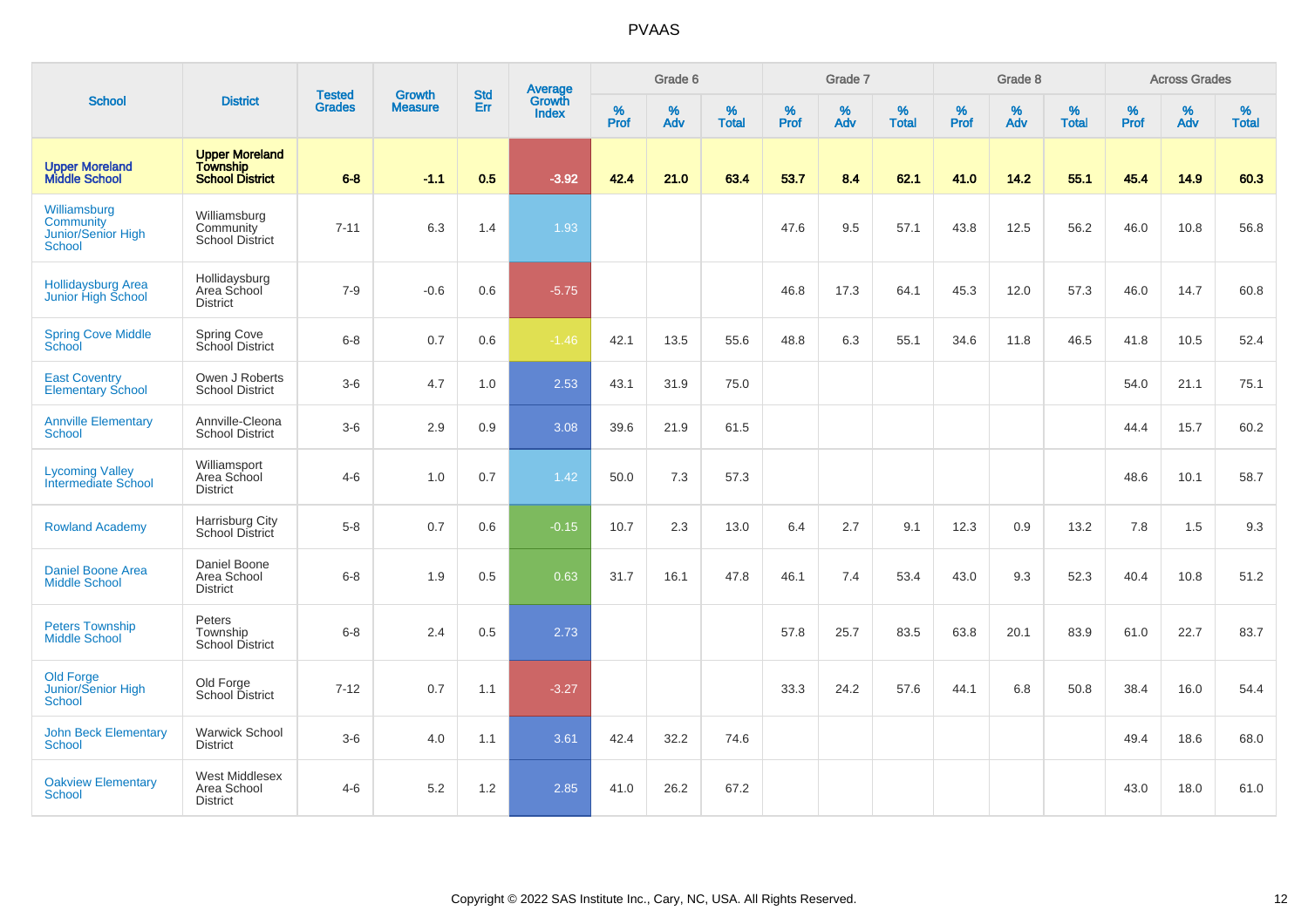# PVAAS

| School | District | Tested Grades | Growth Measure | Std Err | Average Growth Index | Grade 6 | | | Grade 7 | | | Grade 8 | | | Across Grades | | |
|---|---|---|---|---|---|---|---|---|---|---|---|---|---|---|---|---|---|
| | | | | | | % Prof | % Adv | % Total | % Prof | % Adv | % Total | % Prof | % Adv | % Total | % Prof | % Adv | % Total |
| **Upper Moreland Middle School** | **Upper Moreland Township School District** | **6-8** | **-1.1** | **0.5** | **-3.92** | **42.4** | **21.0** | **63.4** | **53.7** | **8.4** | **62.1** | **41.0** | **14.2** | **55.1** | **45.4** | **14.9** | **60.3** |
| Williamsburg Community Junior/Senior High School | Williamsburg Community School District | 7-11 | 6.3 | 1.4 | 1.93 | | | | 47.6 | 9.5 | 57.1 | 43.8 | 12.5 | 56.2 | 46.0 | 10.8 | 56.8 |
| Hollidaysburg Area Junior High School | Hollidaysburg Area School District | 7-9 | -0.6 | 0.6 | -5.75 | | | | 46.8 | 17.3 | 64.1 | 45.3 | 12.0 | 57.3 | 46.0 | 14.7 | 60.8 |
| Spring Cove Middle School | Spring Cove School District | 6-8 | 0.7 | 0.6 | -1.46 | 42.1 | 13.5 | 55.6 | 48.8 | 6.3 | 55.1 | 34.6 | 11.8 | 46.5 | 41.8 | 10.5 | 52.4 |
| East Coventry Elementary School | Owen J Roberts School District | 3-6 | 4.7 | 1.0 | 2.53 | 43.1 | 31.9 | 75.0 | | | | | | | 54.0 | 21.1 | 75.1 |
| Annville Elementary School | Annville-Cleona School District | 3-6 | 2.9 | 0.9 | 3.08 | 39.6 | 21.9 | 61.5 | | | | | | | 44.4 | 15.7 | 60.2 |
| Lycoming Valley Intermediate School | Williamsport Area School District | 4-6 | 1.0 | 0.7 | 1.42 | 50.0 | 7.3 | 57.3 | | | | | | | 48.6 | 10.1 | 58.7 |
| Rowland Academy | Harrisburg City School District | 5-8 | 0.7 | 0.6 | -0.15 | 10.7 | 2.3 | 13.0 | 6.4 | 2.7 | 9.1 | 12.3 | 0.9 | 13.2 | 7.8 | 1.5 | 9.3 |
| Daniel Boone Area Middle School | Daniel Boone Area School District | 6-8 | 1.9 | 0.5 | 0.63 | 31.7 | 16.1 | 47.8 | 46.1 | 7.4 | 53.4 | 43.0 | 9.3 | 52.3 | 40.4 | 10.8 | 51.2 |
| Peters Township Middle School | Peters Township School District | 6-8 | 2.4 | 0.5 | 2.73 | | | | 57.8 | 25.7 | 83.5 | 63.8 | 20.1 | 83.9 | 61.0 | 22.7 | 83.7 |
| Old Forge Junior/Senior High School | Old Forge School District | 7-12 | 0.7 | 1.1 | -3.27 | | | | 33.3 | 24.2 | 57.6 | 44.1 | 6.8 | 50.8 | 38.4 | 16.0 | 54.4 |
| John Beck Elementary School | Warwick School District | 3-6 | 4.0 | 1.1 | 3.61 | 42.4 | 32.2 | 74.6 | | | | | | | 49.4 | 18.6 | 68.0 |
| Oakview Elementary School | West Middlesex Area School District | 4-6 | 5.2 | 1.2 | 2.85 | 41.0 | 26.2 | 67.2 | | | | | | | 43.0 | 18.0 | 61.0 |

Copyright © 2022 SAS Institute Inc., Cary, NC, USA. All Rights Reserved.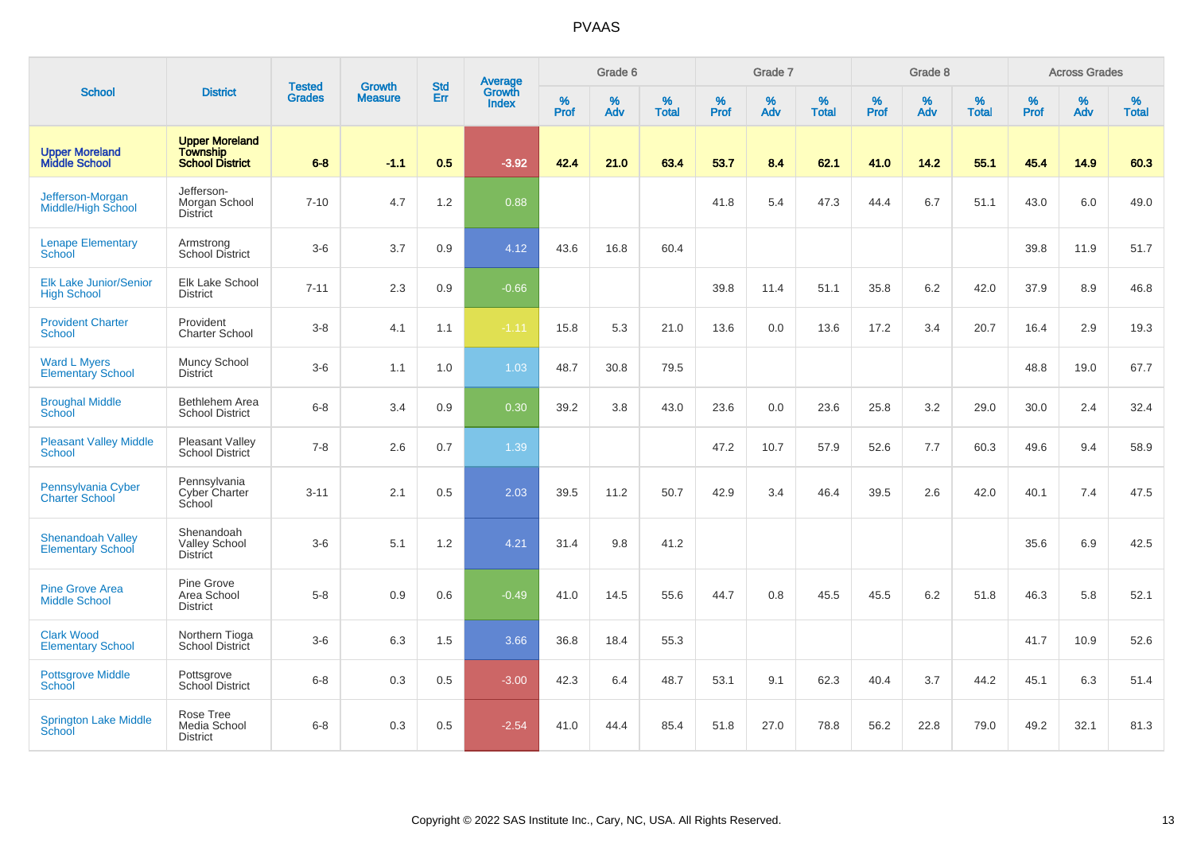# PVAAS

| School | District | Tested Grades | Growth Measure | Std Err | Average Growth Index | Grade 6 | | | Grade 7 | | | Grade 8 | | | Across Grades | | |
|---|---|---|---|---|---|---|---|---|---|---|---|---|---|---|---|---|---|
| | | | | | | % Prof | % Adv | % Total | % Prof | % Adv | % Total | % Prof | % Adv | % Total | % Prof | % Adv | % Total |
| **Upper Moreland Middle School** | **Upper Moreland Township School District** | **6-8** | **-1.1** | **0.5** | **-3.92** | **42.4** | **21.0** | **63.4** | **53.7** | **8.4** | **62.1** | **41.0** | **14.2** | **55.1** | **45.4** | **14.9** | **60.3** |
| Jefferson-Morgan Middle/High School | Jefferson-Morgan School District | 7-10 | 4.7 | 1.2 | 0.88 | | | | 41.8 | 5.4 | 47.3 | 44.4 | 6.7 | 51.1 | 43.0 | 6.0 | 49.0 |
| Lenape Elementary School | Armstrong School District | 3-6 | 3.7 | 0.9 | 4.12 | 43.6 | 16.8 | 60.4 | | | | | | | 39.8 | 11.9 | 51.7 |
| Elk Lake Junior/Senior High School | Elk Lake School District | 7-11 | 2.3 | 0.9 | -0.66 | | | | 39.8 | 11.4 | 51.1 | 35.8 | 6.2 | 42.0 | 37.9 | 8.9 | 46.8 |
| Provident Charter School | Provident Charter School | 3-8 | 4.1 | 1.1 | -1.11 | 15.8 | 5.3 | 21.0 | 13.6 | 0.0 | 13.6 | 17.2 | 3.4 | 20.7 | 16.4 | 2.9 | 19.3 |
| Ward L Myers Elementary School | Muncy School District | 3-6 | 1.1 | 1.0 | 1.03 | 48.7 | 30.8 | 79.5 | | | | | | | 48.8 | 19.0 | 67.7 |
| Broughal Middle School | Bethlehem Area School District | 6-8 | 3.4 | 0.9 | 0.30 | 39.2 | 3.8 | 43.0 | 23.6 | 0.0 | 23.6 | 25.8 | 3.2 | 29.0 | 30.0 | 2.4 | 32.4 |
| Pleasant Valley Middle School | Pleasant Valley School District | 7-8 | 2.6 | 0.7 | 1.39 | | | | 47.2 | 10.7 | 57.9 | 52.6 | 7.7 | 60.3 | 49.6 | 9.4 | 58.9 |
| Pennsylvania Cyber Charter School | Pennsylvania Cyber Charter School | 3-11 | 2.1 | 0.5 | 2.03 | 39.5 | 11.2 | 50.7 | 42.9 | 3.4 | 46.4 | 39.5 | 2.6 | 42.0 | 40.1 | 7.4 | 47.5 |
| Shenandoah Valley Elementary School | Shenandoah Valley School District | 3-6 | 5.1 | 1.2 | 4.21 | 31.4 | 9.8 | 41.2 | | | | | | | 35.6 | 6.9 | 42.5 |
| Pine Grove Area Middle School | Pine Grove Area School District | 5-8 | 0.9 | 0.6 | -0.49 | 41.0 | 14.5 | 55.6 | 44.7 | 0.8 | 45.5 | 45.5 | 6.2 | 51.8 | 46.3 | 5.8 | 52.1 |
| Clark Wood Elementary School | Northern Tioga School District | 3-6 | 6.3 | 1.5 | 3.66 | 36.8 | 18.4 | 55.3 | | | | | | | 41.7 | 10.9 | 52.6 |
| Pottsgrove Middle School | Pottsgrove School District | 6-8 | 0.3 | 0.5 | -3.00 | 42.3 | 6.4 | 48.7 | 53.1 | 9.1 | 62.3 | 40.4 | 3.7 | 44.2 | 45.1 | 6.3 | 51.4 |
| Springton Lake Middle School | Rose Tree Media School District | 6-8 | 0.3 | 0.5 | -2.54 | 41.0 | 44.4 | 85.4 | 51.8 | 27.0 | 78.8 | 56.2 | 22.8 | 79.0 | 49.2 | 32.1 | 81.3 |

Copyright © 2022 SAS Institute Inc., Cary, NC, USA. All Rights Reserved.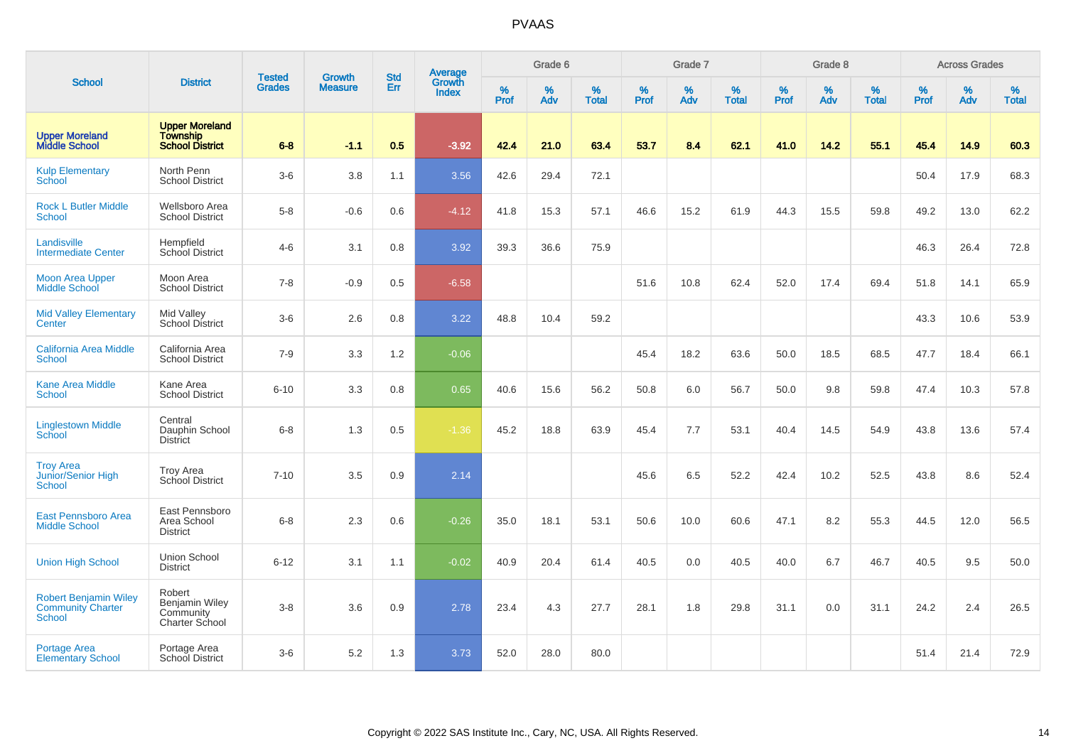# PVAAS

| School | District | Tested Grades | Growth Measure | Std Err | Average Growth Index | Grade 6 | | | Grade 7 | | | Grade 8 | | | Across Grades | | |
|---|---|---|---|---|---|---|---|---|---|---|---|---|---|---|---|---|---|
| | | | | | | % Prof | % Adv | % Total | % Prof | % Adv | % Total | % Prof | % Adv | % Total | % Prof | % Adv | % Total |
| **Upper Moreland Middle School** | **Upper Moreland Township School District** | **6-8** | **-1.1** | **0.5** | **-3.92** | **42.4** | **21.0** | **63.4** | **53.7** | **8.4** | **62.1** | **41.0** | **14.2** | **55.1** | **45.4** | **14.9** | **60.3** |
| Kulp Elementary School | North Penn School District | 3-6 | 3.8 | 1.1 | 3.56 | 42.6 | 29.4 | 72.1 | | | | | | | 50.4 | 17.9 | 68.3 |
| Rock L Butler Middle School | Wellsboro Area School District | 5-8 | -0.6 | 0.6 | -4.12 | 41.8 | 15.3 | 57.1 | 46.6 | 15.2 | 61.9 | 44.3 | 15.5 | 59.8 | 49.2 | 13.0 | 62.2 |
| Landisville Intermediate Center | Hempfield School District | 4-6 | 3.1 | 0.8 | 3.92 | 39.3 | 36.6 | 75.9 | | | | | | | 46.3 | 26.4 | 72.8 |
| Moon Area Upper Middle School | Moon Area School District | 7-8 | -0.9 | 0.5 | -6.58 | | | | 51.6 | 10.8 | 62.4 | 52.0 | 17.4 | 69.4 | 51.8 | 14.1 | 65.9 |
| Mid Valley Elementary Center | Mid Valley School District | 3-6 | 2.6 | 0.8 | 3.22 | 48.8 | 10.4 | 59.2 | | | | | | | 43.3 | 10.6 | 53.9 |
| California Area Middle School | California Area School District | 7-9 | 3.3 | 1.2 | -0.06 | | | | 45.4 | 18.2 | 63.6 | 50.0 | 18.5 | 68.5 | 47.7 | 18.4 | 66.1 |
| Kane Area Middle School | Kane Area School District | 6-10 | 3.3 | 0.8 | 0.65 | 40.6 | 15.6 | 56.2 | 50.8 | 6.0 | 56.7 | 50.0 | 9.8 | 59.8 | 47.4 | 10.3 | 57.8 |
| Linglestown Middle School | Central Dauphin School District | 6-8 | 1.3 | 0.5 | -1.36 | 45.2 | 18.8 | 63.9 | 45.4 | 7.7 | 53.1 | 40.4 | 14.5 | 54.9 | 43.8 | 13.6 | 57.4 |
| Troy Area Junior/Senior High School | Troy Area School District | 7-10 | 3.5 | 0.9 | 2.14 | | | | 45.6 | 6.5 | 52.2 | 42.4 | 10.2 | 52.5 | 43.8 | 8.6 | 52.4 |
| East Pennsboro Area Middle School | East Pennsboro Area School District | 6-8 | 2.3 | 0.6 | -0.26 | 35.0 | 18.1 | 53.1 | 50.6 | 10.0 | 60.6 | 47.1 | 8.2 | 55.3 | 44.5 | 12.0 | 56.5 |
| Union High School | Union School District | 6-12 | 3.1 | 1.1 | -0.02 | 40.9 | 20.4 | 61.4 | 40.5 | 0.0 | 40.5 | 40.0 | 6.7 | 46.7 | 40.5 | 9.5 | 50.0 |
| Robert Benjamin Wiley Community Charter School | Robert Benjamin Wiley Community Charter School | 3-8 | 3.6 | 0.9 | 2.78 | 23.4 | 4.3 | 27.7 | 28.1 | 1.8 | 29.8 | 31.1 | 0.0 | 31.1 | 24.2 | 2.4 | 26.5 |
| Portage Area Elementary School | Portage Area School District | 3-6 | 5.2 | 1.3 | 3.73 | 52.0 | 28.0 | 80.0 | | | | | | | 51.4 | 21.4 | 72.9 |

Copyright © 2022 SAS Institute Inc., Cary, NC, USA. All Rights Reserved.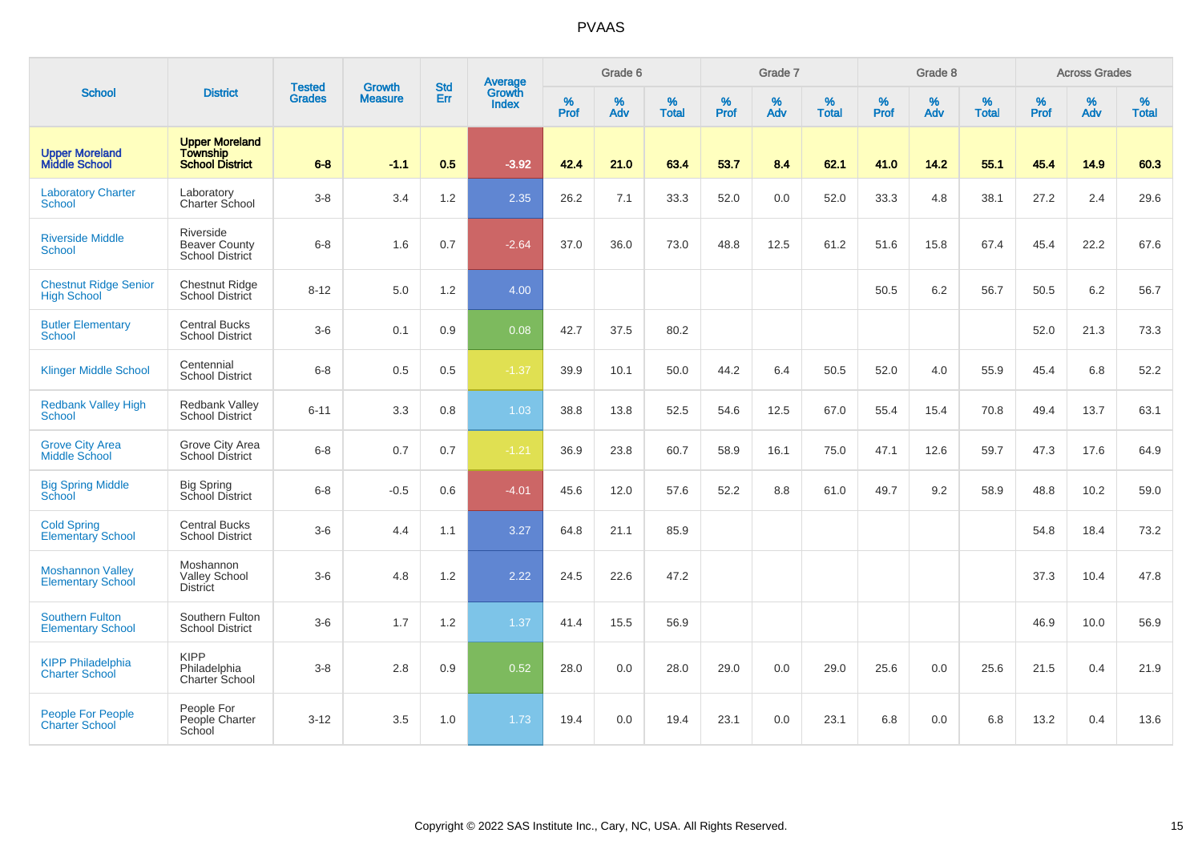PVAAS

| School | District | Tested Grades | Growth Measure | Std Err | Average Growth Index | Grade 6 | | | Grade 7 | | | Grade 8 | | | Across Grades | | |
|---|---|---|---|---|---|---|---|---|---|---|---|---|---|---|---|---|---|
| | | | | | | % Prof | % Adv | % Total | % Prof | % Adv | % Total | % Prof | % Adv | % Total | % Prof | % Adv | % Total |
| **Upper Moreland Middle School** | **Upper Moreland Township School District** | **6-8** | **-1.1** | **0.5** | **-3.92** | **42.4** | **21.0** | **63.4** | **53.7** | **8.4** | **62.1** | **41.0** | **14.2** | **55.1** | **45.4** | **14.9** | **60.3** |
| Laboratory Charter School | Laboratory Charter School | 3-8 | 3.4 | 1.2 | 2.35 | 26.2 | 7.1 | 33.3 | 52.0 | 0.0 | 52.0 | 33.3 | 4.8 | 38.1 | 27.2 | 2.4 | 29.6 |
| Riverside Middle School | Riverside Beaver County School District | 6-8 | 1.6 | 0.7 | -2.64 | 37.0 | 36.0 | 73.0 | 48.8 | 12.5 | 61.2 | 51.6 | 15.8 | 67.4 | 45.4 | 22.2 | 67.6 |
| Chestnut Ridge Senior High School | Chestnut Ridge School District | 8-12 | 5.0 | 1.2 | 4.00 | | | | | | | 50.5 | 6.2 | 56.7 | 50.5 | 6.2 | 56.7 |
| Butler Elementary School | Central Bucks School District | 3-6 | 0.1 | 0.9 | 0.08 | 42.7 | 37.5 | 80.2 | | | | | | | 52.0 | 21.3 | 73.3 |
| Klinger Middle School | Centennial School District | 6-8 | 0.5 | 0.5 | -1.37 | 39.9 | 10.1 | 50.0 | 44.2 | 6.4 | 50.5 | 52.0 | 4.0 | 55.9 | 45.4 | 6.8 | 52.2 |
| Redbank Valley High School | Redbank Valley School District | 6-11 | 3.3 | 0.8 | 1.03 | 38.8 | 13.8 | 52.5 | 54.6 | 12.5 | 67.0 | 55.4 | 15.4 | 70.8 | 49.4 | 13.7 | 63.1 |
| Grove City Area Middle School | Grove City Area School District | 6-8 | 0.7 | 0.7 | -1.21 | 36.9 | 23.8 | 60.7 | 58.9 | 16.1 | 75.0 | 47.1 | 12.6 | 59.7 | 47.3 | 17.6 | 64.9 |
| Big Spring Middle School | Big Spring School District | 6-8 | -0.5 | 0.6 | -4.01 | 45.6 | 12.0 | 57.6 | 52.2 | 8.8 | 61.0 | 49.7 | 9.2 | 58.9 | 48.8 | 10.2 | 59.0 |
| Cold Spring Elementary School | Central Bucks School District | 3-6 | 4.4 | 1.1 | 3.27 | 64.8 | 21.1 | 85.9 | | | | | | | 54.8 | 18.4 | 73.2 |
| Moshannon Valley Elementary School | Moshannon Valley School District | 3-6 | 4.8 | 1.2 | 2.22 | 24.5 | 22.6 | 47.2 | | | | | | | 37.3 | 10.4 | 47.8 |
| Southern Fulton Elementary School | Southern Fulton School District | 3-6 | 1.7 | 1.2 | 1.37 | 41.4 | 15.5 | 56.9 | | | | | | | 46.9 | 10.0 | 56.9 |
| KIPP Philadelphia Charter School | KIPP Philadelphia Charter School | 3-8 | 2.8 | 0.9 | 0.52 | 28.0 | 0.0 | 28.0 | 29.0 | 0.0 | 29.0 | 25.6 | 0.0 | 25.6 | 21.5 | 0.4 | 21.9 |
| People For People Charter School | People For People Charter School | 3-12 | 3.5 | 1.0 | 1.73 | 19.4 | 0.0 | 19.4 | 23.1 | 0.0 | 23.1 | 6.8 | 0.0 | 6.8 | 13.2 | 0.4 | 13.6 |

Copyright © 2022 SAS Institute Inc., Cary, NC, USA. All Rights Reserved.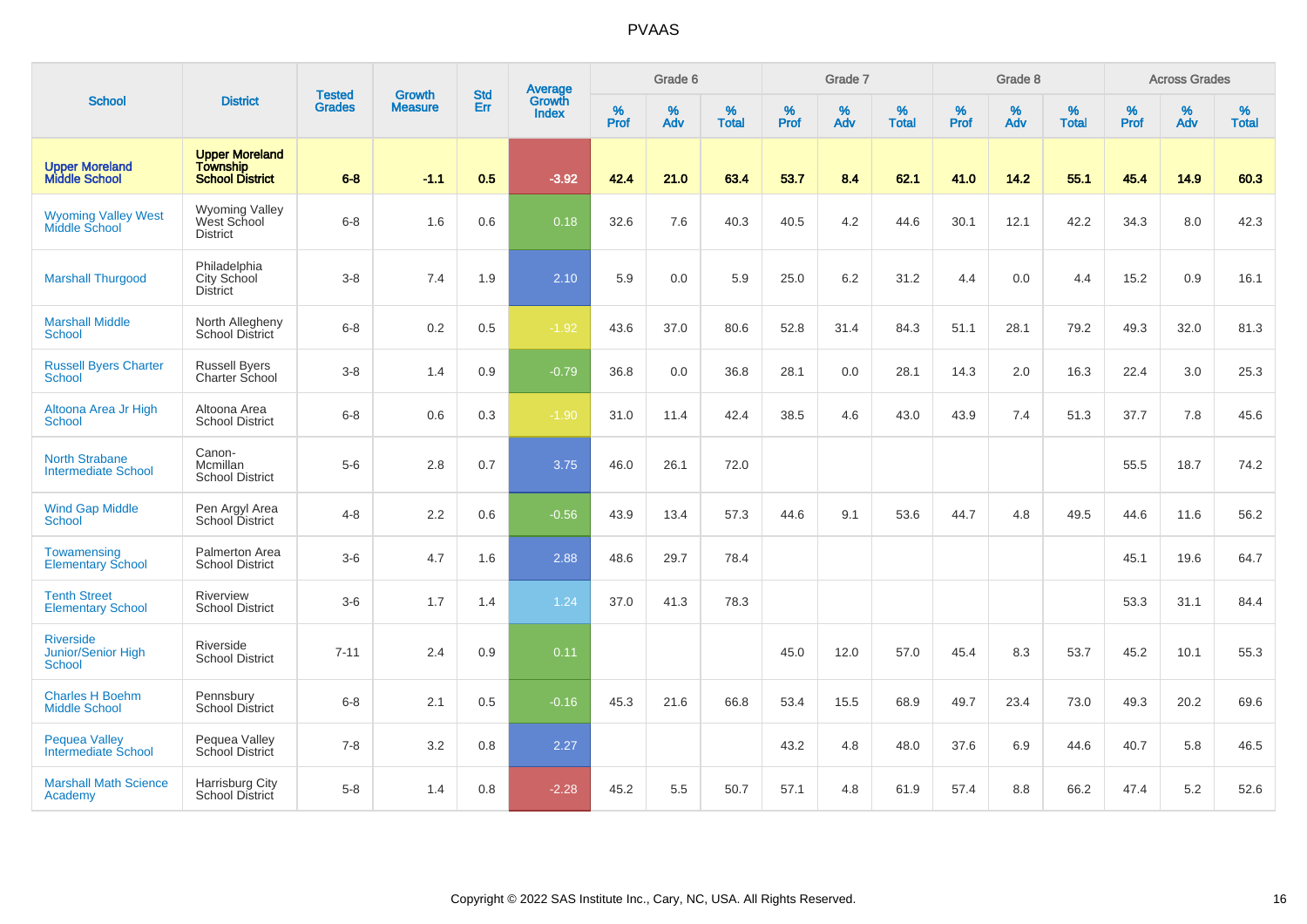# PVAAS

| School | District | Tested Grades | Growth Measure | Std Err | Average Growth Index | Grade 6 | | | Grade 7 | | | Grade 8 | | | Across Grades | | |
|---|---|---|---|---|---|---|---|---|---|---|---|---|---|---|---|---|---|
| | | | | | | % Prof | % Adv | % Total | % Prof | % Adv | % Total | % Prof | % Adv | % Total | % Prof | % Adv | % Total |
| **Upper Moreland Middle School** | **Upper Moreland Township School District** | **6-8** | **-1.1** | **0.5** | **-3.92** | **42.4** | **21.0** | **63.4** | **53.7** | **8.4** | **62.1** | **41.0** | **14.2** | **55.1** | **45.4** | **14.9** | **60.3** |
| Wyoming Valley West Middle School | Wyoming Valley West School District | 6-8 | 1.6 | 0.6 | 0.18 | 32.6 | 7.6 | 40.3 | 40.5 | 4.2 | 44.6 | 30.1 | 12.1 | 42.2 | 34.3 | 8.0 | 42.3 |
| Marshall Thurgood | Philadelphia City School District | 3-8 | 7.4 | 1.9 | 2.10 | 5.9 | 0.0 | 5.9 | 25.0 | 6.2 | 31.2 | 4.4 | 0.0 | 4.4 | 15.2 | 0.9 | 16.1 |
| Marshall Middle School | North Allegheny School District | 6-8 | 0.2 | 0.5 | -1.92 | 43.6 | 37.0 | 80.6 | 52.8 | 31.4 | 84.3 | 51.1 | 28.1 | 79.2 | 49.3 | 32.0 | 81.3 |
| Russell Byers Charter School | Russell Byers Charter School | 3-8 | 1.4 | 0.9 | -0.79 | 36.8 | 0.0 | 36.8 | 28.1 | 0.0 | 28.1 | 14.3 | 2.0 | 16.3 | 22.4 | 3.0 | 25.3 |
| Altoona Area Jr High School | Altoona Area School District | 6-8 | 0.6 | 0.3 | -1.90 | 31.0 | 11.4 | 42.4 | 38.5 | 4.6 | 43.0 | 43.9 | 7.4 | 51.3 | 37.7 | 7.8 | 45.6 |
| North Strabane Intermediate School | Canon-Mcmillan School District | 5-6 | 2.8 | 0.7 | 3.75 | 46.0 | 26.1 | 72.0 | | | | | | | 55.5 | 18.7 | 74.2 |
| Wind Gap Middle School | Pen Argyl Area School District | 4-8 | 2.2 | 0.6 | -0.56 | 43.9 | 13.4 | 57.3 | 44.6 | 9.1 | 53.6 | 44.7 | 4.8 | 49.5 | 44.6 | 11.6 | 56.2 |
| Towamensing Elementary School | Palmerton Area School District | 3-6 | 4.7 | 1.6 | 2.88 | 48.6 | 29.7 | 78.4 | | | | | | | 45.1 | 19.6 | 64.7 |
| Tenth Street Elementary School | Riverview School District | 3-6 | 1.7 | 1.4 | 1.24 | 37.0 | 41.3 | 78.3 | | | | | | | 53.3 | 31.1 | 84.4 |
| Riverside Junior/Senior High School | Riverside School District | 7-11 | 2.4 | 0.9 | 0.11 | | | | 45.0 | 12.0 | 57.0 | 45.4 | 8.3 | 53.7 | 45.2 | 10.1 | 55.3 |
| Charles H Boehm Middle School | Pennsbury School District | 6-8 | 2.1 | 0.5 | -0.16 | 45.3 | 21.6 | 66.8 | 53.4 | 15.5 | 68.9 | 49.7 | 23.4 | 73.0 | 49.3 | 20.2 | 69.6 |
| Pequea Valley Intermediate School | Pequea Valley School District | 7-8 | 3.2 | 0.8 | 2.27 | | | | 43.2 | 4.8 | 48.0 | 37.6 | 6.9 | 44.6 | 40.7 | 5.8 | 46.5 |
| Marshall Math Science Academy | Harrisburg City School District | 5-8 | 1.4 | 0.8 | -2.28 | 45.2 | 5.5 | 50.7 | 57.1 | 4.8 | 61.9 | 57.4 | 8.8 | 66.2 | 47.4 | 5.2 | 52.6 |

Copyright © 2022 SAS Institute Inc., Cary, NC, USA. All Rights Reserved.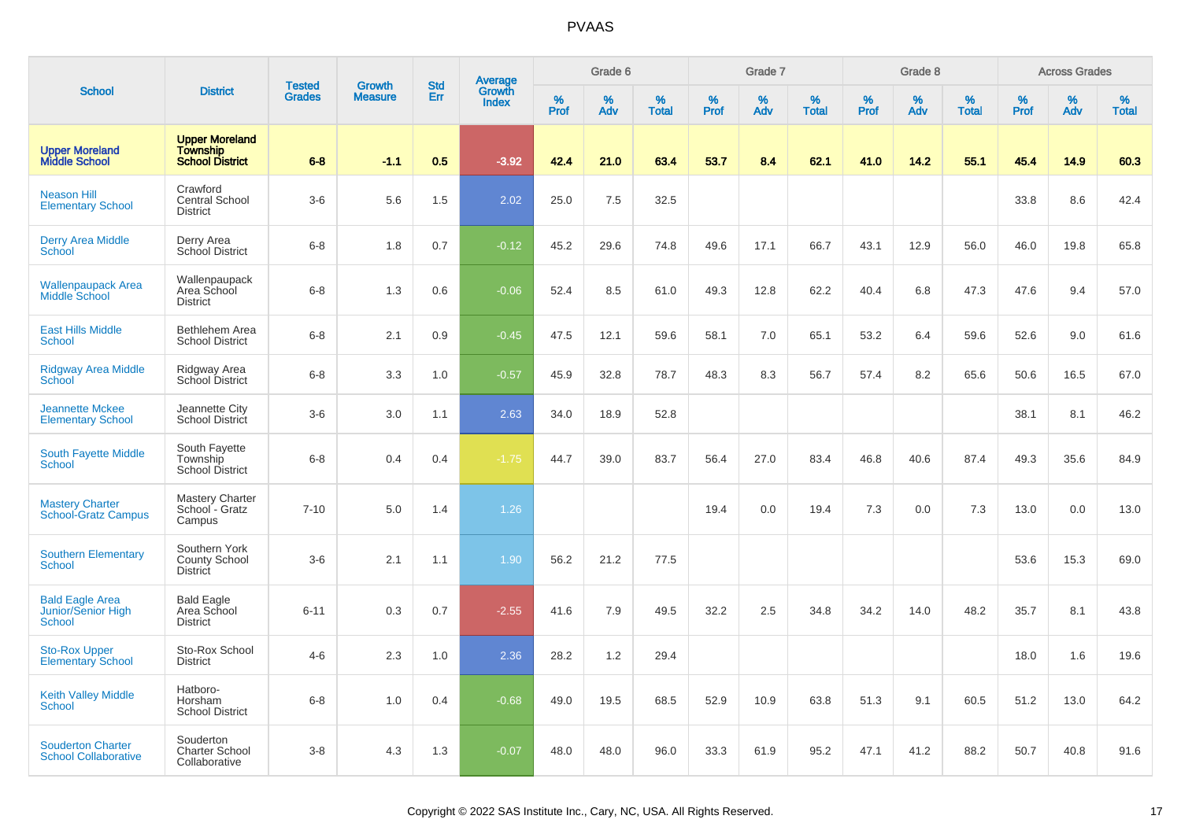PVAAS

| School | District | Tested Grades | Growth Measure | Std Err | Average Growth Index | Grade 6 | | | Grade 7 | | | Grade 8 | | | Across Grades | | |
|---|---|---|---|---|---|---|---|---|---|---|---|---|---|---|---|---|---|
| | | | | | | % Prof | % Adv | % Total | % Prof | % Adv | % Total | % Prof | % Adv | % Total | % Prof | % Adv | % Total |
| **Upper Moreland Middle School** | **Upper Moreland Township School District** | **6-8** | **-1.1** | **0.5** | **-3.92** | **42.4** | **21.0** | **63.4** | **53.7** | **8.4** | **62.1** | **41.0** | **14.2** | **55.1** | **45.4** | **14.9** | **60.3** |
| Neason Hill Elementary School | Crawford Central School District | 3-6 | 5.6 | 1.5 | 2.02 | 25.0 | 7.5 | 32.5 | | | | | | | 33.8 | 8.6 | 42.4 |
| Derry Area Middle School | Derry Area School District | 6-8 | 1.8 | 0.7 | -0.12 | 45.2 | 29.6 | 74.8 | 49.6 | 17.1 | 66.7 | 43.1 | 12.9 | 56.0 | 46.0 | 19.8 | 65.8 |
| Wallenpaupack Area Middle School | Wallenpaupack Area School District | 6-8 | 1.3 | 0.6 | -0.06 | 52.4 | 8.5 | 61.0 | 49.3 | 12.8 | 62.2 | 40.4 | 6.8 | 47.3 | 47.6 | 9.4 | 57.0 |
| East Hills Middle School | Bethlehem Area School District | 6-8 | 2.1 | 0.9 | -0.45 | 47.5 | 12.1 | 59.6 | 58.1 | 7.0 | 65.1 | 53.2 | 6.4 | 59.6 | 52.6 | 9.0 | 61.6 |
| Ridgway Area Middle School | Ridgway Area School District | 6-8 | 3.3 | 1.0 | -0.57 | 45.9 | 32.8 | 78.7 | 48.3 | 8.3 | 56.7 | 57.4 | 8.2 | 65.6 | 50.6 | 16.5 | 67.0 |
| Jeannette Mckee Elementary School | Jeannette City School District | 3-6 | 3.0 | 1.1 | 2.63 | 34.0 | 18.9 | 52.8 | | | | | | | 38.1 | 8.1 | 46.2 |
| South Fayette Middle School | South Fayette Township School District | 6-8 | 0.4 | 0.4 | -1.75 | 44.7 | 39.0 | 83.7 | 56.4 | 27.0 | 83.4 | 46.8 | 40.6 | 87.4 | 49.3 | 35.6 | 84.9 |
| Mastery Charter School-Gratz Campus | Mastery Charter School - Gratz Campus | 7-10 | 5.0 | 1.4 | 1.26 | | | | 19.4 | 0.0 | 19.4 | 7.3 | 0.0 | 7.3 | 13.0 | 0.0 | 13.0 |
| Southern Elementary School | Southern York County School District | 3-6 | 2.1 | 1.1 | 1.90 | 56.2 | 21.2 | 77.5 | | | | | | | 53.6 | 15.3 | 69.0 |
| Bald Eagle Area Junior/Senior High School | Bald Eagle Area School District | 6-11 | 0.3 | 0.7 | -2.55 | 41.6 | 7.9 | 49.5 | 32.2 | 2.5 | 34.8 | 34.2 | 14.0 | 48.2 | 35.7 | 8.1 | 43.8 |
| Sto-Rox Upper Elementary School | Sto-Rox School District | 4-6 | 2.3 | 1.0 | 2.36 | 28.2 | 1.2 | 29.4 | | | | | | | 18.0 | 1.6 | 19.6 |
| Keith Valley Middle School | Hatboro-Horsham School District | 6-8 | 1.0 | 0.4 | -0.68 | 49.0 | 19.5 | 68.5 | 52.9 | 10.9 | 63.8 | 51.3 | 9.1 | 60.5 | 51.2 | 13.0 | 64.2 |
| Souderton Charter School Collaborative | Souderton Charter School Collaborative | 3-8 | 4.3 | 1.3 | -0.07 | 48.0 | 48.0 | 96.0 | 33.3 | 61.9 | 95.2 | 47.1 | 41.2 | 88.2 | 50.7 | 40.8 | 91.6 |

Copyright © 2022 SAS Institute Inc., Cary, NC, USA. All Rights Reserved.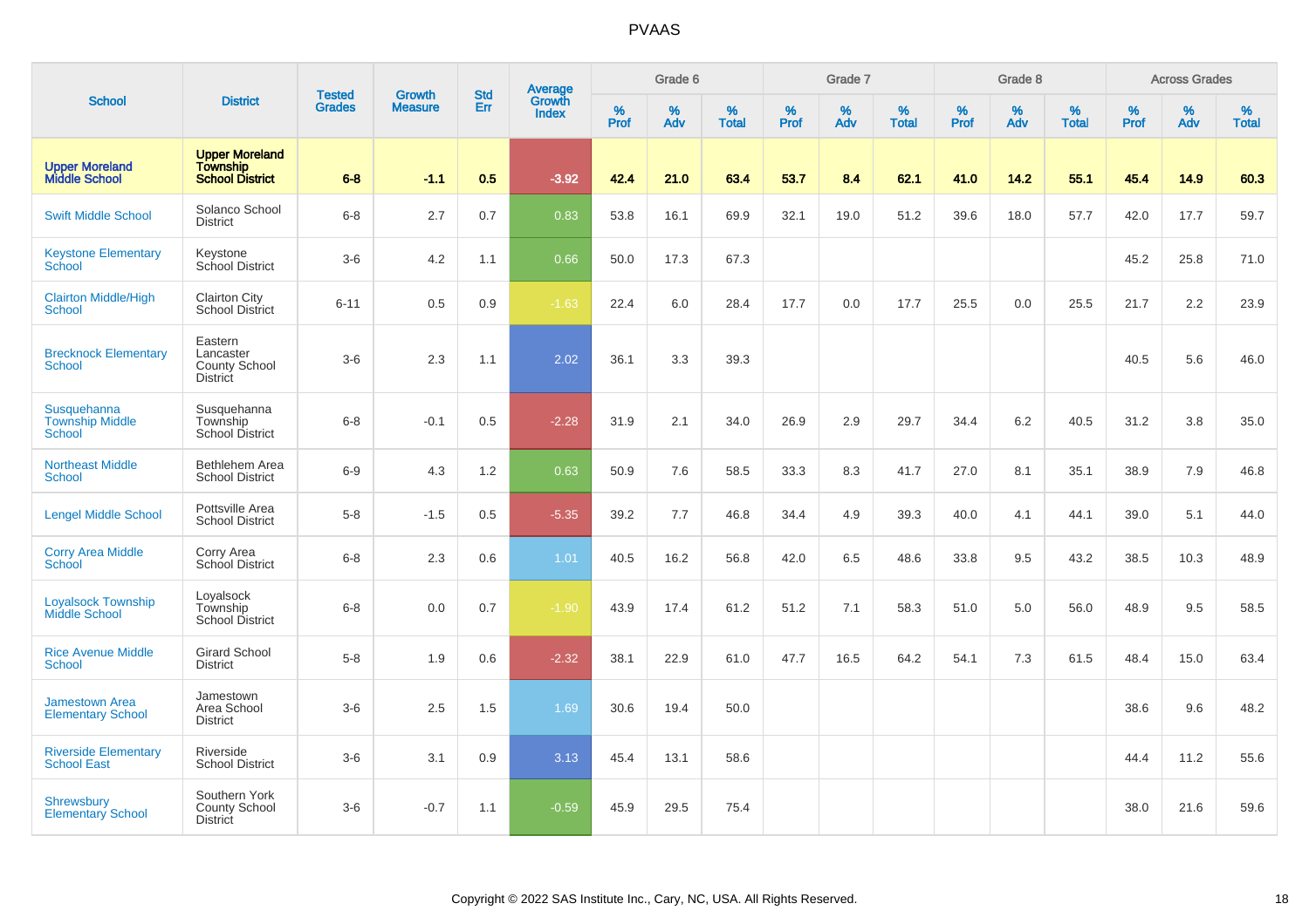# PVAAS

| School | District | Tested Grades | Growth Measure | Std Err | Average Growth Index | Grade 6 | | | Grade 7 | | | Grade 8 | | | Across Grades | | |
|---|---|---|---|---|---|---|---|---|---|---|---|---|---|---|---|---|---|
| | | | | | | % Prof | % Adv | % Total | % Prof | % Adv | % Total | % Prof | % Adv | % Total | % Prof | % Adv | % Total |
| **Upper Moreland Middle School** | **Upper Moreland Township School District** | **6-8** | **-1.1** | **0.5** | **-3.92** | **42.4** | **21.0** | **63.4** | **53.7** | **8.4** | **62.1** | **41.0** | **14.2** | **55.1** | **45.4** | **14.9** | **60.3** |
| Swift Middle School | Solanco School District | 6-8 | 2.7 | 0.7 | 0.83 | 53.8 | 16.1 | 69.9 | 32.1 | 19.0 | 51.2 | 39.6 | 18.0 | 57.7 | 42.0 | 17.7 | 59.7 |
| Keystone Elementary School | Keystone School District | 3-6 | 4.2 | 1.1 | 0.66 | 50.0 | 17.3 | 67.3 | | | | | | | 45.2 | 25.8 | 71.0 |
| Clairton Middle/High School | Clairton City School District | 6-11 | 0.5 | 0.9 | -1.63 | 22.4 | 6.0 | 28.4 | 17.7 | 0.0 | 17.7 | 25.5 | 0.0 | 25.5 | 21.7 | 2.2 | 23.9 |
| Brecknock Elementary School | Eastern Lancaster County School District | 3-6 | 2.3 | 1.1 | 2.02 | 36.1 | 3.3 | 39.3 | | | | | | | 40.5 | 5.6 | 46.0 |
| Susquehanna Township Middle School | Susquehanna Township School District | 6-8 | -0.1 | 0.5 | -2.28 | 31.9 | 2.1 | 34.0 | 26.9 | 2.9 | 29.7 | 34.4 | 6.2 | 40.5 | 31.2 | 3.8 | 35.0 |
| Northeast Middle School | Bethlehem Area School District | 6-9 | 4.3 | 1.2 | 0.63 | 50.9 | 7.6 | 58.5 | 33.3 | 8.3 | 41.7 | 27.0 | 8.1 | 35.1 | 38.9 | 7.9 | 46.8 |
| Lengel Middle School | Pottsville Area School District | 5-8 | -1.5 | 0.5 | -5.35 | 39.2 | 7.7 | 46.8 | 34.4 | 4.9 | 39.3 | 40.0 | 4.1 | 44.1 | 39.0 | 5.1 | 44.0 |
| Corry Area Middle School | Corry Area School District | 6-8 | 2.3 | 0.6 | 1.01 | 40.5 | 16.2 | 56.8 | 42.0 | 6.5 | 48.6 | 33.8 | 9.5 | 43.2 | 38.5 | 10.3 | 48.9 |
| Loyalsock Township Middle School | Loyalsock Township School District | 6-8 | 0.0 | 0.7 | -1.90 | 43.9 | 17.4 | 61.2 | 51.2 | 7.1 | 58.3 | 51.0 | 5.0 | 56.0 | 48.9 | 9.5 | 58.5 |
| Rice Avenue Middle School | Girard School District | 5-8 | 1.9 | 0.6 | -2.32 | 38.1 | 22.9 | 61.0 | 47.7 | 16.5 | 64.2 | 54.1 | 7.3 | 61.5 | 48.4 | 15.0 | 63.4 |
| Jamestown Area Elementary School | Jamestown Area School District | 3-6 | 2.5 | 1.5 | 1.69 | 30.6 | 19.4 | 50.0 | | | | | | | 38.6 | 9.6 | 48.2 |
| Riverside Elementary School East | Riverside School District | 3-6 | 3.1 | 0.9 | 3.13 | 45.4 | 13.1 | 58.6 | | | | | | | 44.4 | 11.2 | 55.6 |
| Shrewsbury Elementary School | Southern York County School District | 3-6 | -0.7 | 1.1 | -0.59 | 45.9 | 29.5 | 75.4 | | | | | | | 38.0 | 21.6 | 59.6 |

Copyright © 2022 SAS Institute Inc., Cary, NC, USA. All Rights Reserved.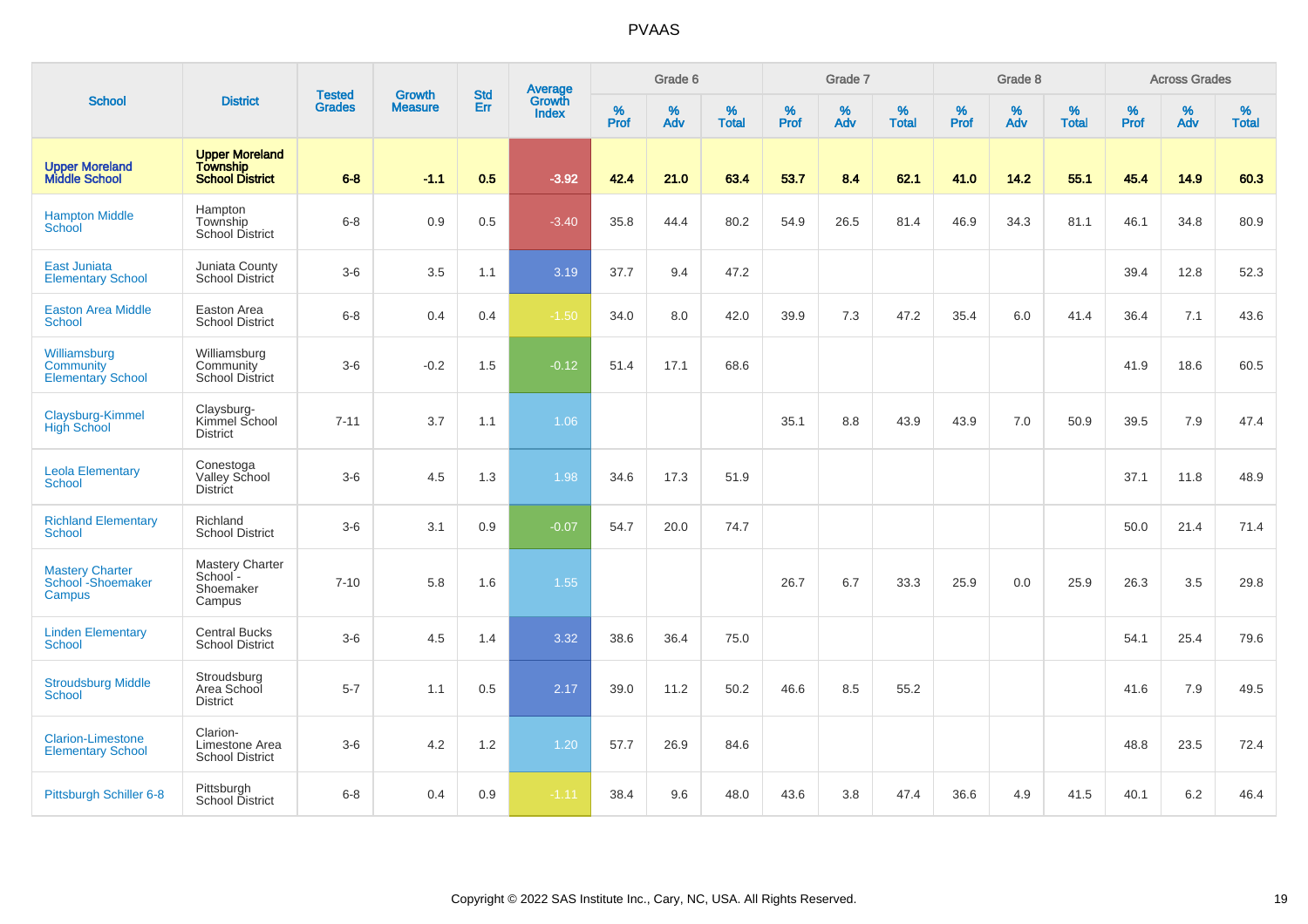# PVAAS

| School | District | Tested Grades | Growth Measure | Std Err | Average Growth Index | Grade 6 | | | Grade 7 | | | Grade 8 | | | Across Grades | | |
|---|---|---|---|---|---|---|---|---|---|---|---|---|---|---|---|---|---|
| | | | | | | % Prof | % Adv | % Total | % Prof | % Adv | % Total | % Prof | % Adv | % Total | % Prof | % Adv | % Total |
| **Upper Moreland Middle School** | **Upper Moreland Township School District** | **6-8** | **-1.1** | **0.5** | **-3.92** | **42.4** | **21.0** | **63.4** | **53.7** | **8.4** | **62.1** | **41.0** | **14.2** | **55.1** | **45.4** | **14.9** | **60.3** |
| Hampton Middle School | Hampton Township School District | 6-8 | 0.9 | 0.5 | -3.40 | 35.8 | 44.4 | 80.2 | 54.9 | 26.5 | 81.4 | 46.9 | 34.3 | 81.1 | 46.1 | 34.8 | 80.9 |
| East Juniata Elementary School | Juniata County School District | 3-6 | 3.5 | 1.1 | 3.19 | 37.7 | 9.4 | 47.2 | | | | | | | 39.4 | 12.8 | 52.3 |
| Easton Area Middle School | Easton Area School District | 6-8 | 0.4 | 0.4 | -1.50 | 34.0 | 8.0 | 42.0 | 39.9 | 7.3 | 47.2 | 35.4 | 6.0 | 41.4 | 36.4 | 7.1 | 43.6 |
| Williamsburg Community Elementary School | Williamsburg Community School District | 3-6 | -0.2 | 1.5 | -0.12 | 51.4 | 17.1 | 68.6 | | | | | | | 41.9 | 18.6 | 60.5 |
| Claysburg-Kimmel High School | Claysburg-Kimmel School District | 7-11 | 3.7 | 1.1 | 1.06 | | | | 35.1 | 8.8 | 43.9 | 43.9 | 7.0 | 50.9 | 39.5 | 7.9 | 47.4 |
| Leola Elementary School | Conestoga Valley School District | 3-6 | 4.5 | 1.3 | 1.98 | 34.6 | 17.3 | 51.9 | | | | | | | 37.1 | 11.8 | 48.9 |
| Richland Elementary School | Richland School District | 3-6 | 3.1 | 0.9 | -0.07 | 54.7 | 20.0 | 74.7 | | | | | | | 50.0 | 21.4 | 71.4 |
| Mastery Charter School -Shoemaker Campus | Mastery Charter School - Shoemaker Campus | 7-10 | 5.8 | 1.6 | 1.55 | | | | 26.7 | 6.7 | 33.3 | 25.9 | 0.0 | 25.9 | 26.3 | 3.5 | 29.8 |
| Linden Elementary School | Central Bucks School District | 3-6 | 4.5 | 1.4 | 3.32 | 38.6 | 36.4 | 75.0 | | | | | | | 54.1 | 25.4 | 79.6 |
| Stroudsburg Middle School | Stroudsburg Area School District | 5-7 | 1.1 | 0.5 | 2.17 | 39.0 | 11.2 | 50.2 | 46.6 | 8.5 | 55.2 | | | | 41.6 | 7.9 | 49.5 |
| Clarion-Limestone Elementary School | Clarion-Limestone Area School District | 3-6 | 4.2 | 1.2 | 1.20 | 57.7 | 26.9 | 84.6 | | | | | | | 48.8 | 23.5 | 72.4 |
| Pittsburgh Schiller 6-8 | Pittsburgh School District | 6-8 | 0.4 | 0.9 | -1.11 | 38.4 | 9.6 | 48.0 | 43.6 | 3.8 | 47.4 | 36.6 | 4.9 | 41.5 | 40.1 | 6.2 | 46.4 |

Copyright © 2022 SAS Institute Inc., Cary, NC, USA. All Rights Reserved.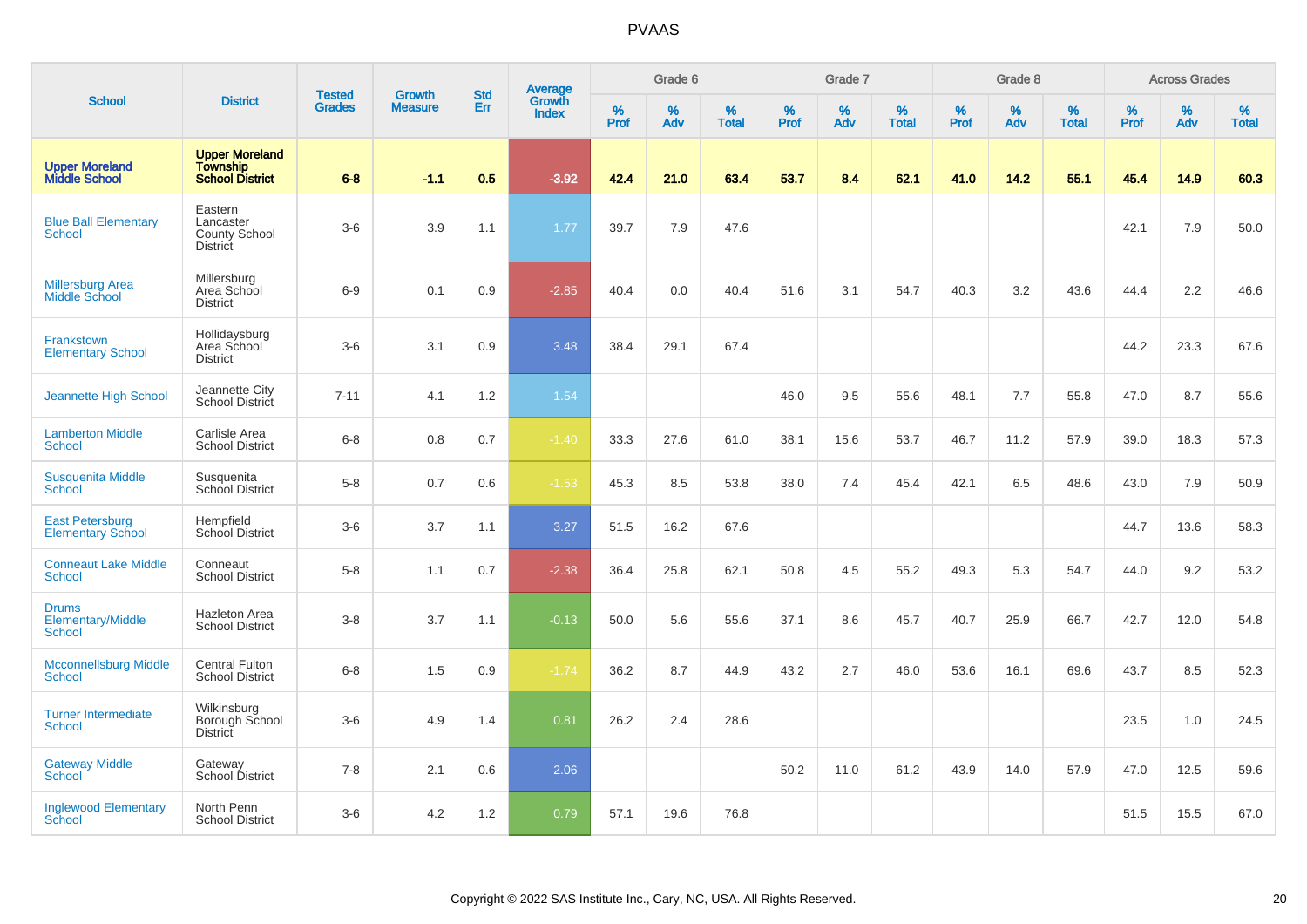# PVAAS

| School | District | Tested Grades | Growth Measure | Std Err | Average Growth Index | Grade 6 | | | Grade 7 | | | Grade 8 | | | Across Grades | | |
|---|---|---|---|---|---|---|---|---|---|---|---|---|---|---|---|---|---|
| | | | | | | % Prof | % Adv | % Total | % Prof | % Adv | % Total | % Prof | % Adv | % Total | % Prof | % Adv | % Total |
| **Upper Moreland Middle School** | **Upper Moreland Township School District** | **6-8** | **-1.1** | **0.5** | **-3.92** | **42.4** | **21.0** | **63.4** | **53.7** | **8.4** | **62.1** | **41.0** | **14.2** | **55.1** | **45.4** | **14.9** | **60.3** |
| Blue Ball Elementary School | Eastern Lancaster County School District | 3-6 | 3.9 | 1.1 | 1.77 | 39.7 | 7.9 | 47.6 | | | | | | | 42.1 | 7.9 | 50.0 |
| Millersburg Area Middle School | Millersburg Area School District | 6-9 | 0.1 | 0.9 | -2.85 | 40.4 | 0.0 | 40.4 | 51.6 | 3.1 | 54.7 | 40.3 | 3.2 | 43.6 | 44.4 | 2.2 | 46.6 |
| Frankstown Elementary School | Hollidaysburg Area School District | 3-6 | 3.1 | 0.9 | 3.48 | 38.4 | 29.1 | 67.4 | | | | | | | 44.2 | 23.3 | 67.6 |
| Jeannette High School | Jeannette City School District | 7-11 | 4.1 | 1.2 | 1.54 | | | | 46.0 | 9.5 | 55.6 | 48.1 | 7.7 | 55.8 | 47.0 | 8.7 | 55.6 |
| Lamberton Middle School | Carlisle Area School District | 6-8 | 0.8 | 0.7 | -1.40 | 33.3 | 27.6 | 61.0 | 38.1 | 15.6 | 53.7 | 46.7 | 11.2 | 57.9 | 39.0 | 18.3 | 57.3 |
| Susquenita Middle School | Susquenita School District | 5-8 | 0.7 | 0.6 | -1.53 | 45.3 | 8.5 | 53.8 | 38.0 | 7.4 | 45.4 | 42.1 | 6.5 | 48.6 | 43.0 | 7.9 | 50.9 |
| East Petersburg Elementary School | Hempfield School District | 3-6 | 3.7 | 1.1 | 3.27 | 51.5 | 16.2 | 67.6 | | | | | | | 44.7 | 13.6 | 58.3 |
| Conneaut Lake Middle School | Conneaut School District | 5-8 | 1.1 | 0.7 | -2.38 | 36.4 | 25.8 | 62.1 | 50.8 | 4.5 | 55.2 | 49.3 | 5.3 | 54.7 | 44.0 | 9.2 | 53.2 |
| Drums Elementary/Middle School | Hazleton Area School District | 3-8 | 3.7 | 1.1 | -0.13 | 50.0 | 5.6 | 55.6 | 37.1 | 8.6 | 45.7 | 40.7 | 25.9 | 66.7 | 42.7 | 12.0 | 54.8 |
| Mcconnellsburg Middle School | Central Fulton School District | 6-8 | 1.5 | 0.9 | -1.74 | 36.2 | 8.7 | 44.9 | 43.2 | 2.7 | 46.0 | 53.6 | 16.1 | 69.6 | 43.7 | 8.5 | 52.3 |
| Turner Intermediate School | Wilkinsburg Borough School District | 3-6 | 4.9 | 1.4 | 0.81 | 26.2 | 2.4 | 28.6 | | | | | | | 23.5 | 1.0 | 24.5 |
| Gateway Middle School | Gateway School District | 7-8 | 2.1 | 0.6 | 2.06 | | | | 50.2 | 11.0 | 61.2 | 43.9 | 14.0 | 57.9 | 47.0 | 12.5 | 59.6 |
| Inglewood Elementary School | North Penn School District | 3-6 | 4.2 | 1.2 | 0.79 | 57.1 | 19.6 | 76.8 | | | | | | | 51.5 | 15.5 | 67.0 |

Copyright © 2022 SAS Institute Inc., Cary, NC, USA. All Rights Reserved.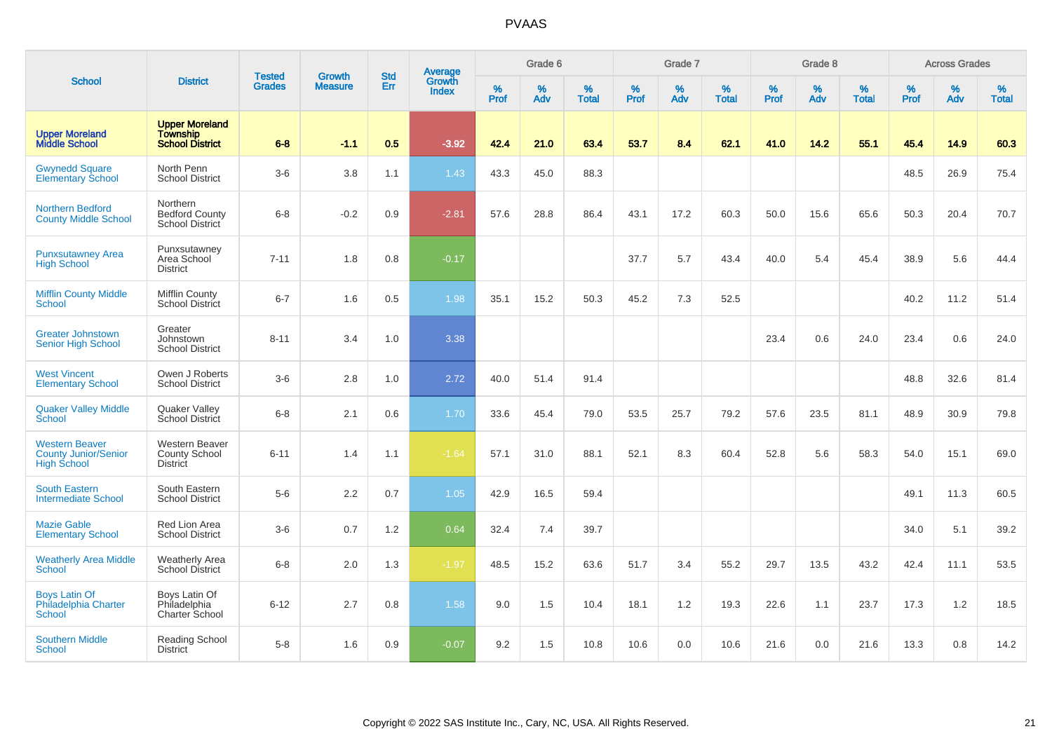# PVAAS

| School | District | Tested Grades | Growth Measure | Std Err | Average Growth Index | Grade 6 | | | Grade 7 | | | Grade 8 | | | Across Grades | | |
|---|---|---|---|---|---|---|---|---|---|---|---|---|---|---|---|---|---|
| | | | | | | % Prof | % Adv | % Total | % Prof | % Adv | % Total | % Prof | % Adv | % Total | % Prof | % Adv | % Total |
| **Upper Moreland Middle School** | **Upper Moreland Township School District** | **6-8** | **-1.1** | **0.5** | **-3.92** | **42.4** | **21.0** | **63.4** | **53.7** | **8.4** | **62.1** | **41.0** | **14.2** | **55.1** | **45.4** | **14.9** | **60.3** |
| Gwynedd Square Elementary School | North Penn School District | 3-6 | 3.8 | 1.1 | 1.43 | 43.3 | 45.0 | 88.3 | | | | | | | 48.5 | 26.9 | 75.4 |
| Northern Bedford County Middle School | Northern Bedford County School District | 6-8 | -0.2 | 0.9 | -2.81 | 57.6 | 28.8 | 86.4 | 43.1 | 17.2 | 60.3 | 50.0 | 15.6 | 65.6 | 50.3 | 20.4 | 70.7 |
| Punxsutawney Area High School | Punxsutawney Area School District | 7-11 | 1.8 | 0.8 | -0.17 | | | | 37.7 | 5.7 | 43.4 | 40.0 | 5.4 | 45.4 | 38.9 | 5.6 | 44.4 |
| Mifflin County Middle School | Mifflin County School District | 6-7 | 1.6 | 0.5 | 1.98 | 35.1 | 15.2 | 50.3 | 45.2 | 7.3 | 52.5 | | | | 40.2 | 11.2 | 51.4 |
| Greater Johnstown Senior High School | Greater Johnstown School District | 8-11 | 3.4 | 1.0 | 3.38 | | | | | | | 23.4 | 0.6 | 24.0 | 23.4 | 0.6 | 24.0 |
| West Vincent Elementary School | Owen J Roberts School District | 3-6 | 2.8 | 1.0 | 2.72 | 40.0 | 51.4 | 91.4 | | | | | | | 48.8 | 32.6 | 81.4 |
| Quaker Valley Middle School | Quaker Valley School District | 6-8 | 2.1 | 0.6 | 1.70 | 33.6 | 45.4 | 79.0 | 53.5 | 25.7 | 79.2 | 57.6 | 23.5 | 81.1 | 48.9 | 30.9 | 79.8 |
| Western Beaver County Junior/Senior High School | Western Beaver County School District | 6-11 | 1.4 | 1.1 | -1.64 | 57.1 | 31.0 | 88.1 | 52.1 | 8.3 | 60.4 | 52.8 | 5.6 | 58.3 | 54.0 | 15.1 | 69.0 |
| South Eastern Intermediate School | South Eastern School District | 5-6 | 2.2 | 0.7 | 1.05 | 42.9 | 16.5 | 59.4 | | | | | | | 49.1 | 11.3 | 60.5 |
| Mazie Gable Elementary School | Red Lion Area School District | 3-6 | 0.7 | 1.2 | 0.64 | 32.4 | 7.4 | 39.7 | | | | | | | 34.0 | 5.1 | 39.2 |
| Weatherly Area Middle School | Weatherly Area School District | 6-8 | 2.0 | 1.3 | -1.97 | 48.5 | 15.2 | 63.6 | 51.7 | 3.4 | 55.2 | 29.7 | 13.5 | 43.2 | 42.4 | 11.1 | 53.5 |
| Boys Latin Of Philadelphia Charter School | Boys Latin Of Philadelphia Charter School | 6-12 | 2.7 | 0.8 | 1.58 | 9.0 | 1.5 | 10.4 | 18.1 | 1.2 | 19.3 | 22.6 | 1.1 | 23.7 | 17.3 | 1.2 | 18.5 |
| Southern Middle School | Reading School District | 5-8 | 1.6 | 0.9 | -0.07 | 9.2 | 1.5 | 10.8 | 10.6 | 0.0 | 10.6 | 21.6 | 0.0 | 21.6 | 13.3 | 0.8 | 14.2 |

Copyright © 2022 SAS Institute Inc., Cary, NC, USA. All Rights Reserved.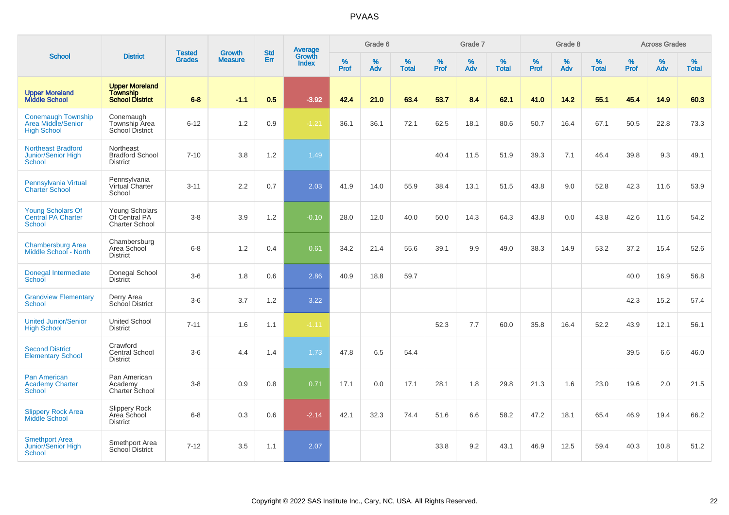PVAAS

| School | District | Tested Grades | Growth Measure | Std Err | Average Growth Index | Grade 6 | | | Grade 7 | | | Grade 8 | | | Across Grades | | |
|---|---|---|---|---|---|---|---|---|---|---|---|---|---|---|---|---|---|
| | | | | | | % Prof | % Adv | % Total | % Prof | % Adv | % Total | % Prof | % Adv | % Total | % Prof | % Adv | % Total |
| **Upper Moreland Middle School** | **Upper Moreland Township School District** | **6-8** | **-1.1** | **0.5** | **-3.92** | **42.4** | **21.0** | **63.4** | **53.7** | **8.4** | **62.1** | **41.0** | **14.2** | **55.1** | **45.4** | **14.9** | **60.3** |
| Conemaugh Township Area Middle/Senior High School | Conemaugh Township Area School District | 6-12 | 1.2 | 0.9 | -1.21 | 36.1 | 36.1 | 72.1 | 62.5 | 18.1 | 80.6 | 50.7 | 16.4 | 67.1 | 50.5 | 22.8 | 73.3 |
| Northeast Bradford Junior/Senior High School | Northeast Bradford School District | 7-10 | 3.8 | 1.2 | 1.49 | | | | 40.4 | 11.5 | 51.9 | 39.3 | 7.1 | 46.4 | 39.8 | 9.3 | 49.1 |
| Pennsylvania Virtual Charter School | Pennsylvania Virtual Charter School | 3-11 | 2.2 | 0.7 | 2.03 | 41.9 | 14.0 | 55.9 | 38.4 | 13.1 | 51.5 | 43.8 | 9.0 | 52.8 | 42.3 | 11.6 | 53.9 |
| Young Scholars Of Central PA Charter School | Young Scholars Of Central PA Charter School | 3-8 | 3.9 | 1.2 | -0.10 | 28.0 | 12.0 | 40.0 | 50.0 | 14.3 | 64.3 | 43.8 | 0.0 | 43.8 | 42.6 | 11.6 | 54.2 |
| Chambersburg Area Middle School - North | Chambersburg Area School District | 6-8 | 1.2 | 0.4 | 0.61 | 34.2 | 21.4 | 55.6 | 39.1 | 9.9 | 49.0 | 38.3 | 14.9 | 53.2 | 37.2 | 15.4 | 52.6 |
| Donegal Intermediate School | Donegal School District | 3-6 | 1.8 | 0.6 | 2.86 | 40.9 | 18.8 | 59.7 | | | | | | | 40.0 | 16.9 | 56.8 |
| Grandview Elementary School | Derry Area School District | 3-6 | 3.7 | 1.2 | 3.22 | | | | | | | | | | 42.3 | 15.2 | 57.4 |
| United Junior/Senior High School | United School District | 7-11 | 1.6 | 1.1 | -1.11 | | | | 52.3 | 7.7 | 60.0 | 35.8 | 16.4 | 52.2 | 43.9 | 12.1 | 56.1 |
| Second District Elementary School | Crawford Central School District | 3-6 | 4.4 | 1.4 | 1.73 | 47.8 | 6.5 | 54.4 | | | | | | | 39.5 | 6.6 | 46.0 |
| Pan American Academy Charter School | Pan American Academy Charter School | 3-8 | 0.9 | 0.8 | 0.71 | 17.1 | 0.0 | 17.1 | 28.1 | 1.8 | 29.8 | 21.3 | 1.6 | 23.0 | 19.6 | 2.0 | 21.5 |
| Slippery Rock Area Middle School | Slippery Rock Area School District | 6-8 | 0.3 | 0.6 | -2.14 | 42.1 | 32.3 | 74.4 | 51.6 | 6.6 | 58.2 | 47.2 | 18.1 | 65.4 | 46.9 | 19.4 | 66.2 |
| Smethport Area Junior/Senior High School | Smethport Area School District | 7-12 | 3.5 | 1.1 | 2.07 | | | | 33.8 | 9.2 | 43.1 | 46.9 | 12.5 | 59.4 | 40.3 | 10.8 | 51.2 |

Copyright © 2022 SAS Institute Inc., Cary, NC, USA. All Rights Reserved.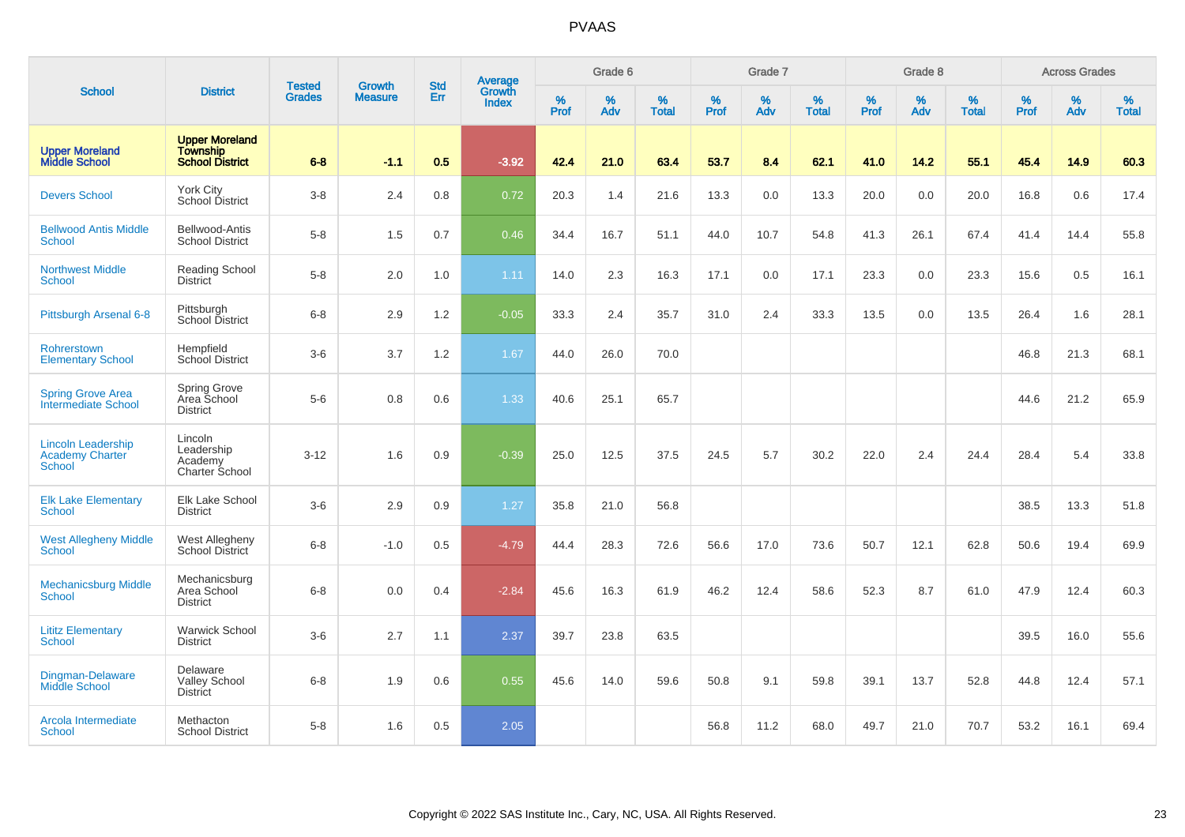# PVAAS

| School | District | Tested Grades | Growth Measure | Std Err | Average Growth Index | Grade 6 | | | Grade 7 | | | Grade 8 | | | Across Grades | | |
|---|---|---|---|---|---|---|---|---|---|---|---|---|---|---|---|---|---|
| | | | | | | % Prof | % Adv | % Total | % Prof | % Adv | % Total | % Prof | % Adv | % Total | % Prof | % Adv | % Total |
| **Upper Moreland Middle School** | **Upper Moreland Township School District** | **6-8** | **-1.1** | **0.5** | **-3.92** | **42.4** | **21.0** | **63.4** | **53.7** | **8.4** | **62.1** | **41.0** | **14.2** | **55.1** | **45.4** | **14.9** | **60.3** |
| Devers School | York City School District | 3-8 | 2.4 | 0.8 | 0.72 | 20.3 | 1.4 | 21.6 | 13.3 | 0.0 | 13.3 | 20.0 | 0.0 | 20.0 | 16.8 | 0.6 | 17.4 |
| Bellwood Antis Middle School | Bellwood-Antis School District | 5-8 | 1.5 | 0.7 | 0.46 | 34.4 | 16.7 | 51.1 | 44.0 | 10.7 | 54.8 | 41.3 | 26.1 | 67.4 | 41.4 | 14.4 | 55.8 |
| Northwest Middle School | Reading School District | 5-8 | 2.0 | 1.0 | 1.11 | 14.0 | 2.3 | 16.3 | 17.1 | 0.0 | 17.1 | 23.3 | 0.0 | 23.3 | 15.6 | 0.5 | 16.1 |
| Pittsburgh Arsenal 6-8 | Pittsburgh School District | 6-8 | 2.9 | 1.2 | -0.05 | 33.3 | 2.4 | 35.7 | 31.0 | 2.4 | 33.3 | 13.5 | 0.0 | 13.5 | 26.4 | 1.6 | 28.1 |
| Rohrerstown Elementary School | Hempfield School District | 3-6 | 3.7 | 1.2 | 1.67 | 44.0 | 26.0 | 70.0 | | | | | | | 46.8 | 21.3 | 68.1 |
| Spring Grove Area Intermediate School | Spring Grove Area School District | 5-6 | 0.8 | 0.6 | 1.33 | 40.6 | 25.1 | 65.7 | | | | | | | 44.6 | 21.2 | 65.9 |
| Lincoln Leadership Academy Charter School | Lincoln Leadership Academy Charter School | 3-12 | 1.6 | 0.9 | -0.39 | 25.0 | 12.5 | 37.5 | 24.5 | 5.7 | 30.2 | 22.0 | 2.4 | 24.4 | 28.4 | 5.4 | 33.8 |
| Elk Lake Elementary School | Elk Lake School District | 3-6 | 2.9 | 0.9 | 1.27 | 35.8 | 21.0 | 56.8 | | | | | | | 38.5 | 13.3 | 51.8 |
| West Allegheny Middle School | West Allegheny School District | 6-8 | -1.0 | 0.5 | -4.79 | 44.4 | 28.3 | 72.6 | 56.6 | 17.0 | 73.6 | 50.7 | 12.1 | 62.8 | 50.6 | 19.4 | 69.9 |
| Mechanicsburg Middle School | Mechanicsburg Area School District | 6-8 | 0.0 | 0.4 | -2.84 | 45.6 | 16.3 | 61.9 | 46.2 | 12.4 | 58.6 | 52.3 | 8.7 | 61.0 | 47.9 | 12.4 | 60.3 |
| Lititz Elementary School | Warwick School District | 3-6 | 2.7 | 1.1 | 2.37 | 39.7 | 23.8 | 63.5 | | | | | | | 39.5 | 16.0 | 55.6 |
| Dingman-Delaware Middle School | Delaware Valley School District | 6-8 | 1.9 | 0.6 | 0.55 | 45.6 | 14.0 | 59.6 | 50.8 | 9.1 | 59.8 | 39.1 | 13.7 | 52.8 | 44.8 | 12.4 | 57.1 |
| Arcola Intermediate School | Methacton School District | 5-8 | 1.6 | 0.5 | 2.05 | | | | 56.8 | 11.2 | 68.0 | 49.7 | 21.0 | 70.7 | 53.2 | 16.1 | 69.4 |

Copyright © 2022 SAS Institute Inc., Cary, NC, USA. All Rights Reserved.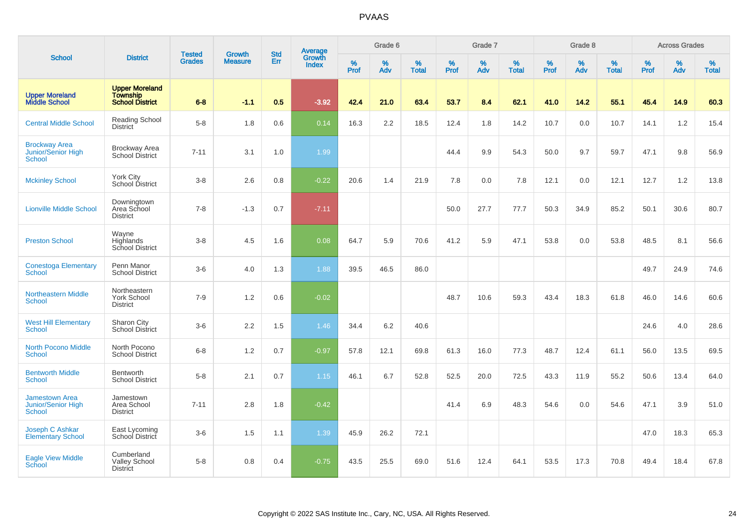# PVAAS

| School | District | Tested Grades | Growth Measure | Std Err | Average Growth Index | Grade 6 | | | Grade 7 | | | Grade 8 | | | Across Grades | | |
|---|---|---|---|---|---|---|---|---|---|---|---|---|---|---|---|---|---|
| | | | | | | % Prof | % Adv | % Total | % Prof | % Adv | % Total | % Prof | % Adv | % Total | % Prof | % Adv | % Total |
| **Upper Moreland Middle School** | **Upper Moreland Township School District** | **6-8** | **-1.1** | **0.5** | **-3.92** | **42.4** | **21.0** | **63.4** | **53.7** | **8.4** | **62.1** | **41.0** | **14.2** | **55.1** | **45.4** | **14.9** | **60.3** |
| Central Middle School | Reading School District | 5-8 | 1.8 | 0.6 | 0.14 | 16.3 | 2.2 | 18.5 | 12.4 | 1.8 | 14.2 | 10.7 | 0.0 | 10.7 | 14.1 | 1.2 | 15.4 |
| Brockway Area Junior/Senior High School | Brockway Area School District | 7-11 | 3.1 | 1.0 | 1.99 | | | | 44.4 | 9.9 | 54.3 | 50.0 | 9.7 | 59.7 | 47.1 | 9.8 | 56.9 |
| Mckinley School | York City School District | 3-8 | 2.6 | 0.8 | -0.22 | 20.6 | 1.4 | 21.9 | 7.8 | 0.0 | 7.8 | 12.1 | 0.0 | 12.1 | 12.7 | 1.2 | 13.8 |
| Lionville Middle School | Downingtown Area School District | 7-8 | -1.3 | 0.7 | -7.11 | | | | 50.0 | 27.7 | 77.7 | 50.3 | 34.9 | 85.2 | 50.1 | 30.6 | 80.7 |
| Preston School | Wayne Highlands School District | 3-8 | 4.5 | 1.6 | 0.08 | 64.7 | 5.9 | 70.6 | 41.2 | 5.9 | 47.1 | 53.8 | 0.0 | 53.8 | 48.5 | 8.1 | 56.6 |
| Conestoga Elementary School | Penn Manor School District | 3-6 | 4.0 | 1.3 | 1.88 | 39.5 | 46.5 | 86.0 | | | | | | | 49.7 | 24.9 | 74.6 |
| Northeastern Middle School | Northeastern York School District | 7-9 | 1.2 | 0.6 | -0.02 | | | | 48.7 | 10.6 | 59.3 | 43.4 | 18.3 | 61.8 | 46.0 | 14.6 | 60.6 |
| West Hill Elementary School | Sharon City School District | 3-6 | 2.2 | 1.5 | 1.46 | 34.4 | 6.2 | 40.6 | | | | | | | 24.6 | 4.0 | 28.6 |
| North Pocono Middle School | North Pocono School District | 6-8 | 1.2 | 0.7 | -0.97 | 57.8 | 12.1 | 69.8 | 61.3 | 16.0 | 77.3 | 48.7 | 12.4 | 61.1 | 56.0 | 13.5 | 69.5 |
| Bentworth Middle School | Bentworth School District | 5-8 | 2.1 | 0.7 | 1.15 | 46.1 | 6.7 | 52.8 | 52.5 | 20.0 | 72.5 | 43.3 | 11.9 | 55.2 | 50.6 | 13.4 | 64.0 |
| Jamestown Area Junior/Senior High School | Jamestown Area School District | 7-11 | 2.8 | 1.8 | -0.42 | | | | 41.4 | 6.9 | 48.3 | 54.6 | 0.0 | 54.6 | 47.1 | 3.9 | 51.0 |
| Joseph C Ashkar Elementary School | East Lycoming School District | 3-6 | 1.5 | 1.1 | 1.39 | 45.9 | 26.2 | 72.1 | | | | | | | 47.0 | 18.3 | 65.3 |
| Eagle View Middle School | Cumberland Valley School District | 5-8 | 0.8 | 0.4 | -0.75 | 43.5 | 25.5 | 69.0 | 51.6 | 12.4 | 64.1 | 53.5 | 17.3 | 70.8 | 49.4 | 18.4 | 67.8 |

Copyright © 2022 SAS Institute Inc., Cary, NC, USA. All Rights Reserved.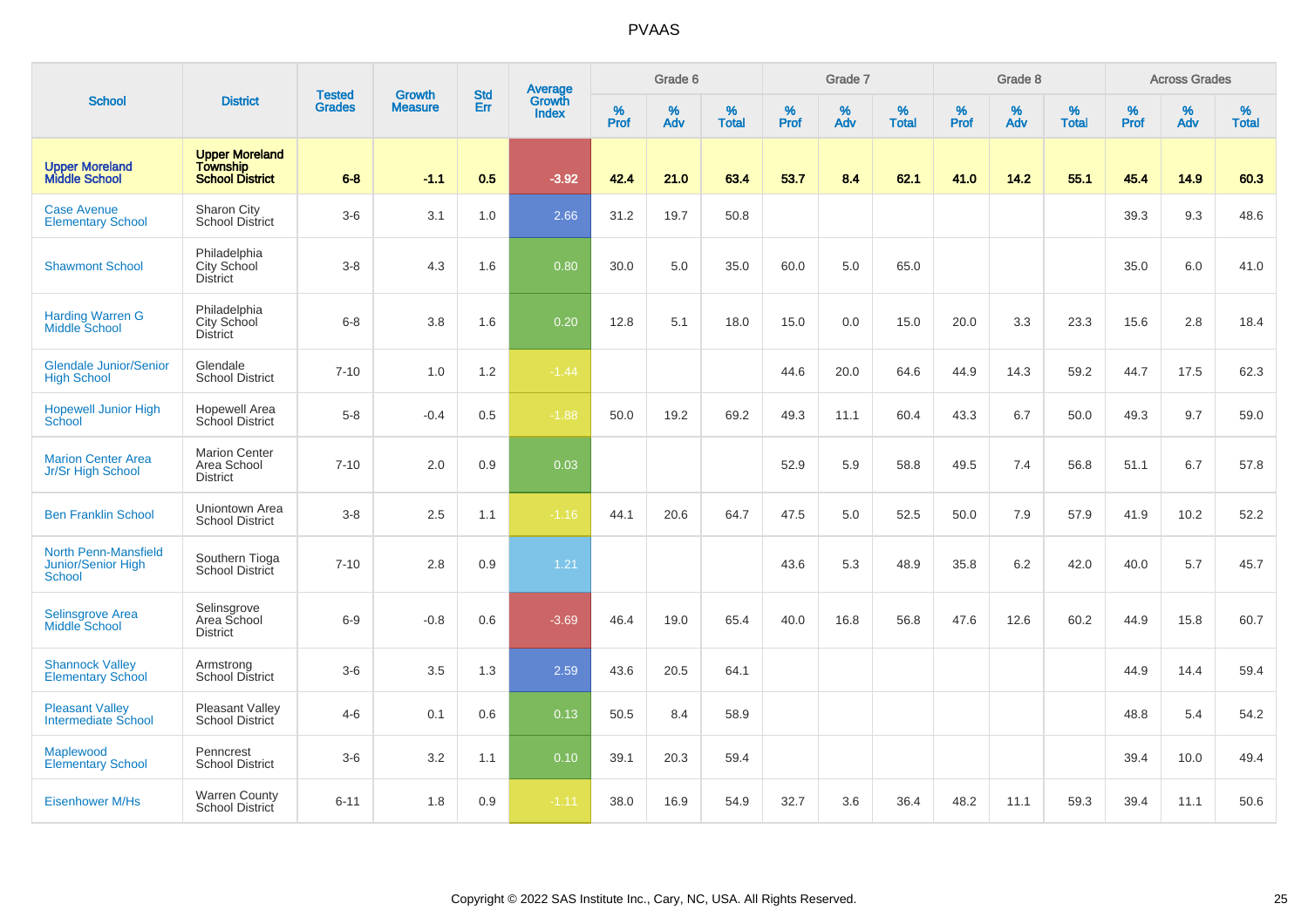# PVAAS

| School | District | Tested Grades | Growth Measure | Std Err | Average Growth Index | Grade 6 | | | Grade 7 | | | Grade 8 | | | Across Grades | | |
|---|---|---|---|---|---|---|---|---|---|---|---|---|---|---|---|---|---|
| | | | | | | % Prof | % Adv | % Total | % Prof | % Adv | % Total | % Prof | % Adv | % Total | % Prof | % Adv | % Total |
| **Upper Moreland Middle School** | **Upper Moreland Township School District** | **6-8** | **-1.1** | **0.5** | **-3.92** | **42.4** | **21.0** | **63.4** | **53.7** | **8.4** | **62.1** | **41.0** | **14.2** | **55.1** | **45.4** | **14.9** | **60.3** |
| Case Avenue Elementary School | Sharon City School District | 3-6 | 3.1 | 1.0 | 2.66 | 31.2 | 19.7 | 50.8 | | | | | | | 39.3 | 9.3 | 48.6 |
| Shawmont School | Philadelphia City School District | 3-8 | 4.3 | 1.6 | 0.80 | 30.0 | 5.0 | 35.0 | 60.0 | 5.0 | 65.0 | | | | 35.0 | 6.0 | 41.0 |
| Harding Warren G Middle School | Philadelphia City School District | 6-8 | 3.8 | 1.6 | 0.20 | 12.8 | 5.1 | 18.0 | 15.0 | 0.0 | 15.0 | 20.0 | 3.3 | 23.3 | 15.6 | 2.8 | 18.4 |
| Glendale Junior/Senior High School | Glendale School District | 7-10 | 1.0 | 1.2 | -1.44 | | | | 44.6 | 20.0 | 64.6 | 44.9 | 14.3 | 59.2 | 44.7 | 17.5 | 62.3 |
| Hopewell Junior High School | Hopewell Area School District | 5-8 | -0.4 | 0.5 | -1.88 | 50.0 | 19.2 | 69.2 | 49.3 | 11.1 | 60.4 | 43.3 | 6.7 | 50.0 | 49.3 | 9.7 | 59.0 |
| Marion Center Area Jr/Sr High School | Marion Center Area School District | 7-10 | 2.0 | 0.9 | 0.03 | | | | 52.9 | 5.9 | 58.8 | 49.5 | 7.4 | 56.8 | 51.1 | 6.7 | 57.8 |
| Ben Franklin School | Uniontown Area School District | 3-8 | 2.5 | 1.1 | -1.16 | 44.1 | 20.6 | 64.7 | 47.5 | 5.0 | 52.5 | 50.0 | 7.9 | 57.9 | 41.9 | 10.2 | 52.2 |
| North Penn-Mansfield Junior/Senior High School | Southern Tioga School District | 7-10 | 2.8 | 0.9 | 1.21 | | | | 43.6 | 5.3 | 48.9 | 35.8 | 6.2 | 42.0 | 40.0 | 5.7 | 45.7 |
| Selinsgrove Area Middle School | Selinsgrove Area School District | 6-9 | -0.8 | 0.6 | -3.69 | 46.4 | 19.0 | 65.4 | 40.0 | 16.8 | 56.8 | 47.6 | 12.6 | 60.2 | 44.9 | 15.8 | 60.7 |
| Shannock Valley Elementary School | Armstrong School District | 3-6 | 3.5 | 1.3 | 2.59 | 43.6 | 20.5 | 64.1 | | | | | | | 44.9 | 14.4 | 59.4 |
| Pleasant Valley Intermediate School | Pleasant Valley School District | 4-6 | 0.1 | 0.6 | 0.13 | 50.5 | 8.4 | 58.9 | | | | | | | 48.8 | 5.4 | 54.2 |
| Maplewood Elementary School | Penncrest School District | 3-6 | 3.2 | 1.1 | 0.10 | 39.1 | 20.3 | 59.4 | | | | | | | 39.4 | 10.0 | 49.4 |
| Eisenhower M/Hs | Warren County School District | 6-11 | 1.8 | 0.9 | -1.11 | 38.0 | 16.9 | 54.9 | 32.7 | 3.6 | 36.4 | 48.2 | 11.1 | 59.3 | 39.4 | 11.1 | 50.6 |

Copyright © 2022 SAS Institute Inc., Cary, NC, USA. All Rights Reserved.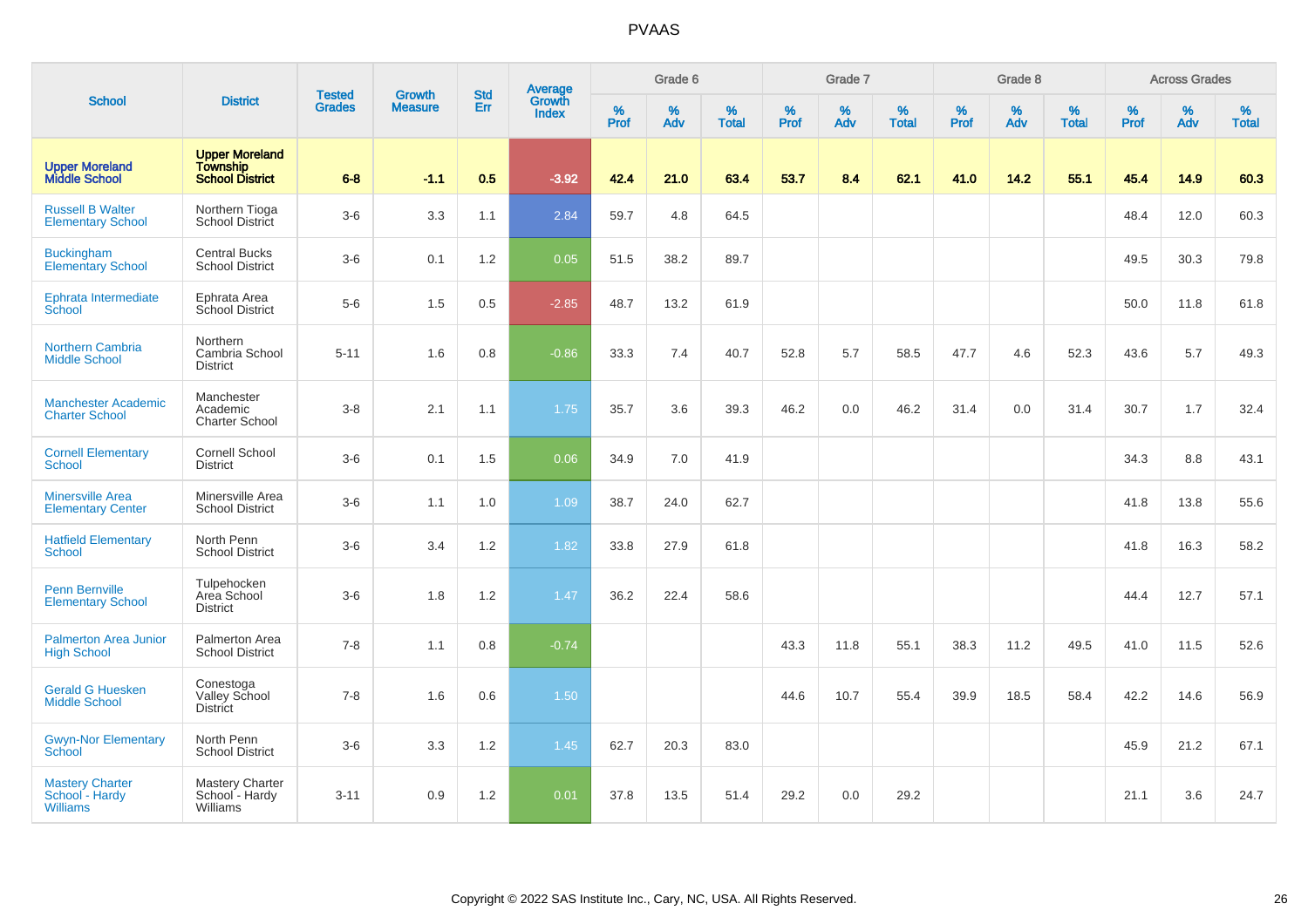# PVAAS

| School | District | Tested Grades | Growth Measure | Std Err | Average Growth Index | Grade 6 | | | Grade 7 | | | Grade 8 | | | Across Grades | | |
|---|---|---|---|---|---|---|---|---|---|---|---|---|---|---|---|---|---|
| | | | | | | % Prof | % Adv | % Total | % Prof | % Adv | % Total | % Prof | % Adv | % Total | % Prof | % Adv | % Total |
| **Upper Moreland Middle School** | **Upper Moreland Township School District** | **6-8** | **-1.1** | **0.5** | **-3.92** | **42.4** | **21.0** | **63.4** | **53.7** | **8.4** | **62.1** | **41.0** | **14.2** | **55.1** | **45.4** | **14.9** | **60.3** |
| Russell B Walter Elementary School | Northern Tioga School District | 3-6 | 3.3 | 1.1 | 2.84 | 59.7 | 4.8 | 64.5 | | | | | | | 48.4 | 12.0 | 60.3 |
| Buckingham Elementary School | Central Bucks School District | 3-6 | 0.1 | 1.2 | 0.05 | 51.5 | 38.2 | 89.7 | | | | | | | 49.5 | 30.3 | 79.8 |
| Ephrata Intermediate School | Ephrata Area School District | 5-6 | 1.5 | 0.5 | -2.85 | 48.7 | 13.2 | 61.9 | | | | | | | 50.0 | 11.8 | 61.8 |
| Northern Cambria Middle School | Northern Cambria School District | 5-11 | 1.6 | 0.8 | -0.86 | 33.3 | 7.4 | 40.7 | 52.8 | 5.7 | 58.5 | 47.7 | 4.6 | 52.3 | 43.6 | 5.7 | 49.3 |
| Manchester Academic Charter School | Manchester Academic Charter School | 3-8 | 2.1 | 1.1 | 1.75 | 35.7 | 3.6 | 39.3 | 46.2 | 0.0 | 46.2 | 31.4 | 0.0 | 31.4 | 30.7 | 1.7 | 32.4 |
| Cornell Elementary School | Cornell School District | 3-6 | 0.1 | 1.5 | 0.06 | 34.9 | 7.0 | 41.9 | | | | | | | 34.3 | 8.8 | 43.1 |
| Minersville Area Elementary Center | Minersville Area School District | 3-6 | 1.1 | 1.0 | 1.09 | 38.7 | 24.0 | 62.7 | | | | | | | 41.8 | 13.8 | 55.6 |
| Hatfield Elementary School | North Penn School District | 3-6 | 3.4 | 1.2 | 1.82 | 33.8 | 27.9 | 61.8 | | | | | | | 41.8 | 16.3 | 58.2 |
| Penn Bernville Elementary School | Tulpehocken Area School District | 3-6 | 1.8 | 1.2 | 1.47 | 36.2 | 22.4 | 58.6 | | | | | | | 44.4 | 12.7 | 57.1 |
| Palmerton Area Junior High School | Palmerton Area School District | 7-8 | 1.1 | 0.8 | -0.74 | | | | 43.3 | 11.8 | 55.1 | 38.3 | 11.2 | 49.5 | 41.0 | 11.5 | 52.6 |
| Gerald G Huesken Middle School | Conestoga Valley School District | 7-8 | 1.6 | 0.6 | 1.50 | | | | 44.6 | 10.7 | 55.4 | 39.9 | 18.5 | 58.4 | 42.2 | 14.6 | 56.9 |
| Gwyn-Nor Elementary School | North Penn School District | 3-6 | 3.3 | 1.2 | 1.45 | 62.7 | 20.3 | 83.0 | | | | | | | 45.9 | 21.2 | 67.1 |
| Mastery Charter School - Hardy Williams | Mastery Charter School - Hardy Williams | 3-11 | 0.9 | 1.2 | 0.01 | 37.8 | 13.5 | 51.4 | 29.2 | 0.0 | 29.2 | | | | 21.1 | 3.6 | 24.7 |

Copyright © 2022 SAS Institute Inc., Cary, NC, USA. All Rights Reserved.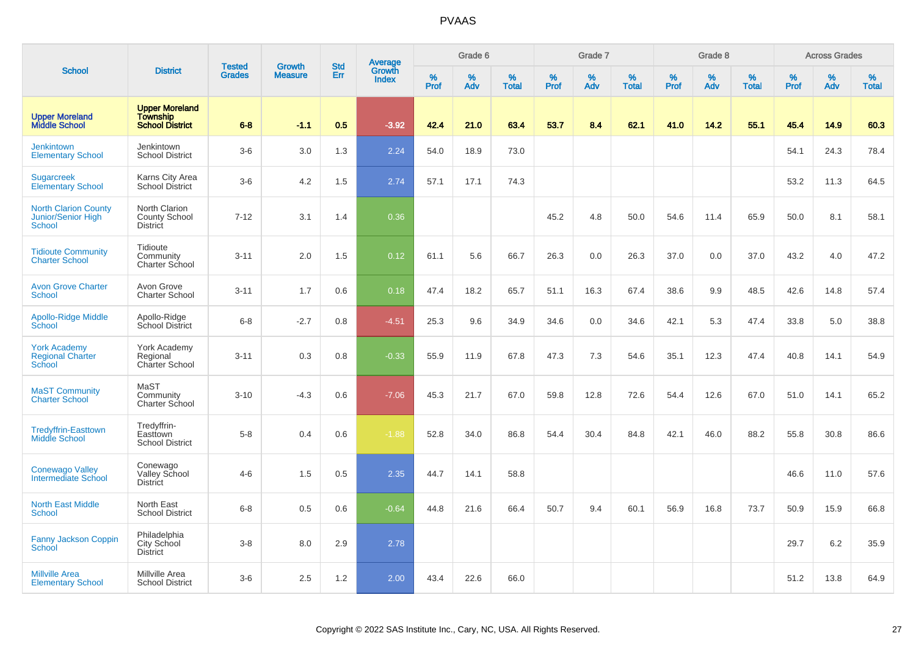# PVAAS

| School | District | Tested Grades | Growth Measure | Std Err | Average Growth Index | Grade 6 | | | Grade 7 | | | Grade 8 | | | Across Grades | | |
|---|---|---|---|---|---|---|---|---|---|---|---|---|---|---|---|---|---|
| | | | | | | % Prof | % Adv | % Total | % Prof | % Adv | % Total | % Prof | % Adv | % Total | % Prof | % Adv | % Total |
| **Upper Moreland Middle School** | **Upper Moreland Township School District** | **6-8** | **-1.1** | **0.5** | **-3.92** | **42.4** | **21.0** | **63.4** | **53.7** | **8.4** | **62.1** | **41.0** | **14.2** | **55.1** | **45.4** | **14.9** | **60.3** |
| Jenkintown Elementary School | Jenkintown School District | 3-6 | 3.0 | 1.3 | 2.24 | 54.0 | 18.9 | 73.0 | | | | | | | 54.1 | 24.3 | 78.4 |
| Sugarcreek Elementary School | Karns City Area School District | 3-6 | 4.2 | 1.5 | 2.74 | 57.1 | 17.1 | 74.3 | | | | | | | 53.2 | 11.3 | 64.5 |
| North Clarion County Junior/Senior High School | North Clarion County School District | 7-12 | 3.1 | 1.4 | 0.36 | | | | 45.2 | 4.8 | 50.0 | 54.6 | 11.4 | 65.9 | 50.0 | 8.1 | 58.1 |
| Tidioute Community Charter School | Tidioute Community Charter School | 3-11 | 2.0 | 1.5 | 0.12 | 61.1 | 5.6 | 66.7 | 26.3 | 0.0 | 26.3 | 37.0 | 0.0 | 37.0 | 43.2 | 4.0 | 47.2 |
| Avon Grove Charter School | Avon Grove Charter School | 3-11 | 1.7 | 0.6 | 0.18 | 47.4 | 18.2 | 65.7 | 51.1 | 16.3 | 67.4 | 38.6 | 9.9 | 48.5 | 42.6 | 14.8 | 57.4 |
| Apollo-Ridge Middle School | Apollo-Ridge School District | 6-8 | -2.7 | 0.8 | -4.51 | 25.3 | 9.6 | 34.9 | 34.6 | 0.0 | 34.6 | 42.1 | 5.3 | 47.4 | 33.8 | 5.0 | 38.8 |
| York Academy Regional Charter School | York Academy Regional Charter School | 3-11 | 0.3 | 0.8 | -0.33 | 55.9 | 11.9 | 67.8 | 47.3 | 7.3 | 54.6 | 35.1 | 12.3 | 47.4 | 40.8 | 14.1 | 54.9 |
| MaST Community Charter School | MaST Community Charter School | 3-10 | -4.3 | 0.6 | -7.06 | 45.3 | 21.7 | 67.0 | 59.8 | 12.8 | 72.6 | 54.4 | 12.6 | 67.0 | 51.0 | 14.1 | 65.2 |
| Tredyffrin-Easttown Middle School | Tredyffrin-Easttown School District | 5-8 | 0.4 | 0.6 | -1.88 | 52.8 | 34.0 | 86.8 | 54.4 | 30.4 | 84.8 | 42.1 | 46.0 | 88.2 | 55.8 | 30.8 | 86.6 |
| Conewago Valley Intermediate School | Conewago Valley School District | 4-6 | 1.5 | 0.5 | 2.35 | 44.7 | 14.1 | 58.8 | | | | | | | 46.6 | 11.0 | 57.6 |
| North East Middle School | North East School District | 6-8 | 0.5 | 0.6 | -0.64 | 44.8 | 21.6 | 66.4 | 50.7 | 9.4 | 60.1 | 56.9 | 16.8 | 73.7 | 50.9 | 15.9 | 66.8 |
| Fanny Jackson Coppin School | Philadelphia City School District | 3-8 | 8.0 | 2.9 | 2.78 | | | | | | | | | | 29.7 | 6.2 | 35.9 |
| Millville Area Elementary School | Millville Area School District | 3-6 | 2.5 | 1.2 | 2.00 | 43.4 | 22.6 | 66.0 | | | | | | | 51.2 | 13.8 | 64.9 |

Copyright © 2022 SAS Institute Inc., Cary, NC, USA. All Rights Reserved.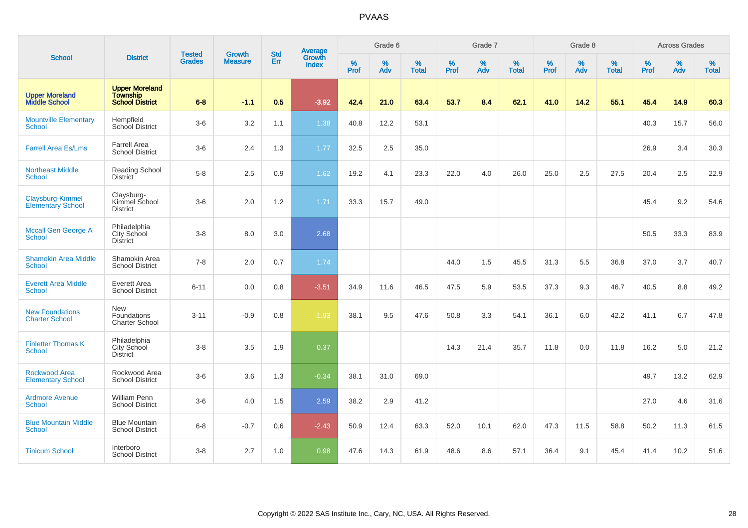# PVAAS

| School | District | Tested Grades | Growth Measure | Std Err | Average Growth Index | Grade 6 | | | Grade 7 | | | Grade 8 | | | Across Grades | | |
|---|---|---|---|---|---|---|---|---|---|---|---|---|---|---|---|---|---|
| | | | | | | % Prof | % Adv | % Total | % Prof | % Adv | % Total | % Prof | % Adv | % Total | % Prof | % Adv | % Total |
| **Upper Moreland Middle School** | **Upper Moreland Township School District** | **6-8** | **-1.1** | **0.5** | **-3.92** | **42.4** | **21.0** | **63.4** | **53.7** | **8.4** | **62.1** | **41.0** | **14.2** | **55.1** | **45.4** | **14.9** | **60.3** |
| Mountville Elementary School | Hempfield School District | 3-6 | 3.2 | 1.1 | 1.38 | 40.8 | 12.2 | 53.1 | | | | | | | 40.3 | 15.7 | 56.0 |
| Farrell Area Es/Lms | Farrell Area School District | 3-6 | 2.4 | 1.3 | 1.77 | 32.5 | 2.5 | 35.0 | | | | | | | 26.9 | 3.4 | 30.3 |
| Northeast Middle School | Reading School District | 5-8 | 2.5 | 0.9 | 1.62 | 19.2 | 4.1 | 23.3 | 22.0 | 4.0 | 26.0 | 25.0 | 2.5 | 27.5 | 20.4 | 2.5 | 22.9 |
| Claysburg-Kimmel Elementary School | Claysburg-Kimmel School District | 3-6 | 2.0 | 1.2 | 1.71 | 33.3 | 15.7 | 49.0 | | | | | | | 45.4 | 9.2 | 54.6 |
| Mccall Gen George A School | Philadelphia City School District | 3-8 | 8.0 | 3.0 | 2.68 | | | | | | | | | | 50.5 | 33.3 | 83.9 |
| Shamokin Area Middle School | Shamokin Area School District | 7-8 | 2.0 | 0.7 | 1.74 | | | | 44.0 | 1.5 | 45.5 | 31.3 | 5.5 | 36.8 | 37.0 | 3.7 | 40.7 |
| Everett Area Middle School | Everett Area School District | 6-11 | 0.0 | 0.8 | -3.51 | 34.9 | 11.6 | 46.5 | 47.5 | 5.9 | 53.5 | 37.3 | 9.3 | 46.7 | 40.5 | 8.8 | 49.2 |
| New Foundations Charter School | New Foundations Charter School | 3-11 | -0.9 | 0.8 | -1.93 | 38.1 | 9.5 | 47.6 | 50.8 | 3.3 | 54.1 | 36.1 | 6.0 | 42.2 | 41.1 | 6.7 | 47.8 |
| Finletter Thomas K School | Philadelphia City School District | 3-8 | 3.5 | 1.9 | 0.37 | | | | 14.3 | 21.4 | 35.7 | 11.8 | 0.0 | 11.8 | 16.2 | 5.0 | 21.2 |
| Rockwood Area Elementary School | Rockwood Area School District | 3-6 | 3.6 | 1.3 | -0.34 | 38.1 | 31.0 | 69.0 | | | | | | | 49.7 | 13.2 | 62.9 |
| Ardmore Avenue School | William Penn School District | 3-6 | 4.0 | 1.5 | 2.59 | 38.2 | 2.9 | 41.2 | | | | | | | 27.0 | 4.6 | 31.6 |
| Blue Mountain Middle School | Blue Mountain School District | 6-8 | -0.7 | 0.6 | -2.43 | 50.9 | 12.4 | 63.3 | 52.0 | 10.1 | 62.0 | 47.3 | 11.5 | 58.8 | 50.2 | 11.3 | 61.5 |
| Tinicum School | Interboro School District | 3-8 | 2.7 | 1.0 | 0.98 | 47.6 | 14.3 | 61.9 | 48.6 | 8.6 | 57.1 | 36.4 | 9.1 | 45.4 | 41.4 | 10.2 | 51.6 |

Copyright © 2022 SAS Institute Inc., Cary, NC, USA. All Rights Reserved.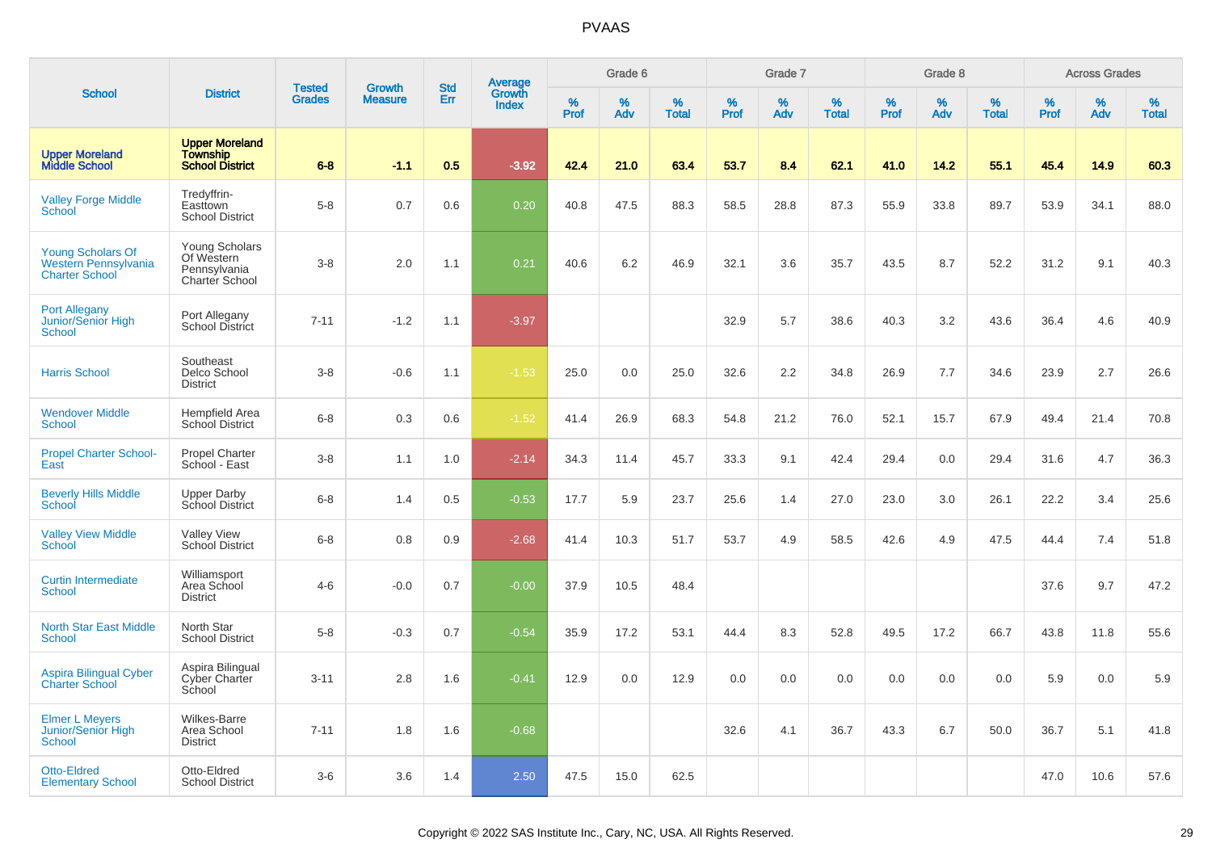PVAAS

| School | District | Tested Grades | Growth Measure | Std Err | Average Growth Index | Grade 6 | | | Grade 7 | | | Grade 8 | | | Across Grades | | |
|---|---|---|---|---|---|---|---|---|---|---|---|---|---|---|---|---|---|
| | | | | | | % Prof | % Adv | % Total | % Prof | % Adv | % Total | % Prof | % Adv | % Total | % Prof | % Adv | % Total |
| **Upper Moreland Middle School** | **Upper Moreland Township School District** | **6-8** | **-1.1** | **0.5** | **-3.92** | **42.4** | **21.0** | **63.4** | **53.7** | **8.4** | **62.1** | **41.0** | **14.2** | **55.1** | **45.4** | **14.9** | **60.3** |
| Valley Forge Middle School | Tredyffrin-Easttown School District | 5-8 | 0.7 | 0.6 | 0.20 | 40.8 | 47.5 | 88.3 | 58.5 | 28.8 | 87.3 | 55.9 | 33.8 | 89.7 | 53.9 | 34.1 | 88.0 |
| Young Scholars Of Western Pennsylvania Charter School | Young Scholars Of Western Pennsylvania Charter School | 3-8 | 2.0 | 1.1 | 0.21 | 40.6 | 6.2 | 46.9 | 32.1 | 3.6 | 35.7 | 43.5 | 8.7 | 52.2 | 31.2 | 9.1 | 40.3 |
| Port Allegany Junior/Senior High School | Port Allegany School District | 7-11 | -1.2 | 1.1 | -3.97 | | | | 32.9 | 5.7 | 38.6 | 40.3 | 3.2 | 43.6 | 36.4 | 4.6 | 40.9 |
| Harris School | Southeast Delco School District | 3-8 | -0.6 | 1.1 | -1.53 | 25.0 | 0.0 | 25.0 | 32.6 | 2.2 | 34.8 | 26.9 | 7.7 | 34.6 | 23.9 | 2.7 | 26.6 |
| Wendover Middle School | Hempfield Area School District | 6-8 | 0.3 | 0.6 | -1.52 | 41.4 | 26.9 | 68.3 | 54.8 | 21.2 | 76.0 | 52.1 | 15.7 | 67.9 | 49.4 | 21.4 | 70.8 |
| Propel Charter School-East | Propel Charter School - East | 3-8 | 1.1 | 1.0 | -2.14 | 34.3 | 11.4 | 45.7 | 33.3 | 9.1 | 42.4 | 29.4 | 0.0 | 29.4 | 31.6 | 4.7 | 36.3 |
| Beverly Hills Middle School | Upper Darby School District | 6-8 | 1.4 | 0.5 | -0.53 | 17.7 | 5.9 | 23.7 | 25.6 | 1.4 | 27.0 | 23.0 | 3.0 | 26.1 | 22.2 | 3.4 | 25.6 |
| Valley View Middle School | Valley View School District | 6-8 | 0.8 | 0.9 | -2.68 | 41.4 | 10.3 | 51.7 | 53.7 | 4.9 | 58.5 | 42.6 | 4.9 | 47.5 | 44.4 | 7.4 | 51.8 |
| Curtin Intermediate School | Williamsport Area School District | 4-6 | -0.0 | 0.7 | -0.00 | 37.9 | 10.5 | 48.4 | | | | | | | 37.6 | 9.7 | 47.2 |
| North Star East Middle School | North Star School District | 5-8 | -0.3 | 0.7 | -0.54 | 35.9 | 17.2 | 53.1 | 44.4 | 8.3 | 52.8 | 49.5 | 17.2 | 66.7 | 43.8 | 11.8 | 55.6 |
| Aspira Bilingual Cyber Charter School | Aspira Bilingual Cyber Charter School | 3-11 | 2.8 | 1.6 | -0.41 | 12.9 | 0.0 | 12.9 | 0.0 | 0.0 | 0.0 | 0.0 | 0.0 | 0.0 | 5.9 | 0.0 | 5.9 |
| Elmer L Meyers Junior/Senior High School | Wilkes-Barre Area School District | 7-11 | 1.8 | 1.6 | -0.68 | | | | 32.6 | 4.1 | 36.7 | 43.3 | 6.7 | 50.0 | 36.7 | 5.1 | 41.8 |
| Otto-Eldred Elementary School | Otto-Eldred School District | 3-6 | 3.6 | 1.4 | 2.50 | 47.5 | 15.0 | 62.5 | | | | | | | 47.0 | 10.6 | 57.6 |

Copyright © 2022 SAS Institute Inc., Cary, NC, USA. All Rights Reserved.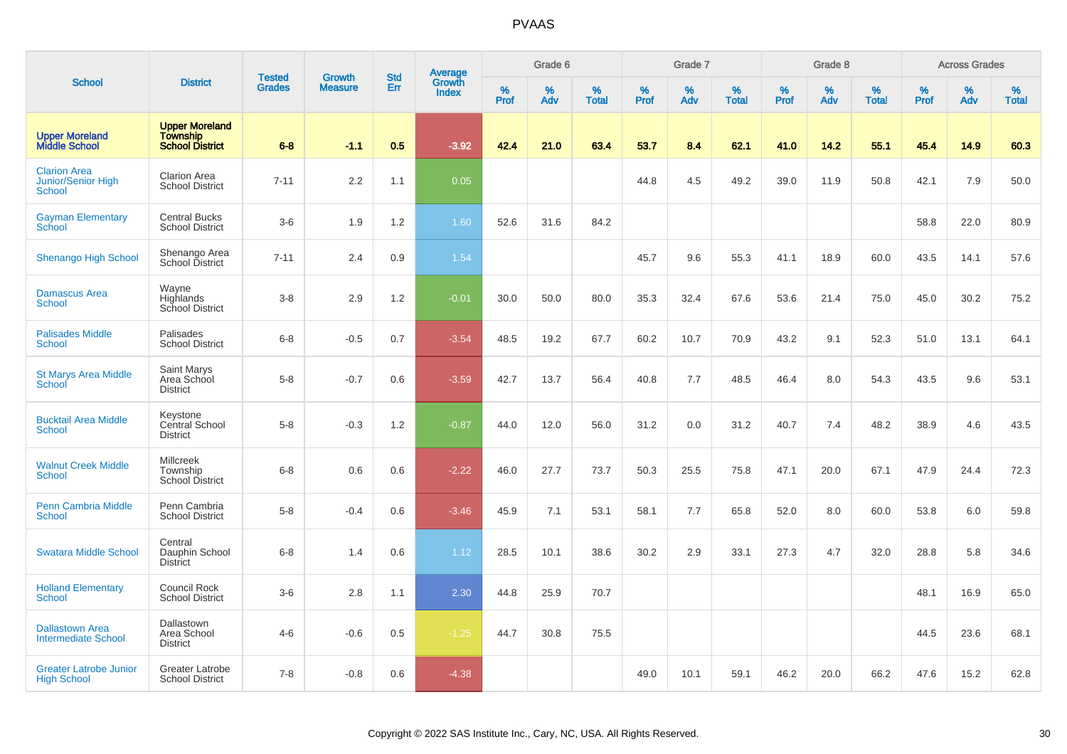# PVAAS

| School | District | Tested Grades | Growth Measure | Std Err | Average Growth Index | Grade 6 | | | Grade 7 | | | Grade 8 | | | Across Grades | | |
|---|---|---|---|---|---|---|---|---|---|---|---|---|---|---|---|---|---|
| | | | | | | % Prof | % Adv | % Total | % Prof | % Adv | % Total | % Prof | % Adv | % Total | % Prof | % Adv | % Total |
| **Upper Moreland Middle School** | **Upper Moreland Township School District** | **6-8** | **-1.1** | **0.5** | **-3.92** | **42.4** | **21.0** | **63.4** | **53.7** | **8.4** | **62.1** | **41.0** | **14.2** | **55.1** | **45.4** | **14.9** | **60.3** |
| Clarion Area Junior/Senior High School | Clarion Area School District | 7-11 | 2.2 | 1.1 | 0.05 | | | | 44.8 | 4.5 | 49.2 | 39.0 | 11.9 | 50.8 | 42.1 | 7.9 | 50.0 |
| Gayman Elementary School | Central Bucks School District | 3-6 | 1.9 | 1.2 | 1.60 | 52.6 | 31.6 | 84.2 | | | | | | | 58.8 | 22.0 | 80.9 |
| Shenango High School | Shenango Area School District | 7-11 | 2.4 | 0.9 | 1.54 | | | | 45.7 | 9.6 | 55.3 | 41.1 | 18.9 | 60.0 | 43.5 | 14.1 | 57.6 |
| Damascus Area School | Wayne Highlands School District | 3-8 | 2.9 | 1.2 | -0.01 | 30.0 | 50.0 | 80.0 | 35.3 | 32.4 | 67.6 | 53.6 | 21.4 | 75.0 | 45.0 | 30.2 | 75.2 |
| Palisades Middle School | Palisades School District | 6-8 | -0.5 | 0.7 | -3.54 | 48.5 | 19.2 | 67.7 | 60.2 | 10.7 | 70.9 | 43.2 | 9.1 | 52.3 | 51.0 | 13.1 | 64.1 |
| St Marys Area Middle School | Saint Marys Area School District | 5-8 | -0.7 | 0.6 | -3.59 | 42.7 | 13.7 | 56.4 | 40.8 | 7.7 | 48.5 | 46.4 | 8.0 | 54.3 | 43.5 | 9.6 | 53.1 |
| Bucktail Area Middle School | Keystone Central School District | 5-8 | -0.3 | 1.2 | -0.87 | 44.0 | 12.0 | 56.0 | 31.2 | 0.0 | 31.2 | 40.7 | 7.4 | 48.2 | 38.9 | 4.6 | 43.5 |
| Walnut Creek Middle School | Millcreek Township School District | 6-8 | 0.6 | 0.6 | -2.22 | 46.0 | 27.7 | 73.7 | 50.3 | 25.5 | 75.8 | 47.1 | 20.0 | 67.1 | 47.9 | 24.4 | 72.3 |
| Penn Cambria Middle School | Penn Cambria School District | 5-8 | -0.4 | 0.6 | -3.46 | 45.9 | 7.1 | 53.1 | 58.1 | 7.7 | 65.8 | 52.0 | 8.0 | 60.0 | 53.8 | 6.0 | 59.8 |
| Swatara Middle School | Central Dauphin School District | 6-8 | 1.4 | 0.6 | 1.12 | 28.5 | 10.1 | 38.6 | 30.2 | 2.9 | 33.1 | 27.3 | 4.7 | 32.0 | 28.8 | 5.8 | 34.6 |
| Holland Elementary School | Council Rock School District | 3-6 | 2.8 | 1.1 | 2.30 | 44.8 | 25.9 | 70.7 | | | | | | | 48.1 | 16.9 | 65.0 |
| Dallastown Area Intermediate School | Dallastown Area School District | 4-6 | -0.6 | 0.5 | -1.25 | 44.7 | 30.8 | 75.5 | | | | | | | 44.5 | 23.6 | 68.1 |
| Greater Latrobe Junior High School | Greater Latrobe School District | 7-8 | -0.8 | 0.6 | -4.38 | | | | 49.0 | 10.1 | 59.1 | 46.2 | 20.0 | 66.2 | 47.6 | 15.2 | 62.8 |

Copyright © 2022 SAS Institute Inc., Cary, NC, USA. All Rights Reserved.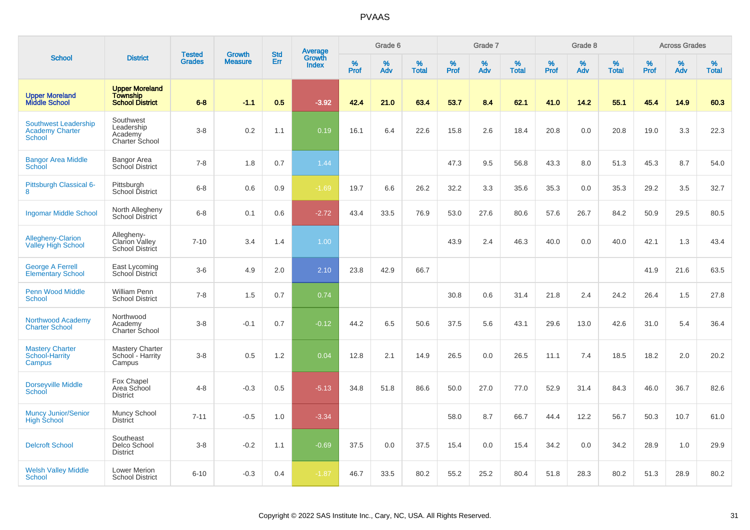# PVAAS

| School | District | Tested Grades | Growth Measure | Std Err | Average Growth Index | Grade 6 | | | Grade 7 | | | Grade 8 | | | Across Grades | | |
|---|---|---|---|---|---|---|---|---|---|---|---|---|---|---|---|---|---|
| | | | | | | % Prof | % Adv | % Total | % Prof | % Adv | % Total | % Prof | % Adv | % Total | % Prof | % Adv | % Total |
| **Upper Moreland Middle School** | **Upper Moreland Township School District** | **6-8** | **-1.1** | **0.5** | **-3.92** | **42.4** | **21.0** | **63.4** | **53.7** | **8.4** | **62.1** | **41.0** | **14.2** | **55.1** | **45.4** | **14.9** | **60.3** |
| Southwest Leadership Academy Charter School | Southwest Leadership Academy Charter School | 3-8 | 0.2 | 1.1 | 0.19 | 16.1 | 6.4 | 22.6 | 15.8 | 2.6 | 18.4 | 20.8 | 0.0 | 20.8 | 19.0 | 3.3 | 22.3 |
| Bangor Area Middle School | Bangor Area School District | 7-8 | 1.8 | 0.7 | 1.44 | | | | 47.3 | 9.5 | 56.8 | 43.3 | 8.0 | 51.3 | 45.3 | 8.7 | 54.0 |
| Pittsburgh Classical 6-8 | Pittsburgh School District | 6-8 | 0.6 | 0.9 | -1.69 | 19.7 | 6.6 | 26.2 | 32.2 | 3.3 | 35.6 | 35.3 | 0.0 | 35.3 | 29.2 | 3.5 | 32.7 |
| Ingomar Middle School | North Allegheny School District | 6-8 | 0.1 | 0.6 | -2.72 | 43.4 | 33.5 | 76.9 | 53.0 | 27.6 | 80.6 | 57.6 | 26.7 | 84.2 | 50.9 | 29.5 | 80.5 |
| Allegheny-Clarion Valley High School | Allegheny-Clarion Valley School District | 7-10 | 3.4 | 1.4 | 1.00 | | | | 43.9 | 2.4 | 46.3 | 40.0 | 0.0 | 40.0 | 42.1 | 1.3 | 43.4 |
| George A Ferrell Elementary School | East Lycoming School District | 3-6 | 4.9 | 2.0 | 2.10 | 23.8 | 42.9 | 66.7 | | | | | | | 41.9 | 21.6 | 63.5 |
| Penn Wood Middle School | William Penn School District | 7-8 | 1.5 | 0.7 | 0.74 | | | | 30.8 | 0.6 | 31.4 | 21.8 | 2.4 | 24.2 | 26.4 | 1.5 | 27.8 |
| Northwood Academy Charter School | Northwood Academy Charter School | 3-8 | -0.1 | 0.7 | -0.12 | 44.2 | 6.5 | 50.6 | 37.5 | 5.6 | 43.1 | 29.6 | 13.0 | 42.6 | 31.0 | 5.4 | 36.4 |
| Mastery Charter School-Harrity Campus | Mastery Charter School - Harrity Campus | 3-8 | 0.5 | 1.2 | 0.04 | 12.8 | 2.1 | 14.9 | 26.5 | 0.0 | 26.5 | 11.1 | 7.4 | 18.5 | 18.2 | 2.0 | 20.2 |
| Dorseyville Middle School | Fox Chapel Area School District | 4-8 | -0.3 | 0.5 | -5.13 | 34.8 | 51.8 | 86.6 | 50.0 | 27.0 | 77.0 | 52.9 | 31.4 | 84.3 | 46.0 | 36.7 | 82.6 |
| Muncy Junior/Senior High School | Muncy School District | 7-11 | -0.5 | 1.0 | -3.34 | | | | 58.0 | 8.7 | 66.7 | 44.4 | 12.2 | 56.7 | 50.3 | 10.7 | 61.0 |
| Delcroft School | Southeast Delco School District | 3-8 | -0.2 | 1.1 | -0.69 | 37.5 | 0.0 | 37.5 | 15.4 | 0.0 | 15.4 | 34.2 | 0.0 | 34.2 | 28.9 | 1.0 | 29.9 |
| Welsh Valley Middle School | Lower Merion School District | 6-10 | -0.3 | 0.4 | -1.87 | 46.7 | 33.5 | 80.2 | 55.2 | 25.2 | 80.4 | 51.8 | 28.3 | 80.2 | 51.3 | 28.9 | 80.2 |

Copyright © 2022 SAS Institute Inc., Cary, NC, USA. All Rights Reserved.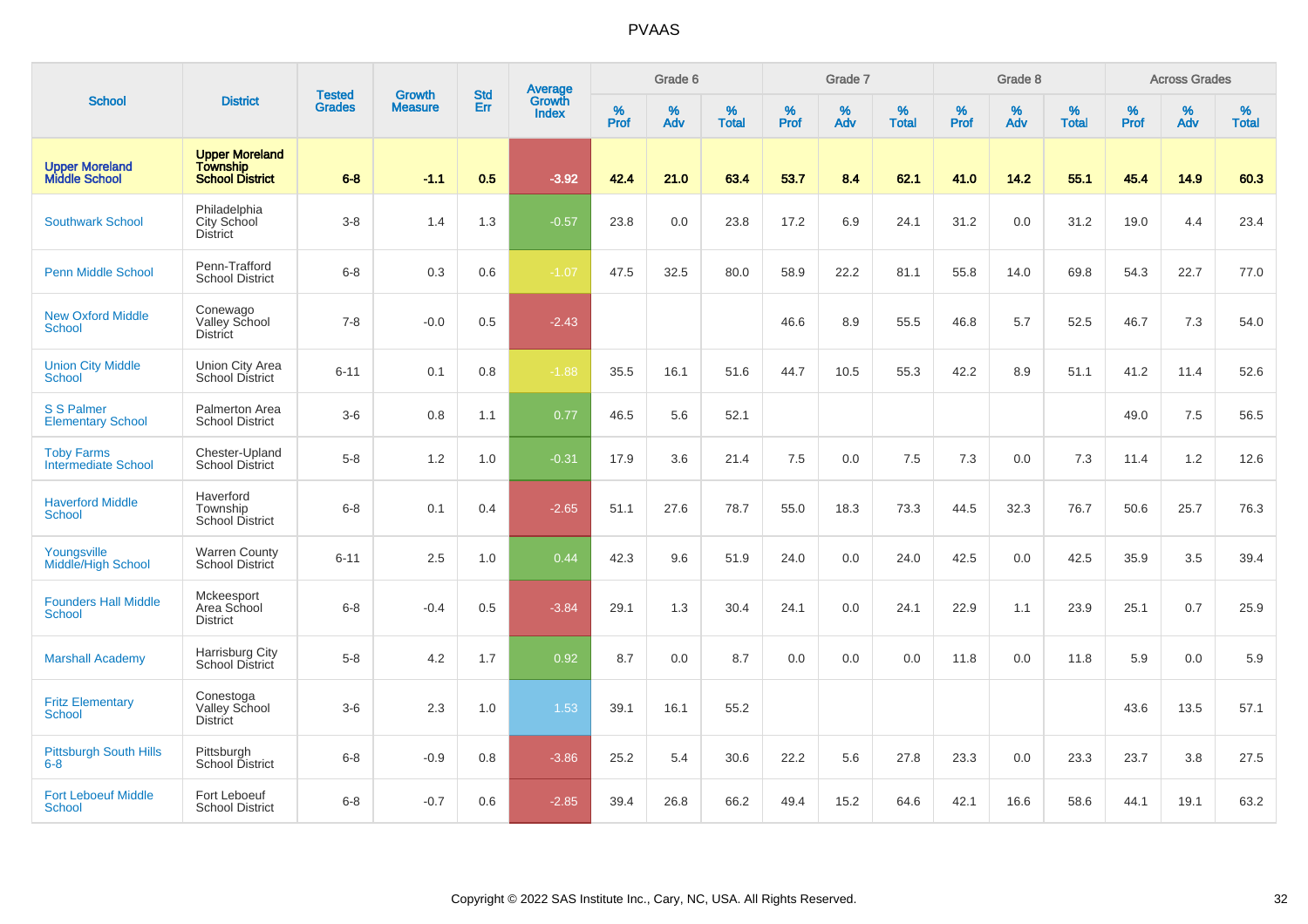PVAAS

| School | District | Tested Grades | Growth Measure | Std Err | Average Growth Index | Grade 6 | | | Grade 7 | | | Grade 8 | | | Across Grades | | |
|---|---|---|---|---|---|---|---|---|---|---|---|---|---|---|---|---|---|
| | | | | | | % Prof | % Adv | % Total | % Prof | % Adv | % Total | % Prof | % Adv | % Total | % Prof | % Adv | % Total |
| **Upper Moreland Middle School** | **Upper Moreland Township School District** | **6-8** | **-1.1** | **0.5** | **-3.92** | **42.4** | **21.0** | **63.4** | **53.7** | **8.4** | **62.1** | **41.0** | **14.2** | **55.1** | **45.4** | **14.9** | **60.3** |
| Southwark School | Philadelphia City School District | 3-8 | 1.4 | 1.3 | -0.57 | 23.8 | 0.0 | 23.8 | 17.2 | 6.9 | 24.1 | 31.2 | 0.0 | 31.2 | 19.0 | 4.4 | 23.4 |
| Penn Middle School | Penn-Trafford School District | 6-8 | 0.3 | 0.6 | -1.07 | 47.5 | 32.5 | 80.0 | 58.9 | 22.2 | 81.1 | 55.8 | 14.0 | 69.8 | 54.3 | 22.7 | 77.0 |
| New Oxford Middle School | Conewago Valley School District | 7-8 | -0.0 | 0.5 | -2.43 | | | | 46.6 | 8.9 | 55.5 | 46.8 | 5.7 | 52.5 | 46.7 | 7.3 | 54.0 |
| Union City Middle School | Union City Area School District | 6-11 | 0.1 | 0.8 | -1.88 | 35.5 | 16.1 | 51.6 | 44.7 | 10.5 | 55.3 | 42.2 | 8.9 | 51.1 | 41.2 | 11.4 | 52.6 |
| S S Palmer Elementary School | Palmerton Area School District | 3-6 | 0.8 | 1.1 | 0.77 | 46.5 | 5.6 | 52.1 | | | | | | | 49.0 | 7.5 | 56.5 |
| Toby Farms Intermediate School | Chester-Upland School District | 5-8 | 1.2 | 1.0 | -0.31 | 17.9 | 3.6 | 21.4 | 7.5 | 0.0 | 7.5 | 7.3 | 0.0 | 7.3 | 11.4 | 1.2 | 12.6 |
| Haverford Middle School | Haverford Township School District | 6-8 | 0.1 | 0.4 | -2.65 | 51.1 | 27.6 | 78.7 | 55.0 | 18.3 | 73.3 | 44.5 | 32.3 | 76.7 | 50.6 | 25.7 | 76.3 |
| Youngsville Middle/High School | Warren County School District | 6-11 | 2.5 | 1.0 | 0.44 | 42.3 | 9.6 | 51.9 | 24.0 | 0.0 | 24.0 | 42.5 | 0.0 | 42.5 | 35.9 | 3.5 | 39.4 |
| Founders Hall Middle School | Mckeesport Area School District | 6-8 | -0.4 | 0.5 | -3.84 | 29.1 | 1.3 | 30.4 | 24.1 | 0.0 | 24.1 | 22.9 | 1.1 | 23.9 | 25.1 | 0.7 | 25.9 |
| Marshall Academy | Harrisburg City School District | 5-8 | 4.2 | 1.7 | 0.92 | 8.7 | 0.0 | 8.7 | 0.0 | 0.0 | 0.0 | 11.8 | 0.0 | 11.8 | 5.9 | 0.0 | 5.9 |
| Fritz Elementary School | Conestoga Valley School District | 3-6 | 2.3 | 1.0 | 1.53 | 39.1 | 16.1 | 55.2 | | | | | | | 43.6 | 13.5 | 57.1 |
| Pittsburgh South Hills 6-8 | Pittsburgh School District | 6-8 | -0.9 | 0.8 | -3.86 | 25.2 | 5.4 | 30.6 | 22.2 | 5.6 | 27.8 | 23.3 | 0.0 | 23.3 | 23.7 | 3.8 | 27.5 |
| Fort Leboeuf Middle School | Fort Leboeuf School District | 6-8 | -0.7 | 0.6 | -2.85 | 39.4 | 26.8 | 66.2 | 49.4 | 15.2 | 64.6 | 42.1 | 16.6 | 58.6 | 44.1 | 19.1 | 63.2 |

Copyright © 2022 SAS Institute Inc., Cary, NC, USA. All Rights Reserved.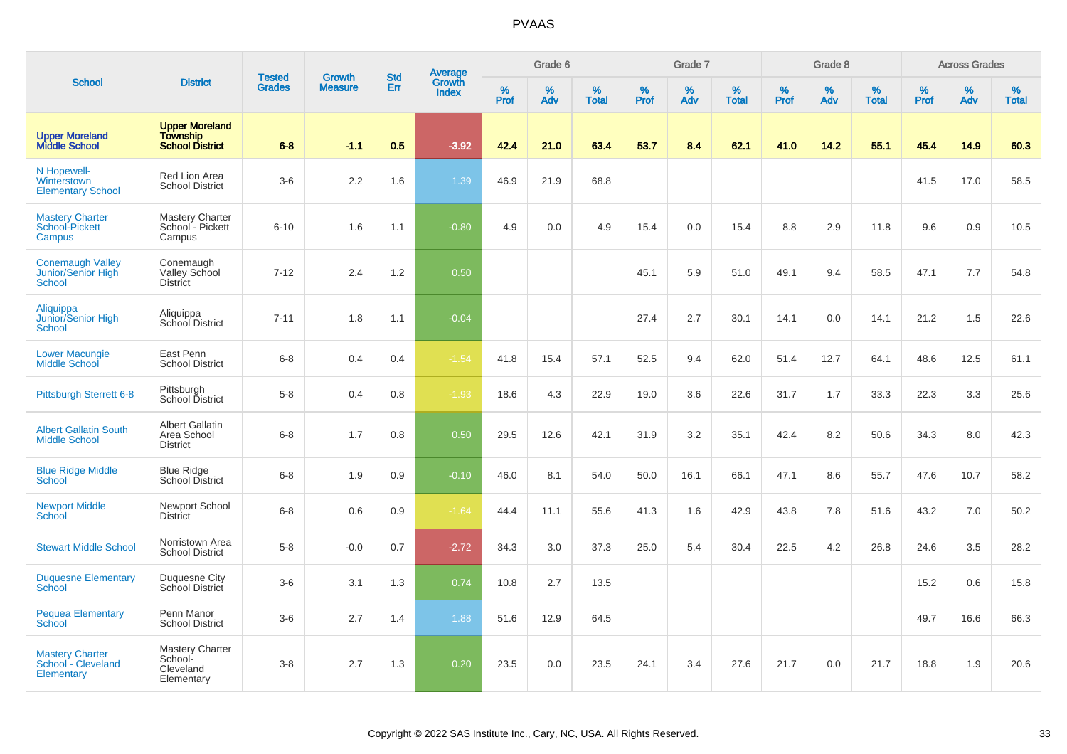# PVAAS

| School | District | Tested Grades | Growth Measure | Std Err | Average Growth Index | Grade 6 | | | Grade 7 | | | Grade 8 | | | Across Grades | | |
|---|---|---|---|---|---|---|---|---|---|---|---|---|---|---|---|---|---|
| | | | | | | % Prof | % Adv | % Total | % Prof | % Adv | % Total | % Prof | % Adv | % Total | % Prof | % Adv | % Total |
| **Upper Moreland Middle School** | **Upper Moreland Township School District** | **6-8** | **-1.1** | **0.5** | **-3.92** | **42.4** | **21.0** | **63.4** | **53.7** | **8.4** | **62.1** | **41.0** | **14.2** | **55.1** | **45.4** | **14.9** | **60.3** |
| N Hopewell-Winterstown Elementary School | Red Lion Area School District | 3-6 | 2.2 | 1.6 | 1.39 | 46.9 | 21.9 | 68.8 | | | | | | | 41.5 | 17.0 | 58.5 |
| Mastery Charter School-Pickett Campus | Mastery Charter School - Pickett Campus | 6-10 | 1.6 | 1.1 | -0.80 | 4.9 | 0.0 | 4.9 | 15.4 | 0.0 | 15.4 | 8.8 | 2.9 | 11.8 | 9.6 | 0.9 | 10.5 |
| Conemaugh Valley Junior/Senior High School | Conemaugh Valley School District | 7-12 | 2.4 | 1.2 | 0.50 | | | | 45.1 | 5.9 | 51.0 | 49.1 | 9.4 | 58.5 | 47.1 | 7.7 | 54.8 |
| Aliquippa Junior/Senior High School | Aliquippa School District | 7-11 | 1.8 | 1.1 | -0.04 | | | | 27.4 | 2.7 | 30.1 | 14.1 | 0.0 | 14.1 | 21.2 | 1.5 | 22.6 |
| Lower Macungie Middle School | East Penn School District | 6-8 | 0.4 | 0.4 | -1.54 | 41.8 | 15.4 | 57.1 | 52.5 | 9.4 | 62.0 | 51.4 | 12.7 | 64.1 | 48.6 | 12.5 | 61.1 |
| Pittsburgh Sterrett 6-8 | Pittsburgh School District | 5-8 | 0.4 | 0.8 | -1.93 | 18.6 | 4.3 | 22.9 | 19.0 | 3.6 | 22.6 | 31.7 | 1.7 | 33.3 | 22.3 | 3.3 | 25.6 |
| Albert Gallatin South Middle School | Albert Gallatin Area School District | 6-8 | 1.7 | 0.8 | 0.50 | 29.5 | 12.6 | 42.1 | 31.9 | 3.2 | 35.1 | 42.4 | 8.2 | 50.6 | 34.3 | 8.0 | 42.3 |
| Blue Ridge Middle School | Blue Ridge School District | 6-8 | 1.9 | 0.9 | -0.10 | 46.0 | 8.1 | 54.0 | 50.0 | 16.1 | 66.1 | 47.1 | 8.6 | 55.7 | 47.6 | 10.7 | 58.2 |
| Newport Middle School | Newport School District | 6-8 | 0.6 | 0.9 | -1.64 | 44.4 | 11.1 | 55.6 | 41.3 | 1.6 | 42.9 | 43.8 | 7.8 | 51.6 | 43.2 | 7.0 | 50.2 |
| Stewart Middle School | Norristown Area School District | 5-8 | -0.0 | 0.7 | -2.72 | 34.3 | 3.0 | 37.3 | 25.0 | 5.4 | 30.4 | 22.5 | 4.2 | 26.8 | 24.6 | 3.5 | 28.2 |
| Duquesne Elementary School | Duquesne City School District | 3-6 | 3.1 | 1.3 | 0.74 | 10.8 | 2.7 | 13.5 | | | | | | | 15.2 | 0.6 | 15.8 |
| Pequea Elementary School | Penn Manor School District | 3-6 | 2.7 | 1.4 | 1.88 | 51.6 | 12.9 | 64.5 | | | | | | | 49.7 | 16.6 | 66.3 |
| Mastery Charter School - Cleveland Elementary | Mastery Charter School-Cleveland Elementary | 3-8 | 2.7 | 1.3 | 0.20 | 23.5 | 0.0 | 23.5 | 24.1 | 3.4 | 27.6 | 21.7 | 0.0 | 21.7 | 18.8 | 1.9 | 20.6 |

Copyright © 2022 SAS Institute Inc., Cary, NC, USA. All Rights Reserved.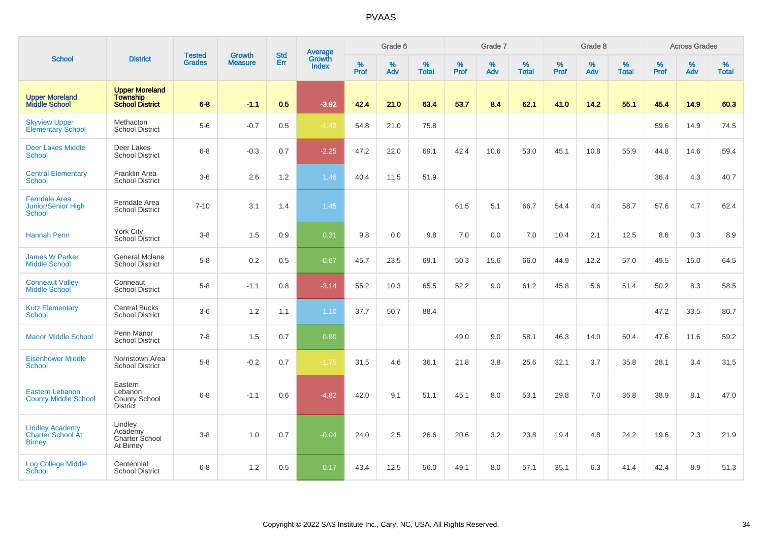# PVAAS

| School | District | Tested Grades | Growth Measure | Std Err | Average Growth Index | Grade 6 | | | Grade 7 | | | Grade 8 | | | Across Grades | | |
|---|---|---|---|---|---|---|---|---|---|---|---|---|---|---|---|---|---|
| | | | | | | % Prof | % Adv | % Total | % Prof | % Adv | % Total | % Prof | % Adv | % Total | % Prof | % Adv | % Total |
| **Upper Moreland Middle School** | **Upper Moreland Township School District** | **6-8** | **-1.1** | **0.5** | **-3.92** | **42.4** | **21.0** | **63.4** | **53.7** | **8.4** | **62.1** | **41.0** | **14.2** | **55.1** | **45.4** | **14.9** | **60.3** |
| Skyview Upper Elementary School | Methacton School District | 5-6 | -0.7 | 0.5 | -1.42 | 54.8 | 21.0 | 75.8 | | | | | | | 59.6 | 14.9 | 74.5 |
| Deer Lakes Middle School | Deer Lakes School District | 6-8 | -0.3 | 0.7 | -2.25 | 47.2 | 22.0 | 69.1 | 42.4 | 10.6 | 53.0 | 45.1 | 10.8 | 55.9 | 44.8 | 14.6 | 59.4 |
| Central Elementary School | Franklin Area School District | 3-6 | 2.6 | 1.2 | 1.46 | 40.4 | 11.5 | 51.9 | | | | | | | 36.4 | 4.3 | 40.7 |
| Ferndale Area Junior/Senior High School | Ferndale Area School District | 7-10 | 3.1 | 1.4 | 1.45 | | | | 61.5 | 5.1 | 66.7 | 54.4 | 4.4 | 58.7 | 57.6 | 4.7 | 62.4 |
| Hannah Penn | York City School District | 3-8 | 1.5 | 0.9 | 0.31 | 9.8 | 0.0 | 9.8 | 7.0 | 0.0 | 7.0 | 10.4 | 2.1 | 12.5 | 8.6 | 0.3 | 8.9 |
| James W Parker Middle School | General Mclane School District | 5-8 | 0.2 | 0.5 | -0.87 | 45.7 | 23.5 | 69.1 | 50.3 | 15.6 | 66.0 | 44.9 | 12.2 | 57.0 | 49.5 | 15.0 | 64.5 |
| Conneaut Valley Middle School | Conneaut School District | 5-8 | -1.1 | 0.8 | -3.14 | 55.2 | 10.3 | 65.5 | 52.2 | 9.0 | 61.2 | 45.8 | 5.6 | 51.4 | 50.2 | 8.3 | 58.5 |
| Kutz Elementary School | Central Bucks School District | 3-6 | 1.2 | 1.1 | 1.10 | 37.7 | 50.7 | 88.4 | | | | | | | 47.2 | 33.5 | 80.7 |
| Manor Middle School | Penn Manor School District | 7-8 | 1.5 | 0.7 | 0.90 | | | | 49.0 | 9.0 | 58.1 | 46.3 | 14.0 | 60.4 | 47.6 | 11.6 | 59.2 |
| Eisenhower Middle School | Norristown Area School District | 5-8 | -0.2 | 0.7 | -1.75 | 31.5 | 4.6 | 36.1 | 21.8 | 3.8 | 25.6 | 32.1 | 3.7 | 35.8 | 28.1 | 3.4 | 31.5 |
| Eastern Lebanon County Middle School | Eastern Lebanon County School District | 6-8 | -1.1 | 0.6 | -4.82 | 42.0 | 9.1 | 51.1 | 45.1 | 8.0 | 53.1 | 29.8 | 7.0 | 36.8 | 38.9 | 8.1 | 47.0 |
| Lindley Academy Charter School At Birney | Lindley Academy Charter School At Birney | 3-8 | 1.0 | 0.7 | -0.04 | 24.0 | 2.5 | 26.6 | 20.6 | 3.2 | 23.8 | 19.4 | 4.8 | 24.2 | 19.6 | 2.3 | 21.9 |
| Log College Middle School | Centennial School District | 6-8 | 1.2 | 0.5 | 0.17 | 43.4 | 12.5 | 56.0 | 49.1 | 8.0 | 57.1 | 35.1 | 6.3 | 41.4 | 42.4 | 8.9 | 51.3 |

Copyright © 2022 SAS Institute Inc., Cary, NC, USA. All Rights Reserved.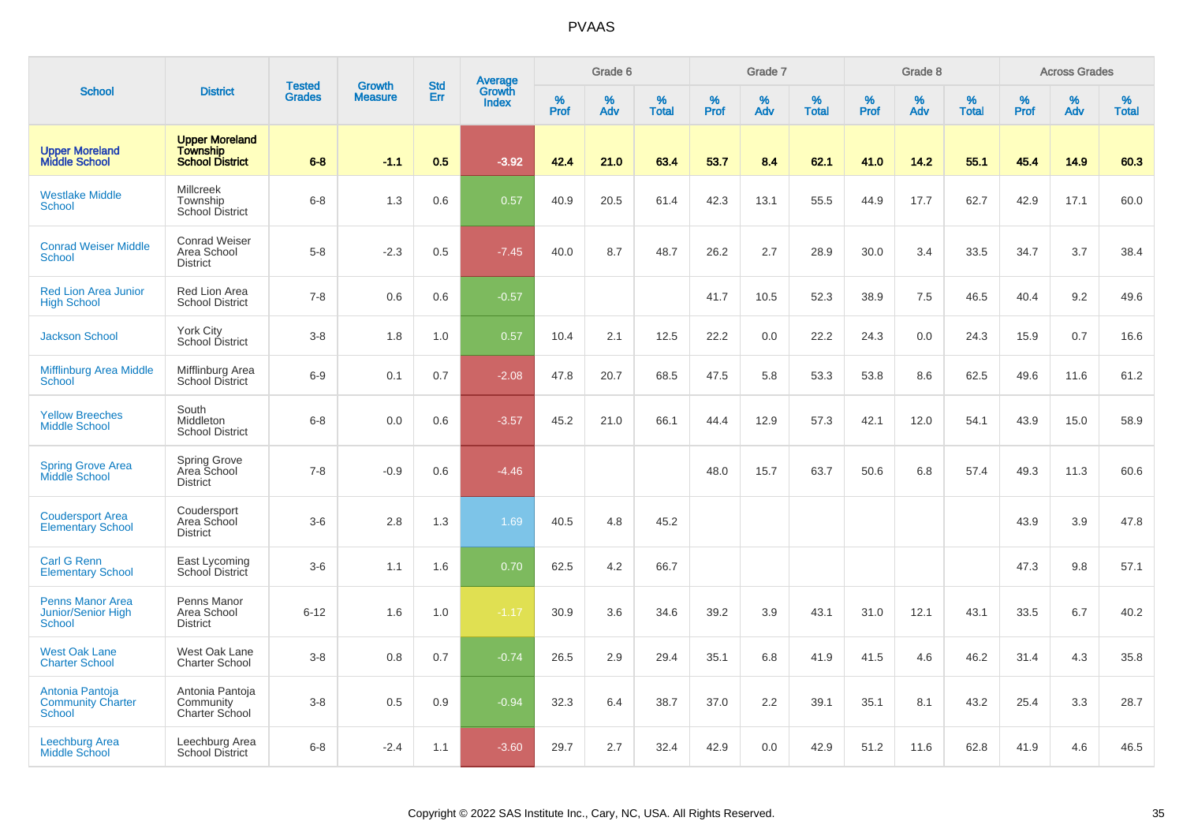# PVAAS

| School | District | Tested Grades | Growth Measure | Std Err | Average Growth Index | Grade 6 | | | Grade 7 | | | Grade 8 | | | Across Grades | | |
|---|---|---|---|---|---|---|---|---|---|---|---|---|---|---|---|---|---|
| | | | | | | % Prof | % Adv | % Total | % Prof | % Adv | % Total | % Prof | % Adv | % Total | % Prof | % Adv | % Total |
| **Upper Moreland Middle School** | **Upper Moreland Township School District** | **6-8** | **-1.1** | **0.5** | **-3.92** | **42.4** | **21.0** | **63.4** | **53.7** | **8.4** | **62.1** | **41.0** | **14.2** | **55.1** | **45.4** | **14.9** | **60.3** |
| Westlake Middle School | Millcreek Township School District | 6-8 | 1.3 | 0.6 | 0.57 | 40.9 | 20.5 | 61.4 | 42.3 | 13.1 | 55.5 | 44.9 | 17.7 | 62.7 | 42.9 | 17.1 | 60.0 |
| Conrad Weiser Middle School | Conrad Weiser Area School District | 5-8 | -2.3 | 0.5 | -7.45 | 40.0 | 8.7 | 48.7 | 26.2 | 2.7 | 28.9 | 30.0 | 3.4 | 33.5 | 34.7 | 3.7 | 38.4 |
| Red Lion Area Junior High School | Red Lion Area School District | 7-8 | 0.6 | 0.6 | -0.57 | | | | 41.7 | 10.5 | 52.3 | 38.9 | 7.5 | 46.5 | 40.4 | 9.2 | 49.6 |
| Jackson School | York City School District | 3-8 | 1.8 | 1.0 | 0.57 | 10.4 | 2.1 | 12.5 | 22.2 | 0.0 | 22.2 | 24.3 | 0.0 | 24.3 | 15.9 | 0.7 | 16.6 |
| Mifflinburg Area Middle School | Mifflinburg Area School District | 6-9 | 0.1 | 0.7 | -2.08 | 47.8 | 20.7 | 68.5 | 47.5 | 5.8 | 53.3 | 53.8 | 8.6 | 62.5 | 49.6 | 11.6 | 61.2 |
| Yellow Breeches Middle School | South Middleton School District | 6-8 | 0.0 | 0.6 | -3.57 | 45.2 | 21.0 | 66.1 | 44.4 | 12.9 | 57.3 | 42.1 | 12.0 | 54.1 | 43.9 | 15.0 | 58.9 |
| Spring Grove Area Middle School | Spring Grove Area School District | 7-8 | -0.9 | 0.6 | -4.46 | | | | 48.0 | 15.7 | 63.7 | 50.6 | 6.8 | 57.4 | 49.3 | 11.3 | 60.6 |
| Coudersport Area Elementary School | Coudersport Area School District | 3-6 | 2.8 | 1.3 | 1.69 | 40.5 | 4.8 | 45.2 | | | | | | | 43.9 | 3.9 | 47.8 |
| Carl G Renn Elementary School | East Lycoming School District | 3-6 | 1.1 | 1.6 | 0.70 | 62.5 | 4.2 | 66.7 | | | | | | | 47.3 | 9.8 | 57.1 |
| Penns Manor Area Junior/Senior High School | Penns Manor Area School District | 6-12 | 1.6 | 1.0 | -1.17 | 30.9 | 3.6 | 34.6 | 39.2 | 3.9 | 43.1 | 31.0 | 12.1 | 43.1 | 33.5 | 6.7 | 40.2 |
| West Oak Lane Charter School | West Oak Lane Charter School | 3-8 | 0.8 | 0.7 | -0.74 | 26.5 | 2.9 | 29.4 | 35.1 | 6.8 | 41.9 | 41.5 | 4.6 | 46.2 | 31.4 | 4.3 | 35.8 |
| Antonia Pantoja Community Charter School | Antonia Pantoja Community Charter School | 3-8 | 0.5 | 0.9 | -0.94 | 32.3 | 6.4 | 38.7 | 37.0 | 2.2 | 39.1 | 35.1 | 8.1 | 43.2 | 25.4 | 3.3 | 28.7 |
| Leechburg Area Middle School | Leechburg Area School District | 6-8 | -2.4 | 1.1 | -3.60 | 29.7 | 2.7 | 32.4 | 42.9 | 0.0 | 42.9 | 51.2 | 11.6 | 62.8 | 41.9 | 4.6 | 46.5 |

Copyright © 2022 SAS Institute Inc., Cary, NC, USA. All Rights Reserved.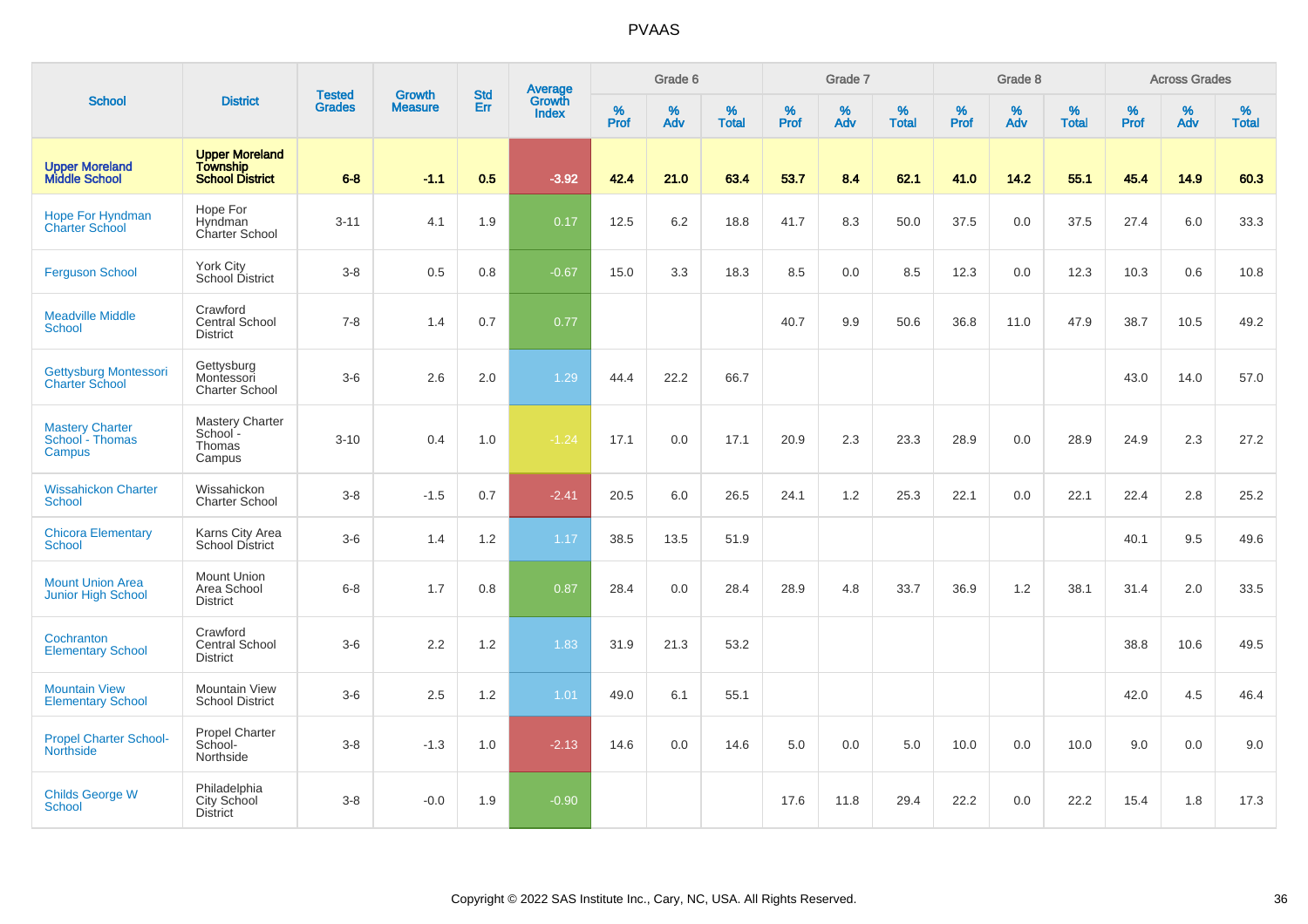PVAAS

| School | District | Tested Grades | Growth Measure | Std Err | Average Growth Index | Grade 6 | | | Grade 7 | | | Grade 8 | | | Across Grades | | |
|---|---|---|---|---|---|---|---|---|---|---|---|---|---|---|---|---|---|
| | | | | | | % Prof | % Adv | % Total | % Prof | % Adv | % Total | % Prof | % Adv | % Total | % Prof | % Adv | % Total |
| **Upper Moreland Middle School** | **Upper Moreland Township School District** | **6-8** | **-1.1** | **0.5** | **-3.92** | **42.4** | **21.0** | **63.4** | **53.7** | **8.4** | **62.1** | **41.0** | **14.2** | **55.1** | **45.4** | **14.9** | **60.3** |
| Hope For Hyndman Charter School | Hope For Hyndman Charter School | 3-11 | 4.1 | 1.9 | 0.17 | 12.5 | 6.2 | 18.8 | 41.7 | 8.3 | 50.0 | 37.5 | 0.0 | 37.5 | 27.4 | 6.0 | 33.3 |
| Ferguson School | York City School District | 3-8 | 0.5 | 0.8 | -0.67 | 15.0 | 3.3 | 18.3 | 8.5 | 0.0 | 8.5 | 12.3 | 0.0 | 12.3 | 10.3 | 0.6 | 10.8 |
| Meadville Middle School | Crawford Central School District | 7-8 | 1.4 | 0.7 | 0.77 | | | | 40.7 | 9.9 | 50.6 | 36.8 | 11.0 | 47.9 | 38.7 | 10.5 | 49.2 |
| Gettysburg Montessori Charter School | Gettysburg Montessori Charter School | 3-6 | 2.6 | 2.0 | 1.29 | 44.4 | 22.2 | 66.7 | | | | | | | 43.0 | 14.0 | 57.0 |
| Mastery Charter School - Thomas Campus | Mastery Charter School - Thomas Campus | 3-10 | 0.4 | 1.0 | -1.24 | 17.1 | 0.0 | 17.1 | 20.9 | 2.3 | 23.3 | 28.9 | 0.0 | 28.9 | 24.9 | 2.3 | 27.2 |
| Wissahickon Charter School | Wissahickon Charter School | 3-8 | -1.5 | 0.7 | -2.41 | 20.5 | 6.0 | 26.5 | 24.1 | 1.2 | 25.3 | 22.1 | 0.0 | 22.1 | 22.4 | 2.8 | 25.2 |
| Chicora Elementary School | Karns City Area School District | 3-6 | 1.4 | 1.2 | 1.17 | 38.5 | 13.5 | 51.9 | | | | | | | 40.1 | 9.5 | 49.6 |
| Mount Union Area Junior High School | Mount Union Area School District | 6-8 | 1.7 | 0.8 | 0.87 | 28.4 | 0.0 | 28.4 | 28.9 | 4.8 | 33.7 | 36.9 | 1.2 | 38.1 | 31.4 | 2.0 | 33.5 |
| Cochranton Elementary School | Crawford Central School District | 3-6 | 2.2 | 1.2 | 1.83 | 31.9 | 21.3 | 53.2 | | | | | | | 38.8 | 10.6 | 49.5 |
| Mountain View Elementary School | Mountain View School District | 3-6 | 2.5 | 1.2 | 1.01 | 49.0 | 6.1 | 55.1 | | | | | | | 42.0 | 4.5 | 46.4 |
| Propel Charter School-Northside | Propel Charter School-Northside | 3-8 | -1.3 | 1.0 | -2.13 | 14.6 | 0.0 | 14.6 | 5.0 | 0.0 | 5.0 | 10.0 | 0.0 | 10.0 | 9.0 | 0.0 | 9.0 |
| Childs George W School | Philadelphia City School District | 3-8 | -0.0 | 1.9 | -0.90 | | | | 17.6 | 11.8 | 29.4 | 22.2 | 0.0 | 22.2 | 15.4 | 1.8 | 17.3 |

Copyright © 2022 SAS Institute Inc., Cary, NC, USA. All Rights Reserved.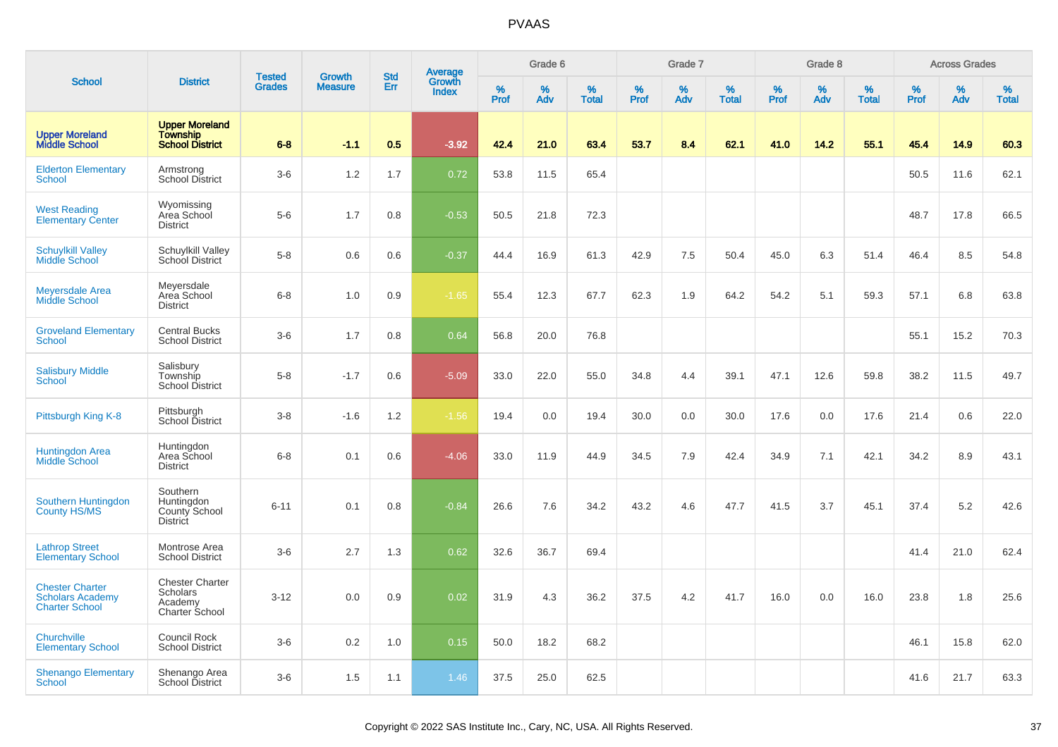# PVAAS

| School | District | Tested Grades | Growth Measure | Std Err | Average Growth Index | Grade 6 | | | Grade 7 | | | Grade 8 | | | Across Grades | | |
|---|---|---|---|---|---|---|---|---|---|---|---|---|---|---|---|---|---|
| | | | | | | % Prof | % Adv | % Total | % Prof | % Adv | % Total | % Prof | % Adv | % Total | % Prof | % Adv | % Total |
| **Upper Moreland Middle School** | **Upper Moreland Township School District** | **6-8** | **-1.1** | **0.5** | **-3.92** | **42.4** | **21.0** | **63.4** | **53.7** | **8.4** | **62.1** | **41.0** | **14.2** | **55.1** | **45.4** | **14.9** | **60.3** |
| Elderton Elementary School | Armstrong School District | 3-6 | 1.2 | 1.7 | 0.72 | 53.8 | 11.5 | 65.4 | | | | | | | 50.5 | 11.6 | 62.1 |
| West Reading Elementary Center | Wyomissing Area School District | 5-6 | 1.7 | 0.8 | -0.53 | 50.5 | 21.8 | 72.3 | | | | | | | 48.7 | 17.8 | 66.5 |
| Schuylkill Valley Middle School | Schuylkill Valley School District | 5-8 | 0.6 | 0.6 | -0.37 | 44.4 | 16.9 | 61.3 | 42.9 | 7.5 | 50.4 | 45.0 | 6.3 | 51.4 | 46.4 | 8.5 | 54.8 |
| Meyersdale Area Middle School | Meyersdale Area School District | 6-8 | 1.0 | 0.9 | -1.65 | 55.4 | 12.3 | 67.7 | 62.3 | 1.9 | 64.2 | 54.2 | 5.1 | 59.3 | 57.1 | 6.8 | 63.8 |
| Groveland Elementary School | Central Bucks School District | 3-6 | 1.7 | 0.8 | 0.64 | 56.8 | 20.0 | 76.8 | | | | | | | 55.1 | 15.2 | 70.3 |
| Salisbury Middle School | Salisbury Township School District | 5-8 | -1.7 | 0.6 | -5.09 | 33.0 | 22.0 | 55.0 | 34.8 | 4.4 | 39.1 | 47.1 | 12.6 | 59.8 | 38.2 | 11.5 | 49.7 |
| Pittsburgh King K-8 | Pittsburgh School District | 3-8 | -1.6 | 1.2 | -1.56 | 19.4 | 0.0 | 19.4 | 30.0 | 0.0 | 30.0 | 17.6 | 0.0 | 17.6 | 21.4 | 0.6 | 22.0 |
| Huntingdon Area Middle School | Huntingdon Area School District | 6-8 | 0.1 | 0.6 | -4.06 | 33.0 | 11.9 | 44.9 | 34.5 | 7.9 | 42.4 | 34.9 | 7.1 | 42.1 | 34.2 | 8.9 | 43.1 |
| Southern Huntingdon County HS/MS | Southern Huntingdon County School District | 6-11 | 0.1 | 0.8 | -0.84 | 26.6 | 7.6 | 34.2 | 43.2 | 4.6 | 47.7 | 41.5 | 3.7 | 45.1 | 37.4 | 5.2 | 42.6 |
| Lathrop Street Elementary School | Montrose Area School District | 3-6 | 2.7 | 1.3 | 0.62 | 32.6 | 36.7 | 69.4 | | | | | | | 41.4 | 21.0 | 62.4 |
| Chester Charter Scholars Academy Charter School | Chester Charter Scholars Academy Charter School | 3-12 | 0.0 | 0.9 | 0.02 | 31.9 | 4.3 | 36.2 | 37.5 | 4.2 | 41.7 | 16.0 | 0.0 | 16.0 | 23.8 | 1.8 | 25.6 |
| Churchville Elementary School | Council Rock School District | 3-6 | 0.2 | 1.0 | 0.15 | 50.0 | 18.2 | 68.2 | | | | | | | 46.1 | 15.8 | 62.0 |
| Shenango Elementary School | Shenango Area School District | 3-6 | 1.5 | 1.1 | 1.46 | 37.5 | 25.0 | 62.5 | | | | | | | 41.6 | 21.7 | 63.3 |

Copyright © 2022 SAS Institute Inc., Cary, NC, USA. All Rights Reserved.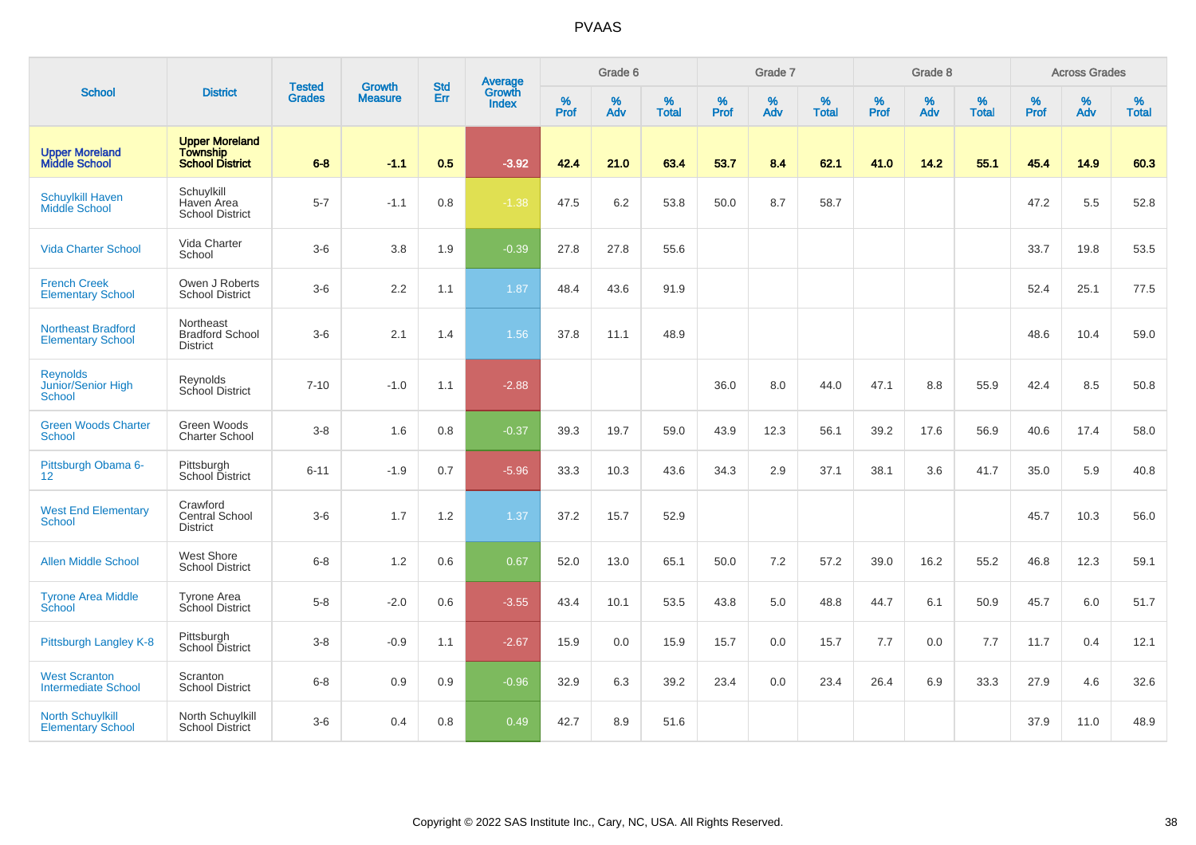# PVAAS

| School | District | Tested Grades | Growth Measure | Std Err | Average Growth Index | Grade 6 | | | Grade 7 | | | Grade 8 | | | Across Grades | | |
|---|---|---|---|---|---|---|---|---|---|---|---|---|---|---|---|---|---|
| | | | | | | % Prof | % Adv | % Total | % Prof | % Adv | % Total | % Prof | % Adv | % Total | % Prof | % Adv | % Total |
| **Upper Moreland Middle School** | **Upper Moreland Township School District** | **6-8** | **-1.1** | **0.5** | **-3.92** | **42.4** | **21.0** | **63.4** | **53.7** | **8.4** | **62.1** | **41.0** | **14.2** | **55.1** | **45.4** | **14.9** | **60.3** |
| Schuylkill Haven Middle School | Schuylkill Haven Area School District | 5-7 | -1.1 | 0.8 | -1.38 | 47.5 | 6.2 | 53.8 | 50.0 | 8.7 | 58.7 | | | | 47.2 | 5.5 | 52.8 |
| Vida Charter School | Vida Charter School | 3-6 | 3.8 | 1.9 | -0.39 | 27.8 | 27.8 | 55.6 | | | | | | | 33.7 | 19.8 | 53.5 |
| French Creek Elementary School | Owen J Roberts School District | 3-6 | 2.2 | 1.1 | 1.87 | 48.4 | 43.6 | 91.9 | | | | | | | 52.4 | 25.1 | 77.5 |
| Northeast Bradford Elementary School | Northeast Bradford School District | 3-6 | 2.1 | 1.4 | 1.56 | 37.8 | 11.1 | 48.9 | | | | | | | 48.6 | 10.4 | 59.0 |
| Reynolds Junior/Senior High School | Reynolds School District | 7-10 | -1.0 | 1.1 | -2.88 | | | | 36.0 | 8.0 | 44.0 | 47.1 | 8.8 | 55.9 | 42.4 | 8.5 | 50.8 |
| Green Woods Charter School | Green Woods Charter School | 3-8 | 1.6 | 0.8 | -0.37 | 39.3 | 19.7 | 59.0 | 43.9 | 12.3 | 56.1 | 39.2 | 17.6 | 56.9 | 40.6 | 17.4 | 58.0 |
| Pittsburgh Obama 6-12 | Pittsburgh School District | 6-11 | -1.9 | 0.7 | -5.96 | 33.3 | 10.3 | 43.6 | 34.3 | 2.9 | 37.1 | 38.1 | 3.6 | 41.7 | 35.0 | 5.9 | 40.8 |
| West End Elementary School | Crawford Central School District | 3-6 | 1.7 | 1.2 | 1.37 | 37.2 | 15.7 | 52.9 | | | | | | | 45.7 | 10.3 | 56.0 |
| Allen Middle School | West Shore School District | 6-8 | 1.2 | 0.6 | 0.67 | 52.0 | 13.0 | 65.1 | 50.0 | 7.2 | 57.2 | 39.0 | 16.2 | 55.2 | 46.8 | 12.3 | 59.1 |
| Tyrone Area Middle School | Tyrone Area School District | 5-8 | -2.0 | 0.6 | -3.55 | 43.4 | 10.1 | 53.5 | 43.8 | 5.0 | 48.8 | 44.7 | 6.1 | 50.9 | 45.7 | 6.0 | 51.7 |
| Pittsburgh Langley K-8 | Pittsburgh School District | 3-8 | -0.9 | 1.1 | -2.67 | 15.9 | 0.0 | 15.9 | 15.7 | 0.0 | 15.7 | 7.7 | 0.0 | 7.7 | 11.7 | 0.4 | 12.1 |
| West Scranton Intermediate School | Scranton School District | 6-8 | 0.9 | 0.9 | -0.96 | 32.9 | 6.3 | 39.2 | 23.4 | 0.0 | 23.4 | 26.4 | 6.9 | 33.3 | 27.9 | 4.6 | 32.6 |
| North Schuylkill Elementary School | North Schuylkill School District | 3-6 | 0.4 | 0.8 | 0.49 | 42.7 | 8.9 | 51.6 | | | | | | | 37.9 | 11.0 | 48.9 |

Copyright © 2022 SAS Institute Inc., Cary, NC, USA. All Rights Reserved.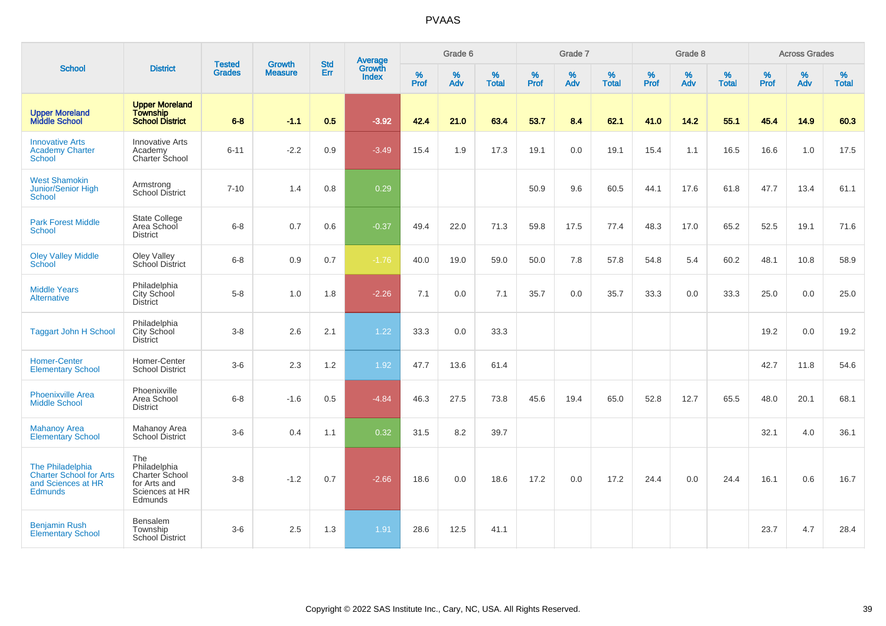# PVAAS

| School | District | Tested Grades | Growth Measure | Std Err | Average Growth Index | Grade 6 | | | Grade 7 | | | Grade 8 | | | Across Grades | | |
|---|---|---|---|---|---|---|---|---|---|---|---|---|---|---|---|---|---|
| | | | | | | % Prof | % Adv | % Total | % Prof | % Adv | % Total | % Prof | % Adv | % Total | % Prof | % Adv | % Total |
| **Upper Moreland Middle School** | **Upper Moreland Township School District** | **6-8** | **-1.1** | **0.5** | **-3.92** | **42.4** | **21.0** | **63.4** | **53.7** | **8.4** | **62.1** | **41.0** | **14.2** | **55.1** | **45.4** | **14.9** | **60.3** |
| Innovative Arts Academy Charter School | Innovative Arts Academy Charter School | 6-11 | -2.2 | 0.9 | -3.49 | 15.4 | 1.9 | 17.3 | 19.1 | 0.0 | 19.1 | 15.4 | 1.1 | 16.5 | 16.6 | 1.0 | 17.5 |
| West Shamokin Junior/Senior High School | Armstrong School District | 7-10 | 1.4 | 0.8 | 0.29 | | | | 50.9 | 9.6 | 60.5 | 44.1 | 17.6 | 61.8 | 47.7 | 13.4 | 61.1 |
| Park Forest Middle School | State College Area School District | 6-8 | 0.7 | 0.6 | -0.37 | 49.4 | 22.0 | 71.3 | 59.8 | 17.5 | 77.4 | 48.3 | 17.0 | 65.2 | 52.5 | 19.1 | 71.6 |
| Oley Valley Middle School | Oley Valley School District | 6-8 | 0.9 | 0.7 | -1.76 | 40.0 | 19.0 | 59.0 | 50.0 | 7.8 | 57.8 | 54.8 | 5.4 | 60.2 | 48.1 | 10.8 | 58.9 |
| Middle Years Alternative | Philadelphia City School District | 5-8 | 1.0 | 1.8 | -2.26 | 7.1 | 0.0 | 7.1 | 35.7 | 0.0 | 35.7 | 33.3 | 0.0 | 33.3 | 25.0 | 0.0 | 25.0 |
| Taggart John H School | Philadelphia City School District | 3-8 | 2.6 | 2.1 | 1.22 | 33.3 | 0.0 | 33.3 | | | | | | | 19.2 | 0.0 | 19.2 |
| Homer-Center Elementary School | Homer-Center School District | 3-6 | 2.3 | 1.2 | 1.92 | 47.7 | 13.6 | 61.4 | | | | | | | 42.7 | 11.8 | 54.6 |
| Phoenixville Area Middle School | Phoenixville Area School District | 6-8 | -1.6 | 0.5 | -4.84 | 46.3 | 27.5 | 73.8 | 45.6 | 19.4 | 65.0 | 52.8 | 12.7 | 65.5 | 48.0 | 20.1 | 68.1 |
| Mahanoy Area Elementary School | Mahanoy Area School District | 3-6 | 0.4 | 1.1 | 0.32 | 31.5 | 8.2 | 39.7 | | | | | | | 32.1 | 4.0 | 36.1 |
| The Philadelphia Charter School for Arts and Sciences at HR Edmunds | The Philadelphia Charter School for Arts and Sciences at HR Edmunds | 3-8 | -1.2 | 0.7 | -2.66 | 18.6 | 0.0 | 18.6 | 17.2 | 0.0 | 17.2 | 24.4 | 0.0 | 24.4 | 16.1 | 0.6 | 16.7 |
| Benjamin Rush Elementary School | Bensalem Township School District | 3-6 | 2.5 | 1.3 | 1.91 | 28.6 | 12.5 | 41.1 | | | | | | | 23.7 | 4.7 | 28.4 |

Copyright © 2022 SAS Institute Inc., Cary, NC, USA. All Rights Reserved.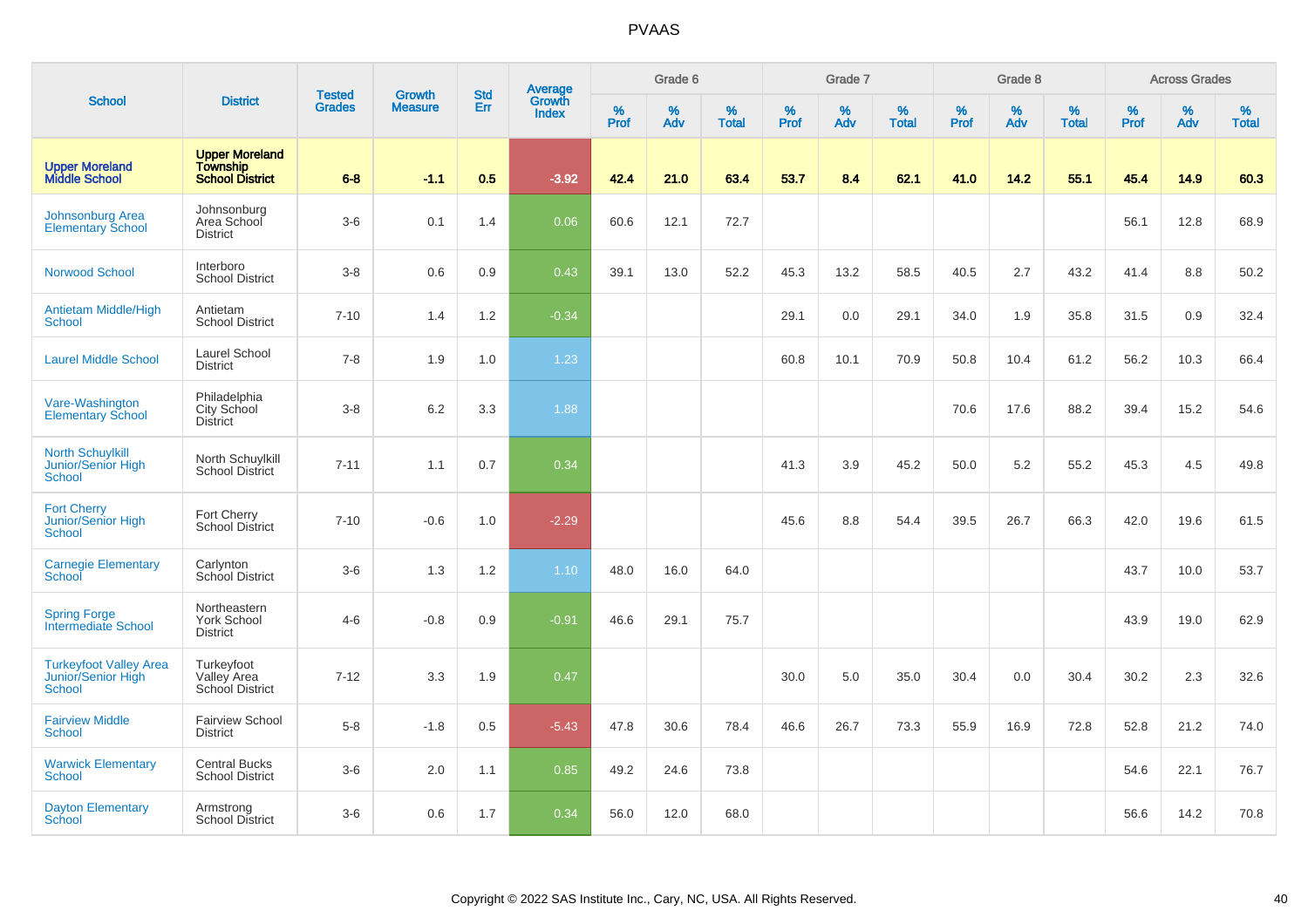# PVAAS

| School | District | Tested Grades | Growth Measure | Std Err | Average Growth Index | Grade 6 | | | Grade 7 | | | Grade 8 | | | Across Grades | | |
|---|---|---|---|---|---|---|---|---|---|---|---|---|---|---|---|---|---|
| | | | | | | % Prof | % Adv | % Total | % Prof | % Adv | % Total | % Prof | % Adv | % Total | % Prof | % Adv | % Total |
| **Upper Moreland Middle School** | **Upper Moreland Township School District** | **6-8** | **-1.1** | **0.5** | **-3.92** | **42.4** | **21.0** | **63.4** | **53.7** | **8.4** | **62.1** | **41.0** | **14.2** | **55.1** | **45.4** | **14.9** | **60.3** |
| Johnsonburg Area Elementary School | Johnsonburg Area School District | 3-6 | 0.1 | 1.4 | 0.06 | 60.6 | 12.1 | 72.7 | | | | | | | 56.1 | 12.8 | 68.9 |
| Norwood School | Interboro School District | 3-8 | 0.6 | 0.9 | 0.43 | 39.1 | 13.0 | 52.2 | 45.3 | 13.2 | 58.5 | 40.5 | 2.7 | 43.2 | 41.4 | 8.8 | 50.2 |
| Antietam Middle/High School | Antietam School District | 7-10 | 1.4 | 1.2 | -0.34 | | | | 29.1 | 0.0 | 29.1 | 34.0 | 1.9 | 35.8 | 31.5 | 0.9 | 32.4 |
| Laurel Middle School | Laurel School District | 7-8 | 1.9 | 1.0 | 1.23 | | | | 60.8 | 10.1 | 70.9 | 50.8 | 10.4 | 61.2 | 56.2 | 10.3 | 66.4 |
| Vare-Washington Elementary School | Philadelphia City School District | 3-8 | 6.2 | 3.3 | 1.88 | | | | | | | 70.6 | 17.6 | 88.2 | 39.4 | 15.2 | 54.6 |
| North Schuylkill Junior/Senior High School | North Schuylkill School District | 7-11 | 1.1 | 0.7 | 0.34 | | | | 41.3 | 3.9 | 45.2 | 50.0 | 5.2 | 55.2 | 45.3 | 4.5 | 49.8 |
| Fort Cherry Junior/Senior High School | Fort Cherry School District | 7-10 | -0.6 | 1.0 | -2.29 | | | | 45.6 | 8.8 | 54.4 | 39.5 | 26.7 | 66.3 | 42.0 | 19.6 | 61.5 |
| Carnegie Elementary School | Carlynton School District | 3-6 | 1.3 | 1.2 | 1.10 | 48.0 | 16.0 | 64.0 | | | | | | | 43.7 | 10.0 | 53.7 |
| Spring Forge Intermediate School | Northeastern York School District | 4-6 | -0.8 | 0.9 | -0.91 | 46.6 | 29.1 | 75.7 | | | | | | | 43.9 | 19.0 | 62.9 |
| Turkeyfoot Valley Area Junior/Senior High School | Turkeyfoot Valley Area School District | 7-12 | 3.3 | 1.9 | 0.47 | | | | 30.0 | 5.0 | 35.0 | 30.4 | 0.0 | 30.4 | 30.2 | 2.3 | 32.6 |
| Fairview Middle School | Fairview School District | 5-8 | -1.8 | 0.5 | -5.43 | 47.8 | 30.6 | 78.4 | 46.6 | 26.7 | 73.3 | 55.9 | 16.9 | 72.8 | 52.8 | 21.2 | 74.0 |
| Warwick Elementary School | Central Bucks School District | 3-6 | 2.0 | 1.1 | 0.85 | 49.2 | 24.6 | 73.8 | | | | | | | 54.6 | 22.1 | 76.7 |
| Dayton Elementary School | Armstrong School District | 3-6 | 0.6 | 1.7 | 0.34 | 56.0 | 12.0 | 68.0 | | | | | | | 56.6 | 14.2 | 70.8 |

Copyright © 2022 SAS Institute Inc., Cary, NC, USA. All Rights Reserved.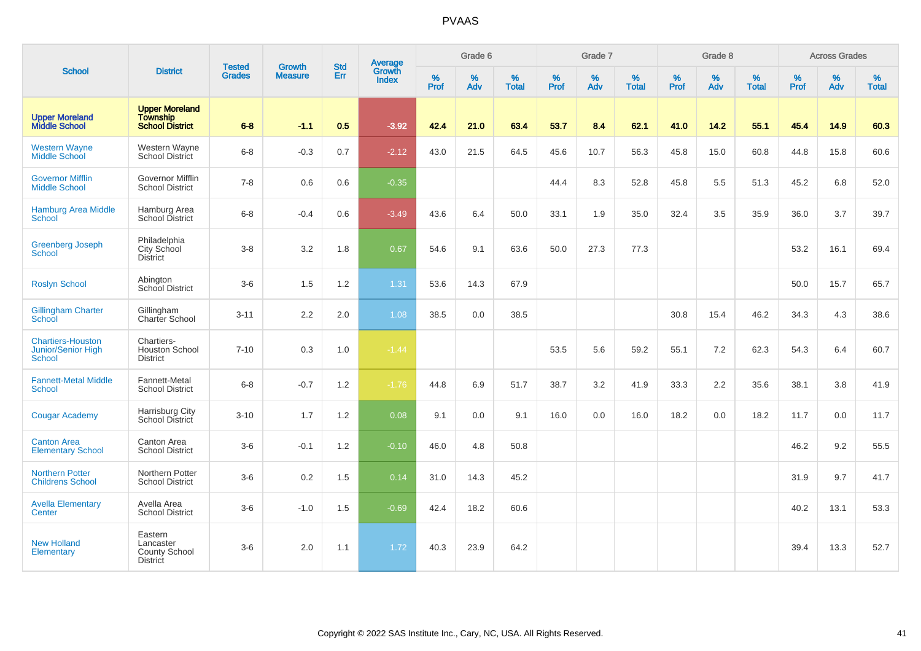# PVAAS

| School | District | Tested Grades | Growth Measure | Std Err | Average Growth Index | Grade 6 | | | Grade 7 | | | Grade 8 | | | Across Grades | | |
|---|---|---|---|---|---|---|---|---|---|---|---|---|---|---|---|---|---|
| | | | | | | % Prof | % Adv | % Total | % Prof | % Adv | % Total | % Prof | % Adv | % Total | % Prof | % Adv | % Total |
| **Upper Moreland Middle School** | **Upper Moreland Township School District** | **6-8** | **-1.1** | **0.5** | **-3.92** | **42.4** | **21.0** | **63.4** | **53.7** | **8.4** | **62.1** | **41.0** | **14.2** | **55.1** | **45.4** | **14.9** | **60.3** |
| Western Wayne Middle School | Western Wayne School District | 6-8 | -0.3 | 0.7 | -2.12 | 43.0 | 21.5 | 64.5 | 45.6 | 10.7 | 56.3 | 45.8 | 15.0 | 60.8 | 44.8 | 15.8 | 60.6 |
| Governor Mifflin Middle School | Governor Mifflin School District | 7-8 | 0.6 | 0.6 | -0.35 | | | | 44.4 | 8.3 | 52.8 | 45.8 | 5.5 | 51.3 | 45.2 | 6.8 | 52.0 |
| Hamburg Area Middle School | Hamburg Area School District | 6-8 | -0.4 | 0.6 | -3.49 | 43.6 | 6.4 | 50.0 | 33.1 | 1.9 | 35.0 | 32.4 | 3.5 | 35.9 | 36.0 | 3.7 | 39.7 |
| Greenberg Joseph School | Philadelphia City School District | 3-8 | 3.2 | 1.8 | 0.67 | 54.6 | 9.1 | 63.6 | 50.0 | 27.3 | 77.3 | | | | 53.2 | 16.1 | 69.4 |
| Roslyn School | Abington School District | 3-6 | 1.5 | 1.2 | 1.31 | 53.6 | 14.3 | 67.9 | | | | | | | 50.0 | 15.7 | 65.7 |
| Gillingham Charter School | Gillingham Charter School | 3-11 | 2.2 | 2.0 | 1.08 | 38.5 | 0.0 | 38.5 | | | | 30.8 | 15.4 | 46.2 | 34.3 | 4.3 | 38.6 |
| Chartiers-Houston Junior/Senior High School | Chartiers-Houston School District | 7-10 | 0.3 | 1.0 | -1.44 | | | | 53.5 | 5.6 | 59.2 | 55.1 | 7.2 | 62.3 | 54.3 | 6.4 | 60.7 |
| Fannett-Metal Middle School | Fannett-Metal School District | 6-8 | -0.7 | 1.2 | -1.76 | 44.8 | 6.9 | 51.7 | 38.7 | 3.2 | 41.9 | 33.3 | 2.2 | 35.6 | 38.1 | 3.8 | 41.9 |
| Cougar Academy | Harrisburg City School District | 3-10 | 1.7 | 1.2 | 0.08 | 9.1 | 0.0 | 9.1 | 16.0 | 0.0 | 16.0 | 18.2 | 0.0 | 18.2 | 11.7 | 0.0 | 11.7 |
| Canton Area Elementary School | Canton Area School District | 3-6 | -0.1 | 1.2 | -0.10 | 46.0 | 4.8 | 50.8 | | | | | | | 46.2 | 9.2 | 55.5 |
| Northern Potter Childrens School | Northern Potter School District | 3-6 | 0.2 | 1.5 | 0.14 | 31.0 | 14.3 | 45.2 | | | | | | | 31.9 | 9.7 | 41.7 |
| Avella Elementary Center | Avella Area School District | 3-6 | -1.0 | 1.5 | -0.69 | 42.4 | 18.2 | 60.6 | | | | | | | 40.2 | 13.1 | 53.3 |
| New Holland Elementary | Eastern Lancaster County School District | 3-6 | 2.0 | 1.1 | 1.72 | 40.3 | 23.9 | 64.2 | | | | | | | 39.4 | 13.3 | 52.7 |

Copyright © 2022 SAS Institute Inc., Cary, NC, USA. All Rights Reserved.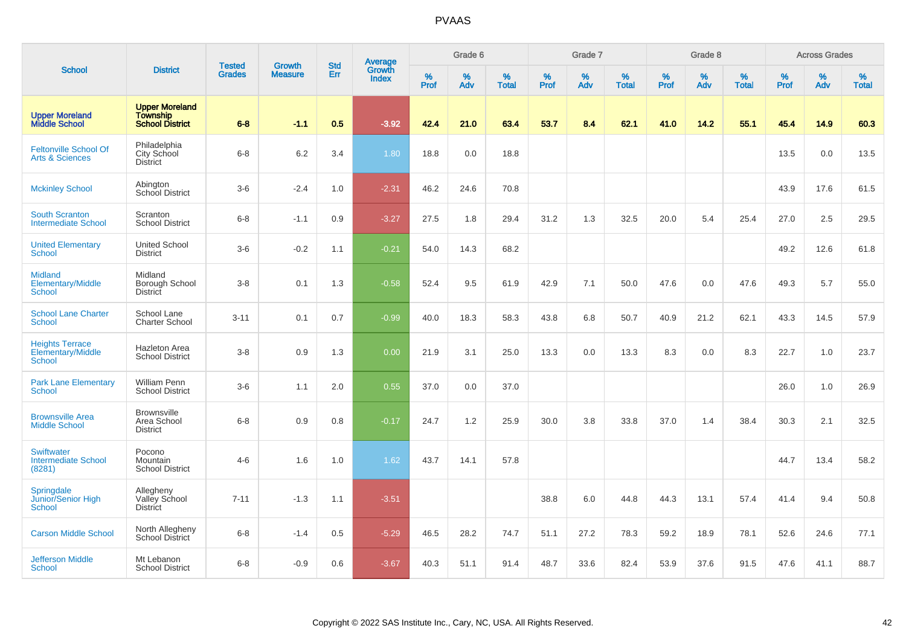# PVAAS

| School | District | Tested Grades | Growth Measure | Std Err | Average Growth Index | Grade 6 | | | Grade 7 | | | Grade 8 | | | Across Grades | | |
|---|---|---|---|---|---|---|---|---|---|---|---|---|---|---|---|---|---|
| | | | | | | % Prof | % Adv | % Total | % Prof | % Adv | % Total | % Prof | % Adv | % Total | % Prof | % Adv | % Total |
| **Upper Moreland Middle School** | **Upper Moreland Township School District** | **6-8** | **-1.1** | **0.5** | **-3.92** | **42.4** | **21.0** | **63.4** | **53.7** | **8.4** | **62.1** | **41.0** | **14.2** | **55.1** | **45.4** | **14.9** | **60.3** |
| Feltonville School Of Arts & Sciences | Philadelphia City School District | 6-8 | 6.2 | 3.4 | 1.80 | 18.8 | 0.0 | 18.8 | | | | | | | 13.5 | 0.0 | 13.5 |
| Mckinley School | Abington School District | 3-6 | -2.4 | 1.0 | -2.31 | 46.2 | 24.6 | 70.8 | | | | | | | 43.9 | 17.6 | 61.5 |
| South Scranton Intermediate School | Scranton School District | 6-8 | -1.1 | 0.9 | -3.27 | 27.5 | 1.8 | 29.4 | 31.2 | 1.3 | 32.5 | 20.0 | 5.4 | 25.4 | 27.0 | 2.5 | 29.5 |
| United Elementary School | United School District | 3-6 | -0.2 | 1.1 | -0.21 | 54.0 | 14.3 | 68.2 | | | | | | | 49.2 | 12.6 | 61.8 |
| Midland Elementary/Middle School | Midland Borough School District | 3-8 | 0.1 | 1.3 | -0.58 | 52.4 | 9.5 | 61.9 | 42.9 | 7.1 | 50.0 | 47.6 | 0.0 | 47.6 | 49.3 | 5.7 | 55.0 |
| School Lane Charter School | School Lane Charter School | 3-11 | 0.1 | 0.7 | -0.99 | 40.0 | 18.3 | 58.3 | 43.8 | 6.8 | 50.7 | 40.9 | 21.2 | 62.1 | 43.3 | 14.5 | 57.9 |
| Heights Terrace Elementary/Middle School | Hazleton Area School District | 3-8 | 0.9 | 1.3 | 0.00 | 21.9 | 3.1 | 25.0 | 13.3 | 0.0 | 13.3 | 8.3 | 0.0 | 8.3 | 22.7 | 1.0 | 23.7 |
| Park Lane Elementary School | William Penn School District | 3-6 | 1.1 | 2.0 | 0.55 | 37.0 | 0.0 | 37.0 | | | | | | | 26.0 | 1.0 | 26.9 |
| Brownsville Area Middle School | Brownsville Area School District | 6-8 | 0.9 | 0.8 | -0.17 | 24.7 | 1.2 | 25.9 | 30.0 | 3.8 | 33.8 | 37.0 | 1.4 | 38.4 | 30.3 | 2.1 | 32.5 |
| Swiftwater Intermediate School (8281) | Pocono Mountain School District | 4-6 | 1.6 | 1.0 | 1.62 | 43.7 | 14.1 | 57.8 | | | | | | | 44.7 | 13.4 | 58.2 |
| Springdale Junior/Senior High School | Allegheny Valley School District | 7-11 | -1.3 | 1.1 | -3.51 | | | | 38.8 | 6.0 | 44.8 | 44.3 | 13.1 | 57.4 | 41.4 | 9.4 | 50.8 |
| Carson Middle School | North Allegheny School District | 6-8 | -1.4 | 0.5 | -5.29 | 46.5 | 28.2 | 74.7 | 51.1 | 27.2 | 78.3 | 59.2 | 18.9 | 78.1 | 52.6 | 24.6 | 77.1 |
| Jefferson Middle School | Mt Lebanon School District | 6-8 | -0.9 | 0.6 | -3.67 | 40.3 | 51.1 | 91.4 | 48.7 | 33.6 | 82.4 | 53.9 | 37.6 | 91.5 | 47.6 | 41.1 | 88.7 |

Copyright © 2022 SAS Institute Inc., Cary, NC, USA. All Rights Reserved.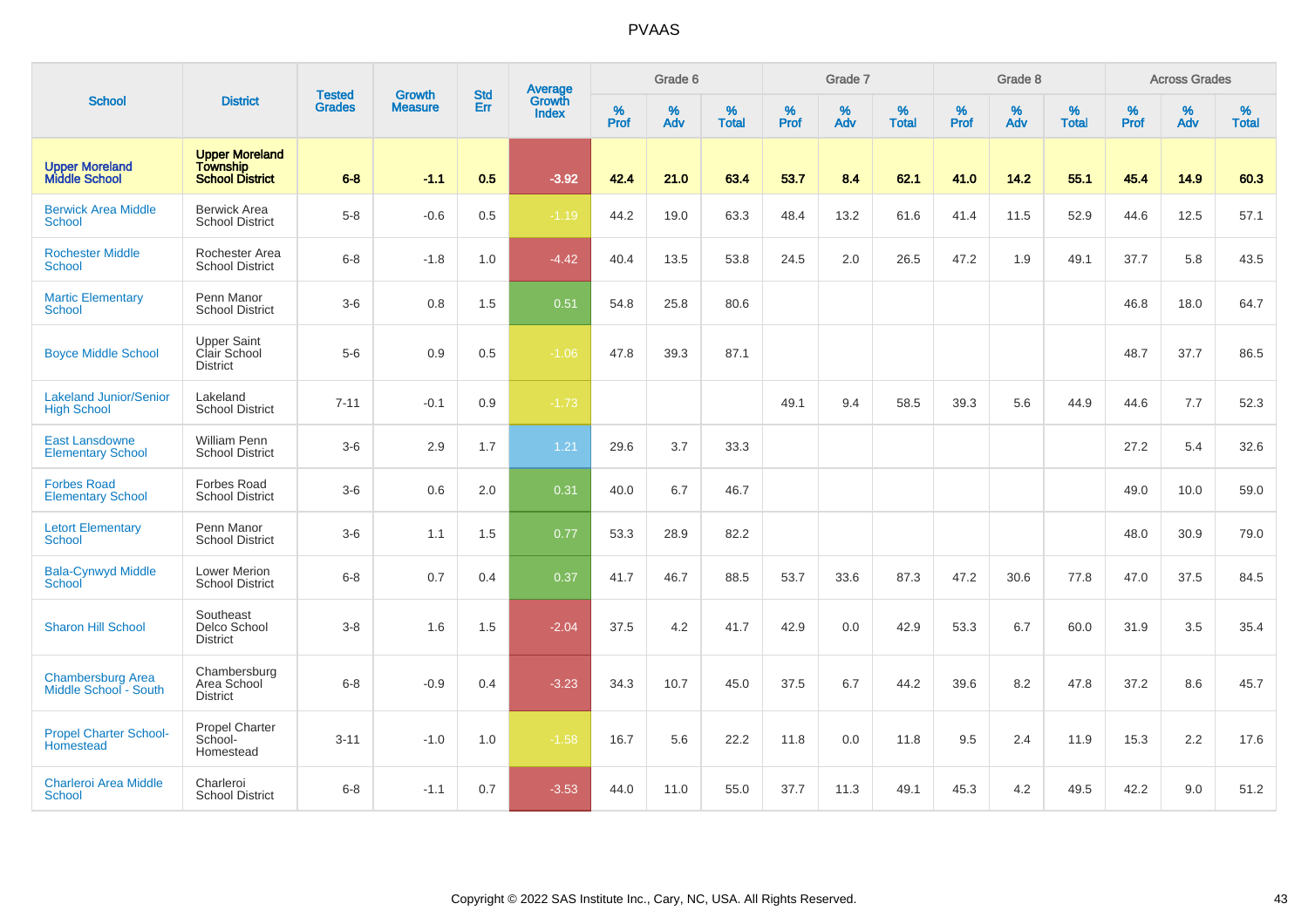# PVAAS

| School | District | Tested Grades | Growth Measure | Std Err | Average Growth Index | Grade 6 | | | Grade 7 | | | Grade 8 | | | Across Grades | | |
|---|---|---|---|---|---|---|---|---|---|---|---|---|---|---|---|---|---|
| | | | | | | % Prof | % Adv | % Total | % Prof | % Adv | % Total | % Prof | % Adv | % Total | % Prof | % Adv | % Total |
| **Upper Moreland Middle School** | **Upper Moreland Township School District** | **6-8** | **-1.1** | **0.5** | **-3.92** | **42.4** | **21.0** | **63.4** | **53.7** | **8.4** | **62.1** | **41.0** | **14.2** | **55.1** | **45.4** | **14.9** | **60.3** |
| Berwick Area Middle School | Berwick Area School District | 5-8 | -0.6 | 0.5 | -1.19 | 44.2 | 19.0 | 63.3 | 48.4 | 13.2 | 61.6 | 41.4 | 11.5 | 52.9 | 44.6 | 12.5 | 57.1 |
| Rochester Middle School | Rochester Area School District | 6-8 | -1.8 | 1.0 | -4.42 | 40.4 | 13.5 | 53.8 | 24.5 | 2.0 | 26.5 | 47.2 | 1.9 | 49.1 | 37.7 | 5.8 | 43.5 |
| Martic Elementary School | Penn Manor School District | 3-6 | 0.8 | 1.5 | 0.51 | 54.8 | 25.8 | 80.6 | | | | | | | 46.8 | 18.0 | 64.7 |
| Boyce Middle School | Upper Saint Clair School District | 5-6 | 0.9 | 0.5 | -1.06 | 47.8 | 39.3 | 87.1 | | | | | | | 48.7 | 37.7 | 86.5 |
| Lakeland Junior/Senior High School | Lakeland School District | 7-11 | -0.1 | 0.9 | -1.73 | | | | 49.1 | 9.4 | 58.5 | 39.3 | 5.6 | 44.9 | 44.6 | 7.7 | 52.3 |
| East Lansdowne Elementary School | William Penn School District | 3-6 | 2.9 | 1.7 | 1.21 | 29.6 | 3.7 | 33.3 | | | | | | | 27.2 | 5.4 | 32.6 |
| Forbes Road Elementary School | Forbes Road School District | 3-6 | 0.6 | 2.0 | 0.31 | 40.0 | 6.7 | 46.7 | | | | | | | 49.0 | 10.0 | 59.0 |
| Letort Elementary School | Penn Manor School District | 3-6 | 1.1 | 1.5 | 0.77 | 53.3 | 28.9 | 82.2 | | | | | | | 48.0 | 30.9 | 79.0 |
| Bala-Cynwyd Middle School | Lower Merion School District | 6-8 | 0.7 | 0.4 | 0.37 | 41.7 | 46.7 | 88.5 | 53.7 | 33.6 | 87.3 | 47.2 | 30.6 | 77.8 | 47.0 | 37.5 | 84.5 |
| Sharon Hill School | Southeast Delco School District | 3-8 | 1.6 | 1.5 | -2.04 | 37.5 | 4.2 | 41.7 | 42.9 | 0.0 | 42.9 | 53.3 | 6.7 | 60.0 | 31.9 | 3.5 | 35.4 |
| Chambersburg Area Middle School - South | Chambersburg Area School District | 6-8 | -0.9 | 0.4 | -3.23 | 34.3 | 10.7 | 45.0 | 37.5 | 6.7 | 44.2 | 39.6 | 8.2 | 47.8 | 37.2 | 8.6 | 45.7 |
| Propel Charter School-Homestead | Propel Charter School-Homestead | 3-11 | -1.0 | 1.0 | -1.58 | 16.7 | 5.6 | 22.2 | 11.8 | 0.0 | 11.8 | 9.5 | 2.4 | 11.9 | 15.3 | 2.2 | 17.6 |
| Charleroi Area Middle School | Charleroi School District | 6-8 | -1.1 | 0.7 | -3.53 | 44.0 | 11.0 | 55.0 | 37.7 | 11.3 | 49.1 | 45.3 | 4.2 | 49.5 | 42.2 | 9.0 | 51.2 |

Copyright © 2022 SAS Institute Inc., Cary, NC, USA. All Rights Reserved.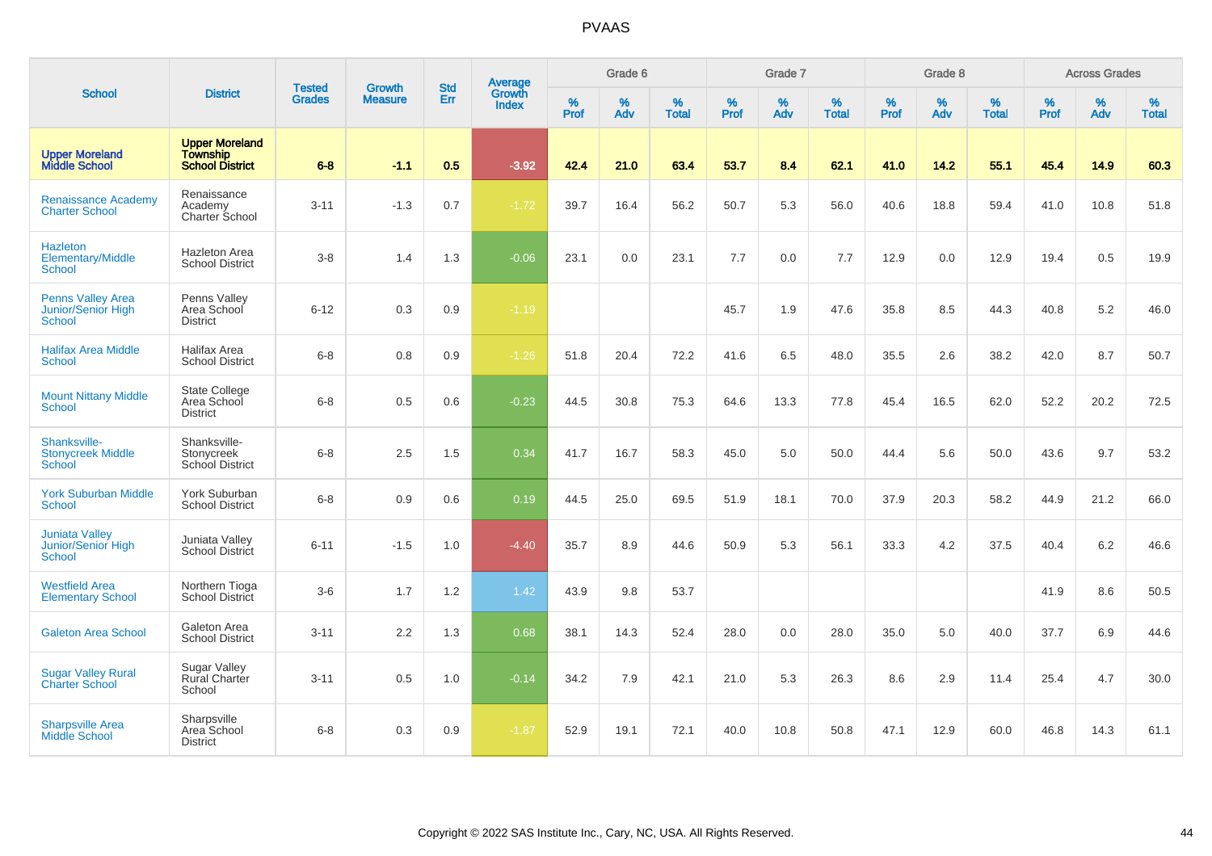# PVAAS

| School | District | Tested Grades | Growth Measure | Std Err | Average Growth Index | Grade 6 | | | Grade 7 | | | Grade 8 | | | Across Grades | | |
|---|---|---|---|---|---|---|---|---|---|---|---|---|---|---|---|---|---|
| | | | | | | % Prof | % Adv | % Total | % Prof | % Adv | % Total | % Prof | % Adv | % Total | % Prof | % Adv | % Total |
| **Upper Moreland Middle School** | **Upper Moreland Township School District** | **6-8** | **-1.1** | **0.5** | **-3.92** | **42.4** | **21.0** | **63.4** | **53.7** | **8.4** | **62.1** | **41.0** | **14.2** | **55.1** | **45.4** | **14.9** | **60.3** |
| Renaissance Academy Charter School | Renaissance Academy Charter School | 3-11 | -1.3 | 0.7 | -1.72 | 39.7 | 16.4 | 56.2 | 50.7 | 5.3 | 56.0 | 40.6 | 18.8 | 59.4 | 41.0 | 10.8 | 51.8 |
| Hazleton Elementary/Middle School | Hazleton Area School District | 3-8 | 1.4 | 1.3 | -0.06 | 23.1 | 0.0 | 23.1 | 7.7 | 0.0 | 7.7 | 12.9 | 0.0 | 12.9 | 19.4 | 0.5 | 19.9 |
| Penns Valley Area Junior/Senior High School | Penns Valley Area School District | 6-12 | 0.3 | 0.9 | -1.19 | | | | 45.7 | 1.9 | 47.6 | 35.8 | 8.5 | 44.3 | 40.8 | 5.2 | 46.0 |
| Halifax Area Middle School | Halifax Area School District | 6-8 | 0.8 | 0.9 | -1.26 | 51.8 | 20.4 | 72.2 | 41.6 | 6.5 | 48.0 | 35.5 | 2.6 | 38.2 | 42.0 | 8.7 | 50.7 |
| Mount Nittany Middle School | State College Area School District | 6-8 | 0.5 | 0.6 | -0.23 | 44.5 | 30.8 | 75.3 | 64.6 | 13.3 | 77.8 | 45.4 | 16.5 | 62.0 | 52.2 | 20.2 | 72.5 |
| Shanksville-Stonycreek Middle School | Shanksville-Stonycreek School District | 6-8 | 2.5 | 1.5 | 0.34 | 41.7 | 16.7 | 58.3 | 45.0 | 5.0 | 50.0 | 44.4 | 5.6 | 50.0 | 43.6 | 9.7 | 53.2 |
| York Suburban Middle School | York Suburban School District | 6-8 | 0.9 | 0.6 | 0.19 | 44.5 | 25.0 | 69.5 | 51.9 | 18.1 | 70.0 | 37.9 | 20.3 | 58.2 | 44.9 | 21.2 | 66.0 |
| Juniata Valley Junior/Senior High School | Juniata Valley School District | 6-11 | -1.5 | 1.0 | -4.40 | 35.7 | 8.9 | 44.6 | 50.9 | 5.3 | 56.1 | 33.3 | 4.2 | 37.5 | 40.4 | 6.2 | 46.6 |
| Westfield Area Elementary School | Northern Tioga School District | 3-6 | 1.7 | 1.2 | 1.42 | 43.9 | 9.8 | 53.7 | | | | | | | 41.9 | 8.6 | 50.5 |
| Galeton Area School | Galeton Area School District | 3-11 | 2.2 | 1.3 | 0.68 | 38.1 | 14.3 | 52.4 | 28.0 | 0.0 | 28.0 | 35.0 | 5.0 | 40.0 | 37.7 | 6.9 | 44.6 |
| Sugar Valley Rural Charter School | Sugar Valley Rural Charter School | 3-11 | 0.5 | 1.0 | -0.14 | 34.2 | 7.9 | 42.1 | 21.0 | 5.3 | 26.3 | 8.6 | 2.9 | 11.4 | 25.4 | 4.7 | 30.0 |
| Sharpsville Area Middle School | Sharpsville Area School District | 6-8 | 0.3 | 0.9 | -1.87 | 52.9 | 19.1 | 72.1 | 40.0 | 10.8 | 50.8 | 47.1 | 12.9 | 60.0 | 46.8 | 14.3 | 61.1 |

Copyright © 2022 SAS Institute Inc., Cary, NC, USA. All Rights Reserved.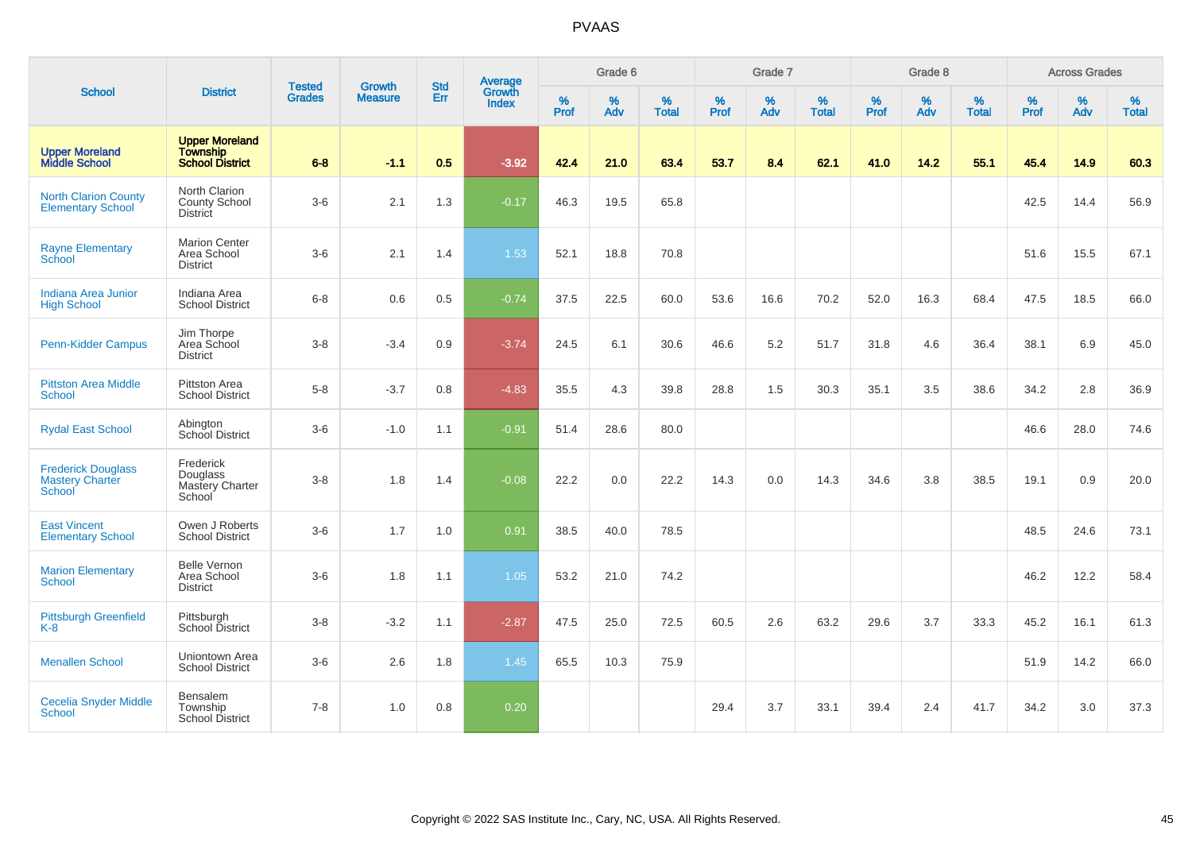# PVAAS

| School | District | Tested Grades | Growth Measure | Std Err | Average Growth Index | Grade 6 | | | Grade 7 | | | Grade 8 | | | Across Grades | | |
|---|---|---|---|---|---|---|---|---|---|---|---|---|---|---|---|---|---|
| | | | | | | % Prof | % Adv | % Total | % Prof | % Adv | % Total | % Prof | % Adv | % Total | % Prof | % Adv | % Total |
| **Upper Moreland Middle School** | **Upper Moreland Township School District** | **6-8** | **-1.1** | **0.5** | **-3.92** | **42.4** | **21.0** | **63.4** | **53.7** | **8.4** | **62.1** | **41.0** | **14.2** | **55.1** | **45.4** | **14.9** | **60.3** |
| North Clarion County Elementary School | North Clarion County School District | 3-6 | 2.1 | 1.3 | -0.17 | 46.3 | 19.5 | 65.8 | | | | | | | 42.5 | 14.4 | 56.9 |
| Rayne Elementary School | Marion Center Area School District | 3-6 | 2.1 | 1.4 | 1.53 | 52.1 | 18.8 | 70.8 | | | | | | | 51.6 | 15.5 | 67.1 |
| Indiana Area Junior High School | Indiana Area School District | 6-8 | 0.6 | 0.5 | -0.74 | 37.5 | 22.5 | 60.0 | 53.6 | 16.6 | 70.2 | 52.0 | 16.3 | 68.4 | 47.5 | 18.5 | 66.0 |
| Penn-Kidder Campus | Jim Thorpe Area School District | 3-8 | -3.4 | 0.9 | -3.74 | 24.5 | 6.1 | 30.6 | 46.6 | 5.2 | 51.7 | 31.8 | 4.6 | 36.4 | 38.1 | 6.9 | 45.0 |
| Pittston Area Middle School | Pittston Area School District | 5-8 | -3.7 | 0.8 | -4.83 | 35.5 | 4.3 | 39.8 | 28.8 | 1.5 | 30.3 | 35.1 | 3.5 | 38.6 | 34.2 | 2.8 | 36.9 |
| Rydal East School | Abington School District | 3-6 | -1.0 | 1.1 | -0.91 | 51.4 | 28.6 | 80.0 | | | | | | | 46.6 | 28.0 | 74.6 |
| Frederick Douglass Mastery Charter School | Frederick Douglass Mastery Charter School | 3-8 | 1.8 | 1.4 | -0.08 | 22.2 | 0.0 | 22.2 | 14.3 | 0.0 | 14.3 | 34.6 | 3.8 | 38.5 | 19.1 | 0.9 | 20.0 |
| East Vincent Elementary School | Owen J Roberts School District | 3-6 | 1.7 | 1.0 | 0.91 | 38.5 | 40.0 | 78.5 | | | | | | | 48.5 | 24.6 | 73.1 |
| Marion Elementary School | Belle Vernon Area School District | 3-6 | 1.8 | 1.1 | 1.05 | 53.2 | 21.0 | 74.2 | | | | | | | 46.2 | 12.2 | 58.4 |
| Pittsburgh Greenfield K-8 | Pittsburgh School District | 3-8 | -3.2 | 1.1 | -2.87 | 47.5 | 25.0 | 72.5 | 60.5 | 2.6 | 63.2 | 29.6 | 3.7 | 33.3 | 45.2 | 16.1 | 61.3 |
| Menallen School | Uniontown Area School District | 3-6 | 2.6 | 1.8 | 1.45 | 65.5 | 10.3 | 75.9 | | | | | | | 51.9 | 14.2 | 66.0 |
| Cecelia Snyder Middle School | Bensalem Township School District | 7-8 | 1.0 | 0.8 | 0.20 | | | | 29.4 | 3.7 | 33.1 | 39.4 | 2.4 | 41.7 | 34.2 | 3.0 | 37.3 |

Copyright © 2022 SAS Institute Inc., Cary, NC, USA. All Rights Reserved.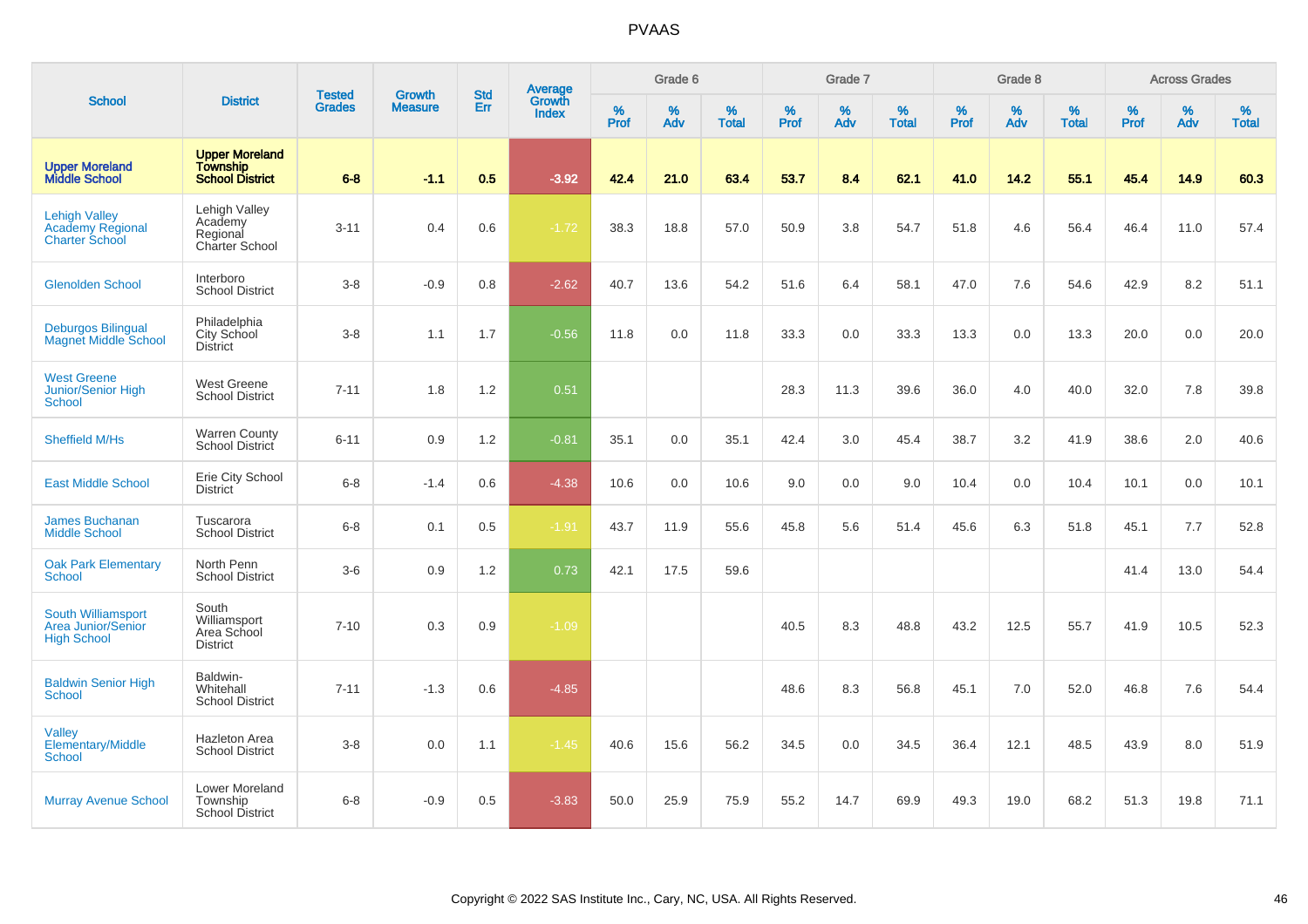# PVAAS

| School | District | Tested Grades | Growth Measure | Std Err | Average Growth Index | Grade 6 | | | Grade 7 | | | Grade 8 | | | Across Grades | | |
|---|---|---|---|---|---|---|---|---|---|---|---|---|---|---|---|---|---|
| | | | | | | % Prof | % Adv | % Total | % Prof | % Adv | % Total | % Prof | % Adv | % Total | % Prof | % Adv | % Total |
| **Upper Moreland Middle School** | **Upper Moreland Township School District** | **6-8** | **-1.1** | **0.5** | **-3.92** | **42.4** | **21.0** | **63.4** | **53.7** | **8.4** | **62.1** | **41.0** | **14.2** | **55.1** | **45.4** | **14.9** | **60.3** |
| Lehigh Valley Academy Regional Charter School | Lehigh Valley Academy Regional Charter School | 3-11 | 0.4 | 0.6 | -1.72 | 38.3 | 18.8 | 57.0 | 50.9 | 3.8 | 54.7 | 51.8 | 4.6 | 56.4 | 46.4 | 11.0 | 57.4 |
| Glenolden School | Interboro School District | 3-8 | -0.9 | 0.8 | -2.62 | 40.7 | 13.6 | 54.2 | 51.6 | 6.4 | 58.1 | 47.0 | 7.6 | 54.6 | 42.9 | 8.2 | 51.1 |
| Deburgos Bilingual Magnet Middle School | Philadelphia City School District | 3-8 | 1.1 | 1.7 | -0.56 | 11.8 | 0.0 | 11.8 | 33.3 | 0.0 | 33.3 | 13.3 | 0.0 | 13.3 | 20.0 | 0.0 | 20.0 |
| West Greene Junior/Senior High School | West Greene School District | 7-11 | 1.8 | 1.2 | 0.51 | | | | 28.3 | 11.3 | 39.6 | 36.0 | 4.0 | 40.0 | 32.0 | 7.8 | 39.8 |
| Sheffield M/Hs | Warren County School District | 6-11 | 0.9 | 1.2 | -0.81 | 35.1 | 0.0 | 35.1 | 42.4 | 3.0 | 45.4 | 38.7 | 3.2 | 41.9 | 38.6 | 2.0 | 40.6 |
| East Middle School | Erie City School District | 6-8 | -1.4 | 0.6 | -4.38 | 10.6 | 0.0 | 10.6 | 9.0 | 0.0 | 9.0 | 10.4 | 0.0 | 10.4 | 10.1 | 0.0 | 10.1 |
| James Buchanan Middle School | Tuscarora School District | 6-8 | 0.1 | 0.5 | -1.91 | 43.7 | 11.9 | 55.6 | 45.8 | 5.6 | 51.4 | 45.6 | 6.3 | 51.8 | 45.1 | 7.7 | 52.8 |
| Oak Park Elementary School | North Penn School District | 3-6 | 0.9 | 1.2 | 0.73 | 42.1 | 17.5 | 59.6 | | | | | | | 41.4 | 13.0 | 54.4 |
| South Williamsport Area Junior/Senior High School | South Williamsport Area School District | 7-10 | 0.3 | 0.9 | -1.09 | | | | 40.5 | 8.3 | 48.8 | 43.2 | 12.5 | 55.7 | 41.9 | 10.5 | 52.3 |
| Baldwin Senior High School | Baldwin-Whitehall School District | 7-11 | -1.3 | 0.6 | -4.85 | | | | 48.6 | 8.3 | 56.8 | 45.1 | 7.0 | 52.0 | 46.8 | 7.6 | 54.4 |
| Valley Elementary/Middle School | Hazleton Area School District | 3-8 | 0.0 | 1.1 | -1.45 | 40.6 | 15.6 | 56.2 | 34.5 | 0.0 | 34.5 | 36.4 | 12.1 | 48.5 | 43.9 | 8.0 | 51.9 |
| Murray Avenue School | Lower Moreland Township School District | 6-8 | -0.9 | 0.5 | -3.83 | 50.0 | 25.9 | 75.9 | 55.2 | 14.7 | 69.9 | 49.3 | 19.0 | 68.2 | 51.3 | 19.8 | 71.1 |

Copyright © 2022 SAS Institute Inc., Cary, NC, USA. All Rights Reserved.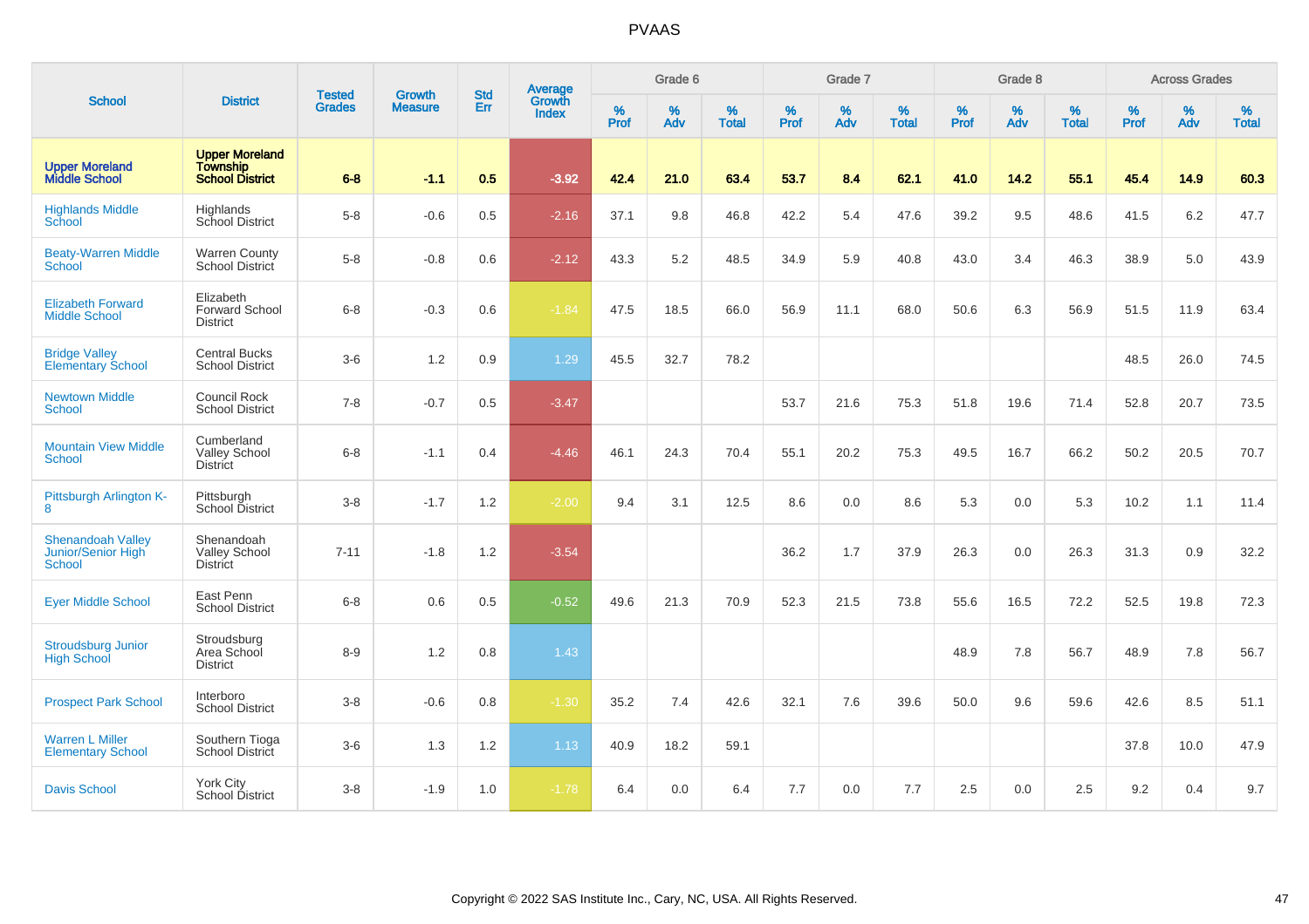PVAAS

| School | District | Tested Grades | Growth Measure | Std Err | Average Growth Index | Grade 6 | | | Grade 7 | | | Grade 8 | | | Across Grades | | |
|---|---|---|---|---|---|---|---|---|---|---|---|---|---|---|---|---|---|
| | | | | | | % Prof | % Adv | % Total | % Prof | % Adv | % Total | % Prof | % Adv | % Total | % Prof | % Adv | % Total |
| **Upper Moreland Middle School** | **Upper Moreland Township School District** | **6-8** | **-1.1** | **0.5** | **-3.92** | **42.4** | **21.0** | **63.4** | **53.7** | **8.4** | **62.1** | **41.0** | **14.2** | **55.1** | **45.4** | **14.9** | **60.3** |
| Highlands Middle School | Highlands School District | 5-8 | -0.6 | 0.5 | -2.16 | 37.1 | 9.8 | 46.8 | 42.2 | 5.4 | 47.6 | 39.2 | 9.5 | 48.6 | 41.5 | 6.2 | 47.7 |
| Beaty-Warren Middle School | Warren County School District | 5-8 | -0.8 | 0.6 | -2.12 | 43.3 | 5.2 | 48.5 | 34.9 | 5.9 | 40.8 | 43.0 | 3.4 | 46.3 | 38.9 | 5.0 | 43.9 |
| Elizabeth Forward Middle School | Elizabeth Forward School District | 6-8 | -0.3 | 0.6 | -1.84 | 47.5 | 18.5 | 66.0 | 56.9 | 11.1 | 68.0 | 50.6 | 6.3 | 56.9 | 51.5 | 11.9 | 63.4 |
| Bridge Valley Elementary School | Central Bucks School District | 3-6 | 1.2 | 0.9 | 1.29 | 45.5 | 32.7 | 78.2 | | | | | | | 48.5 | 26.0 | 74.5 |
| Newtown Middle School | Council Rock School District | 7-8 | -0.7 | 0.5 | -3.47 | | | | 53.7 | 21.6 | 75.3 | 51.8 | 19.6 | 71.4 | 52.8 | 20.7 | 73.5 |
| Mountain View Middle School | Cumberland Valley School District | 6-8 | -1.1 | 0.4 | -4.46 | 46.1 | 24.3 | 70.4 | 55.1 | 20.2 | 75.3 | 49.5 | 16.7 | 66.2 | 50.2 | 20.5 | 70.7 |
| Pittsburgh Arlington K-8 | Pittsburgh School District | 3-8 | -1.7 | 1.2 | -2.00 | 9.4 | 3.1 | 12.5 | 8.6 | 0.0 | 8.6 | 5.3 | 0.0 | 5.3 | 10.2 | 1.1 | 11.4 |
| Shenandoah Valley Junior/Senior High School | Shenandoah Valley School District | 7-11 | -1.8 | 1.2 | -3.54 | | | | 36.2 | 1.7 | 37.9 | 26.3 | 0.0 | 26.3 | 31.3 | 0.9 | 32.2 |
| Eyer Middle School | East Penn School District | 6-8 | 0.6 | 0.5 | -0.52 | 49.6 | 21.3 | 70.9 | 52.3 | 21.5 | 73.8 | 55.6 | 16.5 | 72.2 | 52.5 | 19.8 | 72.3 |
| Stroudsburg Junior High School | Stroudsburg Area School District | 8-9 | 1.2 | 0.8 | 1.43 | | | | | | | 48.9 | 7.8 | 56.7 | 48.9 | 7.8 | 56.7 |
| Prospect Park School | Interboro School District | 3-8 | -0.6 | 0.8 | -1.30 | 35.2 | 7.4 | 42.6 | 32.1 | 7.6 | 39.6 | 50.0 | 9.6 | 59.6 | 42.6 | 8.5 | 51.1 |
| Warren L Miller Elementary School | Southern Tioga School District | 3-6 | 1.3 | 1.2 | 1.13 | 40.9 | 18.2 | 59.1 | | | | | | | 37.8 | 10.0 | 47.9 |
| Davis School | York City School District | 3-8 | -1.9 | 1.0 | -1.78 | 6.4 | 0.0 | 6.4 | 7.7 | 0.0 | 7.7 | 2.5 | 0.0 | 2.5 | 9.2 | 0.4 | 9.7 |

Copyright © 2022 SAS Institute Inc., Cary, NC, USA. All Rights Reserved.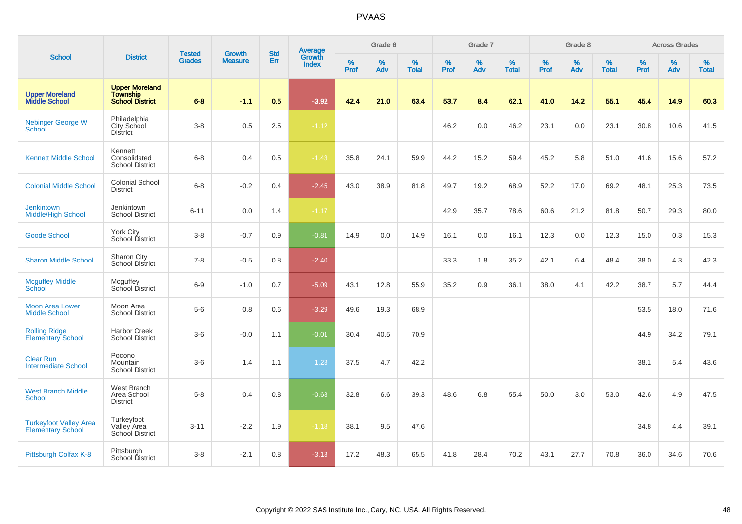# PVAAS

| School | District | Tested Grades | Growth Measure | Std Err | Average Growth Index | Grade 6 | | | Grade 7 | | | Grade 8 | | | Across Grades | | |
|---|---|---|---|---|---|---|---|---|---|---|---|---|---|---|---|---|---|
| | | | | | | % Prof | % Adv | % Total | % Prof | % Adv | % Total | % Prof | % Adv | % Total | % Prof | % Adv | % Total |
| **Upper Moreland Middle School** | **Upper Moreland Township School District** | **6-8** | **-1.1** | **0.5** | **-3.92** | **42.4** | **21.0** | **63.4** | **53.7** | **8.4** | **62.1** | **41.0** | **14.2** | **55.1** | **45.4** | **14.9** | **60.3** |
| Nebinger George W School | Philadelphia City School District | 3-8 | 0.5 | 2.5 | -1.12 | | | | 46.2 | 0.0 | 46.2 | 23.1 | 0.0 | 23.1 | 30.8 | 10.6 | 41.5 |
| Kennett Middle School | Kennett Consolidated School District | 6-8 | 0.4 | 0.5 | -1.43 | 35.8 | 24.1 | 59.9 | 44.2 | 15.2 | 59.4 | 45.2 | 5.8 | 51.0 | 41.6 | 15.6 | 57.2 |
| Colonial Middle School | Colonial School District | 6-8 | -0.2 | 0.4 | -2.45 | 43.0 | 38.9 | 81.8 | 49.7 | 19.2 | 68.9 | 52.2 | 17.0 | 69.2 | 48.1 | 25.3 | 73.5 |
| Jenkintown Middle/High School | Jenkintown School District | 6-11 | 0.0 | 1.4 | -1.17 | | | | 42.9 | 35.7 | 78.6 | 60.6 | 21.2 | 81.8 | 50.7 | 29.3 | 80.0 |
| Goode School | York City School District | 3-8 | -0.7 | 0.9 | -0.81 | 14.9 | 0.0 | 14.9 | 16.1 | 0.0 | 16.1 | 12.3 | 0.0 | 12.3 | 15.0 | 0.3 | 15.3 |
| Sharon Middle School | Sharon City School District | 7-8 | -0.5 | 0.8 | -2.40 | | | | 33.3 | 1.8 | 35.2 | 42.1 | 6.4 | 48.4 | 38.0 | 4.3 | 42.3 |
| Mcguffey Middle School | Mcguffey School District | 6-9 | -1.0 | 0.7 | -5.09 | 43.1 | 12.8 | 55.9 | 35.2 | 0.9 | 36.1 | 38.0 | 4.1 | 42.2 | 38.7 | 5.7 | 44.4 |
| Moon Area Lower Middle School | Moon Area School District | 5-6 | 0.8 | 0.6 | -3.29 | 49.6 | 19.3 | 68.9 | | | | | | | 53.5 | 18.0 | 71.6 |
| Rolling Ridge Elementary School | Harbor Creek School District | 3-6 | -0.0 | 1.1 | -0.01 | 30.4 | 40.5 | 70.9 | | | | | | | 44.9 | 34.2 | 79.1 |
| Clear Run Intermediate School | Pocono Mountain School District | 3-6 | 1.4 | 1.1 | 1.23 | 37.5 | 4.7 | 42.2 | | | | | | | 38.1 | 5.4 | 43.6 |
| West Branch Middle School | West Branch Area School District | 5-8 | 0.4 | 0.8 | -0.63 | 32.8 | 6.6 | 39.3 | 48.6 | 6.8 | 55.4 | 50.0 | 3.0 | 53.0 | 42.6 | 4.9 | 47.5 |
| Turkeyfoot Valley Area Elementary School | Turkeyfoot Valley Area School District | 3-11 | -2.2 | 1.9 | -1.18 | 38.1 | 9.5 | 47.6 | | | | | | | 34.8 | 4.4 | 39.1 |
| Pittsburgh Colfax K-8 | Pittsburgh School District | 3-8 | -2.1 | 0.8 | -3.13 | 17.2 | 48.3 | 65.5 | 41.8 | 28.4 | 70.2 | 43.1 | 27.7 | 70.8 | 36.0 | 34.6 | 70.6 |

Copyright © 2022 SAS Institute Inc., Cary, NC, USA. All Rights Reserved.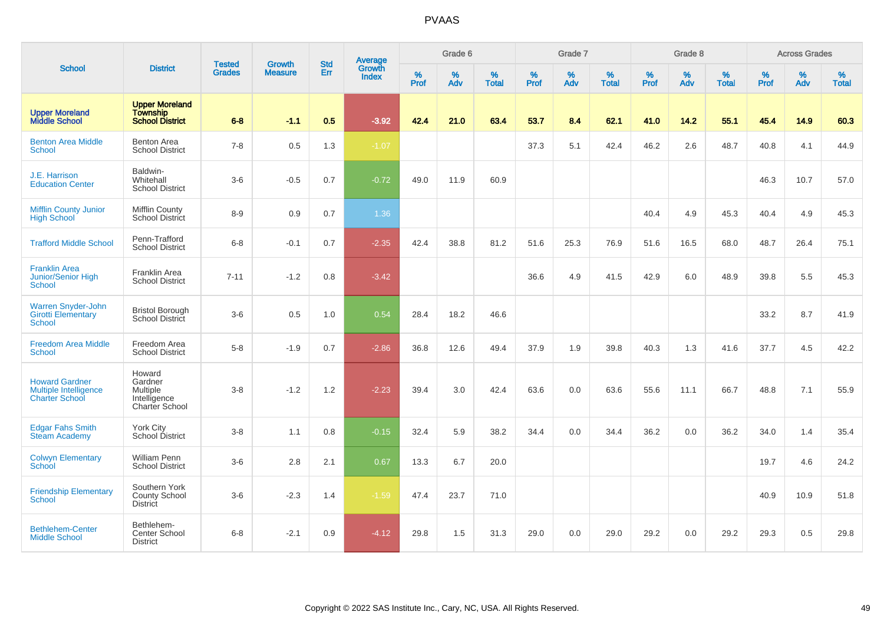# PVAAS

| School | District | Tested Grades | Growth Measure | Std Err | Average Growth Index | Grade 6 | | | Grade 7 | | | Grade 8 | | | Across Grades | | |
|---|---|---|---|---|---|---|---|---|---|---|---|---|---|---|---|---|---|
| | | | | | | % Prof | % Adv | % Total | % Prof | % Adv | % Total | % Prof | % Adv | % Total | % Prof | % Adv | % Total |
| **Upper Moreland Middle School** | **Upper Moreland Township School District** | **6-8** | **-1.1** | **0.5** | **-3.92** | **42.4** | **21.0** | **63.4** | **53.7** | **8.4** | **62.1** | **41.0** | **14.2** | **55.1** | **45.4** | **14.9** | **60.3** |
| Benton Area Middle School | Benton Area School District | 7-8 | 0.5 | 1.3 | -1.07 | | | | 37.3 | 5.1 | 42.4 | 46.2 | 2.6 | 48.7 | 40.8 | 4.1 | 44.9 |
| J.E. Harrison Education Center | Baldwin-Whitehall School District | 3-6 | -0.5 | 0.7 | -0.72 | 49.0 | 11.9 | 60.9 | | | | | | | 46.3 | 10.7 | 57.0 |
| Mifflin County Junior High School | Mifflin County School District | 8-9 | 0.9 | 0.7 | 1.36 | | | | | | | 40.4 | 4.9 | 45.3 | 40.4 | 4.9 | 45.3 |
| Trafford Middle School | Penn-Trafford School District | 6-8 | -0.1 | 0.7 | -2.35 | 42.4 | 38.8 | 81.2 | 51.6 | 25.3 | 76.9 | 51.6 | 16.5 | 68.0 | 48.7 | 26.4 | 75.1 |
| Franklin Area Junior/Senior High School | Franklin Area School District | 7-11 | -1.2 | 0.8 | -3.42 | | | | 36.6 | 4.9 | 41.5 | 42.9 | 6.0 | 48.9 | 39.8 | 5.5 | 45.3 |
| Warren Snyder-John Girotti Elementary School | Bristol Borough School District | 3-6 | 0.5 | 1.0 | 0.54 | 28.4 | 18.2 | 46.6 | | | | | | | 33.2 | 8.7 | 41.9 |
| Freedom Area Middle School | Freedom Area School District | 5-8 | -1.9 | 0.7 | -2.86 | 36.8 | 12.6 | 49.4 | 37.9 | 1.9 | 39.8 | 40.3 | 1.3 | 41.6 | 37.7 | 4.5 | 42.2 |
| Howard Gardner Multiple Intelligence Charter School | Howard Gardner Multiple Intelligence Charter School | 3-8 | -1.2 | 1.2 | -2.23 | 39.4 | 3.0 | 42.4 | 63.6 | 0.0 | 63.6 | 55.6 | 11.1 | 66.7 | 48.8 | 7.1 | 55.9 |
| Edgar Fahs Smith Steam Academy | York City School District | 3-8 | 1.1 | 0.8 | -0.15 | 32.4 | 5.9 | 38.2 | 34.4 | 0.0 | 34.4 | 36.2 | 0.0 | 36.2 | 34.0 | 1.4 | 35.4 |
| Colwyn Elementary School | William Penn School District | 3-6 | 2.8 | 2.1 | 0.67 | 13.3 | 6.7 | 20.0 | | | | | | | 19.7 | 4.6 | 24.2 |
| Friendship Elementary School | Southern York County School District | 3-6 | -2.3 | 1.4 | -1.59 | 47.4 | 23.7 | 71.0 | | | | | | | 40.9 | 10.9 | 51.8 |
| Bethlehem-Center Middle School | Bethlehem-Center School District | 6-8 | -2.1 | 0.9 | -4.12 | 29.8 | 1.5 | 31.3 | 29.0 | 0.0 | 29.0 | 29.2 | 0.0 | 29.2 | 29.3 | 0.5 | 29.8 |

Copyright © 2022 SAS Institute Inc., Cary, NC, USA. All Rights Reserved.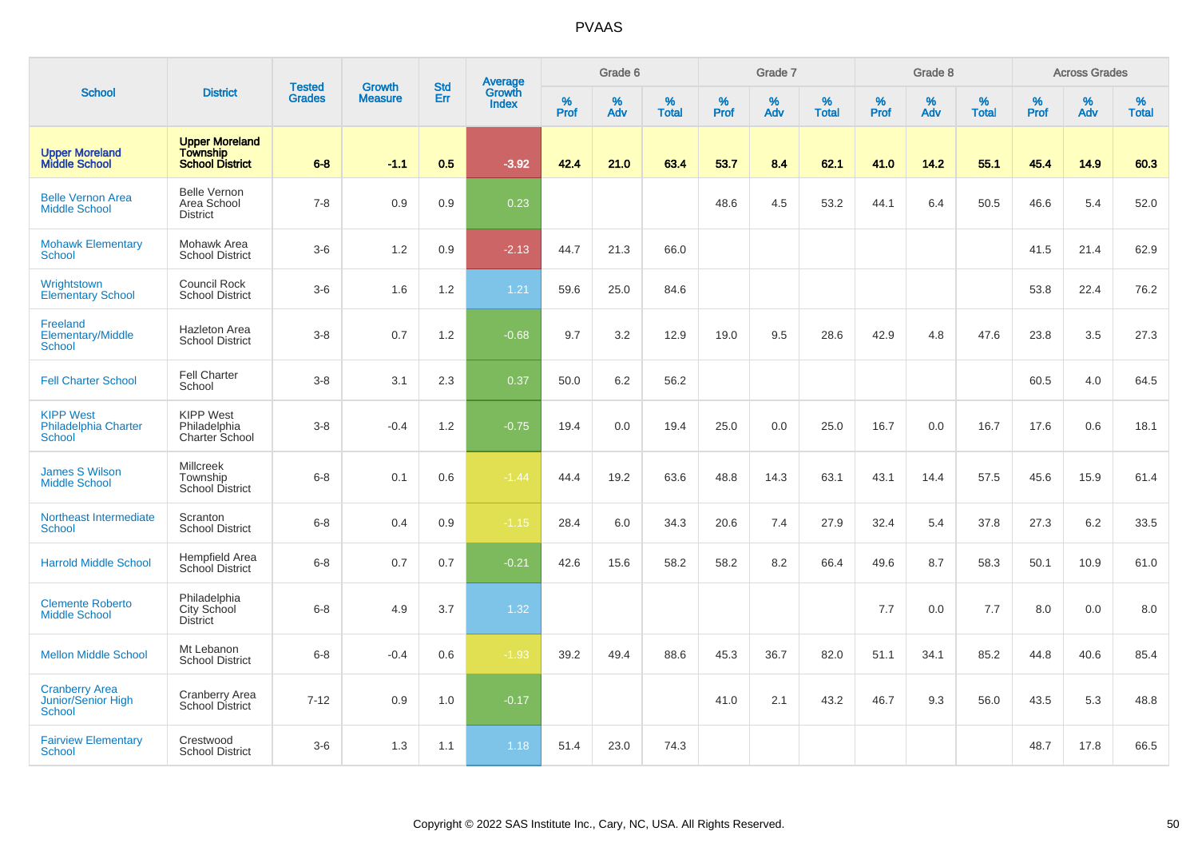PVAAS

| School | District | Tested Grades | Growth Measure | Std Err | Average Growth Index | Grade 6 | | | Grade 7 | | | Grade 8 | | | Across Grades | | |
|---|---|---|---|---|---|---|---|---|---|---|---|---|---|---|---|---|---|
| | | | | | | % Prof | % Adv | % Total | % Prof | % Adv | % Total | % Prof | % Adv | % Total | % Prof | % Adv | % Total |
| **Upper Moreland Middle School** | **Upper Moreland Township School District** | **6-8** | **-1.1** | **0.5** | **-3.92** | **42.4** | **21.0** | **63.4** | **53.7** | **8.4** | **62.1** | **41.0** | **14.2** | **55.1** | **45.4** | **14.9** | **60.3** |
| Belle Vernon Area Middle School | Belle Vernon Area School District | 7-8 | 0.9 | 0.9 | 0.23 | | | | 48.6 | 4.5 | 53.2 | 44.1 | 6.4 | 50.5 | 46.6 | 5.4 | 52.0 |
| Mohawk Elementary School | Mohawk Area School District | 3-6 | 1.2 | 0.9 | -2.13 | 44.7 | 21.3 | 66.0 | | | | | | | 41.5 | 21.4 | 62.9 |
| Wrightstown Elementary School | Council Rock School District | 3-6 | 1.6 | 1.2 | 1.21 | 59.6 | 25.0 | 84.6 | | | | | | | 53.8 | 22.4 | 76.2 |
| Freeland Elementary/Middle School | Hazleton Area School District | 3-8 | 0.7 | 1.2 | -0.68 | 9.7 | 3.2 | 12.9 | 19.0 | 9.5 | 28.6 | 42.9 | 4.8 | 47.6 | 23.8 | 3.5 | 27.3 |
| Fell Charter School | Fell Charter School | 3-8 | 3.1 | 2.3 | 0.37 | 50.0 | 6.2 | 56.2 | | | | | | | 60.5 | 4.0 | 64.5 |
| KIPP West Philadelphia Charter School | KIPP West Philadelphia Charter School | 3-8 | -0.4 | 1.2 | -0.75 | 19.4 | 0.0 | 19.4 | 25.0 | 0.0 | 25.0 | 16.7 | 0.0 | 16.7 | 17.6 | 0.6 | 18.1 |
| James S Wilson Middle School | Millcreek Township School District | 6-8 | 0.1 | 0.6 | -1.44 | 44.4 | 19.2 | 63.6 | 48.8 | 14.3 | 63.1 | 43.1 | 14.4 | 57.5 | 45.6 | 15.9 | 61.4 |
| Northeast Intermediate School | Scranton School District | 6-8 | 0.4 | 0.9 | -1.15 | 28.4 | 6.0 | 34.3 | 20.6 | 7.4 | 27.9 | 32.4 | 5.4 | 37.8 | 27.3 | 6.2 | 33.5 |
| Harrold Middle School | Hempfield Area School District | 6-8 | 0.7 | 0.7 | -0.21 | 42.6 | 15.6 | 58.2 | 58.2 | 8.2 | 66.4 | 49.6 | 8.7 | 58.3 | 50.1 | 10.9 | 61.0 |
| Clemente Roberto Middle School | Philadelphia City School District | 6-8 | 4.9 | 3.7 | 1.32 | | | | | | | 7.7 | 0.0 | 7.7 | 8.0 | 0.0 | 8.0 |
| Mellon Middle School | Mt Lebanon School District | 6-8 | -0.4 | 0.6 | -1.93 | 39.2 | 49.4 | 88.6 | 45.3 | 36.7 | 82.0 | 51.1 | 34.1 | 85.2 | 44.8 | 40.6 | 85.4 |
| Cranberry Area Junior/Senior High School | Cranberry Area School District | 7-12 | 0.9 | 1.0 | -0.17 | | | | 41.0 | 2.1 | 43.2 | 46.7 | 9.3 | 56.0 | 43.5 | 5.3 | 48.8 |
| Fairview Elementary School | Crestwood School District | 3-6 | 1.3 | 1.1 | 1.18 | 51.4 | 23.0 | 74.3 | | | | | | | 48.7 | 17.8 | 66.5 |

Copyright © 2022 SAS Institute Inc., Cary, NC, USA. All Rights Reserved.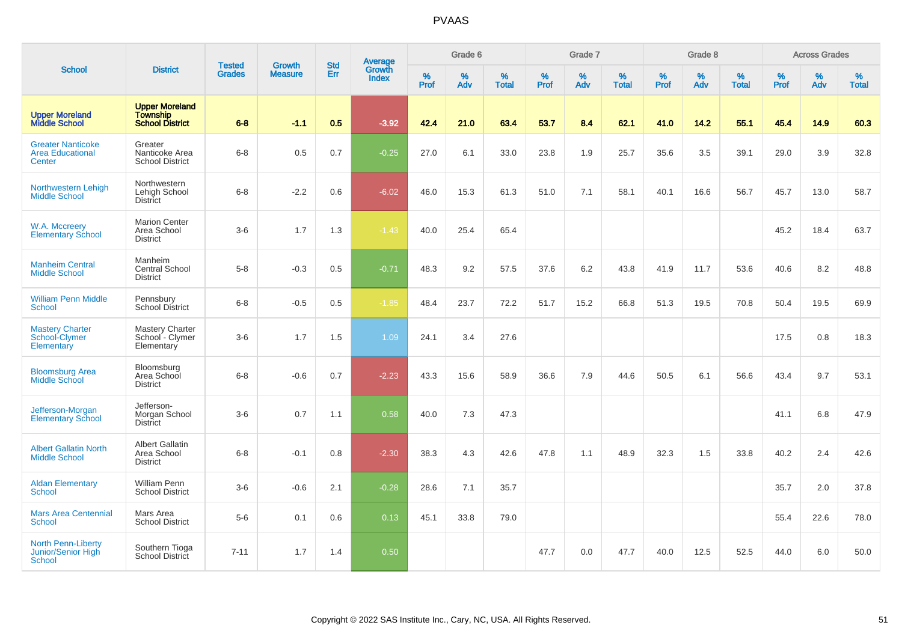# PVAAS

| School | District | Tested Grades | Growth Measure | Std Err | Average Growth Index | Grade 6 | | | Grade 7 | | | Grade 8 | | | Across Grades | | |
|---|---|---|---|---|---|---|---|---|---|---|---|---|---|---|---|---|---|
| | | | | | | % Prof | % Adv | % Total | % Prof | % Adv | % Total | % Prof | % Adv | % Total | % Prof | % Adv | % Total |
| **Upper Moreland Middle School** | **Upper Moreland Township School District** | **6-8** | **-1.1** | **0.5** | **-3.92** | **42.4** | **21.0** | **63.4** | **53.7** | **8.4** | **62.1** | **41.0** | **14.2** | **55.1** | **45.4** | **14.9** | **60.3** |
| Greater Nanticoke Area Educational Center | Greater Nanticoke Area School District | 6-8 | 0.5 | 0.7 | -0.25 | 27.0 | 6.1 | 33.0 | 23.8 | 1.9 | 25.7 | 35.6 | 3.5 | 39.1 | 29.0 | 3.9 | 32.8 |
| Northwestern Lehigh Middle School | Northwestern Lehigh School District | 6-8 | -2.2 | 0.6 | -6.02 | 46.0 | 15.3 | 61.3 | 51.0 | 7.1 | 58.1 | 40.1 | 16.6 | 56.7 | 45.7 | 13.0 | 58.7 |
| W.A. Mccreery Elementary School | Marion Center Area School District | 3-6 | 1.7 | 1.3 | -1.43 | 40.0 | 25.4 | 65.4 | | | | | | | 45.2 | 18.4 | 63.7 |
| Manheim Central Middle School | Manheim Central School District | 5-8 | -0.3 | 0.5 | -0.71 | 48.3 | 9.2 | 57.5 | 37.6 | 6.2 | 43.8 | 41.9 | 11.7 | 53.6 | 40.6 | 8.2 | 48.8 |
| William Penn Middle School | Pennsbury School District | 6-8 | -0.5 | 0.5 | -1.85 | 48.4 | 23.7 | 72.2 | 51.7 | 15.2 | 66.8 | 51.3 | 19.5 | 70.8 | 50.4 | 19.5 | 69.9 |
| Mastery Charter School-Clymer Elementary | Mastery Charter School - Clymer Elementary | 3-6 | 1.7 | 1.5 | 1.09 | 24.1 | 3.4 | 27.6 | | | | | | | 17.5 | 0.8 | 18.3 |
| Bloomsburg Area Middle School | Bloomsburg Area School District | 6-8 | -0.6 | 0.7 | -2.23 | 43.3 | 15.6 | 58.9 | 36.6 | 7.9 | 44.6 | 50.5 | 6.1 | 56.6 | 43.4 | 9.7 | 53.1 |
| Jefferson-Morgan Elementary School | Jefferson-Morgan School District | 3-6 | 0.7 | 1.1 | 0.58 | 40.0 | 7.3 | 47.3 | | | | | | | 41.1 | 6.8 | 47.9 |
| Albert Gallatin North Middle School | Albert Gallatin Area School District | 6-8 | -0.1 | 0.8 | -2.30 | 38.3 | 4.3 | 42.6 | 47.8 | 1.1 | 48.9 | 32.3 | 1.5 | 33.8 | 40.2 | 2.4 | 42.6 |
| Aldan Elementary School | William Penn School District | 3-6 | -0.6 | 2.1 | -0.28 | 28.6 | 7.1 | 35.7 | | | | | | | 35.7 | 2.0 | 37.8 |
| Mars Area Centennial School | Mars Area School District | 5-6 | 0.1 | 0.6 | 0.13 | 45.1 | 33.8 | 79.0 | | | | | | | 55.4 | 22.6 | 78.0 |
| North Penn-Liberty Junior/Senior High School | Southern Tioga School District | 7-11 | 1.7 | 1.4 | 0.50 | | | | 47.7 | 0.0 | 47.7 | 40.0 | 12.5 | 52.5 | 44.0 | 6.0 | 50.0 |

Copyright © 2022 SAS Institute Inc., Cary, NC, USA. All Rights Reserved.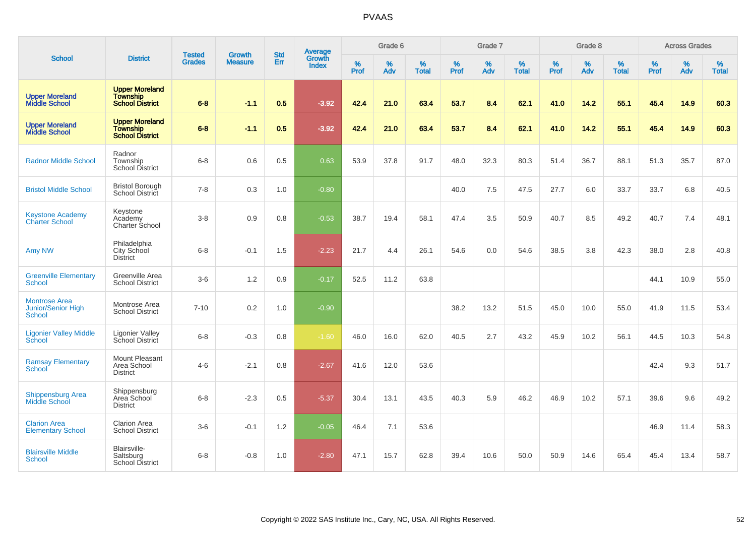# PVAAS

| School | District | Tested Grades | Growth Measure | Std Err | Average Growth Index | Grade 6 | | | Grade 7 | | | Grade 8 | | | Across Grades | | |
|---|---|---|---|---|---|---|---|---|---|---|---|---|---|---|---|---|---|
| | | | | | | % Prof | % Adv | % Total | % Prof | % Adv | % Total | % Prof | % Adv | % Total | % Prof | % Adv | % Total |
| **Upper Moreland Middle School** | **Upper Moreland Township School District** | **6-8** | **-1.1** | **0.5** | **-3.92** | **42.4** | **21.0** | **63.4** | **53.7** | **8.4** | **62.1** | **41.0** | **14.2** | **55.1** | **45.4** | **14.9** | **60.3** |
| **Upper Moreland Middle School** | **Upper Moreland Township School District** | **6-8** | **-1.1** | **0.5** | **-3.92** | **42.4** | **21.0** | **63.4** | **53.7** | **8.4** | **62.1** | **41.0** | **14.2** | **55.1** | **45.4** | **14.9** | **60.3** |
| Radnor Middle School | Radnor Township School District | 6-8 | 0.6 | 0.5 | 0.63 | 53.9 | 37.8 | 91.7 | 48.0 | 32.3 | 80.3 | 51.4 | 36.7 | 88.1 | 51.3 | 35.7 | 87.0 |
| Bristol Middle School | Bristol Borough School District | 7-8 | 0.3 | 1.0 | -0.80 | | | | 40.0 | 7.5 | 47.5 | 27.7 | 6.0 | 33.7 | 33.7 | 6.8 | 40.5 |
| Keystone Academy Charter School | Keystone Academy Charter School | 3-8 | 0.9 | 0.8 | -0.53 | 38.7 | 19.4 | 58.1 | 47.4 | 3.5 | 50.9 | 40.7 | 8.5 | 49.2 | 40.7 | 7.4 | 48.1 |
| Amy NW | Philadelphia City School District | 6-8 | -0.1 | 1.5 | -2.23 | 21.7 | 4.4 | 26.1 | 54.6 | 0.0 | 54.6 | 38.5 | 3.8 | 42.3 | 38.0 | 2.8 | 40.8 |
| Greenville Elementary School | Greenville Area School District | 3-6 | 1.2 | 0.9 | -0.17 | 52.5 | 11.2 | 63.8 | | | | | | | 44.1 | 10.9 | 55.0 |
| Montrose Area Junior/Senior High School | Montrose Area School District | 7-10 | 0.2 | 1.0 | -0.90 | | | | 38.2 | 13.2 | 51.5 | 45.0 | 10.0 | 55.0 | 41.9 | 11.5 | 53.4 |
| Ligonier Valley Middle School | Ligonier Valley School District | 6-8 | -0.3 | 0.8 | -1.60 | 46.0 | 16.0 | 62.0 | 40.5 | 2.7 | 43.2 | 45.9 | 10.2 | 56.1 | 44.5 | 10.3 | 54.8 |
| Ramsay Elementary School | Mount Pleasant Area School District | 4-6 | -2.1 | 0.8 | -2.67 | 41.6 | 12.0 | 53.6 | | | | | | | 42.4 | 9.3 | 51.7 |
| Shippensburg Area Middle School | Shippensburg Area School District | 6-8 | -2.3 | 0.5 | -5.37 | 30.4 | 13.1 | 43.5 | 40.3 | 5.9 | 46.2 | 46.9 | 10.2 | 57.1 | 39.6 | 9.6 | 49.2 |
| Clarion Area Elementary School | Clarion Area School District | 3-6 | -0.1 | 1.2 | -0.05 | 46.4 | 7.1 | 53.6 | | | | | | | 46.9 | 11.4 | 58.3 |
| Blairsville Middle School | Blairsville-Saltsburg School District | 6-8 | -0.8 | 1.0 | -2.80 | 47.1 | 15.7 | 62.8 | 39.4 | 10.6 | 50.0 | 50.9 | 14.6 | 65.4 | 45.4 | 13.4 | 58.7 |

Copyright © 2022 SAS Institute Inc., Cary, NC, USA. All Rights Reserved.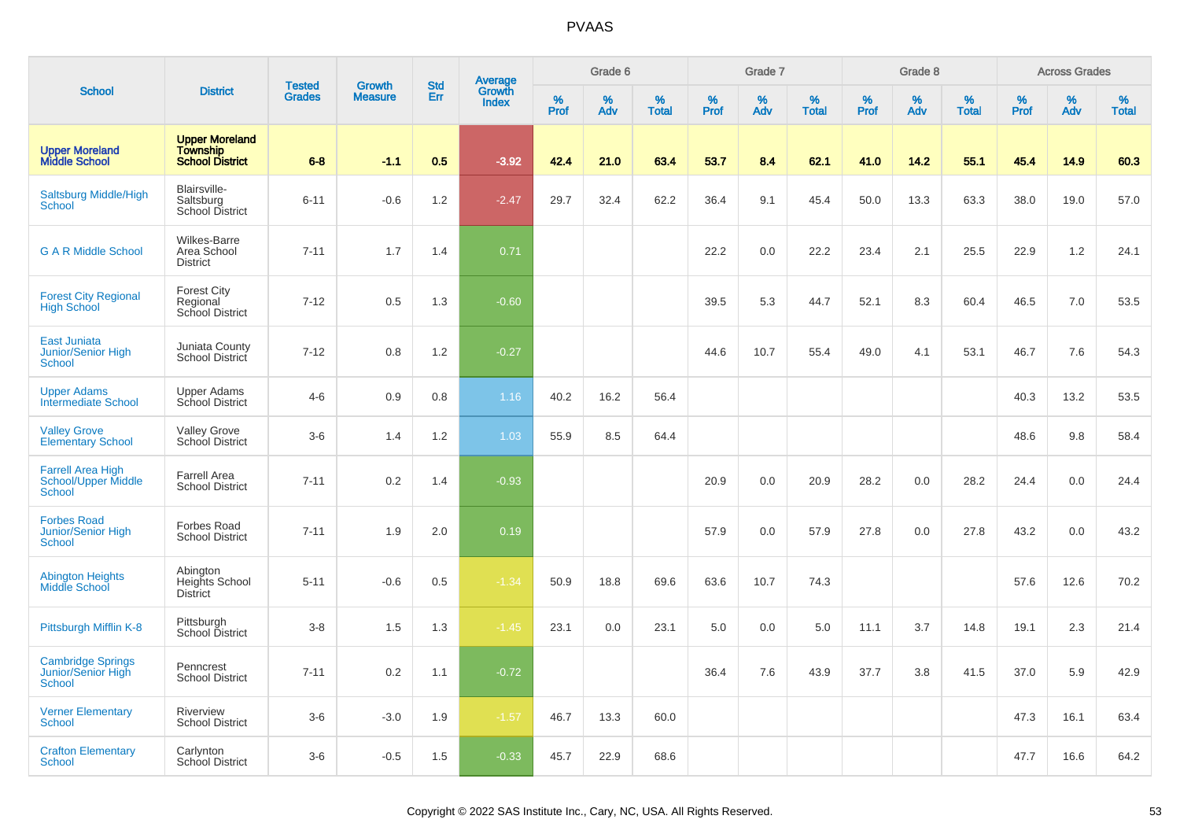# PVAAS

| School | District | Tested Grades | Growth Measure | Std Err | Average Growth Index | Grade 6 | | | Grade 7 | | | Grade 8 | | | Across Grades | | |
|---|---|---|---|---|---|---|---|---|---|---|---|---|---|---|---|---|---|
| | | | | | | % Prof | % Adv | % Total | % Prof | % Adv | % Total | % Prof | % Adv | % Total | % Prof | % Adv | % Total |
| **Upper Moreland Middle School** | **Upper Moreland Township School District** | **6-8** | **-1.1** | **0.5** | **-3.92** | **42.4** | **21.0** | **63.4** | **53.7** | **8.4** | **62.1** | **41.0** | **14.2** | **55.1** | **45.4** | **14.9** | **60.3** |
| Saltsburg Middle/High School | Blairsville-Saltsburg School District | 6-11 | -0.6 | 1.2 | -2.47 | 29.7 | 32.4 | 62.2 | 36.4 | 9.1 | 45.4 | 50.0 | 13.3 | 63.3 | 38.0 | 19.0 | 57.0 |
| G A R Middle School | Wilkes-Barre Area School District | 7-11 | 1.7 | 1.4 | 0.71 | | | | 22.2 | 0.0 | 22.2 | 23.4 | 2.1 | 25.5 | 22.9 | 1.2 | 24.1 |
| Forest City Regional High School | Forest City Regional School District | 7-12 | 0.5 | 1.3 | -0.60 | | | | 39.5 | 5.3 | 44.7 | 52.1 | 8.3 | 60.4 | 46.5 | 7.0 | 53.5 |
| East Juniata Junior/Senior High School | Juniata County School District | 7-12 | 0.8 | 1.2 | -0.27 | | | | 44.6 | 10.7 | 55.4 | 49.0 | 4.1 | 53.1 | 46.7 | 7.6 | 54.3 |
| Upper Adams Intermediate School | Upper Adams School District | 4-6 | 0.9 | 0.8 | 1.16 | 40.2 | 16.2 | 56.4 | | | | | | | 40.3 | 13.2 | 53.5 |
| Valley Grove Elementary School | Valley Grove School District | 3-6 | 1.4 | 1.2 | 1.03 | 55.9 | 8.5 | 64.4 | | | | | | | 48.6 | 9.8 | 58.4 |
| Farrell Area High School/Upper Middle School | Farrell Area School District | 7-11 | 0.2 | 1.4 | -0.93 | | | | 20.9 | 0.0 | 20.9 | 28.2 | 0.0 | 28.2 | 24.4 | 0.0 | 24.4 |
| Forbes Road Junior/Senior High School | Forbes Road School District | 7-11 | 1.9 | 2.0 | 0.19 | | | | 57.9 | 0.0 | 57.9 | 27.8 | 0.0 | 27.8 | 43.2 | 0.0 | 43.2 |
| Abington Heights Middle School | Abington Heights School District | 5-11 | -0.6 | 0.5 | -1.34 | 50.9 | 18.8 | 69.6 | 63.6 | 10.7 | 74.3 | | | | 57.6 | 12.6 | 70.2 |
| Pittsburgh Mifflin K-8 | Pittsburgh School District | 3-8 | 1.5 | 1.3 | -1.45 | 23.1 | 0.0 | 23.1 | 5.0 | 0.0 | 5.0 | 11.1 | 3.7 | 14.8 | 19.1 | 2.3 | 21.4 |
| Cambridge Springs Junior/Senior High School | Penncrest School District | 7-11 | 0.2 | 1.1 | -0.72 | | | | 36.4 | 7.6 | 43.9 | 37.7 | 3.8 | 41.5 | 37.0 | 5.9 | 42.9 |
| Verner Elementary School | Riverview School District | 3-6 | -3.0 | 1.9 | -1.57 | 46.7 | 13.3 | 60.0 | | | | | | | 47.3 | 16.1 | 63.4 |
| Crafton Elementary School | Carlynton School District | 3-6 | -0.5 | 1.5 | -0.33 | 45.7 | 22.9 | 68.6 | | | | | | | 47.7 | 16.6 | 64.2 |

Copyright © 2022 SAS Institute Inc., Cary, NC, USA. All Rights Reserved.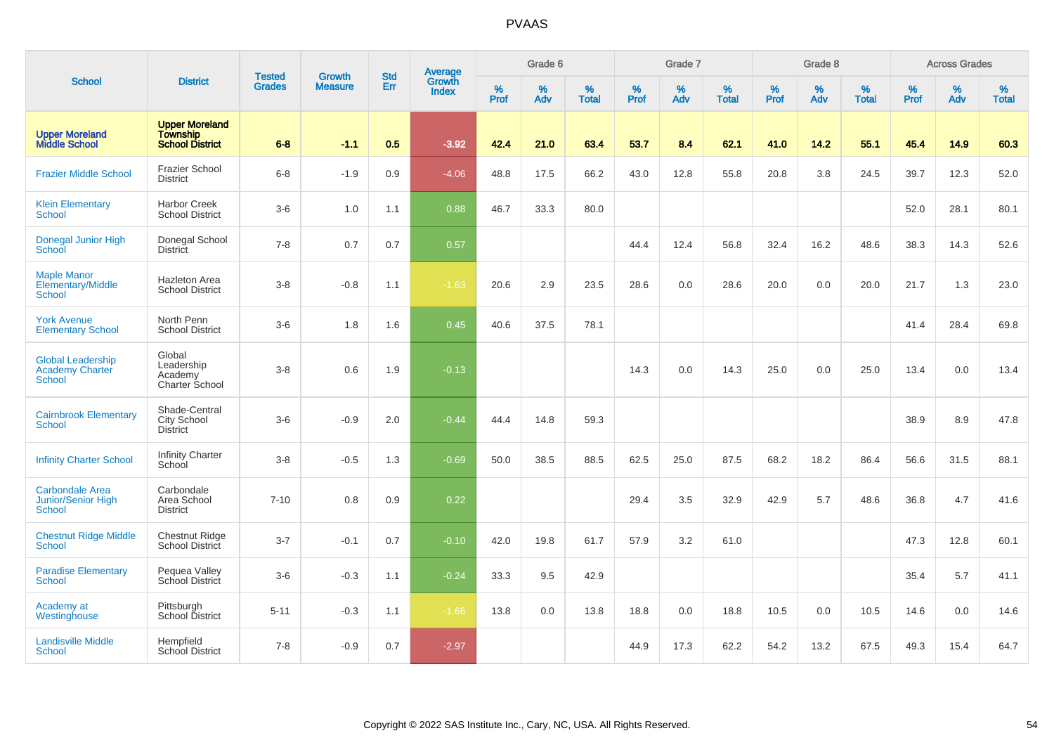# PVAAS

| School | District | Tested Grades | Growth Measure | Std Err | Average Growth Index | Grade 6 | | | Grade 7 | | | Grade 8 | | | Across Grades | | |
|---|---|---|---|---|---|---|---|---|---|---|---|---|---|---|---|---|---|
| | | | | | | % Prof | % Adv | % Total | % Prof | % Adv | % Total | % Prof | % Adv | % Total | % Prof | % Adv | % Total |
| **Upper Moreland Middle School** | **Upper Moreland Township School District** | **6-8** | **-1.1** | **0.5** | **-3.92** | **42.4** | **21.0** | **63.4** | **53.7** | **8.4** | **62.1** | **41.0** | **14.2** | **55.1** | **45.4** | **14.9** | **60.3** |
| Frazier Middle School | Frazier School District | 6-8 | -1.9 | 0.9 | -4.06 | 48.8 | 17.5 | 66.2 | 43.0 | 12.8 | 55.8 | 20.8 | 3.8 | 24.5 | 39.7 | 12.3 | 52.0 |
| Klein Elementary School | Harbor Creek School District | 3-6 | 1.0 | 1.1 | 0.88 | 46.7 | 33.3 | 80.0 | | | | | | | 52.0 | 28.1 | 80.1 |
| Donegal Junior High School | Donegal School District | 7-8 | 0.7 | 0.7 | 0.57 | | | | 44.4 | 12.4 | 56.8 | 32.4 | 16.2 | 48.6 | 38.3 | 14.3 | 52.6 |
| Maple Manor Elementary/Middle School | Hazleton Area School District | 3-8 | -0.8 | 1.1 | -1.63 | 20.6 | 2.9 | 23.5 | 28.6 | 0.0 | 28.6 | 20.0 | 0.0 | 20.0 | 21.7 | 1.3 | 23.0 |
| York Avenue Elementary School | North Penn School District | 3-6 | 1.8 | 1.6 | 0.45 | 40.6 | 37.5 | 78.1 | | | | | | | 41.4 | 28.4 | 69.8 |
| Global Leadership Academy Charter School | Global Leadership Academy Charter School | 3-8 | 0.6 | 1.9 | -0.13 | | | | 14.3 | 0.0 | 14.3 | 25.0 | 0.0 | 25.0 | 13.4 | 0.0 | 13.4 |
| Cairnbrook Elementary School | Shade-Central City School District | 3-6 | -0.9 | 2.0 | -0.44 | 44.4 | 14.8 | 59.3 | | | | | | | 38.9 | 8.9 | 47.8 |
| Infinity Charter School | Infinity Charter School | 3-8 | -0.5 | 1.3 | -0.69 | 50.0 | 38.5 | 88.5 | 62.5 | 25.0 | 87.5 | 68.2 | 18.2 | 86.4 | 56.6 | 31.5 | 88.1 |
| Carbondale Area Junior/Senior High School | Carbondale Area School District | 7-10 | 0.8 | 0.9 | 0.22 | | | | 29.4 | 3.5 | 32.9 | 42.9 | 5.7 | 48.6 | 36.8 | 4.7 | 41.6 |
| Chestnut Ridge Middle School | Chestnut Ridge School District | 3-7 | -0.1 | 0.7 | -0.10 | 42.0 | 19.8 | 61.7 | 57.9 | 3.2 | 61.0 | | | | 47.3 | 12.8 | 60.1 |
| Paradise Elementary School | Pequea Valley School District | 3-6 | -0.3 | 1.1 | -0.24 | 33.3 | 9.5 | 42.9 | | | | | | | 35.4 | 5.7 | 41.1 |
| Academy at Westinghouse | Pittsburgh School District | 5-11 | -0.3 | 1.1 | -1.66 | 13.8 | 0.0 | 13.8 | 18.8 | 0.0 | 18.8 | 10.5 | 0.0 | 10.5 | 14.6 | 0.0 | 14.6 |
| Landisville Middle School | Hempfield School District | 7-8 | -0.9 | 0.7 | -2.97 | | | | 44.9 | 17.3 | 62.2 | 54.2 | 13.2 | 67.5 | 49.3 | 15.4 | 64.7 |

Copyright © 2022 SAS Institute Inc., Cary, NC, USA. All Rights Reserved.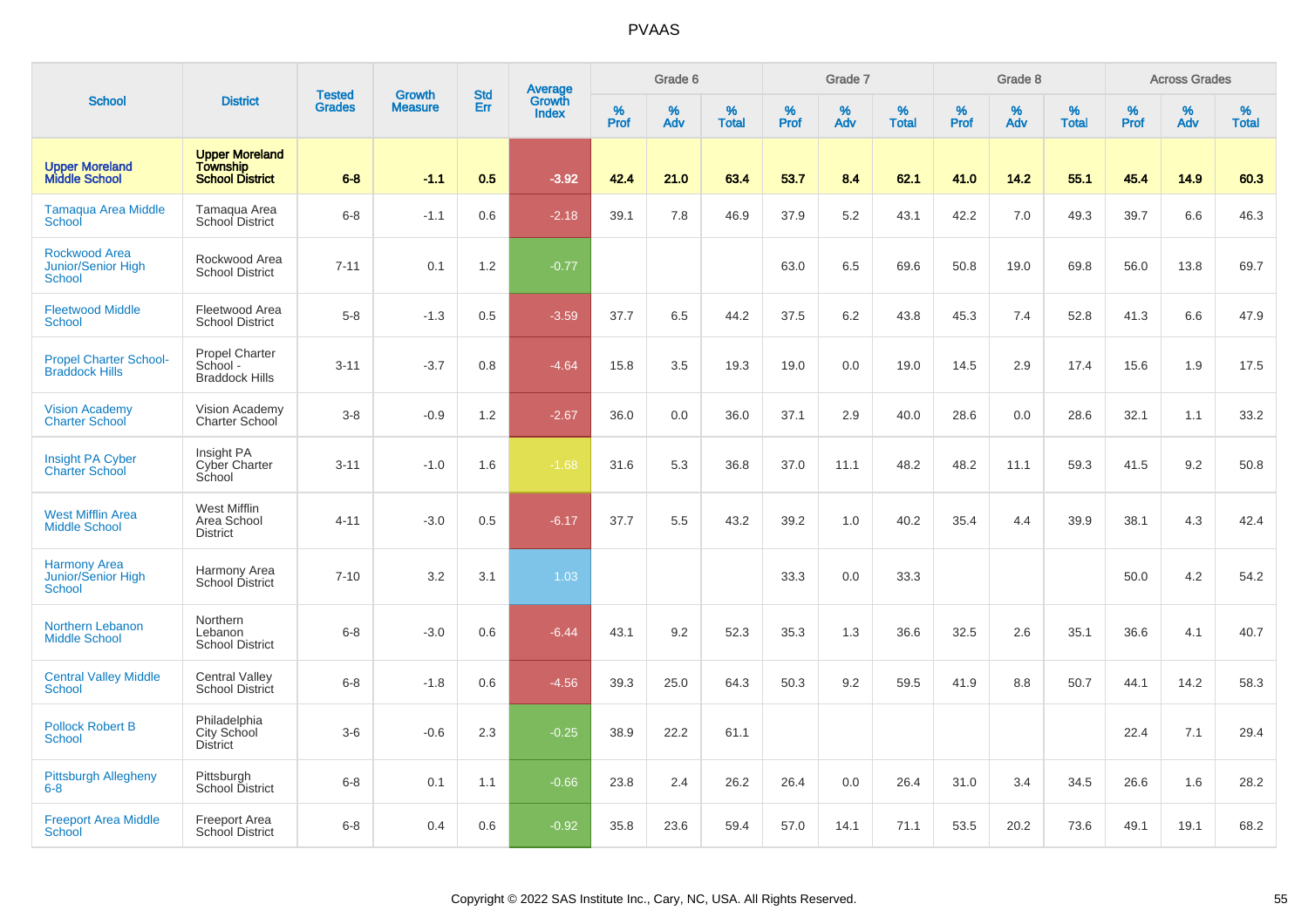# PVAAS

| School | District | Tested Grades | Growth Measure | Std Err | Average Growth Index | Grade 6 | | | Grade 7 | | | Grade 8 | | | Across Grades | | |
|---|---|---|---|---|---|---|---|---|---|---|---|---|---|---|---|---|---|
| | | | | | | % Prof | % Adv | % Total | % Prof | % Adv | % Total | % Prof | % Adv | % Total | % Prof | % Adv | % Total |
| **Upper Moreland Middle School** | **Upper Moreland Township School District** | **6-8** | **-1.1** | **0.5** | **-3.92** | **42.4** | **21.0** | **63.4** | **53.7** | **8.4** | **62.1** | **41.0** | **14.2** | **55.1** | **45.4** | **14.9** | **60.3** |
| Tamaqua Area Middle School | Tamaqua Area School District | 6-8 | -1.1 | 0.6 | -2.18 | 39.1 | 7.8 | 46.9 | 37.9 | 5.2 | 43.1 | 42.2 | 7.0 | 49.3 | 39.7 | 6.6 | 46.3 |
| Rockwood Area Junior/Senior High School | Rockwood Area School District | 7-11 | 0.1 | 1.2 | -0.77 | | | | 63.0 | 6.5 | 69.6 | 50.8 | 19.0 | 69.8 | 56.0 | 13.8 | 69.7 |
| Fleetwood Middle School | Fleetwood Area School District | 5-8 | -1.3 | 0.5 | -3.59 | 37.7 | 6.5 | 44.2 | 37.5 | 6.2 | 43.8 | 45.3 | 7.4 | 52.8 | 41.3 | 6.6 | 47.9 |
| Propel Charter School-Braddock Hills | Propel Charter School - Braddock Hills | 3-11 | -3.7 | 0.8 | -4.64 | 15.8 | 3.5 | 19.3 | 19.0 | 0.0 | 19.0 | 14.5 | 2.9 | 17.4 | 15.6 | 1.9 | 17.5 |
| Vision Academy Charter School | Vision Academy Charter School | 3-8 | -0.9 | 1.2 | -2.67 | 36.0 | 0.0 | 36.0 | 37.1 | 2.9 | 40.0 | 28.6 | 0.0 | 28.6 | 32.1 | 1.1 | 33.2 |
| Insight PA Cyber Charter School | Insight PA Cyber Charter School | 3-11 | -1.0 | 1.6 | -1.68 | 31.6 | 5.3 | 36.8 | 37.0 | 11.1 | 48.2 | 48.2 | 11.1 | 59.3 | 41.5 | 9.2 | 50.8 |
| West Mifflin Area Middle School | West Mifflin Area School District | 4-11 | -3.0 | 0.5 | -6.17 | 37.7 | 5.5 | 43.2 | 39.2 | 1.0 | 40.2 | 35.4 | 4.4 | 39.9 | 38.1 | 4.3 | 42.4 |
| Harmony Area Junior/Senior High School | Harmony Area School District | 7-10 | 3.2 | 3.1 | 1.03 | | | | 33.3 | 0.0 | 33.3 | | | | 50.0 | 4.2 | 54.2 |
| Northern Lebanon Middle School | Northern Lebanon School District | 6-8 | -3.0 | 0.6 | -6.44 | 43.1 | 9.2 | 52.3 | 35.3 | 1.3 | 36.6 | 32.5 | 2.6 | 35.1 | 36.6 | 4.1 | 40.7 |
| Central Valley Middle School | Central Valley School District | 6-8 | -1.8 | 0.6 | -4.56 | 39.3 | 25.0 | 64.3 | 50.3 | 9.2 | 59.5 | 41.9 | 8.8 | 50.7 | 44.1 | 14.2 | 58.3 |
| Pollock Robert B School | Philadelphia City School District | 3-6 | -0.6 | 2.3 | -0.25 | 38.9 | 22.2 | 61.1 | | | | | | | 22.4 | 7.1 | 29.4 |
| Pittsburgh Allegheny 6-8 | Pittsburgh School District | 6-8 | 0.1 | 1.1 | -0.66 | 23.8 | 2.4 | 26.2 | 26.4 | 0.0 | 26.4 | 31.0 | 3.4 | 34.5 | 26.6 | 1.6 | 28.2 |
| Freeport Area Middle School | Freeport Area School District | 6-8 | 0.4 | 0.6 | -0.92 | 35.8 | 23.6 | 59.4 | 57.0 | 14.1 | 71.1 | 53.5 | 20.2 | 73.6 | 49.1 | 19.1 | 68.2 |

Copyright © 2022 SAS Institute Inc., Cary, NC, USA. All Rights Reserved.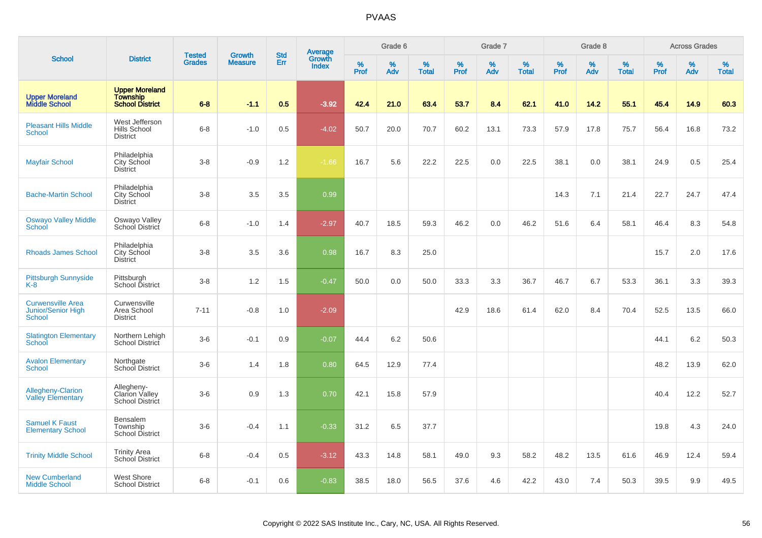PVAAS

| School | District | Tested Grades | Growth Measure | Std Err | Average Growth Index | Grade 6 | | | Grade 7 | | | Grade 8 | | | Across Grades | | |
|---|---|---|---|---|---|---|---|---|---|---|---|---|---|---|---|---|---|
| | | | | | | % Prof | % Adv | % Total | % Prof | % Adv | % Total | % Prof | % Adv | % Total | % Prof | % Adv | % Total |
| **Upper Moreland Middle School** | **Upper Moreland Township School District** | **6-8** | **-1.1** | **0.5** | **-3.92** | **42.4** | **21.0** | **63.4** | **53.7** | **8.4** | **62.1** | **41.0** | **14.2** | **55.1** | **45.4** | **14.9** | **60.3** |
| Pleasant Hills Middle School | West Jefferson Hills School District | 6-8 | -1.0 | 0.5 | -4.02 | 50.7 | 20.0 | 70.7 | 60.2 | 13.1 | 73.3 | 57.9 | 17.8 | 75.7 | 56.4 | 16.8 | 73.2 |
| Mayfair School | Philadelphia City School District | 3-8 | -0.9 | 1.2 | -1.66 | 16.7 | 5.6 | 22.2 | 22.5 | 0.0 | 22.5 | 38.1 | 0.0 | 38.1 | 24.9 | 0.5 | 25.4 |
| Bache-Martin School | Philadelphia City School District | 3-8 | 3.5 | 3.5 | 0.99 | | | | | | | 14.3 | 7.1 | 21.4 | 22.7 | 24.7 | 47.4 |
| Oswayo Valley Middle School | Oswayo Valley School District | 6-8 | -1.0 | 1.4 | -2.97 | 40.7 | 18.5 | 59.3 | 46.2 | 0.0 | 46.2 | 51.6 | 6.4 | 58.1 | 46.4 | 8.3 | 54.8 |
| Rhoads James School | Philadelphia City School District | 3-8 | 3.5 | 3.6 | 0.98 | 16.7 | 8.3 | 25.0 | | | | | | | 15.7 | 2.0 | 17.6 |
| Pittsburgh Sunnyside K-8 | Pittsburgh School District | 3-8 | 1.2 | 1.5 | -0.47 | 50.0 | 0.0 | 50.0 | 33.3 | 3.3 | 36.7 | 46.7 | 6.7 | 53.3 | 36.1 | 3.3 | 39.3 |
| Curwensville Area Junior/Senior High School | Curwensville Area School District | 7-11 | -0.8 | 1.0 | -2.09 | | | | 42.9 | 18.6 | 61.4 | 62.0 | 8.4 | 70.4 | 52.5 | 13.5 | 66.0 |
| Slatington Elementary School | Northern Lehigh School District | 3-6 | -0.1 | 0.9 | -0.07 | 44.4 | 6.2 | 50.6 | | | | | | | 44.1 | 6.2 | 50.3 |
| Avalon Elementary School | Northgate School District | 3-6 | 1.4 | 1.8 | 0.80 | 64.5 | 12.9 | 77.4 | | | | | | | 48.2 | 13.9 | 62.0 |
| Allegheny-Clarion Valley Elementary | Allegheny-Clarion Valley School District | 3-6 | 0.9 | 1.3 | 0.70 | 42.1 | 15.8 | 57.9 | | | | | | | 40.4 | 12.2 | 52.7 |
| Samuel K Faust Elementary School | Bensalem Township School District | 3-6 | -0.4 | 1.1 | -0.33 | 31.2 | 6.5 | 37.7 | | | | | | | 19.8 | 4.3 | 24.0 |
| Trinity Middle School | Trinity Area School District | 6-8 | -0.4 | 0.5 | -3.12 | 43.3 | 14.8 | 58.1 | 49.0 | 9.3 | 58.2 | 48.2 | 13.5 | 61.6 | 46.9 | 12.4 | 59.4 |
| New Cumberland Middle School | West Shore School District | 6-8 | -0.1 | 0.6 | -0.83 | 38.5 | 18.0 | 56.5 | 37.6 | 4.6 | 42.2 | 43.0 | 7.4 | 50.3 | 39.5 | 9.9 | 49.5 |

Copyright © 2022 SAS Institute Inc., Cary, NC, USA. All Rights Reserved.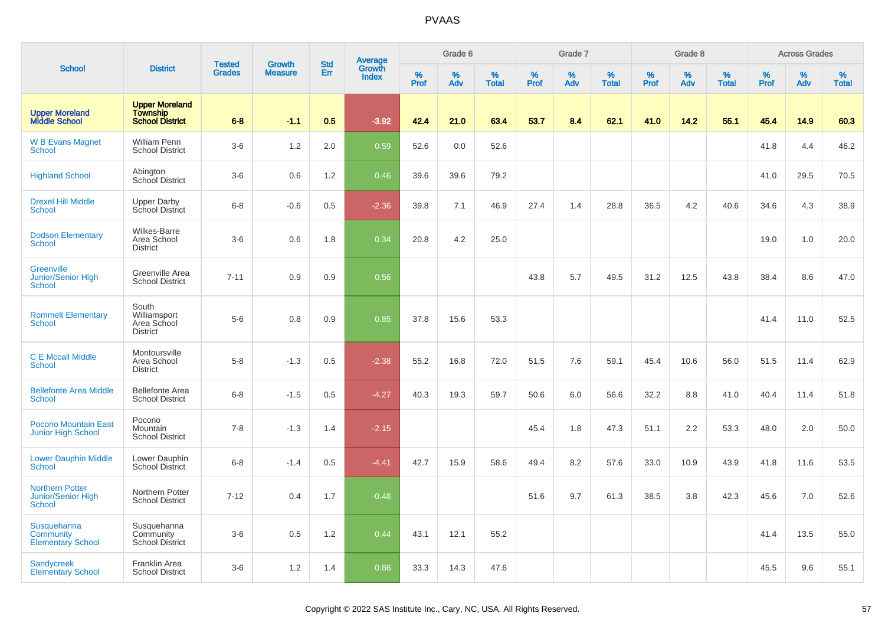PVAAS

| School | District | Tested Grades | Growth Measure | Std Err | Average Growth Index | Grade 6 | | | Grade 7 | | | Grade 8 | | | Across Grades | | |
|---|---|---|---|---|---|---|---|---|---|---|---|---|---|---|---|---|---|
| | | | | | | % Prof | % Adv | % Total | % Prof | % Adv | % Total | % Prof | % Adv | % Total | % Prof | % Adv | % Total |
| **Upper Moreland Middle School** | **Upper Moreland Township School District** | **6-8** | **-1.1** | **0.5** | **-3.92** | **42.4** | **21.0** | **63.4** | **53.7** | **8.4** | **62.1** | **41.0** | **14.2** | **55.1** | **45.4** | **14.9** | **60.3** |
| W B Evans Magnet School | William Penn School District | 3-6 | 1.2 | 2.0 | 0.59 | 52.6 | 0.0 | 52.6 | | | | | | | 41.8 | 4.4 | 46.2 |
| Highland School | Abington School District | 3-6 | 0.6 | 1.2 | 0.46 | 39.6 | 39.6 | 79.2 | | | | | | | 41.0 | 29.5 | 70.5 |
| Drexel Hill Middle School | Upper Darby School District | 6-8 | -0.6 | 0.5 | -2.36 | 39.8 | 7.1 | 46.9 | 27.4 | 1.4 | 28.8 | 36.5 | 4.2 | 40.6 | 34.6 | 4.3 | 38.9 |
| Dodson Elementary School | Wilkes-Barre Area School District | 3-6 | 0.6 | 1.8 | 0.34 | 20.8 | 4.2 | 25.0 | | | | | | | 19.0 | 1.0 | 20.0 |
| Greenville Junior/Senior High School | Greenville Area School District | 7-11 | 0.9 | 0.9 | 0.56 | | | | 43.8 | 5.7 | 49.5 | 31.2 | 12.5 | 43.8 | 38.4 | 8.6 | 47.0 |
| Rommelt Elementary School | South Williamsport Area School District | 5-6 | 0.8 | 0.9 | 0.85 | 37.8 | 15.6 | 53.3 | | | | | | | 41.4 | 11.0 | 52.5 |
| C E Mccall Middle School | Montoursville Area School District | 5-8 | -1.3 | 0.5 | -2.38 | 55.2 | 16.8 | 72.0 | 51.5 | 7.6 | 59.1 | 45.4 | 10.6 | 56.0 | 51.5 | 11.4 | 62.9 |
| Bellefonte Area Middle School | Bellefonte Area School District | 6-8 | -1.5 | 0.5 | -4.27 | 40.3 | 19.3 | 59.7 | 50.6 | 6.0 | 56.6 | 32.2 | 8.8 | 41.0 | 40.4 | 11.4 | 51.8 |
| Pocono Mountain East Junior High School | Pocono Mountain School District | 7-8 | -1.3 | 1.4 | -2.15 | | | | 45.4 | 1.8 | 47.3 | 51.1 | 2.2 | 53.3 | 48.0 | 2.0 | 50.0 |
| Lower Dauphin Middle School | Lower Dauphin School District | 6-8 | -1.4 | 0.5 | -4.41 | 42.7 | 15.9 | 58.6 | 49.4 | 8.2 | 57.6 | 33.0 | 10.9 | 43.9 | 41.8 | 11.6 | 53.5 |
| Northern Potter Junior/Senior High School | Northern Potter School District | 7-12 | 0.4 | 1.7 | -0.48 | | | | 51.6 | 9.7 | 61.3 | 38.5 | 3.8 | 42.3 | 45.6 | 7.0 | 52.6 |
| Susquehanna Community Elementary School | Susquehanna Community School District | 3-6 | 0.5 | 1.2 | 0.44 | 43.1 | 12.1 | 55.2 | | | | | | | 41.4 | 13.5 | 55.0 |
| Sandycreek Elementary School | Franklin Area School District | 3-6 | 1.2 | 1.4 | 0.86 | 33.3 | 14.3 | 47.6 | | | | | | | 45.5 | 9.6 | 55.1 |

Copyright © 2022 SAS Institute Inc., Cary, NC, USA. All Rights Reserved.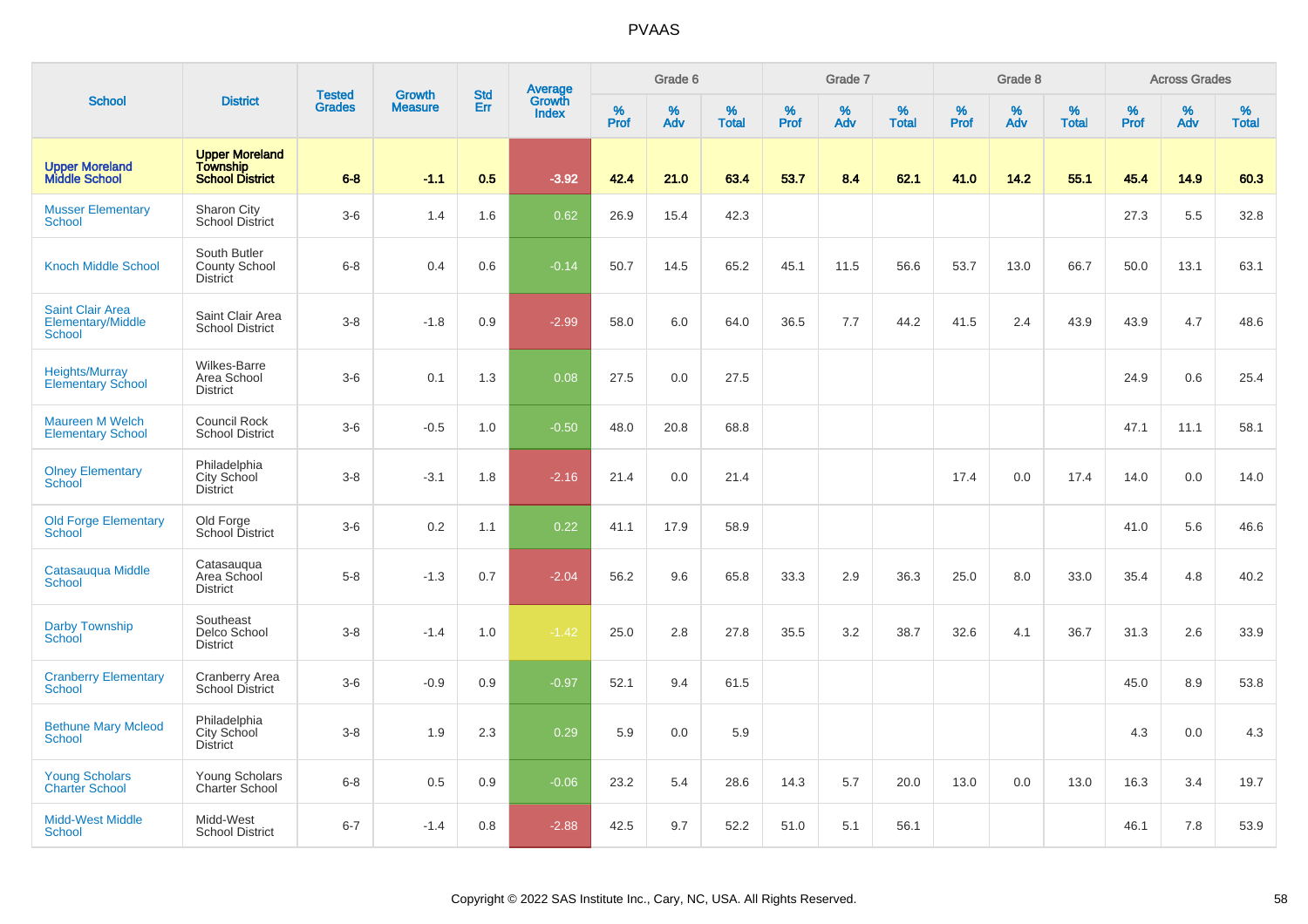# PVAAS

| School | District | Tested Grades | Growth Measure | Std Err | Average Growth Index | Grade 6 | | | Grade 7 | | | Grade 8 | | | Across Grades | | |
|---|---|---|---|---|---|---|---|---|---|---|---|---|---|---|---|---|---|
| | | | | | | % Prof | % Adv | % Total | % Prof | % Adv | % Total | % Prof | % Adv | % Total | % Prof | % Adv | % Total |
| **Upper Moreland Middle School** | **Upper Moreland Township School District** | **6-8** | **-1.1** | **0.5** | **-3.92** | **42.4** | **21.0** | **63.4** | **53.7** | **8.4** | **62.1** | **41.0** | **14.2** | **55.1** | **45.4** | **14.9** | **60.3** |
| Musser Elementary School | Sharon City School District | 3-6 | 1.4 | 1.6 | 0.62 | 26.9 | 15.4 | 42.3 | | | | | | | 27.3 | 5.5 | 32.8 |
| Knoch Middle School | South Butler County School District | 6-8 | 0.4 | 0.6 | -0.14 | 50.7 | 14.5 | 65.2 | 45.1 | 11.5 | 56.6 | 53.7 | 13.0 | 66.7 | 50.0 | 13.1 | 63.1 |
| Saint Clair Area Elementary/Middle School | Saint Clair Area School District | 3-8 | -1.8 | 0.9 | -2.99 | 58.0 | 6.0 | 64.0 | 36.5 | 7.7 | 44.2 | 41.5 | 2.4 | 43.9 | 43.9 | 4.7 | 48.6 |
| Heights/Murray Elementary School | Wilkes-Barre Area School District | 3-6 | 0.1 | 1.3 | 0.08 | 27.5 | 0.0 | 27.5 | | | | | | | 24.9 | 0.6 | 25.4 |
| Maureen M Welch Elementary School | Council Rock School District | 3-6 | -0.5 | 1.0 | -0.50 | 48.0 | 20.8 | 68.8 | | | | | | | 47.1 | 11.1 | 58.1 |
| Olney Elementary School | Philadelphia City School District | 3-8 | -3.1 | 1.8 | -2.16 | 21.4 | 0.0 | 21.4 | | | | 17.4 | 0.0 | 17.4 | 14.0 | 0.0 | 14.0 |
| Old Forge Elementary School | Old Forge School District | 3-6 | 0.2 | 1.1 | 0.22 | 41.1 | 17.9 | 58.9 | | | | | | | 41.0 | 5.6 | 46.6 |
| Catasauqua Middle School | Catasauqua Area School District | 5-8 | -1.3 | 0.7 | -2.04 | 56.2 | 9.6 | 65.8 | 33.3 | 2.9 | 36.3 | 25.0 | 8.0 | 33.0 | 35.4 | 4.8 | 40.2 |
| Darby Township School | Southeast Delco School District | 3-8 | -1.4 | 1.0 | -1.42 | 25.0 | 2.8 | 27.8 | 35.5 | 3.2 | 38.7 | 32.6 | 4.1 | 36.7 | 31.3 | 2.6 | 33.9 |
| Cranberry Elementary School | Cranberry Area School District | 3-6 | -0.9 | 0.9 | -0.97 | 52.1 | 9.4 | 61.5 | | | | | | | 45.0 | 8.9 | 53.8 |
| Bethune Mary Mcleod School | Philadelphia City School District | 3-8 | 1.9 | 2.3 | 0.29 | 5.9 | 0.0 | 5.9 | | | | | | | 4.3 | 0.0 | 4.3 |
| Young Scholars Charter School | Young Scholars Charter School | 6-8 | 0.5 | 0.9 | -0.06 | 23.2 | 5.4 | 28.6 | 14.3 | 5.7 | 20.0 | 13.0 | 0.0 | 13.0 | 16.3 | 3.4 | 19.7 |
| Midd-West Middle School | Midd-West School District | 6-7 | -1.4 | 0.8 | -2.88 | 42.5 | 9.7 | 52.2 | 51.0 | 5.1 | 56.1 | | | | 46.1 | 7.8 | 53.9 |

Copyright © 2022 SAS Institute Inc., Cary, NC, USA. All Rights Reserved.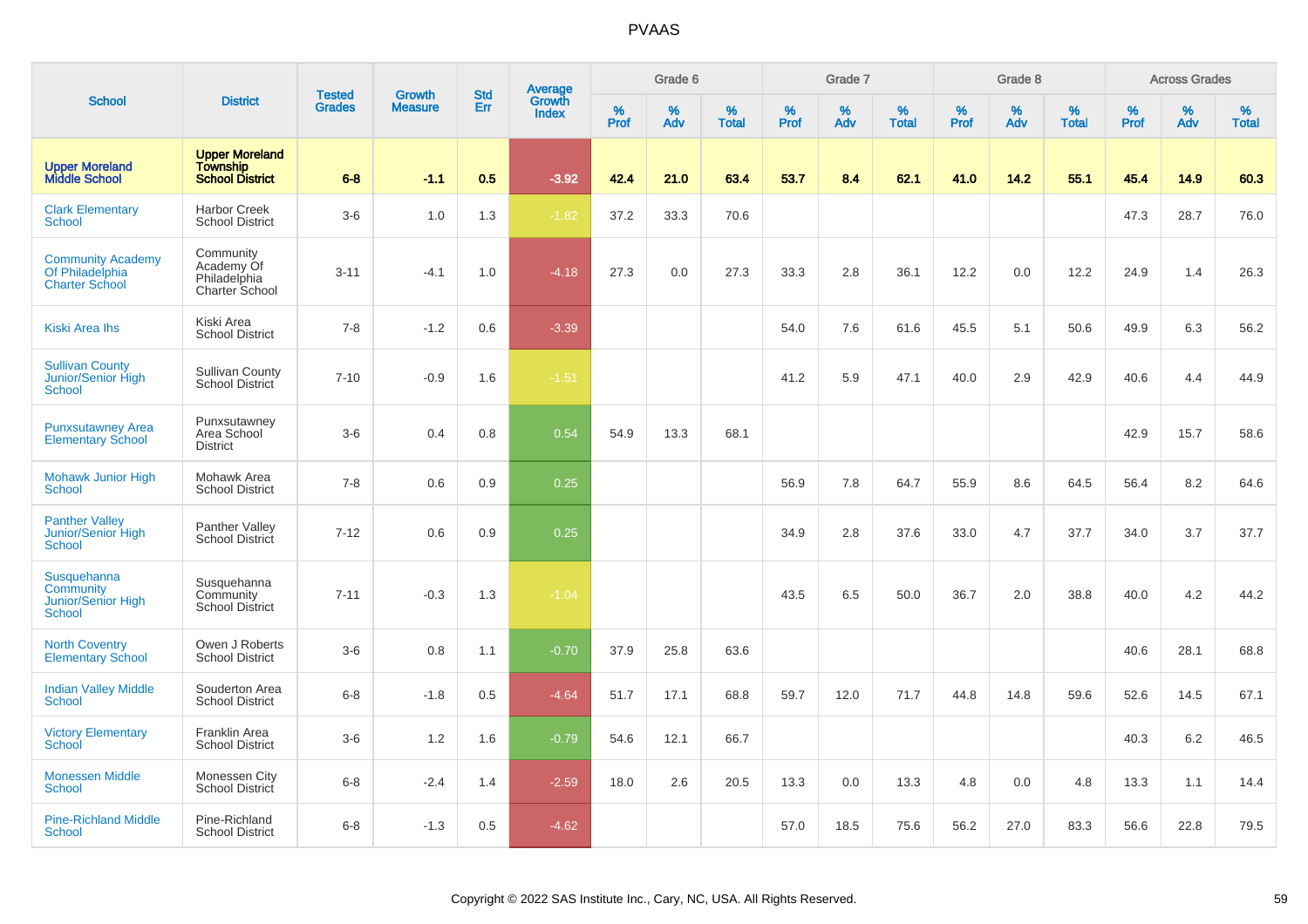# PVAAS

| School | District | Tested Grades | Growth Measure | Std Err | Average Growth Index | Grade 6 | | | Grade 7 | | | Grade 8 | | | Across Grades | | |
|---|---|---|---|---|---|---|---|---|---|---|---|---|---|---|---|---|---|
| | | | | | | % Prof | % Adv | % Total | % Prof | % Adv | % Total | % Prof | % Adv | % Total | % Prof | % Adv | % Total |
| **Upper Moreland Middle School** | **Upper Moreland Township School District** | **6-8** | **-1.1** | **0.5** | **-3.92** | **42.4** | **21.0** | **63.4** | **53.7** | **8.4** | **62.1** | **41.0** | **14.2** | **55.1** | **45.4** | **14.9** | **60.3** |
| Clark Elementary School | Harbor Creek School District | 3-6 | 1.0 | 1.3 | -1.82 | 37.2 | 33.3 | 70.6 | | | | | | | 47.3 | 28.7 | 76.0 |
| Community Academy Of Philadelphia Charter School | Community Academy Of Philadelphia Charter School | 3-11 | -4.1 | 1.0 | -4.18 | 27.3 | 0.0 | 27.3 | 33.3 | 2.8 | 36.1 | 12.2 | 0.0 | 12.2 | 24.9 | 1.4 | 26.3 |
| Kiski Area Ihs | Kiski Area School District | 7-8 | -1.2 | 0.6 | -3.39 | | | | 54.0 | 7.6 | 61.6 | 45.5 | 5.1 | 50.6 | 49.9 | 6.3 | 56.2 |
| Sullivan County Junior/Senior High School | Sullivan County School District | 7-10 | -0.9 | 1.6 | -1.51 | | | | 41.2 | 5.9 | 47.1 | 40.0 | 2.9 | 42.9 | 40.6 | 4.4 | 44.9 |
| Punxsutawney Area Elementary School | Punxsutawney Area School District | 3-6 | 0.4 | 0.8 | 0.54 | 54.9 | 13.3 | 68.1 | | | | | | | 42.9 | 15.7 | 58.6 |
| Mohawk Junior High School | Mohawk Area School District | 7-8 | 0.6 | 0.9 | 0.25 | | | | 56.9 | 7.8 | 64.7 | 55.9 | 8.6 | 64.5 | 56.4 | 8.2 | 64.6 |
| Panther Valley Junior/Senior High School | Panther Valley School District | 7-12 | 0.6 | 0.9 | 0.25 | | | | 34.9 | 2.8 | 37.6 | 33.0 | 4.7 | 37.7 | 34.0 | 3.7 | 37.7 |
| Susquehanna Community Junior/Senior High School | Susquehanna Community School District | 7-11 | -0.3 | 1.3 | -1.04 | | | | 43.5 | 6.5 | 50.0 | 36.7 | 2.0 | 38.8 | 40.0 | 4.2 | 44.2 |
| North Coventry Elementary School | Owen J Roberts School District | 3-6 | 0.8 | 1.1 | -0.70 | 37.9 | 25.8 | 63.6 | | | | | | | 40.6 | 28.1 | 68.8 |
| Indian Valley Middle School | Souderton Area School District | 6-8 | -1.8 | 0.5 | -4.64 | 51.7 | 17.1 | 68.8 | 59.7 | 12.0 | 71.7 | 44.8 | 14.8 | 59.6 | 52.6 | 14.5 | 67.1 |
| Victory Elementary School | Franklin Area School District | 3-6 | 1.2 | 1.6 | -0.79 | 54.6 | 12.1 | 66.7 | | | | | | | 40.3 | 6.2 | 46.5 |
| Monessen Middle School | Monessen City School District | 6-8 | -2.4 | 1.4 | -2.59 | 18.0 | 2.6 | 20.5 | 13.3 | 0.0 | 13.3 | 4.8 | 0.0 | 4.8 | 13.3 | 1.1 | 14.4 |
| Pine-Richland Middle School | Pine-Richland School District | 6-8 | -1.3 | 0.5 | -4.62 | | | | 57.0 | 18.5 | 75.6 | 56.2 | 27.0 | 83.3 | 56.6 | 22.8 | 79.5 |

Copyright © 2022 SAS Institute Inc., Cary, NC, USA. All Rights Reserved.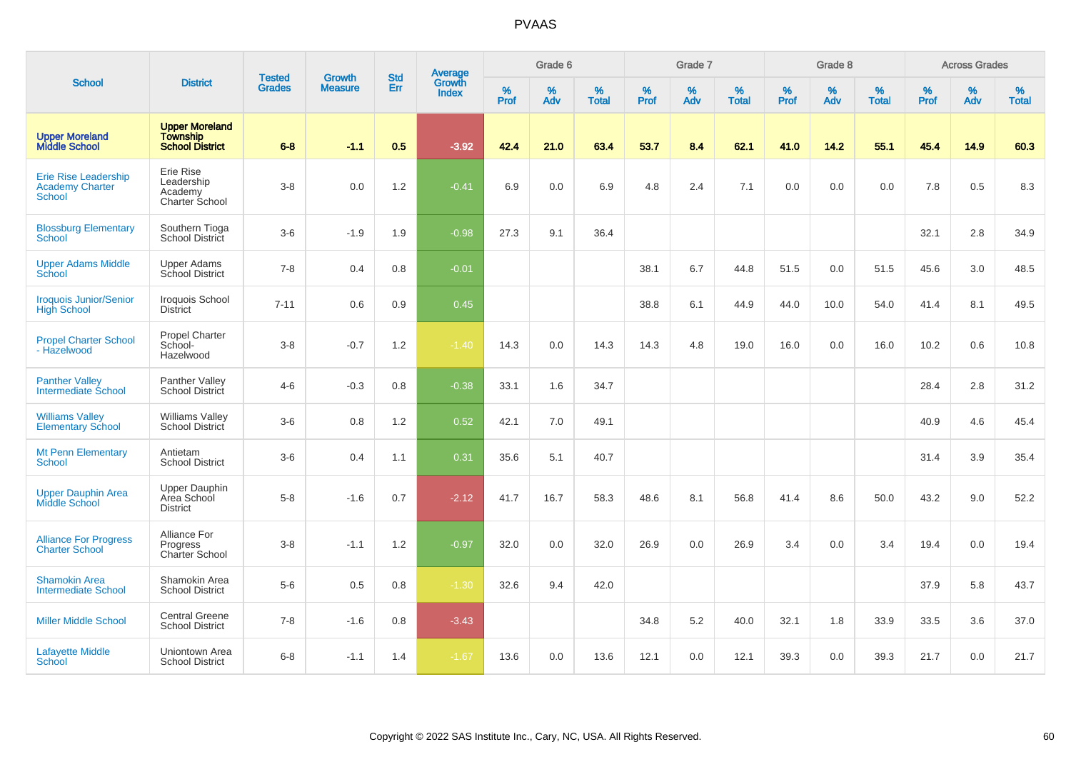# PVAAS

| School | District | Tested Grades | Growth Measure | Std Err | Average Growth Index | Grade 6 | | | Grade 7 | | | Grade 8 | | | Across Grades | | |
|---|---|---|---|---|---|---|---|---|---|---|---|---|---|---|---|---|---|
| | | | | | | % Prof | % Adv | % Total | % Prof | % Adv | % Total | % Prof | % Adv | % Total | % Prof | % Adv | % Total |
| **Upper Moreland Middle School** | **Upper Moreland Township School District** | **6-8** | **-1.1** | **0.5** | **-3.92** | **42.4** | **21.0** | **63.4** | **53.7** | **8.4** | **62.1** | **41.0** | **14.2** | **55.1** | **45.4** | **14.9** | **60.3** |
| Erie Rise Leadership Academy Charter School | Erie Rise Leadership Academy Charter School | 3-8 | 0.0 | 1.2 | -0.41 | 6.9 | 0.0 | 6.9 | 4.8 | 2.4 | 7.1 | 0.0 | 0.0 | 0.0 | 7.8 | 0.5 | 8.3 |
| Blossburg Elementary School | Southern Tioga School District | 3-6 | -1.9 | 1.9 | -0.98 | 27.3 | 9.1 | 36.4 | | | | | | | 32.1 | 2.8 | 34.9 |
| Upper Adams Middle School | Upper Adams School District | 7-8 | 0.4 | 0.8 | -0.01 | | | | 38.1 | 6.7 | 44.8 | 51.5 | 0.0 | 51.5 | 45.6 | 3.0 | 48.5 |
| Iroquois Junior/Senior High School | Iroquois School District | 7-11 | 0.6 | 0.9 | 0.45 | | | | 38.8 | 6.1 | 44.9 | 44.0 | 10.0 | 54.0 | 41.4 | 8.1 | 49.5 |
| Propel Charter School - Hazelwood | Propel Charter School-Hazelwood | 3-8 | -0.7 | 1.2 | -1.40 | 14.3 | 0.0 | 14.3 | 14.3 | 4.8 | 19.0 | 16.0 | 0.0 | 16.0 | 10.2 | 0.6 | 10.8 |
| Panther Valley Intermediate School | Panther Valley School District | 4-6 | -0.3 | 0.8 | -0.38 | 33.1 | 1.6 | 34.7 | | | | | | | 28.4 | 2.8 | 31.2 |
| Williams Valley Elementary School | Williams Valley School District | 3-6 | 0.8 | 1.2 | 0.52 | 42.1 | 7.0 | 49.1 | | | | | | | 40.9 | 4.6 | 45.4 |
| Mt Penn Elementary School | Antietam School District | 3-6 | 0.4 | 1.1 | 0.31 | 35.6 | 5.1 | 40.7 | | | | | | | 31.4 | 3.9 | 35.4 |
| Upper Dauphin Area Middle School | Upper Dauphin Area School District | 5-8 | -1.6 | 0.7 | -2.12 | 41.7 | 16.7 | 58.3 | 48.6 | 8.1 | 56.8 | 41.4 | 8.6 | 50.0 | 43.2 | 9.0 | 52.2 |
| Alliance For Progress Charter School | Alliance For Progress Charter School | 3-8 | -1.1 | 1.2 | -0.97 | 32.0 | 0.0 | 32.0 | 26.9 | 0.0 | 26.9 | 3.4 | 0.0 | 3.4 | 19.4 | 0.0 | 19.4 |
| Shamokin Area Intermediate School | Shamokin Area School District | 5-6 | 0.5 | 0.8 | -1.30 | 32.6 | 9.4 | 42.0 | | | | | | | 37.9 | 5.8 | 43.7 |
| Miller Middle School | Central Greene School District | 7-8 | -1.6 | 0.8 | -3.43 | | | | 34.8 | 5.2 | 40.0 | 32.1 | 1.8 | 33.9 | 33.5 | 3.6 | 37.0 |
| Lafayette Middle School | Uniontown Area School District | 6-8 | -1.1 | 1.4 | -1.67 | 13.6 | 0.0 | 13.6 | 12.1 | 0.0 | 12.1 | 39.3 | 0.0 | 39.3 | 21.7 | 0.0 | 21.7 |

Copyright © 2022 SAS Institute Inc., Cary, NC, USA. All Rights Reserved.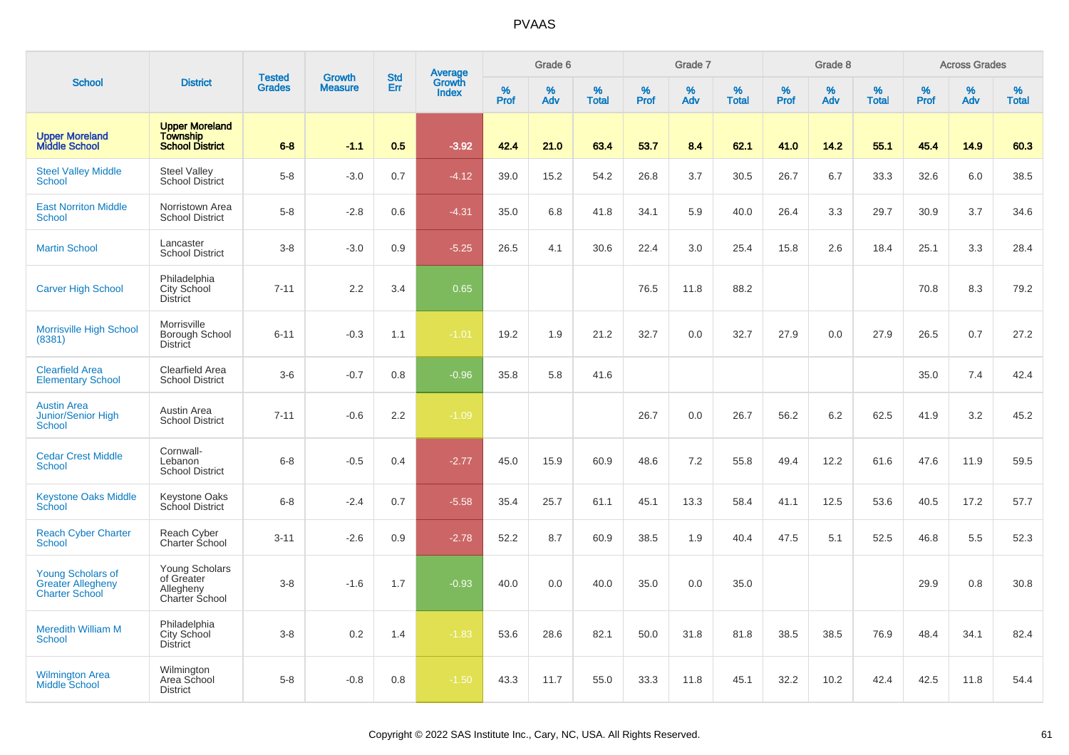PVAAS

| School | District | Tested Grades | Growth Measure | Std Err | Average Growth Index | Grade 6 | | | Grade 7 | | | Grade 8 | | | Across Grades | | |
|---|---|---|---|---|---|---|---|---|---|---|---|---|---|---|---|---|---|
| | | | | | | % Prof | % Adv | % Total | % Prof | % Adv | % Total | % Prof | % Adv | % Total | % Prof | % Adv | % Total |
| **Upper Moreland Middle School** | **Upper Moreland Township School District** | **6-8** | **-1.1** | **0.5** | **-3.92** | **42.4** | **21.0** | **63.4** | **53.7** | **8.4** | **62.1** | **41.0** | **14.2** | **55.1** | **45.4** | **14.9** | **60.3** |
| Steel Valley Middle School | Steel Valley School District | 5-8 | -3.0 | 0.7 | -4.12 | 39.0 | 15.2 | 54.2 | 26.8 | 3.7 | 30.5 | 26.7 | 6.7 | 33.3 | 32.6 | 6.0 | 38.5 |
| East Norriton Middle School | Norristown Area School District | 5-8 | -2.8 | 0.6 | -4.31 | 35.0 | 6.8 | 41.8 | 34.1 | 5.9 | 40.0 | 26.4 | 3.3 | 29.7 | 30.9 | 3.7 | 34.6 |
| Martin School | Lancaster School District | 3-8 | -3.0 | 0.9 | -5.25 | 26.5 | 4.1 | 30.6 | 22.4 | 3.0 | 25.4 | 15.8 | 2.6 | 18.4 | 25.1 | 3.3 | 28.4 |
| Carver High School | Philadelphia City School District | 7-11 | 2.2 | 3.4 | 0.65 | | | | 76.5 | 11.8 | 88.2 | | | | 70.8 | 8.3 | 79.2 |
| Morrisville High School (8381) | Morrisville Borough School District | 6-11 | -0.3 | 1.1 | -1.01 | 19.2 | 1.9 | 21.2 | 32.7 | 0.0 | 32.7 | 27.9 | 0.0 | 27.9 | 26.5 | 0.7 | 27.2 |
| Clearfield Area Elementary School | Clearfield Area School District | 3-6 | -0.7 | 0.8 | -0.96 | 35.8 | 5.8 | 41.6 | | | | | | | 35.0 | 7.4 | 42.4 |
| Austin Area Junior/Senior High School | Austin Area School District | 7-11 | -0.6 | 2.2 | -1.09 | | | | 26.7 | 0.0 | 26.7 | 56.2 | 6.2 | 62.5 | 41.9 | 3.2 | 45.2 |
| Cedar Crest Middle School | Cornwall-Lebanon School District | 6-8 | -0.5 | 0.4 | -2.77 | 45.0 | 15.9 | 60.9 | 48.6 | 7.2 | 55.8 | 49.4 | 12.2 | 61.6 | 47.6 | 11.9 | 59.5 |
| Keystone Oaks Middle School | Keystone Oaks School District | 6-8 | -2.4 | 0.7 | -5.58 | 35.4 | 25.7 | 61.1 | 45.1 | 13.3 | 58.4 | 41.1 | 12.5 | 53.6 | 40.5 | 17.2 | 57.7 |
| Reach Cyber Charter School | Reach Cyber Charter School | 3-11 | -2.6 | 0.9 | -2.78 | 52.2 | 8.7 | 60.9 | 38.5 | 1.9 | 40.4 | 47.5 | 5.1 | 52.5 | 46.8 | 5.5 | 52.3 |
| Young Scholars of Greater Allegheny Charter School | Young Scholars of Greater Allegheny Charter School | 3-8 | -1.6 | 1.7 | -0.93 | 40.0 | 0.0 | 40.0 | 35.0 | 0.0 | 35.0 | | | | 29.9 | 0.8 | 30.8 |
| Meredith William M School | Philadelphia City School District | 3-8 | 0.2 | 1.4 | -1.83 | 53.6 | 28.6 | 82.1 | 50.0 | 31.8 | 81.8 | 38.5 | 38.5 | 76.9 | 48.4 | 34.1 | 82.4 |
| Wilmington Area Middle School | Wilmington Area School District | 5-8 | -0.8 | 0.8 | -1.50 | 43.3 | 11.7 | 55.0 | 33.3 | 11.8 | 45.1 | 32.2 | 10.2 | 42.4 | 42.5 | 11.8 | 54.4 |

Copyright © 2022 SAS Institute Inc., Cary, NC, USA. All Rights Reserved.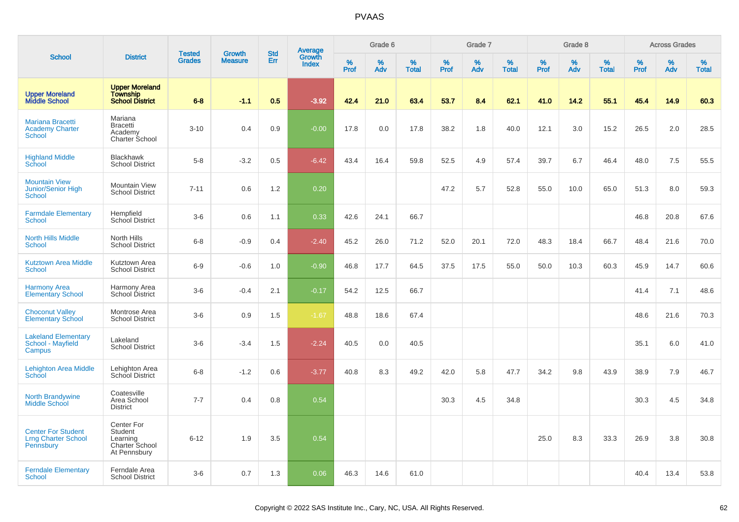# PVAAS

| School | District | Tested Grades | Growth Measure | Std Err | Average Growth Index | Grade 6 | | | Grade 7 | | | Grade 8 | | | Across Grades | | |
|---|---|---|---|---|---|---|---|---|---|---|---|---|---|---|---|---|---|
| | | | | | | % Prof | % Adv | % Total | % Prof | % Adv | % Total | % Prof | % Adv | % Total | % Prof | % Adv | % Total |
| **Upper Moreland Middle School** | **Upper Moreland Township School District** | **6-8** | **-1.1** | **0.5** | **-3.92** | **42.4** | **21.0** | **63.4** | **53.7** | **8.4** | **62.1** | **41.0** | **14.2** | **55.1** | **45.4** | **14.9** | **60.3** |
| Mariana Bracetti Academy Charter School | Mariana Bracetti Academy Charter School | 3-10 | 0.4 | 0.9 | -0.00 | 17.8 | 0.0 | 17.8 | 38.2 | 1.8 | 40.0 | 12.1 | 3.0 | 15.2 | 26.5 | 2.0 | 28.5 |
| Highland Middle School | Blackhawk School District | 5-8 | -3.2 | 0.5 | -6.42 | 43.4 | 16.4 | 59.8 | 52.5 | 4.9 | 57.4 | 39.7 | 6.7 | 46.4 | 48.0 | 7.5 | 55.5 |
| Mountain View Junior/Senior High School | Mountain View School District | 7-11 | 0.6 | 1.2 | 0.20 | | | | 47.2 | 5.7 | 52.8 | 55.0 | 10.0 | 65.0 | 51.3 | 8.0 | 59.3 |
| Farmdale Elementary School | Hempfield School District | 3-6 | 0.6 | 1.1 | 0.33 | 42.6 | 24.1 | 66.7 | | | | | | | 46.8 | 20.8 | 67.6 |
| North Hills Middle School | North Hills School District | 6-8 | -0.9 | 0.4 | -2.40 | 45.2 | 26.0 | 71.2 | 52.0 | 20.1 | 72.0 | 48.3 | 18.4 | 66.7 | 48.4 | 21.6 | 70.0 |
| Kutztown Area Middle School | Kutztown Area School District | 6-9 | -0.6 | 1.0 | -0.90 | 46.8 | 17.7 | 64.5 | 37.5 | 17.5 | 55.0 | 50.0 | 10.3 | 60.3 | 45.9 | 14.7 | 60.6 |
| Harmony Area Elementary School | Harmony Area School District | 3-6 | -0.4 | 2.1 | -0.17 | 54.2 | 12.5 | 66.7 | | | | | | | 41.4 | 7.1 | 48.6 |
| Choconut Valley Elementary School | Montrose Area School District | 3-6 | 0.9 | 1.5 | -1.67 | 48.8 | 18.6 | 67.4 | | | | | | | 48.6 | 21.6 | 70.3 |
| Lakeland Elementary School - Mayfield Campus | Lakeland School District | 3-6 | -3.4 | 1.5 | -2.24 | 40.5 | 0.0 | 40.5 | | | | | | | 35.1 | 6.0 | 41.0 |
| Lehighton Area Middle School | Lehighton Area School District | 6-8 | -1.2 | 0.6 | -3.77 | 40.8 | 8.3 | 49.2 | 42.0 | 5.8 | 47.7 | 34.2 | 9.8 | 43.9 | 38.9 | 7.9 | 46.7 |
| North Brandywine Middle School | Coatesville Area School District | 7-7 | 0.4 | 0.8 | 0.54 | | | | 30.3 | 4.5 | 34.8 | | | | 30.3 | 4.5 | 34.8 |
| Center For Student Lrng Charter School Pennsbury | Center For Student Learning Charter School At Pennsbury | 6-12 | 1.9 | 3.5 | 0.54 | | | | | | | 25.0 | 8.3 | 33.3 | 26.9 | 3.8 | 30.8 |
| Ferndale Elementary School | Ferndale Area School District | 3-6 | 0.7 | 1.3 | 0.06 | 46.3 | 14.6 | 61.0 | | | | | | | 40.4 | 13.4 | 53.8 |

Copyright © 2022 SAS Institute Inc., Cary, NC, USA. All Rights Reserved.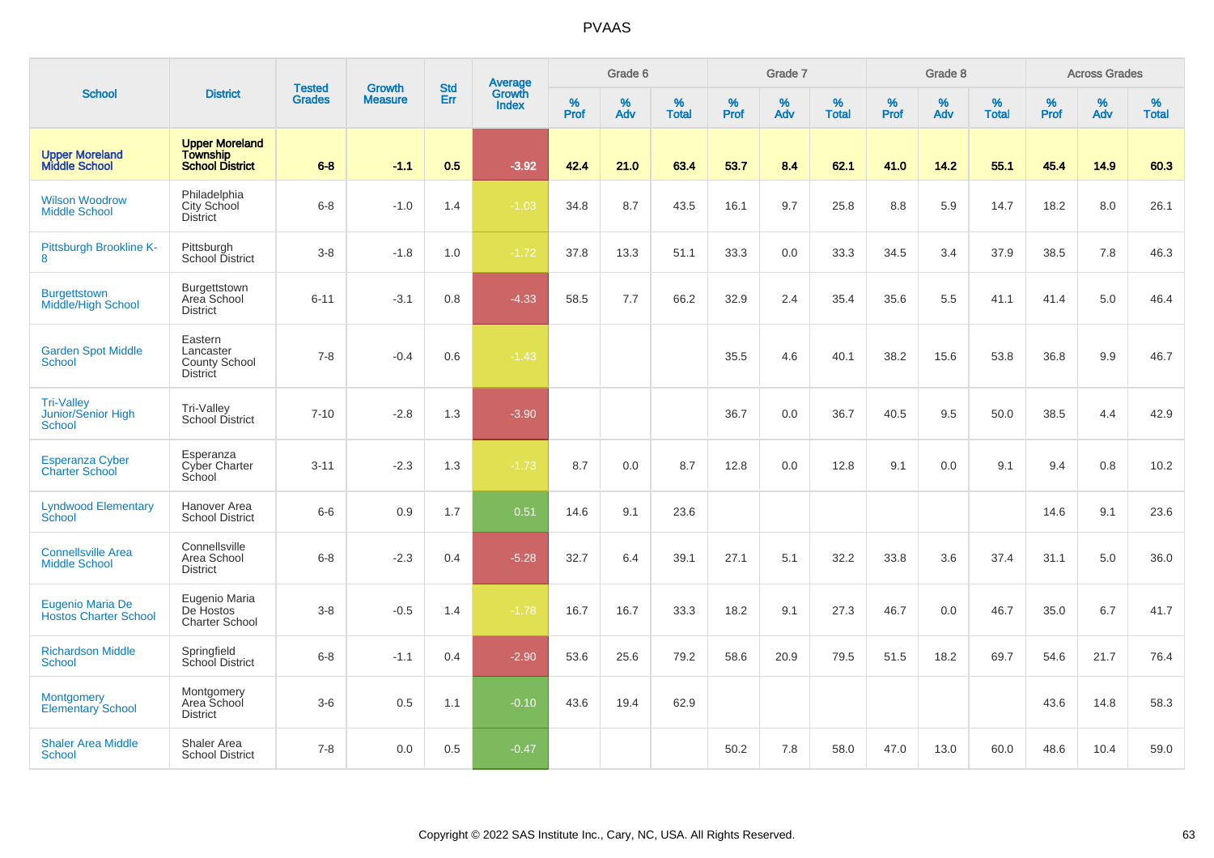# PVAAS

| School | District | Tested Grades | Growth Measure | Std Err | Average Growth Index | Grade 6 | | | Grade 7 | | | Grade 8 | | | Across Grades | | |
|---|---|---|---|---|---|---|---|---|---|---|---|---|---|---|---|---|---|
| | | | | | | % Prof | % Adv | % Total | % Prof | % Adv | % Total | % Prof | % Adv | % Total | % Prof | % Adv | % Total |
| **Upper Moreland Middle School** | **Upper Moreland Township School District** | **6-8** | **-1.1** | **0.5** | **-3.92** | **42.4** | **21.0** | **63.4** | **53.7** | **8.4** | **62.1** | **41.0** | **14.2** | **55.1** | **45.4** | **14.9** | **60.3** |
| Wilson Woodrow Middle School | Philadelphia City School District | 6-8 | -1.0 | 1.4 | -1.03 | 34.8 | 8.7 | 43.5 | 16.1 | 9.7 | 25.8 | 8.8 | 5.9 | 14.7 | 18.2 | 8.0 | 26.1 |
| Pittsburgh Brookline K-8 | Pittsburgh School District | 3-8 | -1.8 | 1.0 | -1.72 | 37.8 | 13.3 | 51.1 | 33.3 | 0.0 | 33.3 | 34.5 | 3.4 | 37.9 | 38.5 | 7.8 | 46.3 |
| Burgettstown Middle/High School | Burgettstown Area School District | 6-11 | -3.1 | 0.8 | -4.33 | 58.5 | 7.7 | 66.2 | 32.9 | 2.4 | 35.4 | 35.6 | 5.5 | 41.1 | 41.4 | 5.0 | 46.4 |
| Garden Spot Middle School | Eastern Lancaster County School District | 7-8 | -0.4 | 0.6 | -1.43 | | | | 35.5 | 4.6 | 40.1 | 38.2 | 15.6 | 53.8 | 36.8 | 9.9 | 46.7 |
| Tri-Valley Junior/Senior High School | Tri-Valley School District | 7-10 | -2.8 | 1.3 | -3.90 | | | | 36.7 | 0.0 | 36.7 | 40.5 | 9.5 | 50.0 | 38.5 | 4.4 | 42.9 |
| Esperanza Cyber Charter School | Esperanza Cyber Charter School | 3-11 | -2.3 | 1.3 | -1.73 | 8.7 | 0.0 | 8.7 | 12.8 | 0.0 | 12.8 | 9.1 | 0.0 | 9.1 | 9.4 | 0.8 | 10.2 |
| Lyndwood Elementary School | Hanover Area School District | 6-6 | 0.9 | 1.7 | 0.51 | 14.6 | 9.1 | 23.6 | | | | | | | 14.6 | 9.1 | 23.6 |
| Connellsville Area Middle School | Connellsville Area School District | 6-8 | -2.3 | 0.4 | -5.28 | 32.7 | 6.4 | 39.1 | 27.1 | 5.1 | 32.2 | 33.8 | 3.6 | 37.4 | 31.1 | 5.0 | 36.0 |
| Eugenio Maria De Hostos Charter School | Eugenio Maria De Hostos Charter School | 3-8 | -0.5 | 1.4 | -1.78 | 16.7 | 16.7 | 33.3 | 18.2 | 9.1 | 27.3 | 46.7 | 0.0 | 46.7 | 35.0 | 6.7 | 41.7 |
| Richardson Middle School | Springfield School District | 6-8 | -1.1 | 0.4 | -2.90 | 53.6 | 25.6 | 79.2 | 58.6 | 20.9 | 79.5 | 51.5 | 18.2 | 69.7 | 54.6 | 21.7 | 76.4 |
| Montgomery Elementary School | Montgomery Area School District | 3-6 | 0.5 | 1.1 | -0.10 | 43.6 | 19.4 | 62.9 | | | | | | | 43.6 | 14.8 | 58.3 |
| Shaler Area Middle School | Shaler Area School District | 7-8 | 0.0 | 0.5 | -0.47 | | | | 50.2 | 7.8 | 58.0 | 47.0 | 13.0 | 60.0 | 48.6 | 10.4 | 59.0 |

Copyright © 2022 SAS Institute Inc., Cary, NC, USA. All Rights Reserved.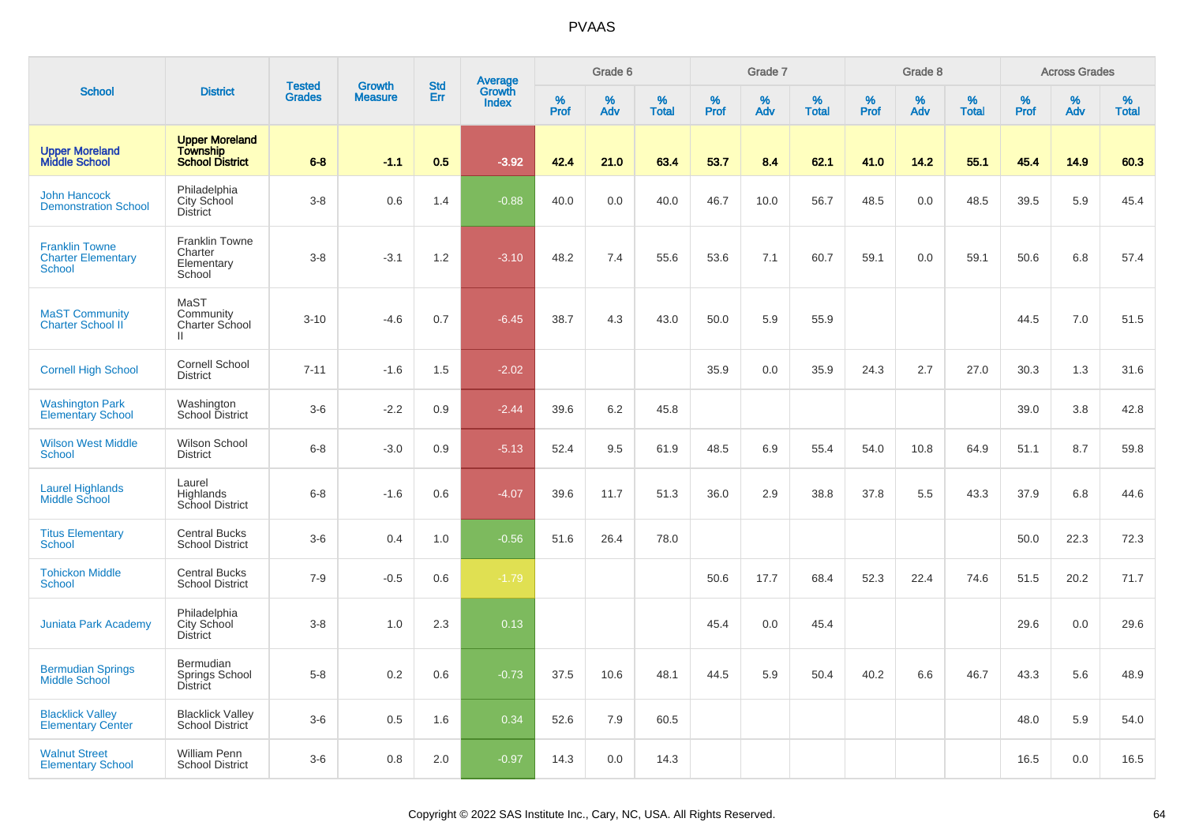# PVAAS

| School | District | Tested Grades | Growth Measure | Std Err | Average Growth Index | Grade 6 | | | Grade 7 | | | Grade 8 | | | Across Grades | | |
|---|---|---|---|---|---|---|---|---|---|---|---|---|---|---|---|---|---|
| | | | | | | % Prof | % Adv | % Total | % Prof | % Adv | % Total | % Prof | % Adv | % Total | % Prof | % Adv | % Total |
| **Upper Moreland Middle School** | **Upper Moreland Township School District** | **6-8** | **-1.1** | **0.5** | **-3.92** | **42.4** | **21.0** | **63.4** | **53.7** | **8.4** | **62.1** | **41.0** | **14.2** | **55.1** | **45.4** | **14.9** | **60.3** |
| John Hancock Demonstration School | Philadelphia City School District | 3-8 | 0.6 | 1.4 | -0.88 | 40.0 | 0.0 | 40.0 | 46.7 | 10.0 | 56.7 | 48.5 | 0.0 | 48.5 | 39.5 | 5.9 | 45.4 |
| Franklin Towne Charter Elementary School | Franklin Towne Charter Elementary School | 3-8 | -3.1 | 1.2 | -3.10 | 48.2 | 7.4 | 55.6 | 53.6 | 7.1 | 60.7 | 59.1 | 0.0 | 59.1 | 50.6 | 6.8 | 57.4 |
| MaST Community Charter School II | MaST Community Charter School II | 3-10 | -4.6 | 0.7 | -6.45 | 38.7 | 4.3 | 43.0 | 50.0 | 5.9 | 55.9 | | | | 44.5 | 7.0 | 51.5 |
| Cornell High School | Cornell School District | 7-11 | -1.6 | 1.5 | -2.02 | | | | 35.9 | 0.0 | 35.9 | 24.3 | 2.7 | 27.0 | 30.3 | 1.3 | 31.6 |
| Washington Park Elementary School | Washington School District | 3-6 | -2.2 | 0.9 | -2.44 | 39.6 | 6.2 | 45.8 | | | | | | | 39.0 | 3.8 | 42.8 |
| Wilson West Middle School | Wilson School District | 6-8 | -3.0 | 0.9 | -5.13 | 52.4 | 9.5 | 61.9 | 48.5 | 6.9 | 55.4 | 54.0 | 10.8 | 64.9 | 51.1 | 8.7 | 59.8 |
| Laurel Highlands Middle School | Laurel Highlands School District | 6-8 | -1.6 | 0.6 | -4.07 | 39.6 | 11.7 | 51.3 | 36.0 | 2.9 | 38.8 | 37.8 | 5.5 | 43.3 | 37.9 | 6.8 | 44.6 |
| Titus Elementary School | Central Bucks School District | 3-6 | 0.4 | 1.0 | -0.56 | 51.6 | 26.4 | 78.0 | | | | | | | 50.0 | 22.3 | 72.3 |
| Tohickon Middle School | Central Bucks School District | 7-9 | -0.5 | 0.6 | -1.79 | | | | 50.6 | 17.7 | 68.4 | 52.3 | 22.4 | 74.6 | 51.5 | 20.2 | 71.7 |
| Juniata Park Academy | Philadelphia City School District | 3-8 | 1.0 | 2.3 | 0.13 | | | | 45.4 | 0.0 | 45.4 | | | | 29.6 | 0.0 | 29.6 |
| Bermudian Springs Middle School | Bermudian Springs School District | 5-8 | 0.2 | 0.6 | -0.73 | 37.5 | 10.6 | 48.1 | 44.5 | 5.9 | 50.4 | 40.2 | 6.6 | 46.7 | 43.3 | 5.6 | 48.9 |
| Blacklick Valley Elementary Center | Blacklick Valley School District | 3-6 | 0.5 | 1.6 | 0.34 | 52.6 | 7.9 | 60.5 | | | | | | | 48.0 | 5.9 | 54.0 |
| Walnut Street Elementary School | William Penn School District | 3-6 | 0.8 | 2.0 | -0.97 | 14.3 | 0.0 | 14.3 | | | | | | | 16.5 | 0.0 | 16.5 |

Copyright © 2022 SAS Institute Inc., Cary, NC, USA. All Rights Reserved.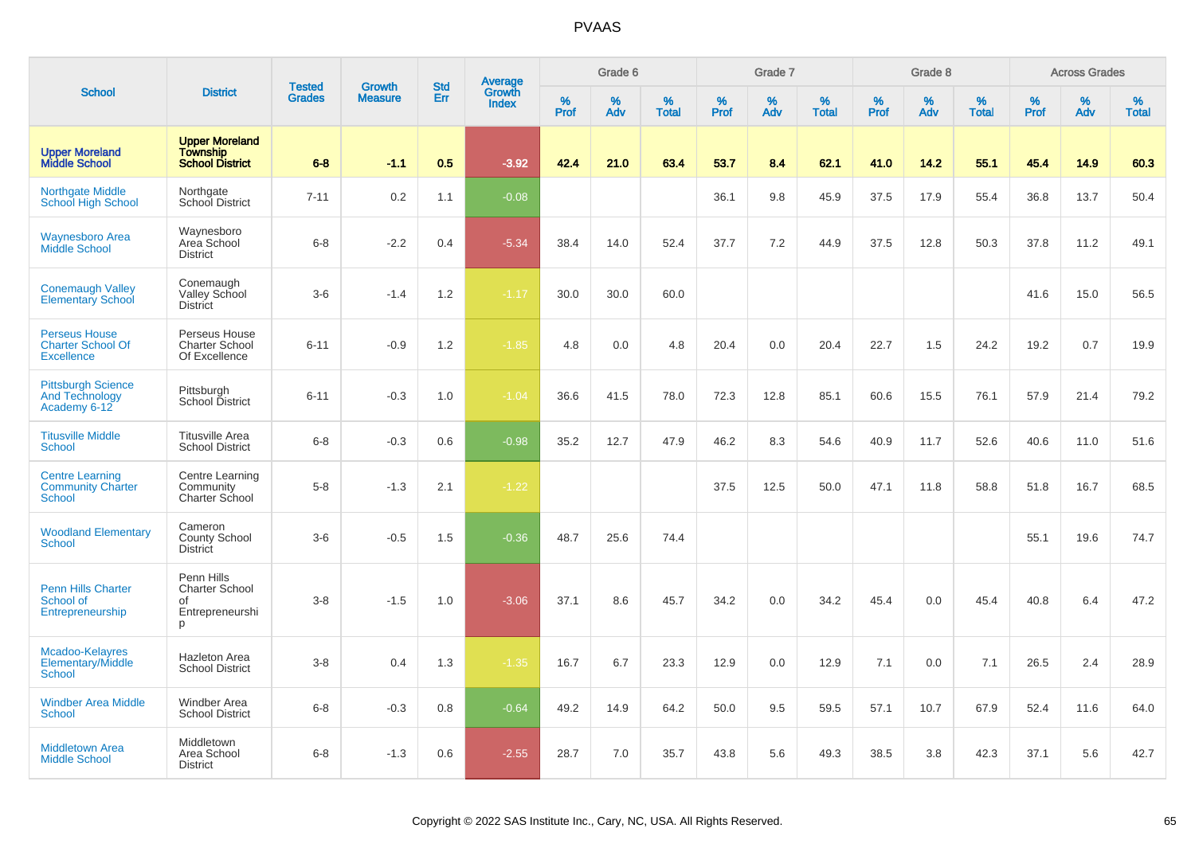# PVAAS

| School | District | Tested Grades | Growth Measure | Std Err | Average Growth Index | Grade 6 | | | Grade 7 | | | Grade 8 | | | Across Grades | | |
|---|---|---|---|---|---|---|---|---|---|---|---|---|---|---|---|---|---|
| | | | | | | % Prof | % Adv | % Total | % Prof | % Adv | % Total | % Prof | % Adv | % Total | % Prof | % Adv | % Total |
| **Upper Moreland Middle School** | **Upper Moreland Township School District** | **6-8** | **-1.1** | **0.5** | **-3.92** | **42.4** | **21.0** | **63.4** | **53.7** | **8.4** | **62.1** | **41.0** | **14.2** | **55.1** | **45.4** | **14.9** | **60.3** |
| Northgate Middle School High School | Northgate School District | 7-11 | 0.2 | 1.1 | -0.08 | | | | 36.1 | 9.8 | 45.9 | 37.5 | 17.9 | 55.4 | 36.8 | 13.7 | 50.4 |
| Waynesboro Area Middle School | Waynesboro Area School District | 6-8 | -2.2 | 0.4 | -5.34 | 38.4 | 14.0 | 52.4 | 37.7 | 7.2 | 44.9 | 37.5 | 12.8 | 50.3 | 37.8 | 11.2 | 49.1 |
| Conemaugh Valley Elementary School | Conemaugh Valley School District | 3-6 | -1.4 | 1.2 | -1.17 | 30.0 | 30.0 | 60.0 | | | | | | | 41.6 | 15.0 | 56.5 |
| Perseus House Charter School Of Excellence | Perseus House Charter School Of Excellence | 6-11 | -0.9 | 1.2 | -1.85 | 4.8 | 0.0 | 4.8 | 20.4 | 0.0 | 20.4 | 22.7 | 1.5 | 24.2 | 19.2 | 0.7 | 19.9 |
| Pittsburgh Science And Technology Academy 6-12 | Pittsburgh School District | 6-11 | -0.3 | 1.0 | -1.04 | 36.6 | 41.5 | 78.0 | 72.3 | 12.8 | 85.1 | 60.6 | 15.5 | 76.1 | 57.9 | 21.4 | 79.2 |
| Titusville Middle School | Titusville Area School District | 6-8 | -0.3 | 0.6 | -0.98 | 35.2 | 12.7 | 47.9 | 46.2 | 8.3 | 54.6 | 40.9 | 11.7 | 52.6 | 40.6 | 11.0 | 51.6 |
| Centre Learning Community Charter School | Centre Learning Community Charter School | 5-8 | -1.3 | 2.1 | -1.22 | | | | 37.5 | 12.5 | 50.0 | 47.1 | 11.8 | 58.8 | 51.8 | 16.7 | 68.5 |
| Woodland Elementary School | Cameron County School District | 3-6 | -0.5 | 1.5 | -0.36 | 48.7 | 25.6 | 74.4 | | | | | | | 55.1 | 19.6 | 74.7 |
| Penn Hills Charter School of Entrepreneurship | Penn Hills Charter School of Entrepreneurship | 3-8 | -1.5 | 1.0 | -3.06 | 37.1 | 8.6 | 45.7 | 34.2 | 0.0 | 34.2 | 45.4 | 0.0 | 45.4 | 40.8 | 6.4 | 47.2 |
| Mcadoo-Kelayres Elementary/Middle School | Hazleton Area School District | 3-8 | 0.4 | 1.3 | -1.35 | 16.7 | 6.7 | 23.3 | 12.9 | 0.0 | 12.9 | 7.1 | 0.0 | 7.1 | 26.5 | 2.4 | 28.9 |
| Windber Area Middle School | Windber Area School District | 6-8 | -0.3 | 0.8 | -0.64 | 49.2 | 14.9 | 64.2 | 50.0 | 9.5 | 59.5 | 57.1 | 10.7 | 67.9 | 52.4 | 11.6 | 64.0 |
| Middletown Area Middle School | Middletown Area School District | 6-8 | -1.3 | 0.6 | -2.55 | 28.7 | 7.0 | 35.7 | 43.8 | 5.6 | 49.3 | 38.5 | 3.8 | 42.3 | 37.1 | 5.6 | 42.7 |

Copyright © 2022 SAS Institute Inc., Cary, NC, USA. All Rights Reserved.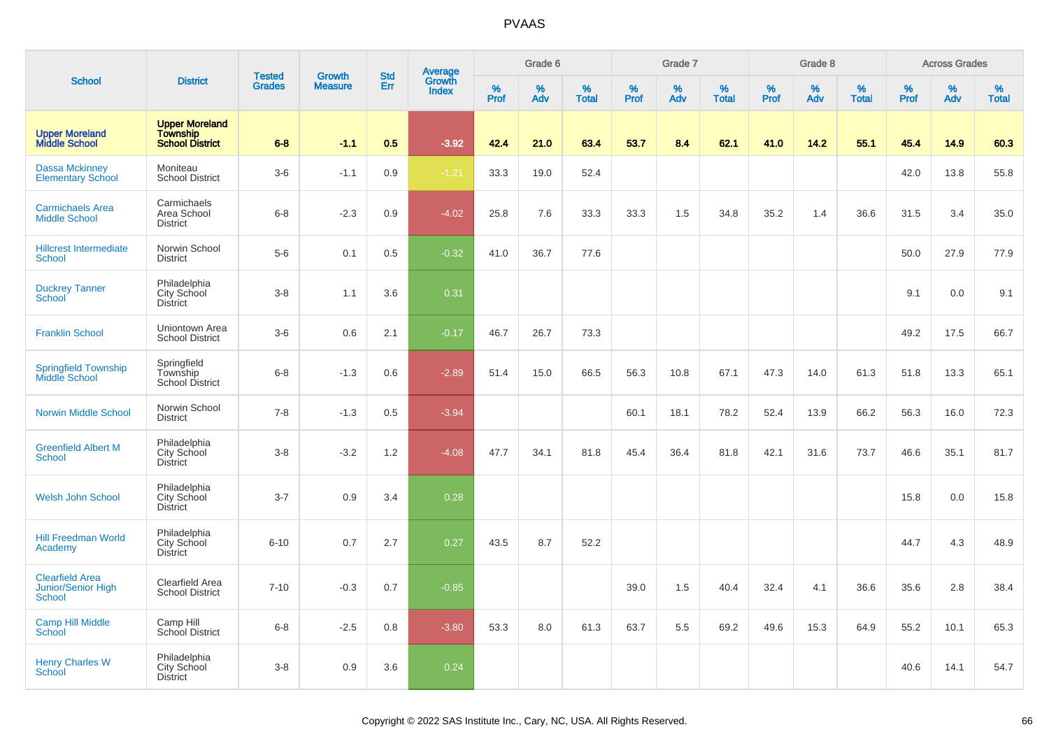# PVAAS

| School | District | Tested Grades | Growth Measure | Std Err | Average Growth Index | Grade 6 | | | Grade 7 | | | Grade 8 | | | Across Grades | | |
|---|---|---|---|---|---|---|---|---|---|---|---|---|---|---|---|---|---|
| | | | | | | % Prof | % Adv | % Total | % Prof | % Adv | % Total | % Prof | % Adv | % Total | % Prof | % Adv | % Total |
| **Upper Moreland Middle School** | **Upper Moreland Township School District** | **6-8** | **-1.1** | **0.5** | **-3.92** | **42.4** | **21.0** | **63.4** | **53.7** | **8.4** | **62.1** | **41.0** | **14.2** | **55.1** | **45.4** | **14.9** | **60.3** |
| Dassa Mckinney Elementary School | Moniteau School District | 3-6 | -1.1 | 0.9 | -1.21 | 33.3 | 19.0 | 52.4 | | | | | | | 42.0 | 13.8 | 55.8 |
| Carmichaels Area Middle School | Carmichaels Area School District | 6-8 | -2.3 | 0.9 | -4.02 | 25.8 | 7.6 | 33.3 | 33.3 | 1.5 | 34.8 | 35.2 | 1.4 | 36.6 | 31.5 | 3.4 | 35.0 |
| Hillcrest Intermediate School | Norwin School District | 5-6 | 0.1 | 0.5 | -0.32 | 41.0 | 36.7 | 77.6 | | | | | | | 50.0 | 27.9 | 77.9 |
| Duckrey Tanner School | Philadelphia City School District | 3-8 | 1.1 | 3.6 | 0.31 | | | | | | | | | | 9.1 | 0.0 | 9.1 |
| Franklin School | Uniontown Area School District | 3-6 | 0.6 | 2.1 | -0.17 | 46.7 | 26.7 | 73.3 | | | | | | | 49.2 | 17.5 | 66.7 |
| Springfield Township Middle School | Springfield Township School District | 6-8 | -1.3 | 0.6 | -2.89 | 51.4 | 15.0 | 66.5 | 56.3 | 10.8 | 67.1 | 47.3 | 14.0 | 61.3 | 51.8 | 13.3 | 65.1 |
| Norwin Middle School | Norwin School District | 7-8 | -1.3 | 0.5 | -3.94 | | | | 60.1 | 18.1 | 78.2 | 52.4 | 13.9 | 66.2 | 56.3 | 16.0 | 72.3 |
| Greenfield Albert M School | Philadelphia City School District | 3-8 | -3.2 | 1.2 | -4.08 | 47.7 | 34.1 | 81.8 | 45.4 | 36.4 | 81.8 | 42.1 | 31.6 | 73.7 | 46.6 | 35.1 | 81.7 |
| Welsh John School | Philadelphia City School District | 3-7 | 0.9 | 3.4 | 0.28 | | | | | | | | | | 15.8 | 0.0 | 15.8 |
| Hill Freedman World Academy | Philadelphia City School District | 6-10 | 0.7 | 2.7 | 0.27 | 43.5 | 8.7 | 52.2 | | | | | | | 44.7 | 4.3 | 48.9 |
| Clearfield Area Junior/Senior High School | Clearfield Area School District | 7-10 | -0.3 | 0.7 | -0.85 | | | | 39.0 | 1.5 | 40.4 | 32.4 | 4.1 | 36.6 | 35.6 | 2.8 | 38.4 |
| Camp Hill Middle School | Camp Hill School District | 6-8 | -2.5 | 0.8 | -3.80 | 53.3 | 8.0 | 61.3 | 63.7 | 5.5 | 69.2 | 49.6 | 15.3 | 64.9 | 55.2 | 10.1 | 65.3 |
| Henry Charles W School | Philadelphia City School District | 3-8 | 0.9 | 3.6 | 0.24 | | | | | | | | | | 40.6 | 14.1 | 54.7 |

Copyright © 2022 SAS Institute Inc., Cary, NC, USA. All Rights Reserved.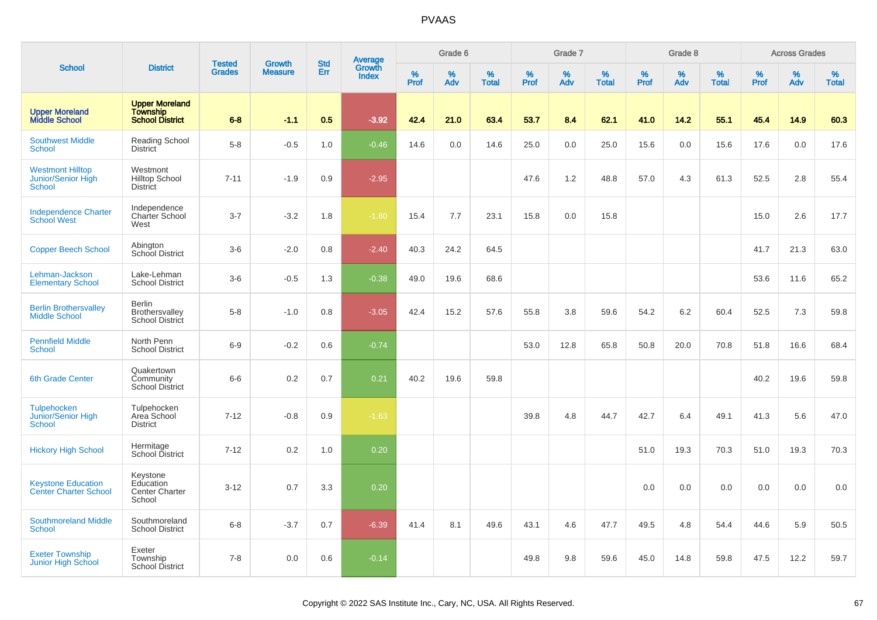# PVAAS

| School | District | Tested Grades | Growth Measure | Std Err | Average Growth Index | Grade 6 | | | Grade 7 | | | Grade 8 | | | Across Grades | | |
|---|---|---|---|---|---|---|---|---|---|---|---|---|---|---|---|---|---|
| | | | | | | % Prof | % Adv | % Total | % Prof | % Adv | % Total | % Prof | % Adv | % Total | % Prof | % Adv | % Total |
| **Upper Moreland Middle School** | **Upper Moreland Township School District** | **6-8** | **-1.1** | **0.5** | **-3.92** | **42.4** | **21.0** | **63.4** | **53.7** | **8.4** | **62.1** | **41.0** | **14.2** | **55.1** | **45.4** | **14.9** | **60.3** |
| Southwest Middle School | Reading School District | 5-8 | -0.5 | 1.0 | -0.46 | 14.6 | 0.0 | 14.6 | 25.0 | 0.0 | 25.0 | 15.6 | 0.0 | 15.6 | 17.6 | 0.0 | 17.6 |
| Westmont Hilltop Junior/Senior High School | Westmont Hilltop School District | 7-11 | -1.9 | 0.9 | -2.95 | | | | 47.6 | 1.2 | 48.8 | 57.0 | 4.3 | 61.3 | 52.5 | 2.8 | 55.4 |
| Independence Charter School West | Independence Charter School West | 3-7 | -3.2 | 1.8 | -1.80 | 15.4 | 7.7 | 23.1 | 15.8 | 0.0 | 15.8 | | | | 15.0 | 2.6 | 17.7 |
| Copper Beech School | Abington School District | 3-6 | -2.0 | 0.8 | -2.40 | 40.3 | 24.2 | 64.5 | | | | | | | 41.7 | 21.3 | 63.0 |
| Lehman-Jackson Elementary School | Lake-Lehman School District | 3-6 | -0.5 | 1.3 | -0.38 | 49.0 | 19.6 | 68.6 | | | | | | | 53.6 | 11.6 | 65.2 |
| Berlin Brothersvalley Middle School | Berlin Brothersvalley School District | 5-8 | -1.0 | 0.8 | -3.05 | 42.4 | 15.2 | 57.6 | 55.8 | 3.8 | 59.6 | 54.2 | 6.2 | 60.4 | 52.5 | 7.3 | 59.8 |
| Pennfield Middle School | North Penn School District | 6-9 | -0.2 | 0.6 | -0.74 | | | | 53.0 | 12.8 | 65.8 | 50.8 | 20.0 | 70.8 | 51.8 | 16.6 | 68.4 |
| 6th Grade Center | Quakertown Community School District | 6-6 | 0.2 | 0.7 | 0.21 | 40.2 | 19.6 | 59.8 | | | | | | | 40.2 | 19.6 | 59.8 |
| Tulpehocken Junior/Senior High School | Tulpehocken Area School District | 7-12 | -0.8 | 0.9 | -1.63 | | | | 39.8 | 4.8 | 44.7 | 42.7 | 6.4 | 49.1 | 41.3 | 5.6 | 47.0 |
| Hickory High School | Hermitage School District | 7-12 | 0.2 | 1.0 | 0.20 | | | | | | | 51.0 | 19.3 | 70.3 | 51.0 | 19.3 | 70.3 |
| Keystone Education Center Charter School | Keystone Education Center Charter School | 3-12 | 0.7 | 3.3 | 0.20 | | | | | | | 0.0 | 0.0 | 0.0 | 0.0 | 0.0 | 0.0 |
| Southmoreland Middle School | Southmoreland School District | 6-8 | -3.7 | 0.7 | -6.39 | 41.4 | 8.1 | 49.6 | 43.1 | 4.6 | 47.7 | 49.5 | 4.8 | 54.4 | 44.6 | 5.9 | 50.5 |
| Exeter Township Junior High School | Exeter Township School District | 7-8 | 0.0 | 0.6 | -0.14 | | | | 49.8 | 9.8 | 59.6 | 45.0 | 14.8 | 59.8 | 47.5 | 12.2 | 59.7 |

Copyright © 2022 SAS Institute Inc., Cary, NC, USA. All Rights Reserved.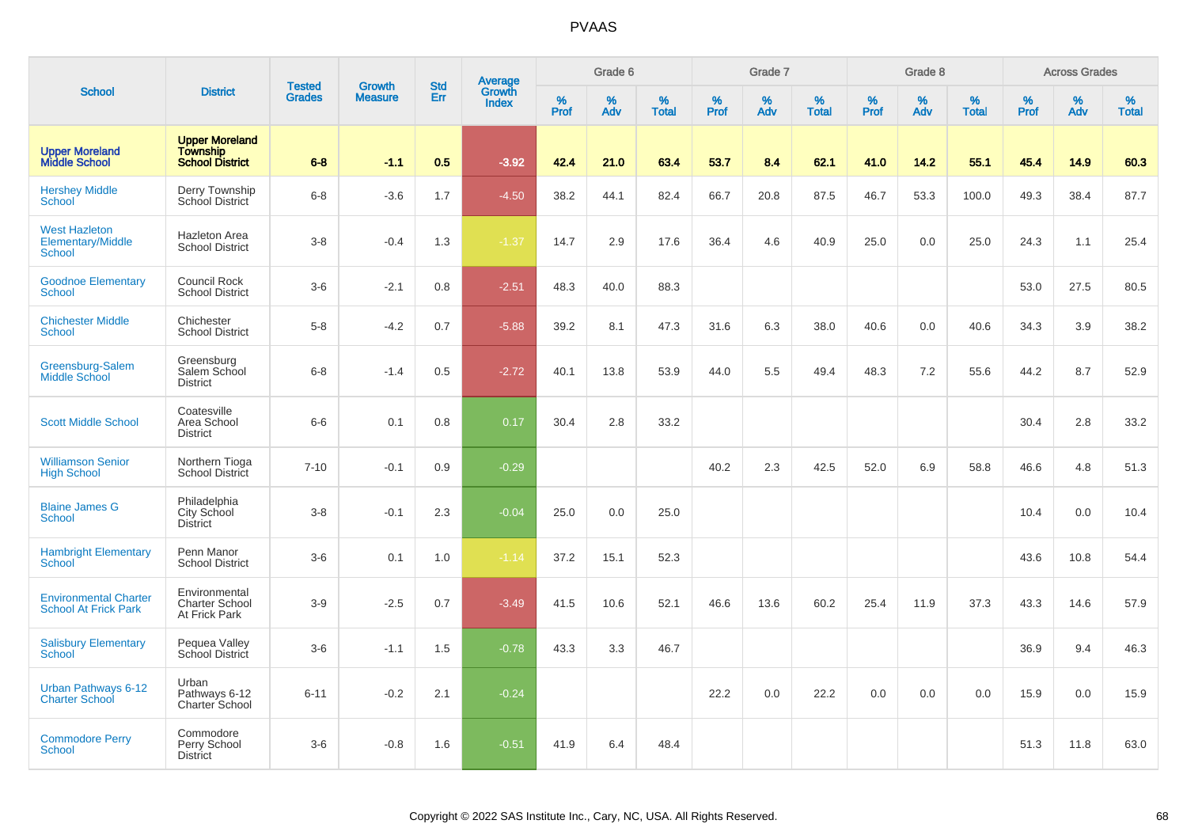# PVAAS

| School | District | Tested Grades | Growth Measure | Std Err | Average Growth Index | Grade 6 | | | Grade 7 | | | Grade 8 | | | Across Grades | | |
|---|---|---|---|---|---|---|---|---|---|---|---|---|---|---|---|---|---|
| | | | | | | % Prof | % Adv | % Total | % Prof | % Adv | % Total | % Prof | % Adv | % Total | % Prof | % Adv | % Total |
| **Upper Moreland Middle School** | **Upper Moreland Township School District** | **6-8** | **-1.1** | **0.5** | **-3.92** | **42.4** | **21.0** | **63.4** | **53.7** | **8.4** | **62.1** | **41.0** | **14.2** | **55.1** | **45.4** | **14.9** | **60.3** |
| Hershey Middle School | Derry Township School District | 6-8 | -3.6 | 1.7 | -4.50 | 38.2 | 44.1 | 82.4 | 66.7 | 20.8 | 87.5 | 46.7 | 53.3 | 100.0 | 49.3 | 38.4 | 87.7 |
| West Hazleton Elementary/Middle School | Hazleton Area School District | 3-8 | -0.4 | 1.3 | -1.37 | 14.7 | 2.9 | 17.6 | 36.4 | 4.6 | 40.9 | 25.0 | 0.0 | 25.0 | 24.3 | 1.1 | 25.4 |
| Goodnoe Elementary School | Council Rock School District | 3-6 | -2.1 | 0.8 | -2.51 | 48.3 | 40.0 | 88.3 | | | | | | | 53.0 | 27.5 | 80.5 |
| Chichester Middle School | Chichester School District | 5-8 | -4.2 | 0.7 | -5.88 | 39.2 | 8.1 | 47.3 | 31.6 | 6.3 | 38.0 | 40.6 | 0.0 | 40.6 | 34.3 | 3.9 | 38.2 |
| Greensburg-Salem Middle School | Greensburg Salem School District | 6-8 | -1.4 | 0.5 | -2.72 | 40.1 | 13.8 | 53.9 | 44.0 | 5.5 | 49.4 | 48.3 | 7.2 | 55.6 | 44.2 | 8.7 | 52.9 |
| Scott Middle School | Coatesville Area School District | 6-6 | 0.1 | 0.8 | 0.17 | 30.4 | 2.8 | 33.2 | | | | | | | 30.4 | 2.8 | 33.2 |
| Williamson Senior High School | Northern Tioga School District | 7-10 | -0.1 | 0.9 | -0.29 | | | | 40.2 | 2.3 | 42.5 | 52.0 | 6.9 | 58.8 | 46.6 | 4.8 | 51.3 |
| Blaine James G School | Philadelphia City School District | 3-8 | -0.1 | 2.3 | -0.04 | 25.0 | 0.0 | 25.0 | | | | | | | 10.4 | 0.0 | 10.4 |
| Hambright Elementary School | Penn Manor School District | 3-6 | 0.1 | 1.0 | -1.14 | 37.2 | 15.1 | 52.3 | | | | | | | 43.6 | 10.8 | 54.4 |
| Environmental Charter School At Frick Park | Environmental Charter School At Frick Park | 3-9 | -2.5 | 0.7 | -3.49 | 41.5 | 10.6 | 52.1 | 46.6 | 13.6 | 60.2 | 25.4 | 11.9 | 37.3 | 43.3 | 14.6 | 57.9 |
| Salisbury Elementary School | Pequea Valley School District | 3-6 | -1.1 | 1.5 | -0.78 | 43.3 | 3.3 | 46.7 | | | | | | | 36.9 | 9.4 | 46.3 |
| Urban Pathways 6-12 Charter School | Urban Pathways 6-12 Charter School | 6-11 | -0.2 | 2.1 | -0.24 | | | | 22.2 | 0.0 | 22.2 | 0.0 | 0.0 | 0.0 | 15.9 | 0.0 | 15.9 |
| Commodore Perry School | Commodore Perry School District | 3-6 | -0.8 | 1.6 | -0.51 | 41.9 | 6.4 | 48.4 | | | | | | | 51.3 | 11.8 | 63.0 |

Copyright © 2022 SAS Institute Inc., Cary, NC, USA. All Rights Reserved.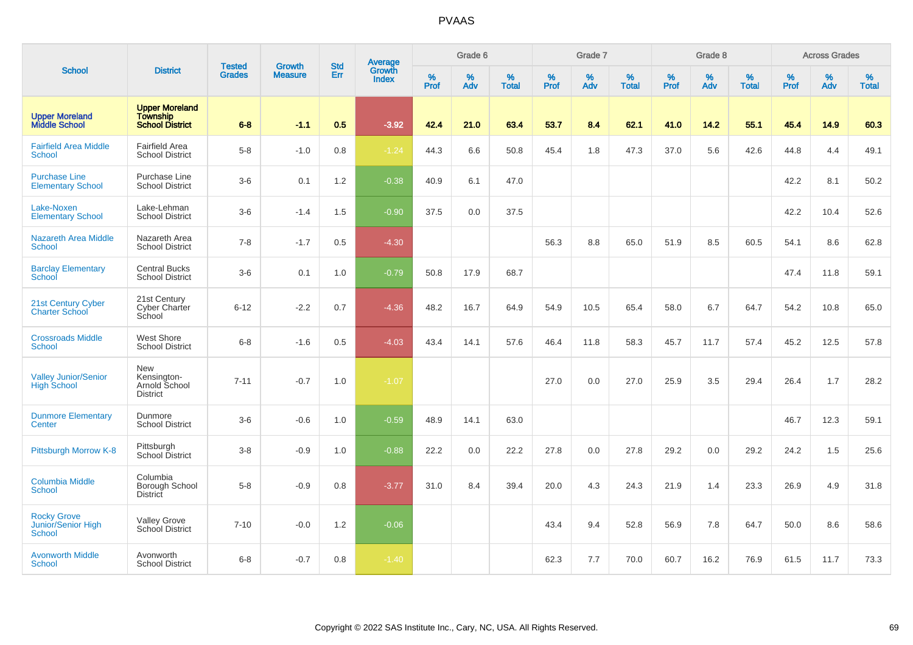# PVAAS

| School | District | Tested Grades | Growth Measure | Std Err | Average Growth Index | Grade 6 | | | Grade 7 | | | Grade 8 | | | Across Grades | | |
|---|---|---|---|---|---|---|---|---|---|---|---|---|---|---|---|---|---|
| | | | | | | % Prof | % Adv | % Total | % Prof | % Adv | % Total | % Prof | % Adv | % Total | % Prof | % Adv | % Total |
| **Upper Moreland Middle School** | **Upper Moreland Township School District** | **6-8** | **-1.1** | **0.5** | **-3.92** | **42.4** | **21.0** | **63.4** | **53.7** | **8.4** | **62.1** | **41.0** | **14.2** | **55.1** | **45.4** | **14.9** | **60.3** |
| Fairfield Area Middle School | Fairfield Area School District | 5-8 | -1.0 | 0.8 | -1.24 | 44.3 | 6.6 | 50.8 | 45.4 | 1.8 | 47.3 | 37.0 | 5.6 | 42.6 | 44.8 | 4.4 | 49.1 |
| Purchase Line Elementary School | Purchase Line School District | 3-6 | 0.1 | 1.2 | -0.38 | 40.9 | 6.1 | 47.0 | | | | | | | 42.2 | 8.1 | 50.2 |
| Lake-Noxen Elementary School | Lake-Lehman School District | 3-6 | -1.4 | 1.5 | -0.90 | 37.5 | 0.0 | 37.5 | | | | | | | 42.2 | 10.4 | 52.6 |
| Nazareth Area Middle School | Nazareth Area School District | 7-8 | -1.7 | 0.5 | -4.30 | | | | 56.3 | 8.8 | 65.0 | 51.9 | 8.5 | 60.5 | 54.1 | 8.6 | 62.8 |
| Barclay Elementary School | Central Bucks School District | 3-6 | 0.1 | 1.0 | -0.79 | 50.8 | 17.9 | 68.7 | | | | | | | 47.4 | 11.8 | 59.1 |
| 21st Century Cyber Charter School | 21st Century Cyber Charter School | 6-12 | -2.2 | 0.7 | -4.36 | 48.2 | 16.7 | 64.9 | 54.9 | 10.5 | 65.4 | 58.0 | 6.7 | 64.7 | 54.2 | 10.8 | 65.0 |
| Crossroads Middle School | West Shore School District | 6-8 | -1.6 | 0.5 | -4.03 | 43.4 | 14.1 | 57.6 | 46.4 | 11.8 | 58.3 | 45.7 | 11.7 | 57.4 | 45.2 | 12.5 | 57.8 |
| Valley Junior/Senior High School | New Kensington-Arnold School District | 7-11 | -0.7 | 1.0 | -1.07 | | | | 27.0 | 0.0 | 27.0 | 25.9 | 3.5 | 29.4 | 26.4 | 1.7 | 28.2 |
| Dunmore Elementary Center | Dunmore School District | 3-6 | -0.6 | 1.0 | -0.59 | 48.9 | 14.1 | 63.0 | | | | | | | 46.7 | 12.3 | 59.1 |
| Pittsburgh Morrow K-8 | Pittsburgh School District | 3-8 | -0.9 | 1.0 | -0.88 | 22.2 | 0.0 | 22.2 | 27.8 | 0.0 | 27.8 | 29.2 | 0.0 | 29.2 | 24.2 | 1.5 | 25.6 |
| Columbia Middle School | Columbia Borough School District | 5-8 | -0.9 | 0.8 | -3.77 | 31.0 | 8.4 | 39.4 | 20.0 | 4.3 | 24.3 | 21.9 | 1.4 | 23.3 | 26.9 | 4.9 | 31.8 |
| Rocky Grove Junior/Senior High School | Valley Grove School District | 7-10 | -0.0 | 1.2 | -0.06 | | | | 43.4 | 9.4 | 52.8 | 56.9 | 7.8 | 64.7 | 50.0 | 8.6 | 58.6 |
| Avonworth Middle School | Avonworth School District | 6-8 | -0.7 | 0.8 | -1.40 | | | | 62.3 | 7.7 | 70.0 | 60.7 | 16.2 | 76.9 | 61.5 | 11.7 | 73.3 |

Copyright © 2022 SAS Institute Inc., Cary, NC, USA. All Rights Reserved.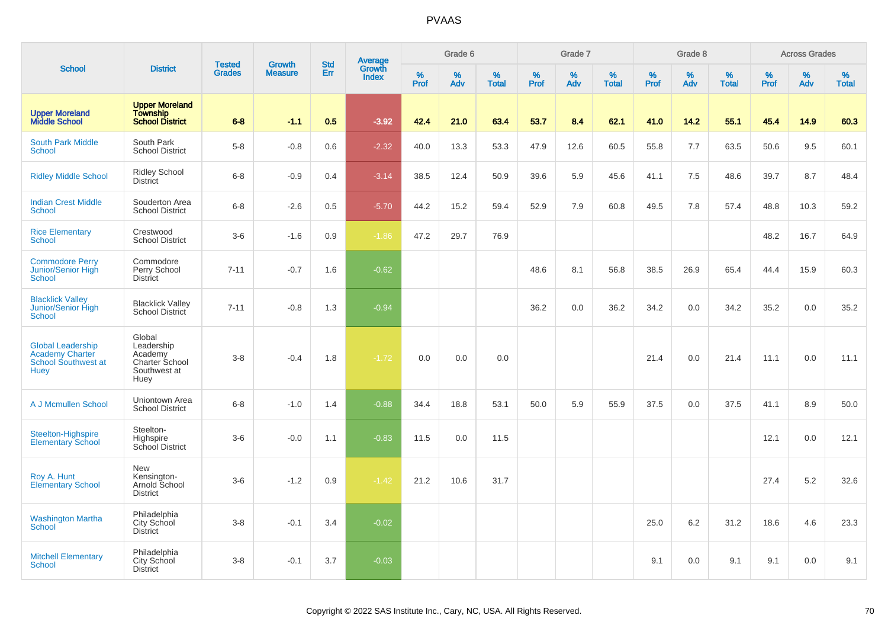# PVAAS

| School | District | Tested Grades | Growth Measure | Std Err | Average Growth Index | Grade 6 | | | Grade 7 | | | Grade 8 | | | Across Grades | | |
|---|---|---|---|---|---|---|---|---|---|---|---|---|---|---|---|---|---|
| | | | | | | % Prof | % Adv | % Total | % Prof | % Adv | % Total | % Prof | % Adv | % Total | % Prof | % Adv | % Total |
| **Upper Moreland Middle School** | **Upper Moreland Township School District** | **6-8** | **-1.1** | **0.5** | **-3.92** | **42.4** | **21.0** | **63.4** | **53.7** | **8.4** | **62.1** | **41.0** | **14.2** | **55.1** | **45.4** | **14.9** | **60.3** |
| South Park Middle School | South Park School District | 5-8 | -0.8 | 0.6 | -2.32 | 40.0 | 13.3 | 53.3 | 47.9 | 12.6 | 60.5 | 55.8 | 7.7 | 63.5 | 50.6 | 9.5 | 60.1 |
| Ridley Middle School | Ridley School District | 6-8 | -0.9 | 0.4 | -3.14 | 38.5 | 12.4 | 50.9 | 39.6 | 5.9 | 45.6 | 41.1 | 7.5 | 48.6 | 39.7 | 8.7 | 48.4 |
| Indian Crest Middle School | Souderton Area School District | 6-8 | -2.6 | 0.5 | -5.70 | 44.2 | 15.2 | 59.4 | 52.9 | 7.9 | 60.8 | 49.5 | 7.8 | 57.4 | 48.8 | 10.3 | 59.2 |
| Rice Elementary School | Crestwood School District | 3-6 | -1.6 | 0.9 | -1.86 | 47.2 | 29.7 | 76.9 | | | | | | | 48.2 | 16.7 | 64.9 |
| Commodore Perry Junior/Senior High School | Commodore Perry School District | 7-11 | -0.7 | 1.6 | -0.62 | | | | 48.6 | 8.1 | 56.8 | 38.5 | 26.9 | 65.4 | 44.4 | 15.9 | 60.3 |
| Blacklick Valley Junior/Senior High School | Blacklick Valley School District | 7-11 | -0.8 | 1.3 | -0.94 | | | | 36.2 | 0.0 | 36.2 | 34.2 | 0.0 | 34.2 | 35.2 | 0.0 | 35.2 |
| Global Leadership Academy Charter School Southwest at Huey | Global Leadership Academy Charter School Southwest at Huey | 3-8 | -0.4 | 1.8 | -1.72 | 0.0 | 0.0 | 0.0 | | | | 21.4 | 0.0 | 21.4 | 11.1 | 0.0 | 11.1 |
| A J Mcmullen School | Uniontown Area School District | 6-8 | -1.0 | 1.4 | -0.88 | 34.4 | 18.8 | 53.1 | 50.0 | 5.9 | 55.9 | 37.5 | 0.0 | 37.5 | 41.1 | 8.9 | 50.0 |
| Steelton-Highspire Elementary School | Steelton-Highspire School District | 3-6 | -0.0 | 1.1 | -0.83 | 11.5 | 0.0 | 11.5 | | | | | | | 12.1 | 0.0 | 12.1 |
| Roy A. Hunt Elementary School | New Kensington-Arnold School District | 3-6 | -1.2 | 0.9 | -1.42 | 21.2 | 10.6 | 31.7 | | | | | | | 27.4 | 5.2 | 32.6 |
| Washington Martha School | Philadelphia City School District | 3-8 | -0.1 | 3.4 | -0.02 | | | | | | | 25.0 | 6.2 | 31.2 | 18.6 | 4.6 | 23.3 |
| Mitchell Elementary School | Philadelphia City School District | 3-8 | -0.1 | 3.7 | -0.03 | | | | | | | 9.1 | 0.0 | 9.1 | 9.1 | 0.0 | 9.1 |

Copyright © 2022 SAS Institute Inc., Cary, NC, USA. All Rights Reserved.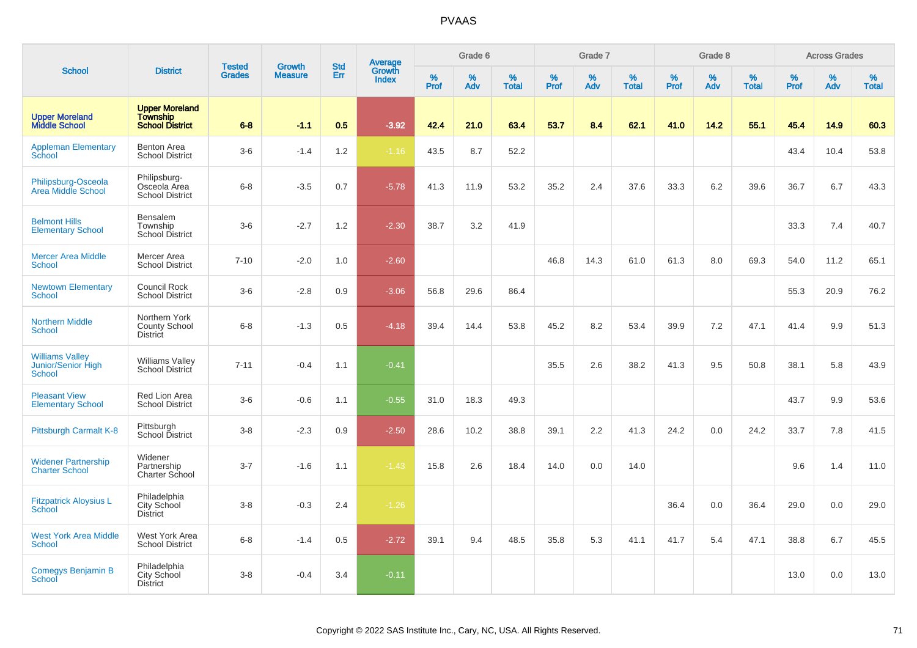# PVAAS

| School | District | Tested Grades | Growth Measure | Std Err | Average Growth Index | Grade 6 | | | Grade 7 | | | Grade 8 | | | Across Grades | | |
|---|---|---|---|---|---|---|---|---|---|---|---|---|---|---|---|---|---|
| | | | | | | % Prof | % Adv | % Total | % Prof | % Adv | % Total | % Prof | % Adv | % Total | % Prof | % Adv | % Total |
| **Upper Moreland Middle School** | **Upper Moreland Township School District** | **6-8** | **-1.1** | **0.5** | **-3.92** | **42.4** | **21.0** | **63.4** | **53.7** | **8.4** | **62.1** | **41.0** | **14.2** | **55.1** | **45.4** | **14.9** | **60.3** |
| Appleman Elementary School | Benton Area School District | 3-6 | -1.4 | 1.2 | -1.16 | 43.5 | 8.7 | 52.2 | | | | | | | 43.4 | 10.4 | 53.8 |
| Philipsburg-Osceola Area Middle School | Philipsburg-Osceola Area School District | 6-8 | -3.5 | 0.7 | -5.78 | 41.3 | 11.9 | 53.2 | 35.2 | 2.4 | 37.6 | 33.3 | 6.2 | 39.6 | 36.7 | 6.7 | 43.3 |
| Belmont Hills Elementary School | Bensalem Township School District | 3-6 | -2.7 | 1.2 | -2.30 | 38.7 | 3.2 | 41.9 | | | | | | | 33.3 | 7.4 | 40.7 |
| Mercer Area Middle School | Mercer Area School District | 7-10 | -2.0 | 1.0 | -2.60 | | | | 46.8 | 14.3 | 61.0 | 61.3 | 8.0 | 69.3 | 54.0 | 11.2 | 65.1 |
| Newtown Elementary School | Council Rock School District | 3-6 | -2.8 | 0.9 | -3.06 | 56.8 | 29.6 | 86.4 | | | | | | | 55.3 | 20.9 | 76.2 |
| Northern Middle School | Northern York County School District | 6-8 | -1.3 | 0.5 | -4.18 | 39.4 | 14.4 | 53.8 | 45.2 | 8.2 | 53.4 | 39.9 | 7.2 | 47.1 | 41.4 | 9.9 | 51.3 |
| Williams Valley Junior/Senior High School | Williams Valley School District | 7-11 | -0.4 | 1.1 | -0.41 | | | | 35.5 | 2.6 | 38.2 | 41.3 | 9.5 | 50.8 | 38.1 | 5.8 | 43.9 |
| Pleasant View Elementary School | Red Lion Area School District | 3-6 | -0.6 | 1.1 | -0.55 | 31.0 | 18.3 | 49.3 | | | | | | | 43.7 | 9.9 | 53.6 |
| Pittsburgh Carmalt K-8 | Pittsburgh School District | 3-8 | -2.3 | 0.9 | -2.50 | 28.6 | 10.2 | 38.8 | 39.1 | 2.2 | 41.3 | 24.2 | 0.0 | 24.2 | 33.7 | 7.8 | 41.5 |
| Widener Partnership Charter School | Widener Partnership Charter School | 3-7 | -1.6 | 1.1 | -1.43 | 15.8 | 2.6 | 18.4 | 14.0 | 0.0 | 14.0 | | | | 9.6 | 1.4 | 11.0 |
| Fitzpatrick Aloysius L School | Philadelphia City School District | 3-8 | -0.3 | 2.4 | -1.26 | | | | | | | 36.4 | 0.0 | 36.4 | 29.0 | 0.0 | 29.0 |
| West York Area Middle School | West York Area School District | 6-8 | -1.4 | 0.5 | -2.72 | 39.1 | 9.4 | 48.5 | 35.8 | 5.3 | 41.1 | 41.7 | 5.4 | 47.1 | 38.8 | 6.7 | 45.5 |
| Comegys Benjamin B School | Philadelphia City School District | 3-8 | -0.4 | 3.4 | -0.11 | | | | | | | | | | 13.0 | 0.0 | 13.0 |

Copyright © 2022 SAS Institute Inc., Cary, NC, USA. All Rights Reserved.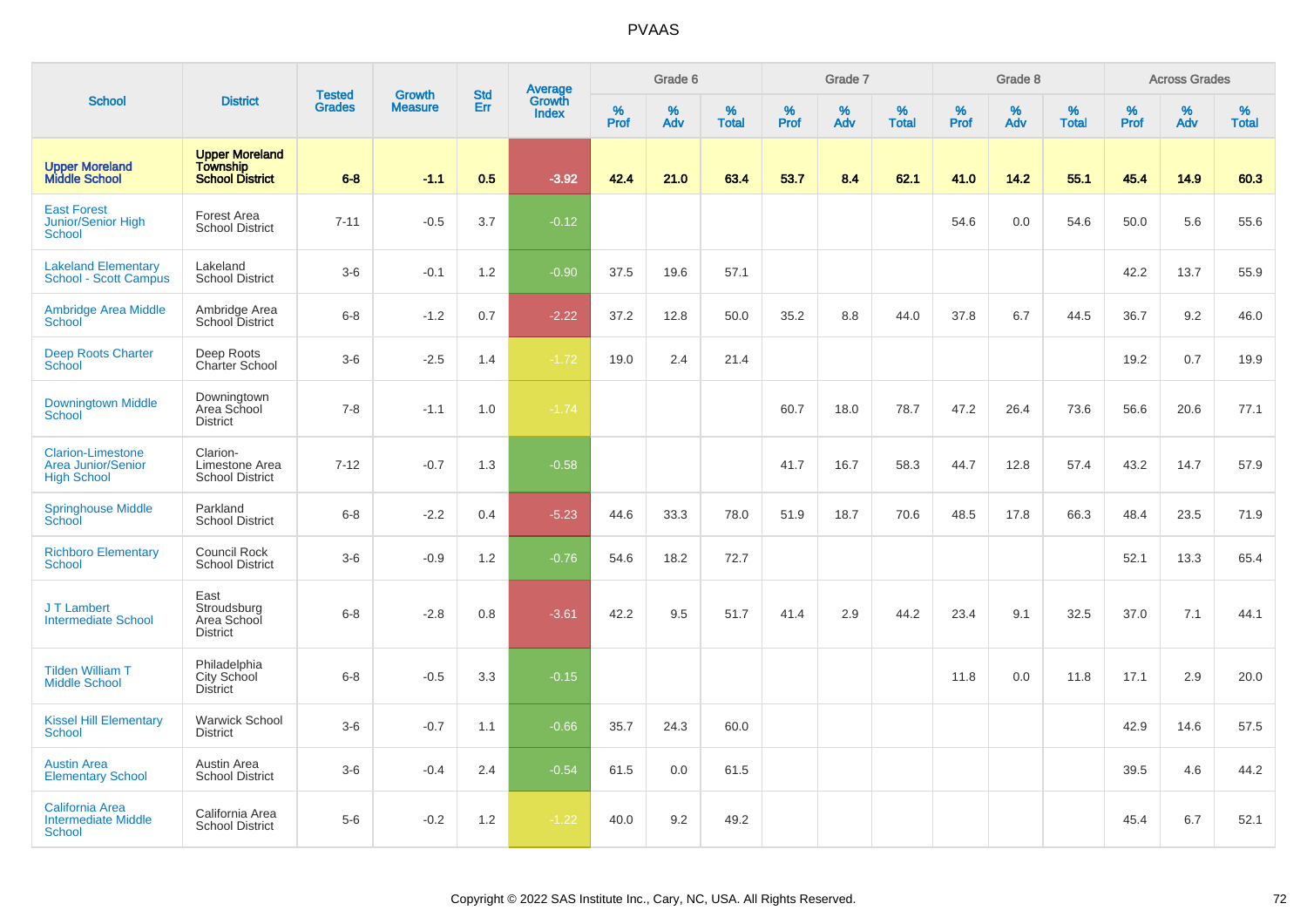# PVAAS

| School | District | Tested Grades | Growth Measure | Std Err | Average Growth Index | Grade 6 | | | Grade 7 | | | Grade 8 | | | Across Grades | | |
|---|---|---|---|---|---|---|---|---|---|---|---|---|---|---|---|---|---|
| | | | | | | % Prof | % Adv | % Total | % Prof | % Adv | % Total | % Prof | % Adv | % Total | % Prof | % Adv | % Total |
| **Upper Moreland Middle School** | **Upper Moreland Township School District** | **6-8** | **-1.1** | **0.5** | **-3.92** | **42.4** | **21.0** | **63.4** | **53.7** | **8.4** | **62.1** | **41.0** | **14.2** | **55.1** | **45.4** | **14.9** | **60.3** |
| East Forest Junior/Senior High School | Forest Area School District | 7-11 | -0.5 | 3.7 | -0.12 | | | | | | | 54.6 | 0.0 | 54.6 | 50.0 | 5.6 | 55.6 |
| Lakeland Elementary School - Scott Campus | Lakeland School District | 3-6 | -0.1 | 1.2 | -0.90 | 37.5 | 19.6 | 57.1 | | | | | | | 42.2 | 13.7 | 55.9 |
| Ambridge Area Middle School | Ambridge Area School District | 6-8 | -1.2 | 0.7 | -2.22 | 37.2 | 12.8 | 50.0 | 35.2 | 8.8 | 44.0 | 37.8 | 6.7 | 44.5 | 36.7 | 9.2 | 46.0 |
| Deep Roots Charter School | Deep Roots Charter School | 3-6 | -2.5 | 1.4 | -1.72 | 19.0 | 2.4 | 21.4 | | | | | | | 19.2 | 0.7 | 19.9 |
| Downingtown Middle School | Downingtown Area School District | 7-8 | -1.1 | 1.0 | -1.74 | | | | 60.7 | 18.0 | 78.7 | 47.2 | 26.4 | 73.6 | 56.6 | 20.6 | 77.1 |
| Clarion-Limestone Area Junior/Senior High School | Clarion-Limestone Area School District | 7-12 | -0.7 | 1.3 | -0.58 | | | | 41.7 | 16.7 | 58.3 | 44.7 | 12.8 | 57.4 | 43.2 | 14.7 | 57.9 |
| Springhouse Middle School | Parkland School District | 6-8 | -2.2 | 0.4 | -5.23 | 44.6 | 33.3 | 78.0 | 51.9 | 18.7 | 70.6 | 48.5 | 17.8 | 66.3 | 48.4 | 23.5 | 71.9 |
| Richboro Elementary School | Council Rock School District | 3-6 | -0.9 | 1.2 | -0.76 | 54.6 | 18.2 | 72.7 | | | | | | | 52.1 | 13.3 | 65.4 |
| J T Lambert Intermediate School | East Stroudsburg Area School District | 6-8 | -2.8 | 0.8 | -3.61 | 42.2 | 9.5 | 51.7 | 41.4 | 2.9 | 44.2 | 23.4 | 9.1 | 32.5 | 37.0 | 7.1 | 44.1 |
| Tilden William T Middle School | Philadelphia City School District | 6-8 | -0.5 | 3.3 | -0.15 | | | | | | | 11.8 | 0.0 | 11.8 | 17.1 | 2.9 | 20.0 |
| Kissel Hill Elementary School | Warwick School District | 3-6 | -0.7 | 1.1 | -0.66 | 35.7 | 24.3 | 60.0 | | | | | | | 42.9 | 14.6 | 57.5 |
| Austin Area Elementary School | Austin Area School District | 3-6 | -0.4 | 2.4 | -0.54 | 61.5 | 0.0 | 61.5 | | | | | | | 39.5 | 4.6 | 44.2 |
| California Area Intermediate Middle School | California Area School District | 5-6 | -0.2 | 1.2 | -1.22 | 40.0 | 9.2 | 49.2 | | | | | | | 45.4 | 6.7 | 52.1 |

Copyright © 2022 SAS Institute Inc., Cary, NC, USA. All Rights Reserved.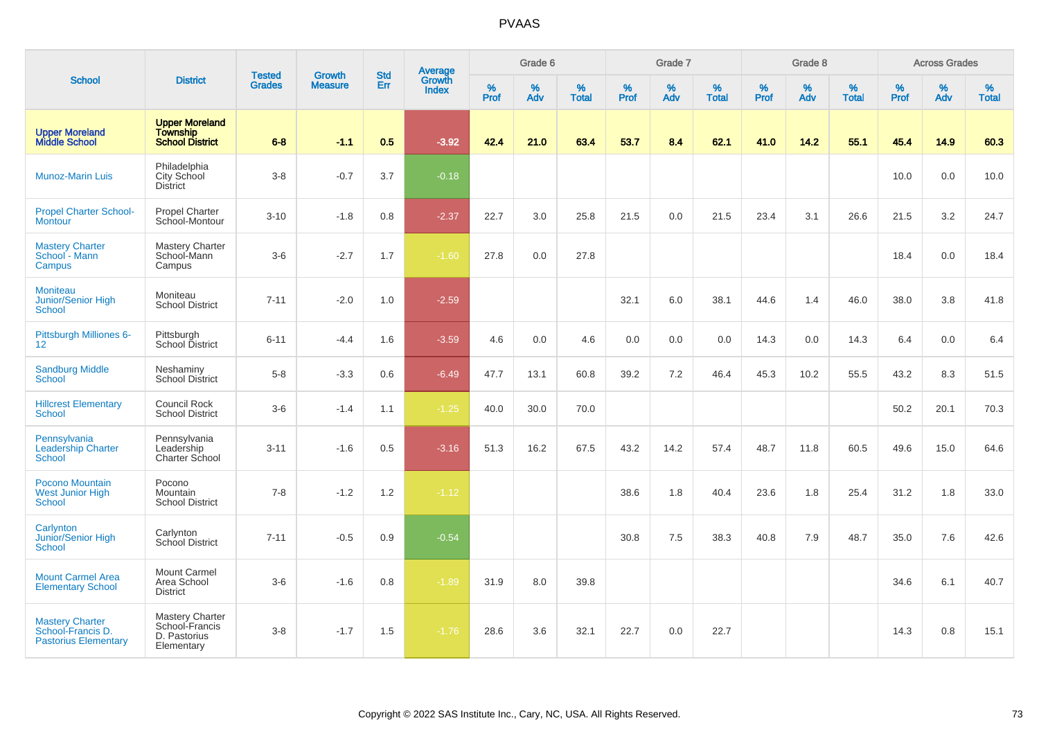# PVAAS

| School | District | Tested Grades | Growth Measure | Std Err | Average Growth Index | Grade 6 | | | Grade 7 | | | Grade 8 | | | Across Grades | | |
|---|---|---|---|---|---|---|---|---|---|---|---|---|---|---|---|---|---|
| | | | | | | % Prof | % Adv | % Total | % Prof | % Adv | % Total | % Prof | % Adv | % Total | % Prof | % Adv | % Total |
| **Upper Moreland Middle School** | **Upper Moreland Township School District** | **6-8** | **-1.1** | **0.5** | **-3.92** | **42.4** | **21.0** | **63.4** | **53.7** | **8.4** | **62.1** | **41.0** | **14.2** | **55.1** | **45.4** | **14.9** | **60.3** |
| Munoz-Marin Luis | Philadelphia City School District | 3-8 | -0.7 | 3.7 | -0.18 | | | | | | | | | | 10.0 | 0.0 | 10.0 |
| Propel Charter School-Montour | Propel Charter School-Montour | 3-10 | -1.8 | 0.8 | -2.37 | 22.7 | 3.0 | 25.8 | 21.5 | 0.0 | 21.5 | 23.4 | 3.1 | 26.6 | 21.5 | 3.2 | 24.7 |
| Mastery Charter School - Mann Campus | Mastery Charter School-Mann Campus | 3-6 | -2.7 | 1.7 | -1.60 | 27.8 | 0.0 | 27.8 | | | | | | | 18.4 | 0.0 | 18.4 |
| Moniteau Junior/Senior High School | Moniteau School District | 7-11 | -2.0 | 1.0 | -2.59 | | | | 32.1 | 6.0 | 38.1 | 44.6 | 1.4 | 46.0 | 38.0 | 3.8 | 41.8 |
| Pittsburgh Milliones 6-12 | Pittsburgh School District | 6-11 | -4.4 | 1.6 | -3.59 | 4.6 | 0.0 | 4.6 | 0.0 | 0.0 | 0.0 | 14.3 | 0.0 | 14.3 | 6.4 | 0.0 | 6.4 |
| Sandburg Middle School | Neshaminy School District | 5-8 | -3.3 | 0.6 | -6.49 | 47.7 | 13.1 | 60.8 | 39.2 | 7.2 | 46.4 | 45.3 | 10.2 | 55.5 | 43.2 | 8.3 | 51.5 |
| Hillcrest Elementary School | Council Rock School District | 3-6 | -1.4 | 1.1 | -1.25 | 40.0 | 30.0 | 70.0 | | | | | | | 50.2 | 20.1 | 70.3 |
| Pennsylvania Leadership Charter School | Pennsylvania Leadership Charter School | 3-11 | -1.6 | 0.5 | -3.16 | 51.3 | 16.2 | 67.5 | 43.2 | 14.2 | 57.4 | 48.7 | 11.8 | 60.5 | 49.6 | 15.0 | 64.6 |
| Pocono Mountain West Junior High School | Pocono Mountain School District | 7-8 | -1.2 | 1.2 | -1.12 | | | | 38.6 | 1.8 | 40.4 | 23.6 | 1.8 | 25.4 | 31.2 | 1.8 | 33.0 |
| Carlynton Junior/Senior High School | Carlynton School District | 7-11 | -0.5 | 0.9 | -0.54 | | | | 30.8 | 7.5 | 38.3 | 40.8 | 7.9 | 48.7 | 35.0 | 7.6 | 42.6 |
| Mount Carmel Area Elementary School | Mount Carmel Area School District | 3-6 | -1.6 | 0.8 | -1.89 | 31.9 | 8.0 | 39.8 | | | | | | | 34.6 | 6.1 | 40.7 |
| Mastery Charter School-Francis D. Pastorius Elementary | Mastery Charter School-Francis D. Pastorius Elementary | 3-8 | -1.7 | 1.5 | -1.76 | 28.6 | 3.6 | 32.1 | 22.7 | 0.0 | 22.7 | | | | 14.3 | 0.8 | 15.1 |

Copyright © 2022 SAS Institute Inc., Cary, NC, USA. All Rights Reserved.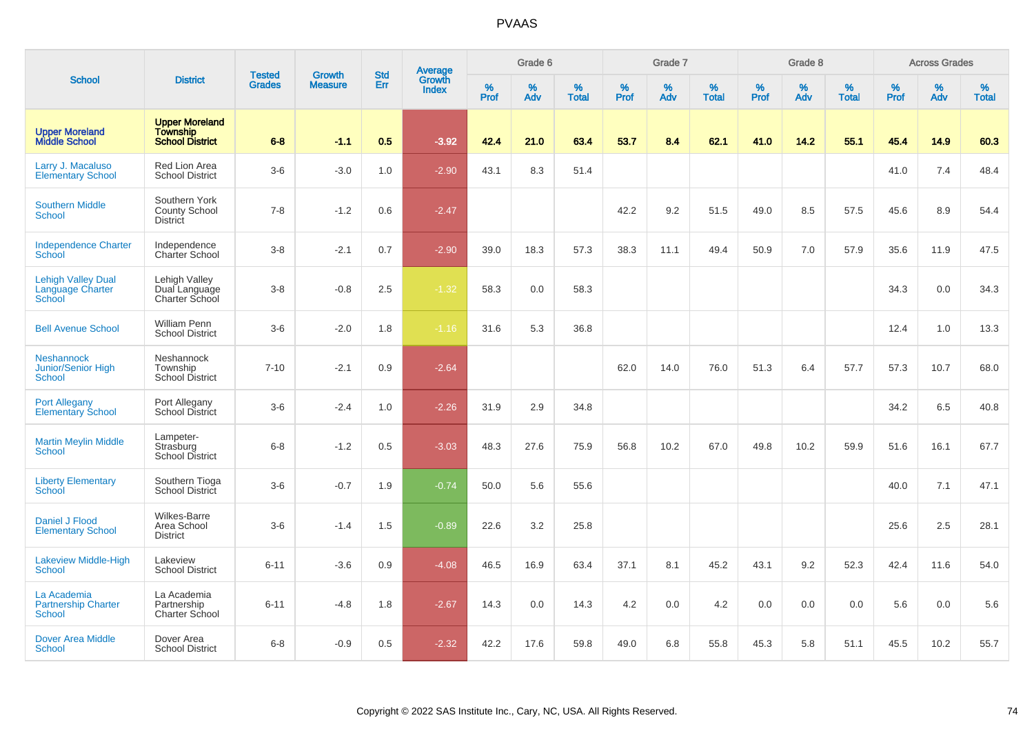# PVAAS

| School | District | Tested Grades | Growth Measure | Std Err | Average Growth Index | Grade 6 | | | Grade 7 | | | Grade 8 | | | Across Grades | | |
|---|---|---|---|---|---|---|---|---|---|---|---|---|---|---|---|---|---|
| | | | | | | % Prof | % Adv | % Total | % Prof | % Adv | % Total | % Prof | % Adv | % Total | % Prof | % Adv | % Total |
| **Upper Moreland Middle School** | **Upper Moreland Township School District** | **6-8** | **-1.1** | **0.5** | **-3.92** | **42.4** | **21.0** | **63.4** | **53.7** | **8.4** | **62.1** | **41.0** | **14.2** | **55.1** | **45.4** | **14.9** | **60.3** |
| Larry J. Macaluso Elementary School | Red Lion Area School District | 3-6 | -3.0 | 1.0 | -2.90 | 43.1 | 8.3 | 51.4 | | | | | | | 41.0 | 7.4 | 48.4 |
| Southern Middle School | Southern York County School District | 7-8 | -1.2 | 0.6 | -2.47 | | | | 42.2 | 9.2 | 51.5 | 49.0 | 8.5 | 57.5 | 45.6 | 8.9 | 54.4 |
| Independence Charter School | Independence Charter School | 3-8 | -2.1 | 0.7 | -2.90 | 39.0 | 18.3 | 57.3 | 38.3 | 11.1 | 49.4 | 50.9 | 7.0 | 57.9 | 35.6 | 11.9 | 47.5 |
| Lehigh Valley Dual Language Charter School | Lehigh Valley Dual Language Charter School | 3-8 | -0.8 | 2.5 | -1.32 | 58.3 | 0.0 | 58.3 | | | | | | | 34.3 | 0.0 | 34.3 |
| Bell Avenue School | William Penn School District | 3-6 | -2.0 | 1.8 | -1.16 | 31.6 | 5.3 | 36.8 | | | | | | | 12.4 | 1.0 | 13.3 |
| Neshannock Junior/Senior High School | Neshannock Township School District | 7-10 | -2.1 | 0.9 | -2.64 | | | | 62.0 | 14.0 | 76.0 | 51.3 | 6.4 | 57.7 | 57.3 | 10.7 | 68.0 |
| Port Allegany Elementary School | Port Allegany School District | 3-6 | -2.4 | 1.0 | -2.26 | 31.9 | 2.9 | 34.8 | | | | | | | 34.2 | 6.5 | 40.8 |
| Martin Meylin Middle School | Lampeter-Strasburg School District | 6-8 | -1.2 | 0.5 | -3.03 | 48.3 | 27.6 | 75.9 | 56.8 | 10.2 | 67.0 | 49.8 | 10.2 | 59.9 | 51.6 | 16.1 | 67.7 |
| Liberty Elementary School | Southern Tioga School District | 3-6 | -0.7 | 1.9 | -0.74 | 50.0 | 5.6 | 55.6 | | | | | | | 40.0 | 7.1 | 47.1 |
| Daniel J Flood Elementary School | Wilkes-Barre Area School District | 3-6 | -1.4 | 1.5 | -0.89 | 22.6 | 3.2 | 25.8 | | | | | | | 25.6 | 2.5 | 28.1 |
| Lakeview Middle-High School | Lakeview School District | 6-11 | -3.6 | 0.9 | -4.08 | 46.5 | 16.9 | 63.4 | 37.1 | 8.1 | 45.2 | 43.1 | 9.2 | 52.3 | 42.4 | 11.6 | 54.0 |
| La Academia Partnership Charter School | La Academia Partnership Charter School | 6-11 | -4.8 | 1.8 | -2.67 | 14.3 | 0.0 | 14.3 | 4.2 | 0.0 | 4.2 | 0.0 | 0.0 | 0.0 | 5.6 | 0.0 | 5.6 |
| Dover Area Middle School | Dover Area School District | 6-8 | -0.9 | 0.5 | -2.32 | 42.2 | 17.6 | 59.8 | 49.0 | 6.8 | 55.8 | 45.3 | 5.8 | 51.1 | 45.5 | 10.2 | 55.7 |

Copyright © 2022 SAS Institute Inc., Cary, NC, USA. All Rights Reserved.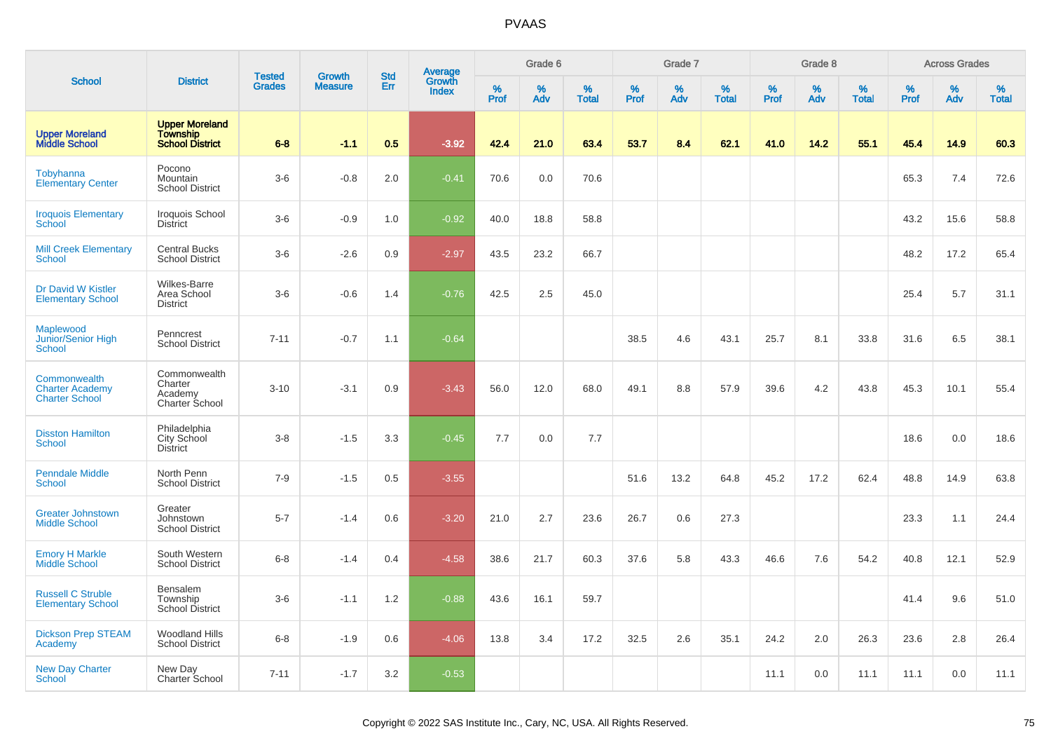PVAAS

| School | District | Tested Grades | Growth Measure | Std Err | Average Growth Index | Grade 6 | | | Grade 7 | | | Grade 8 | | | Across Grades | | |
|---|---|---|---|---|---|---|---|---|---|---|---|---|---|---|---|---|---|
| | | | | | | % Prof | % Adv | % Total | % Prof | % Adv | % Total | % Prof | % Adv | % Total | % Prof | % Adv | % Total |
| **Upper Moreland Middle School** | **Upper Moreland Township School District** | **6-8** | **-1.1** | **0.5** | **-3.92** | **42.4** | **21.0** | **63.4** | **53.7** | **8.4** | **62.1** | **41.0** | **14.2** | **55.1** | **45.4** | **14.9** | **60.3** |
| Tobyhanna Elementary Center | Pocono Mountain School District | 3-6 | -0.8 | 2.0 | -0.41 | 70.6 | 0.0 | 70.6 | | | | | | | 65.3 | 7.4 | 72.6 |
| Iroquois Elementary School | Iroquois School District | 3-6 | -0.9 | 1.0 | -0.92 | 40.0 | 18.8 | 58.8 | | | | | | | 43.2 | 15.6 | 58.8 |
| Mill Creek Elementary School | Central Bucks School District | 3-6 | -2.6 | 0.9 | -2.97 | 43.5 | 23.2 | 66.7 | | | | | | | 48.2 | 17.2 | 65.4 |
| Dr David W Kistler Elementary School | Wilkes-Barre Area School District | 3-6 | -0.6 | 1.4 | -0.76 | 42.5 | 2.5 | 45.0 | | | | | | | 25.4 | 5.7 | 31.1 |
| Maplewood Junior/Senior High School | Penncrest School District | 7-11 | -0.7 | 1.1 | -0.64 | | | | 38.5 | 4.6 | 43.1 | 25.7 | 8.1 | 33.8 | 31.6 | 6.5 | 38.1 |
| Commonwealth Charter Academy Charter School | Commonwealth Charter Academy Charter School | 3-10 | -3.1 | 0.9 | -3.43 | 56.0 | 12.0 | 68.0 | 49.1 | 8.8 | 57.9 | 39.6 | 4.2 | 43.8 | 45.3 | 10.1 | 55.4 |
| Disston Hamilton School | Philadelphia City School District | 3-8 | -1.5 | 3.3 | -0.45 | 7.7 | 0.0 | 7.7 | | | | | | | 18.6 | 0.0 | 18.6 |
| Penndale Middle School | North Penn School District | 7-9 | -1.5 | 0.5 | -3.55 | | | | 51.6 | 13.2 | 64.8 | 45.2 | 17.2 | 62.4 | 48.8 | 14.9 | 63.8 |
| Greater Johnstown Middle School | Greater Johnstown School District | 5-7 | -1.4 | 0.6 | -3.20 | 21.0 | 2.7 | 23.6 | 26.7 | 0.6 | 27.3 | | | | 23.3 | 1.1 | 24.4 |
| Emory H Markle Middle School | South Western School District | 6-8 | -1.4 | 0.4 | -4.58 | 38.6 | 21.7 | 60.3 | 37.6 | 5.8 | 43.3 | 46.6 | 7.6 | 54.2 | 40.8 | 12.1 | 52.9 |
| Russell C Struble Elementary School | Bensalem Township School District | 3-6 | -1.1 | 1.2 | -0.88 | 43.6 | 16.1 | 59.7 | | | | | | | 41.4 | 9.6 | 51.0 |
| Dickson Prep STEAM Academy | Woodland Hills School District | 6-8 | -1.9 | 0.6 | -4.06 | 13.8 | 3.4 | 17.2 | 32.5 | 2.6 | 35.1 | 24.2 | 2.0 | 26.3 | 23.6 | 2.8 | 26.4 |
| New Day Charter School | New Day Charter School | 7-11 | -1.7 | 3.2 | -0.53 | | | | | | | 11.1 | 0.0 | 11.1 | 11.1 | 0.0 | 11.1 |

Copyright © 2022 SAS Institute Inc., Cary, NC, USA. All Rights Reserved.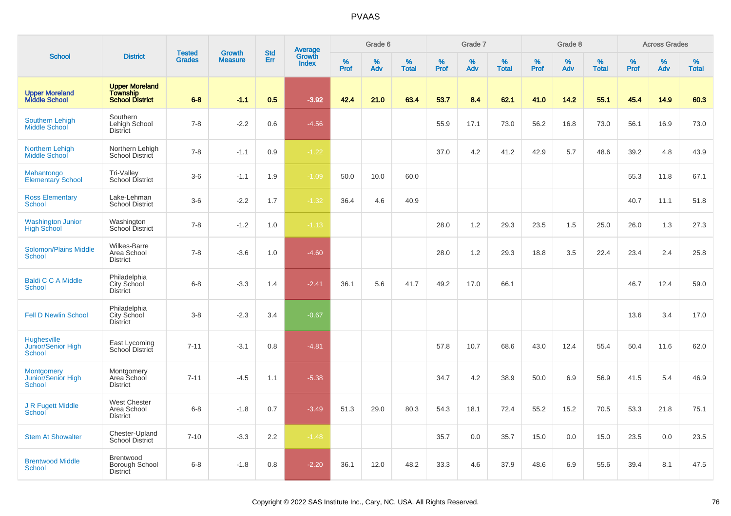# PVAAS

| School | District | Tested Grades | Growth Measure | Std Err | Average Growth Index | Grade 6 | | | Grade 7 | | | Grade 8 | | | Across Grades | | |
|---|---|---|---|---|---|---|---|---|---|---|---|---|---|---|---|---|---|
| | | | | | | % Prof | % Adv | % Total | % Prof | % Adv | % Total | % Prof | % Adv | % Total | % Prof | % Adv | % Total |
| **Upper Moreland Middle School** | **Upper Moreland Township School District** | **6-8** | **-1.1** | **0.5** | **-3.92** | **42.4** | **21.0** | **63.4** | **53.7** | **8.4** | **62.1** | **41.0** | **14.2** | **55.1** | **45.4** | **14.9** | **60.3** |
| Southern Lehigh Middle School | Southern Lehigh School District | 7-8 | -2.2 | 0.6 | -4.56 | | | | 55.9 | 17.1 | 73.0 | 56.2 | 16.8 | 73.0 | 56.1 | 16.9 | 73.0 |
| Northern Lehigh Middle School | Northern Lehigh School District | 7-8 | -1.1 | 0.9 | -1.22 | | | | 37.0 | 4.2 | 41.2 | 42.9 | 5.7 | 48.6 | 39.2 | 4.8 | 43.9 |
| Mahantongo Elementary School | Tri-Valley School District | 3-6 | -1.1 | 1.9 | -1.09 | 50.0 | 10.0 | 60.0 | | | | | | | 55.3 | 11.8 | 67.1 |
| Ross Elementary School | Lake-Lehman School District | 3-6 | -2.2 | 1.7 | -1.32 | 36.4 | 4.6 | 40.9 | | | | | | | 40.7 | 11.1 | 51.8 |
| Washington Junior High School | Washington School District | 7-8 | -1.2 | 1.0 | -1.13 | | | | 28.0 | 1.2 | 29.3 | 23.5 | 1.5 | 25.0 | 26.0 | 1.3 | 27.3 |
| Solomon/Plains Middle School | Wilkes-Barre Area School District | 7-8 | -3.6 | 1.0 | -4.60 | | | | 28.0 | 1.2 | 29.3 | 18.8 | 3.5 | 22.4 | 23.4 | 2.4 | 25.8 |
| Baldi C C A Middle School | Philadelphia City School District | 6-8 | -3.3 | 1.4 | -2.41 | 36.1 | 5.6 | 41.7 | 49.2 | 17.0 | 66.1 | | | | 46.7 | 12.4 | 59.0 |
| Fell D Newlin School | Philadelphia City School District | 3-8 | -2.3 | 3.4 | -0.67 | | | | | | | | | | 13.6 | 3.4 | 17.0 |
| Hughesville Junior/Senior High School | East Lycoming School District | 7-11 | -3.1 | 0.8 | -4.81 | | | | 57.8 | 10.7 | 68.6 | 43.0 | 12.4 | 55.4 | 50.4 | 11.6 | 62.0 |
| Montgomery Junior/Senior High School | Montgomery Area School District | 7-11 | -4.5 | 1.1 | -5.38 | | | | 34.7 | 4.2 | 38.9 | 50.0 | 6.9 | 56.9 | 41.5 | 5.4 | 46.9 |
| J R Fugett Middle School | West Chester Area School District | 6-8 | -1.8 | 0.7 | -3.49 | 51.3 | 29.0 | 80.3 | 54.3 | 18.1 | 72.4 | 55.2 | 15.2 | 70.5 | 53.3 | 21.8 | 75.1 |
| Stem At Showalter | Chester-Upland School District | 7-10 | -3.3 | 2.2 | -1.48 | | | | 35.7 | 0.0 | 35.7 | 15.0 | 0.0 | 15.0 | 23.5 | 0.0 | 23.5 |
| Brentwood Middle School | Brentwood Borough School District | 6-8 | -1.8 | 0.8 | -2.20 | 36.1 | 12.0 | 48.2 | 33.3 | 4.6 | 37.9 | 48.6 | 6.9 | 55.6 | 39.4 | 8.1 | 47.5 |

Copyright © 2022 SAS Institute Inc., Cary, NC, USA. All Rights Reserved.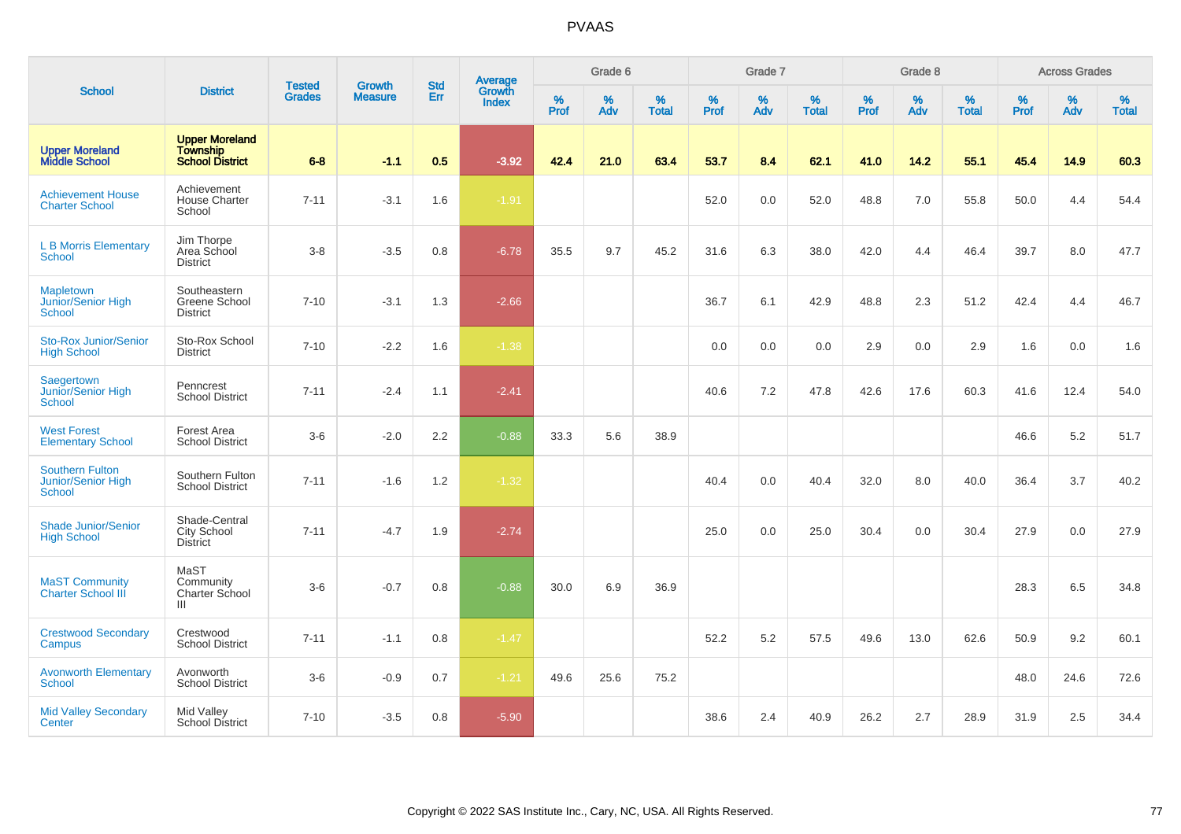# PVAAS

| School | District | Tested Grades | Growth Measure | Std Err | Average Growth Index | Grade 6 | | | Grade 7 | | | Grade 8 | | | Across Grades | | |
|---|---|---|---|---|---|---|---|---|---|---|---|---|---|---|---|---|---|
| | | | | | | % Prof | % Adv | % Total | % Prof | % Adv | % Total | % Prof | % Adv | % Total | % Prof | % Adv | % Total |
| **Upper Moreland Middle School** | **Upper Moreland Township School District** | **6-8** | **-1.1** | **0.5** | **-3.92** | **42.4** | **21.0** | **63.4** | **53.7** | **8.4** | **62.1** | **41.0** | **14.2** | **55.1** | **45.4** | **14.9** | **60.3** |
| Achievement House Charter School | Achievement House Charter School | 7-11 | -3.1 | 1.6 | -1.91 | | | | 52.0 | 0.0 | 52.0 | 48.8 | 7.0 | 55.8 | 50.0 | 4.4 | 54.4 |
| L B Morris Elementary School | Jim Thorpe Area School District | 3-8 | -3.5 | 0.8 | -6.78 | 35.5 | 9.7 | 45.2 | 31.6 | 6.3 | 38.0 | 42.0 | 4.4 | 46.4 | 39.7 | 8.0 | 47.7 |
| Mapletown Junior/Senior High School | Southeastern Greene School District | 7-10 | -3.1 | 1.3 | -2.66 | | | | 36.7 | 6.1 | 42.9 | 48.8 | 2.3 | 51.2 | 42.4 | 4.4 | 46.7 |
| Sto-Rox Junior/Senior High School | Sto-Rox School District | 7-10 | -2.2 | 1.6 | -1.38 | | | | 0.0 | 0.0 | 0.0 | 2.9 | 0.0 | 2.9 | 1.6 | 0.0 | 1.6 |
| Saegertown Junior/Senior High School | Penncrest School District | 7-11 | -2.4 | 1.1 | -2.41 | | | | 40.6 | 7.2 | 47.8 | 42.6 | 17.6 | 60.3 | 41.6 | 12.4 | 54.0 |
| West Forest Elementary School | Forest Area School District | 3-6 | -2.0 | 2.2 | -0.88 | 33.3 | 5.6 | 38.9 | | | | | | | 46.6 | 5.2 | 51.7 |
| Southern Fulton Junior/Senior High School | Southern Fulton School District | 7-11 | -1.6 | 1.2 | -1.32 | | | | 40.4 | 0.0 | 40.4 | 32.0 | 8.0 | 40.0 | 36.4 | 3.7 | 40.2 |
| Shade Junior/Senior High School | Shade-Central City School District | 7-11 | -4.7 | 1.9 | -2.74 | | | | 25.0 | 0.0 | 25.0 | 30.4 | 0.0 | 30.4 | 27.9 | 0.0 | 27.9 |
| MaST Community Charter School III | MaST Community Charter School III | 3-6 | -0.7 | 0.8 | -0.88 | 30.0 | 6.9 | 36.9 | | | | | | | 28.3 | 6.5 | 34.8 |
| Crestwood Secondary Campus | Crestwood School District | 7-11 | -1.1 | 0.8 | -1.47 | | | | 52.2 | 5.2 | 57.5 | 49.6 | 13.0 | 62.6 | 50.9 | 9.2 | 60.1 |
| Avonworth Elementary School | Avonworth School District | 3-6 | -0.9 | 0.7 | -1.21 | 49.6 | 25.6 | 75.2 | | | | | | | 48.0 | 24.6 | 72.6 |
| Mid Valley Secondary Center | Mid Valley School District | 7-10 | -3.5 | 0.8 | -5.90 | | | | 38.6 | 2.4 | 40.9 | 26.2 | 2.7 | 28.9 | 31.9 | 2.5 | 34.4 |

Copyright © 2022 SAS Institute Inc., Cary, NC, USA. All Rights Reserved.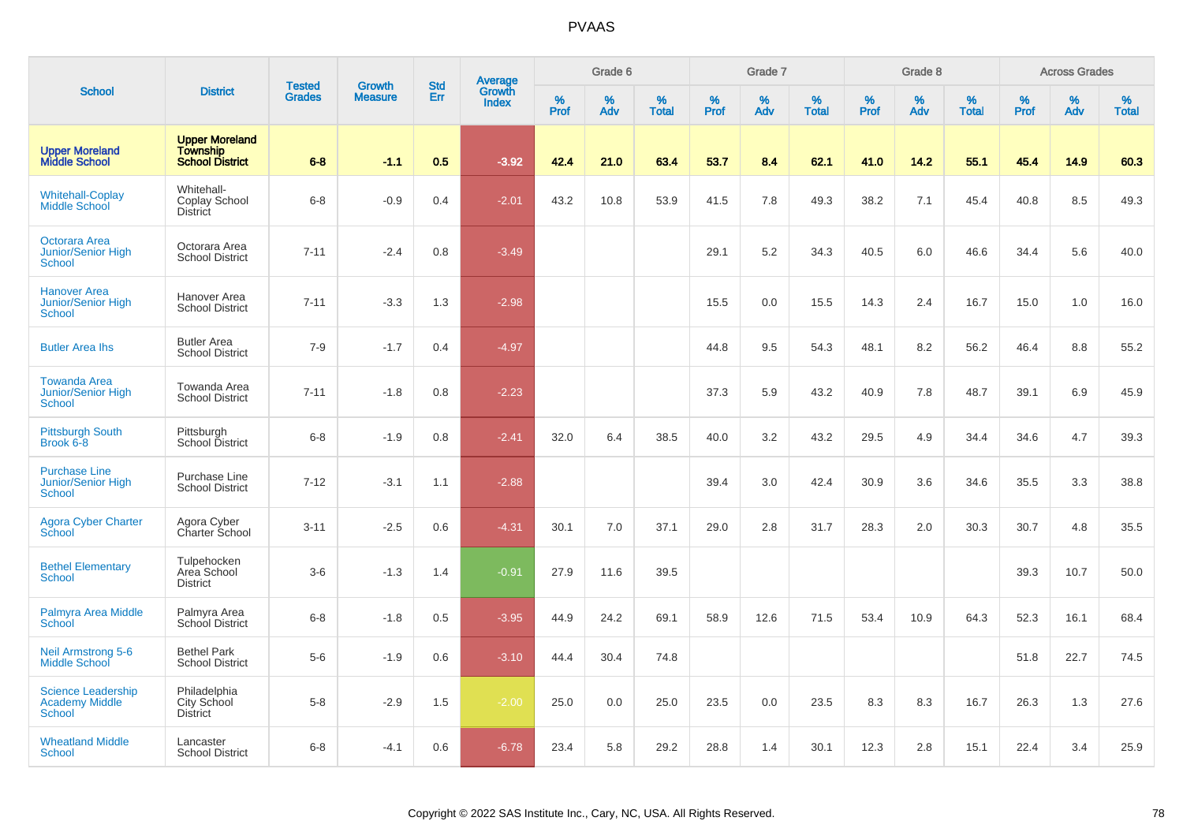# PVAAS

| School | District | Tested Grades | Growth Measure | Std Err | Average Growth Index | Grade 6 | | | Grade 7 | | | Grade 8 | | | Across Grades | | |
|---|---|---|---|---|---|---|---|---|---|---|---|---|---|---|---|---|---|
| | | | | | | % Prof | % Adv | % Total | % Prof | % Adv | % Total | % Prof | % Adv | % Total | % Prof | % Adv | % Total |
| **Upper Moreland Middle School** | **Upper Moreland Township School District** | **6-8** | **-1.1** | **0.5** | **-3.92** | **42.4** | **21.0** | **63.4** | **53.7** | **8.4** | **62.1** | **41.0** | **14.2** | **55.1** | **45.4** | **14.9** | **60.3** |
| Whitehall-Coplay Middle School | Whitehall-Coplay School District | 6-8 | -0.9 | 0.4 | -2.01 | 43.2 | 10.8 | 53.9 | 41.5 | 7.8 | 49.3 | 38.2 | 7.1 | 45.4 | 40.8 | 8.5 | 49.3 |
| Octorara Area Junior/Senior High School | Octorara Area School District | 7-11 | -2.4 | 0.8 | -3.49 | | | | 29.1 | 5.2 | 34.3 | 40.5 | 6.0 | 46.6 | 34.4 | 5.6 | 40.0 |
| Hanover Area Junior/Senior High School | Hanover Area School District | 7-11 | -3.3 | 1.3 | -2.98 | | | | 15.5 | 0.0 | 15.5 | 14.3 | 2.4 | 16.7 | 15.0 | 1.0 | 16.0 |
| Butler Area Ihs | Butler Area School District | 7-9 | -1.7 | 0.4 | -4.97 | | | | 44.8 | 9.5 | 54.3 | 48.1 | 8.2 | 56.2 | 46.4 | 8.8 | 55.2 |
| Towanda Area Junior/Senior High School | Towanda Area School District | 7-11 | -1.8 | 0.8 | -2.23 | | | | 37.3 | 5.9 | 43.2 | 40.9 | 7.8 | 48.7 | 39.1 | 6.9 | 45.9 |
| Pittsburgh South Brook 6-8 | Pittsburgh School District | 6-8 | -1.9 | 0.8 | -2.41 | 32.0 | 6.4 | 38.5 | 40.0 | 3.2 | 43.2 | 29.5 | 4.9 | 34.4 | 34.6 | 4.7 | 39.3 |
| Purchase Line Junior/Senior High School | Purchase Line School District | 7-12 | -3.1 | 1.1 | -2.88 | | | | 39.4 | 3.0 | 42.4 | 30.9 | 3.6 | 34.6 | 35.5 | 3.3 | 38.8 |
| Agora Cyber Charter School | Agora Cyber Charter School | 3-11 | -2.5 | 0.6 | -4.31 | 30.1 | 7.0 | 37.1 | 29.0 | 2.8 | 31.7 | 28.3 | 2.0 | 30.3 | 30.7 | 4.8 | 35.5 |
| Bethel Elementary School | Tulpehocken Area School District | 3-6 | -1.3 | 1.4 | -0.91 | 27.9 | 11.6 | 39.5 | | | | | | | 39.3 | 10.7 | 50.0 |
| Palmyra Area Middle School | Palmyra Area School District | 6-8 | -1.8 | 0.5 | -3.95 | 44.9 | 24.2 | 69.1 | 58.9 | 12.6 | 71.5 | 53.4 | 10.9 | 64.3 | 52.3 | 16.1 | 68.4 |
| Neil Armstrong 5-6 Middle School | Bethel Park School District | 5-6 | -1.9 | 0.6 | -3.10 | 44.4 | 30.4 | 74.8 | | | | | | | 51.8 | 22.7 | 74.5 |
| Science Leadership Academy Middle School | Philadelphia City School District | 5-8 | -2.9 | 1.5 | -2.00 | 25.0 | 0.0 | 25.0 | 23.5 | 0.0 | 23.5 | 8.3 | 8.3 | 16.7 | 26.3 | 1.3 | 27.6 |
| Wheatland Middle School | Lancaster School District | 6-8 | -4.1 | 0.6 | -6.78 | 23.4 | 5.8 | 29.2 | 28.8 | 1.4 | 30.1 | 12.3 | 2.8 | 15.1 | 22.4 | 3.4 | 25.9 |

Copyright © 2022 SAS Institute Inc., Cary, NC, USA. All Rights Reserved.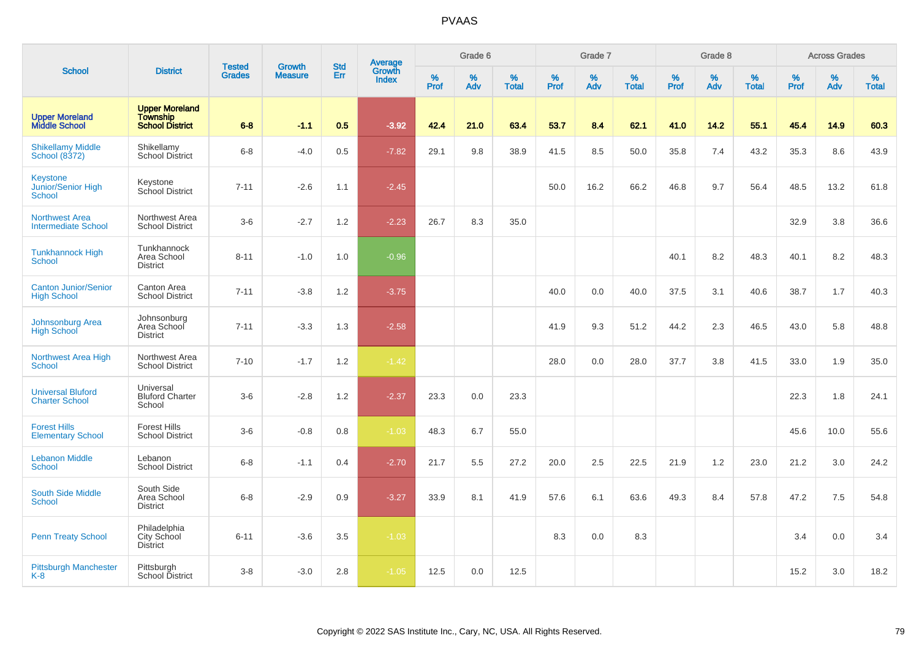# PVAAS

| School | District | Tested Grades | Growth Measure | Std Err | Average Growth Index | Grade 6 | | | Grade 7 | | | Grade 8 | | | Across Grades | | |
|---|---|---|---|---|---|---|---|---|---|---|---|---|---|---|---|---|---|
| | | | | | | % Prof | % Adv | % Total | % Prof | % Adv | % Total | % Prof | % Adv | % Total | % Prof | % Adv | % Total |
| **Upper Moreland Middle School** | **Upper Moreland Township School District** | **6-8** | **-1.1** | **0.5** | **-3.92** | **42.4** | **21.0** | **63.4** | **53.7** | **8.4** | **62.1** | **41.0** | **14.2** | **55.1** | **45.4** | **14.9** | **60.3** |
| Shikellamy Middle School (8372) | Shikellamy School District | 6-8 | -4.0 | 0.5 | -7.82 | 29.1 | 9.8 | 38.9 | 41.5 | 8.5 | 50.0 | 35.8 | 7.4 | 43.2 | 35.3 | 8.6 | 43.9 |
| Keystone Junior/Senior High School | Keystone School District | 7-11 | -2.6 | 1.1 | -2.45 | | | | 50.0 | 16.2 | 66.2 | 46.8 | 9.7 | 56.4 | 48.5 | 13.2 | 61.8 |
| Northwest Area Intermediate School | Northwest Area School District | 3-6 | -2.7 | 1.2 | -2.23 | 26.7 | 8.3 | 35.0 | | | | | | | 32.9 | 3.8 | 36.6 |
| Tunkhannock High School | Tunkhannock Area School District | 8-11 | -1.0 | 1.0 | -0.96 | | | | | | | 40.1 | 8.2 | 48.3 | 40.1 | 8.2 | 48.3 |
| Canton Junior/Senior High School | Canton Area School District | 7-11 | -3.8 | 1.2 | -3.75 | | | | 40.0 | 0.0 | 40.0 | 37.5 | 3.1 | 40.6 | 38.7 | 1.7 | 40.3 |
| Johnsonburg Area High School | Johnsonburg Area School District | 7-11 | -3.3 | 1.3 | -2.58 | | | | 41.9 | 9.3 | 51.2 | 44.2 | 2.3 | 46.5 | 43.0 | 5.8 | 48.8 |
| Northwest Area High School | Northwest Area School District | 7-10 | -1.7 | 1.2 | -1.42 | | | | 28.0 | 0.0 | 28.0 | 37.7 | 3.8 | 41.5 | 33.0 | 1.9 | 35.0 |
| Universal Bluford Charter School | Universal Bluford Charter School | 3-6 | -2.8 | 1.2 | -2.37 | 23.3 | 0.0 | 23.3 | | | | | | | 22.3 | 1.8 | 24.1 |
| Forest Hills Elementary School | Forest Hills School District | 3-6 | -0.8 | 0.8 | -1.03 | 48.3 | 6.7 | 55.0 | | | | | | | 45.6 | 10.0 | 55.6 |
| Lebanon Middle School | Lebanon School District | 6-8 | -1.1 | 0.4 | -2.70 | 21.7 | 5.5 | 27.2 | 20.0 | 2.5 | 22.5 | 21.9 | 1.2 | 23.0 | 21.2 | 3.0 | 24.2 |
| South Side Middle School | South Side Area School District | 6-8 | -2.9 | 0.9 | -3.27 | 33.9 | 8.1 | 41.9 | 57.6 | 6.1 | 63.6 | 49.3 | 8.4 | 57.8 | 47.2 | 7.5 | 54.8 |
| Penn Treaty School | Philadelphia City School District | 6-11 | -3.6 | 3.5 | -1.03 | | | | 8.3 | 0.0 | 8.3 | | | | 3.4 | 0.0 | 3.4 |
| Pittsburgh Manchester K-8 | Pittsburgh School District | 3-8 | -3.0 | 2.8 | -1.05 | 12.5 | 0.0 | 12.5 | | | | | | | 15.2 | 3.0 | 18.2 |

Copyright © 2022 SAS Institute Inc., Cary, NC, USA. All Rights Reserved.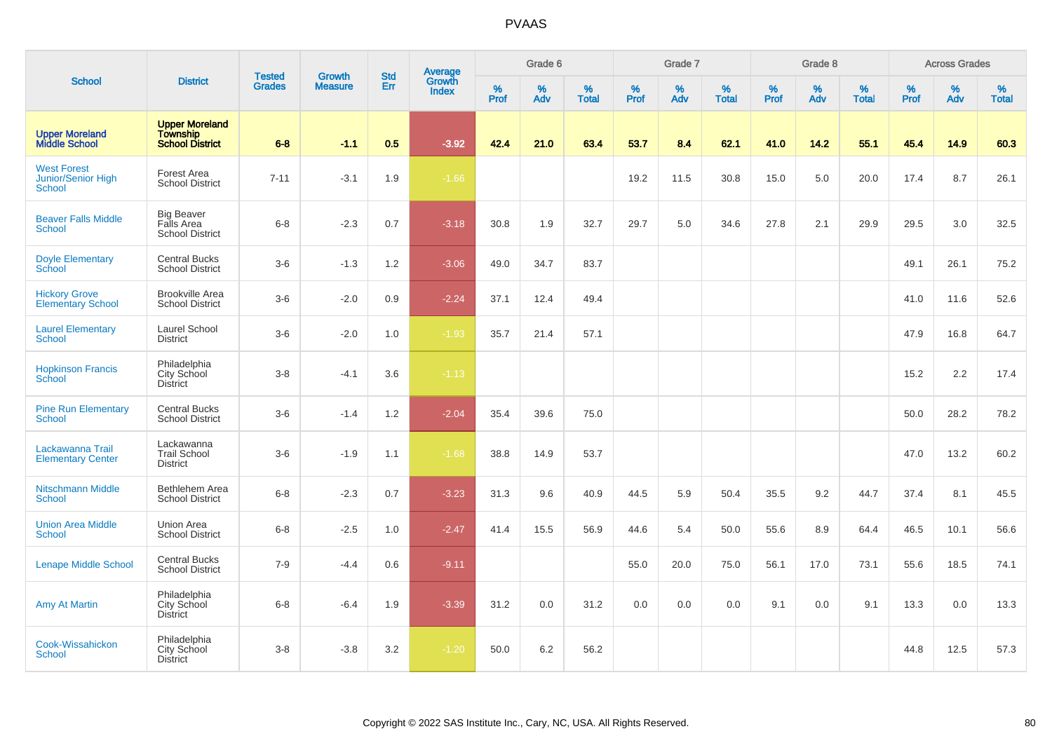# PVAAS

| School | District | Tested Grades | Growth Measure | Std Err | Average Growth Index | Grade 6 | | | Grade 7 | | | Grade 8 | | | Across Grades | | |
|---|---|---|---|---|---|---|---|---|---|---|---|---|---|---|---|---|---|
| | | | | | | % Prof | % Adv | % Total | % Prof | % Adv | % Total | % Prof | % Adv | % Total | % Prof | % Adv | % Total |
| **Upper Moreland Middle School** | **Upper Moreland Township School District** | **6-8** | **-1.1** | **0.5** | **-3.92** | **42.4** | **21.0** | **63.4** | **53.7** | **8.4** | **62.1** | **41.0** | **14.2** | **55.1** | **45.4** | **14.9** | **60.3** |
| West Forest Junior/Senior High School | Forest Area School District | 7-11 | -3.1 | 1.9 | -1.66 | | | | 19.2 | 11.5 | 30.8 | 15.0 | 5.0 | 20.0 | 17.4 | 8.7 | 26.1 |
| Beaver Falls Middle School | Big Beaver Falls Area School District | 6-8 | -2.3 | 0.7 | -3.18 | 30.8 | 1.9 | 32.7 | 29.7 | 5.0 | 34.6 | 27.8 | 2.1 | 29.9 | 29.5 | 3.0 | 32.5 |
| Doyle Elementary School | Central Bucks School District | 3-6 | -1.3 | 1.2 | -3.06 | 49.0 | 34.7 | 83.7 | | | | | | | 49.1 | 26.1 | 75.2 |
| Hickory Grove Elementary School | Brookville Area School District | 3-6 | -2.0 | 0.9 | -2.24 | 37.1 | 12.4 | 49.4 | | | | | | | 41.0 | 11.6 | 52.6 |
| Laurel Elementary School | Laurel School District | 3-6 | -2.0 | 1.0 | -1.93 | 35.7 | 21.4 | 57.1 | | | | | | | 47.9 | 16.8 | 64.7 |
| Hopkinson Francis School | Philadelphia City School District | 3-8 | -4.1 | 3.6 | -1.13 | | | | | | | | | | 15.2 | 2.2 | 17.4 |
| Pine Run Elementary School | Central Bucks School District | 3-6 | -1.4 | 1.2 | -2.04 | 35.4 | 39.6 | 75.0 | | | | | | | 50.0 | 28.2 | 78.2 |
| Lackawanna Trail Elementary Center | Lackawanna Trail School District | 3-6 | -1.9 | 1.1 | -1.68 | 38.8 | 14.9 | 53.7 | | | | | | | 47.0 | 13.2 | 60.2 |
| Nitschmann Middle School | Bethlehem Area School District | 6-8 | -2.3 | 0.7 | -3.23 | 31.3 | 9.6 | 40.9 | 44.5 | 5.9 | 50.4 | 35.5 | 9.2 | 44.7 | 37.4 | 8.1 | 45.5 |
| Union Area Middle School | Union Area School District | 6-8 | -2.5 | 1.0 | -2.47 | 41.4 | 15.5 | 56.9 | 44.6 | 5.4 | 50.0 | 55.6 | 8.9 | 64.4 | 46.5 | 10.1 | 56.6 |
| Lenape Middle School | Central Bucks School District | 7-9 | -4.4 | 0.6 | -9.11 | | | | 55.0 | 20.0 | 75.0 | 56.1 | 17.0 | 73.1 | 55.6 | 18.5 | 74.1 |
| Amy At Martin | Philadelphia City School District | 6-8 | -6.4 | 1.9 | -3.39 | 31.2 | 0.0 | 31.2 | 0.0 | 0.0 | 0.0 | 9.1 | 0.0 | 9.1 | 13.3 | 0.0 | 13.3 |
| Cook-Wissahickon School | Philadelphia City School District | 3-8 | -3.8 | 3.2 | -1.20 | 50.0 | 6.2 | 56.2 | | | | | | | 44.8 | 12.5 | 57.3 |

Copyright © 2022 SAS Institute Inc., Cary, NC, USA. All Rights Reserved.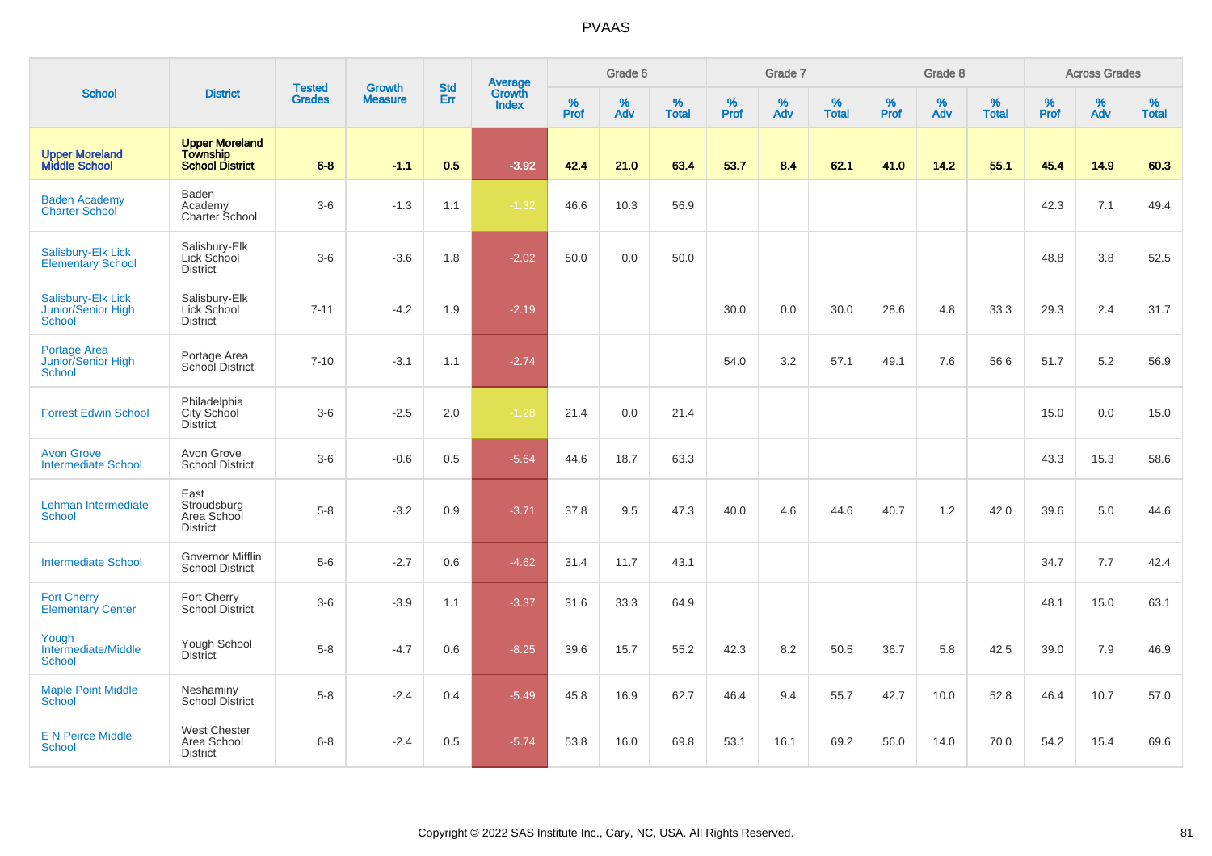# PVAAS

| School | District | Tested Grades | Growth Measure | Std Err | Average Growth Index | Grade 6 | | | Grade 7 | | | Grade 8 | | | Across Grades | | |
|---|---|---|---|---|---|---|---|---|---|---|---|---|---|---|---|---|---|
| | | | | | | % Prof | % Adv | % Total | % Prof | % Adv | % Total | % Prof | % Adv | % Total | % Prof | % Adv | % Total |
| **Upper Moreland Middle School** | **Upper Moreland Township School District** | **6-8** | **-1.1** | **0.5** | **-3.92** | **42.4** | **21.0** | **63.4** | **53.7** | **8.4** | **62.1** | **41.0** | **14.2** | **55.1** | **45.4** | **14.9** | **60.3** |
| Baden Academy Charter School | Baden Academy Charter School | 3-6 | -1.3 | 1.1 | -1.32 | 46.6 | 10.3 | 56.9 | | | | | | | 42.3 | 7.1 | 49.4 |
| Salisbury-Elk Lick Elementary School | Salisbury-Elk Lick School District | 3-6 | -3.6 | 1.8 | -2.02 | 50.0 | 0.0 | 50.0 | | | | | | | 48.8 | 3.8 | 52.5 |
| Salisbury-Elk Lick Junior/Senior High School | Salisbury-Elk Lick School District | 7-11 | -4.2 | 1.9 | -2.19 | | | | 30.0 | 0.0 | 30.0 | 28.6 | 4.8 | 33.3 | 29.3 | 2.4 | 31.7 |
| Portage Area Junior/Senior High School | Portage Area School District | 7-10 | -3.1 | 1.1 | -2.74 | | | | 54.0 | 3.2 | 57.1 | 49.1 | 7.6 | 56.6 | 51.7 | 5.2 | 56.9 |
| Forrest Edwin School | Philadelphia City School District | 3-6 | -2.5 | 2.0 | -1.28 | 21.4 | 0.0 | 21.4 | | | | | | | 15.0 | 0.0 | 15.0 |
| Avon Grove Intermediate School | Avon Grove School District | 3-6 | -0.6 | 0.5 | -5.64 | 44.6 | 18.7 | 63.3 | | | | | | | 43.3 | 15.3 | 58.6 |
| Lehman Intermediate School | East Stroudsburg Area School District | 5-8 | -3.2 | 0.9 | -3.71 | 37.8 | 9.5 | 47.3 | 40.0 | 4.6 | 44.6 | 40.7 | 1.2 | 42.0 | 39.6 | 5.0 | 44.6 |
| Intermediate School | Governor Mifflin School District | 5-6 | -2.7 | 0.6 | -4.62 | 31.4 | 11.7 | 43.1 | | | | | | | 34.7 | 7.7 | 42.4 |
| Fort Cherry Elementary Center | Fort Cherry School District | 3-6 | -3.9 | 1.1 | -3.37 | 31.6 | 33.3 | 64.9 | | | | | | | 48.1 | 15.0 | 63.1 |
| Yough Intermediate/Middle School | Yough School District | 5-8 | -4.7 | 0.6 | -8.25 | 39.6 | 15.7 | 55.2 | 42.3 | 8.2 | 50.5 | 36.7 | 5.8 | 42.5 | 39.0 | 7.9 | 46.9 |
| Maple Point Middle School | Neshaminy School District | 5-8 | -2.4 | 0.4 | -5.49 | 45.8 | 16.9 | 62.7 | 46.4 | 9.4 | 55.7 | 42.7 | 10.0 | 52.8 | 46.4 | 10.7 | 57.0 |
| E N Peirce Middle School | West Chester Area School District | 6-8 | -2.4 | 0.5 | -5.74 | 53.8 | 16.0 | 69.8 | 53.1 | 16.1 | 69.2 | 56.0 | 14.0 | 70.0 | 54.2 | 15.4 | 69.6 |

Copyright © 2022 SAS Institute Inc., Cary, NC, USA. All Rights Reserved.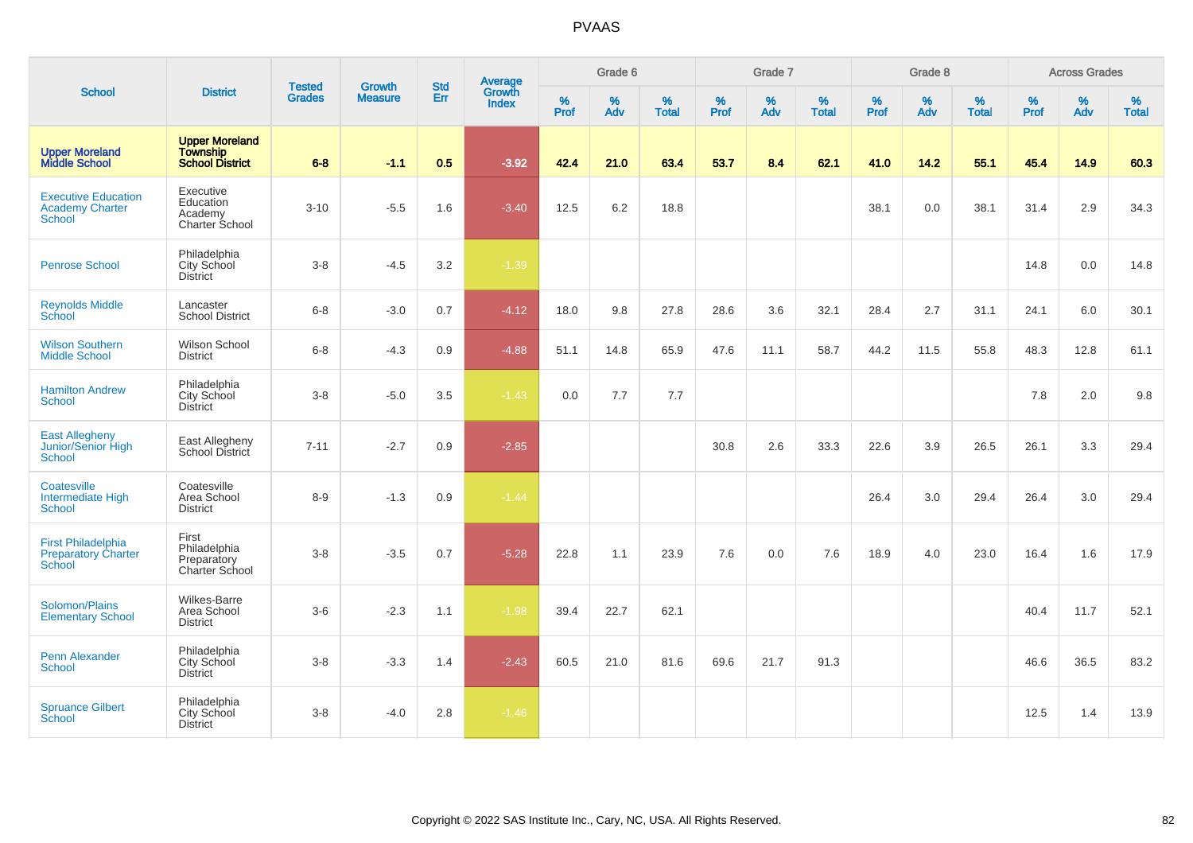| School | District | Tested Grades | Growth Measure | Std Err | Average Growth Index | Grade 6 | | | Grade 7 | | | Grade 8 | | | Across Grades | | |
|---|---|---|---|---|---|---|---|---|---|---|---|---|---|---|---|---|---|
| | | | | | | % Prof | % Adv | % Total | % Prof | % Adv | % Total | % Prof | % Adv | % Total | % Prof | % Adv | % Total |
| **Upper Moreland Middle School** | **Upper Moreland Township School District** | **6-8** | **-1.1** | **0.5** | **-3.92** | **42.4** | **21.0** | **63.4** | **53.7** | **8.4** | **62.1** | **41.0** | **14.2** | **55.1** | **45.4** | **14.9** | **60.3** |
| Executive Education Academy Charter School | Executive Education Academy Charter School | 3-10 | -5.5 | 1.6 | -3.40 | 12.5 | 6.2 | 18.8 | | | | 38.1 | 0.0 | 38.1 | 31.4 | 2.9 | 34.3 |
| Penrose School | Philadelphia City School District | 3-8 | -4.5 | 3.2 | -1.39 | | | | | | | | | | 14.8 | 0.0 | 14.8 |
| Reynolds Middle School | Lancaster School District | 6-8 | -3.0 | 0.7 | -4.12 | 18.0 | 9.8 | 27.8 | 28.6 | 3.6 | 32.1 | 28.4 | 2.7 | 31.1 | 24.1 | 6.0 | 30.1 |
| Wilson Southern Middle School | Wilson School District | 6-8 | -4.3 | 0.9 | -4.88 | 51.1 | 14.8 | 65.9 | 47.6 | 11.1 | 58.7 | 44.2 | 11.5 | 55.8 | 48.3 | 12.8 | 61.1 |
| Hamilton Andrew School | Philadelphia City School District | 3-8 | -5.0 | 3.5 | -1.43 | 0.0 | 7.7 | 7.7 | | | | | | | 7.8 | 2.0 | 9.8 |
| East Allegheny Junior/Senior High School | East Allegheny School District | 7-11 | -2.7 | 0.9 | -2.85 | | | | 30.8 | 2.6 | 33.3 | 22.6 | 3.9 | 26.5 | 26.1 | 3.3 | 29.4 |
| Coatesville Intermediate High School | Coatesville Area School District | 8-9 | -1.3 | 0.9 | -1.44 | | | | | | | 26.4 | 3.0 | 29.4 | 26.4 | 3.0 | 29.4 |
| First Philadelphia Preparatory Charter School | First Philadelphia Preparatory Charter School | 3-8 | -3.5 | 0.7 | -5.28 | 22.8 | 1.1 | 23.9 | 7.6 | 0.0 | 7.6 | 18.9 | 4.0 | 23.0 | 16.4 | 1.6 | 17.9 |
| Solomon/Plains Elementary School | Wilkes-Barre Area School District | 3-6 | -2.3 | 1.1 | -1.98 | 39.4 | 22.7 | 62.1 | | | | | | | 40.4 | 11.7 | 52.1 |
| Penn Alexander School | Philadelphia City School District | 3-8 | -3.3 | 1.4 | -2.43 | 60.5 | 21.0 | 81.6 | 69.6 | 21.7 | 91.3 | | | | 46.6 | 36.5 | 83.2 |
| Spruance Gilbert School | Philadelphia City School District | 3-8 | -4.0 | 2.8 | -1.46 | | | | | | | | | | 12.5 | 1.4 | 13.9 |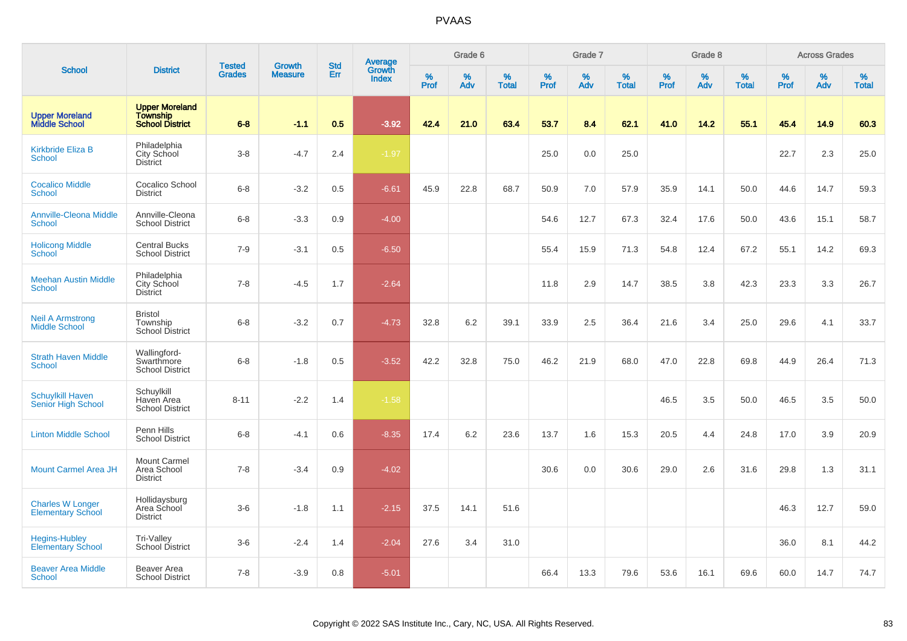# PVAAS

| School | District | Tested Grades | Growth Measure | Std Err | Average Growth Index | Grade 6 | | | Grade 7 | | | Grade 8 | | | Across Grades | | |
|---|---|---|---|---|---|---|---|---|---|---|---|---|---|---|---|---|---|
| | | | | | | % Prof | % Adv | % Total | % Prof | % Adv | % Total | % Prof | % Adv | % Total | % Prof | % Adv | % Total |
| **Upper Moreland Middle School** | **Upper Moreland Township School District** | **6-8** | **-1.1** | **0.5** | **-3.92** | **42.4** | **21.0** | **63.4** | **53.7** | **8.4** | **62.1** | **41.0** | **14.2** | **55.1** | **45.4** | **14.9** | **60.3** |
| Kirkbride Eliza B School | Philadelphia City School District | 3-8 | -4.7 | 2.4 | -1.97 | | | | 25.0 | 0.0 | 25.0 | | | | 22.7 | 2.3 | 25.0 |
| Cocalico Middle School | Cocalico School District | 6-8 | -3.2 | 0.5 | -6.61 | 45.9 | 22.8 | 68.7 | 50.9 | 7.0 | 57.9 | 35.9 | 14.1 | 50.0 | 44.6 | 14.7 | 59.3 |
| Annville-Cleona Middle School | Annville-Cleona School District | 6-8 | -3.3 | 0.9 | -4.00 | | | | 54.6 | 12.7 | 67.3 | 32.4 | 17.6 | 50.0 | 43.6 | 15.1 | 58.7 |
| Holicong Middle School | Central Bucks School District | 7-9 | -3.1 | 0.5 | -6.50 | | | | 55.4 | 15.9 | 71.3 | 54.8 | 12.4 | 67.2 | 55.1 | 14.2 | 69.3 |
| Meehan Austin Middle School | Philadelphia City School District | 7-8 | -4.5 | 1.7 | -2.64 | | | | 11.8 | 2.9 | 14.7 | 38.5 | 3.8 | 42.3 | 23.3 | 3.3 | 26.7 |
| Neil A Armstrong Middle School | Bristol Township School District | 6-8 | -3.2 | 0.7 | -4.73 | 32.8 | 6.2 | 39.1 | 33.9 | 2.5 | 36.4 | 21.6 | 3.4 | 25.0 | 29.6 | 4.1 | 33.7 |
| Strath Haven Middle School | Wallingford-Swarthmore School District | 6-8 | -1.8 | 0.5 | -3.52 | 42.2 | 32.8 | 75.0 | 46.2 | 21.9 | 68.0 | 47.0 | 22.8 | 69.8 | 44.9 | 26.4 | 71.3 |
| Schuylkill Haven Senior High School | Schuylkill Haven Area School District | 8-11 | -2.2 | 1.4 | -1.58 | | | | | | | 46.5 | 3.5 | 50.0 | 46.5 | 3.5 | 50.0 |
| Linton Middle School | Penn Hills School District | 6-8 | -4.1 | 0.6 | -8.35 | 17.4 | 6.2 | 23.6 | 13.7 | 1.6 | 15.3 | 20.5 | 4.4 | 24.8 | 17.0 | 3.9 | 20.9 |
| Mount Carmel Area JH | Mount Carmel Area School District | 7-8 | -3.4 | 0.9 | -4.02 | | | | 30.6 | 0.0 | 30.6 | 29.0 | 2.6 | 31.6 | 29.8 | 1.3 | 31.1 |
| Charles W Longer Elementary School | Hollidaysburg Area School District | 3-6 | -1.8 | 1.1 | -2.15 | 37.5 | 14.1 | 51.6 | | | | | | | 46.3 | 12.7 | 59.0 |
| Hegins-Hubley Elementary School | Tri-Valley School District | 3-6 | -2.4 | 1.4 | -2.04 | 27.6 | 3.4 | 31.0 | | | | | | | 36.0 | 8.1 | 44.2 |
| Beaver Area Middle School | Beaver Area School District | 7-8 | -3.9 | 0.8 | -5.01 | | | | 66.4 | 13.3 | 79.6 | 53.6 | 16.1 | 69.6 | 60.0 | 14.7 | 74.7 |

Copyright © 2022 SAS Institute Inc., Cary, NC, USA. All Rights Reserved.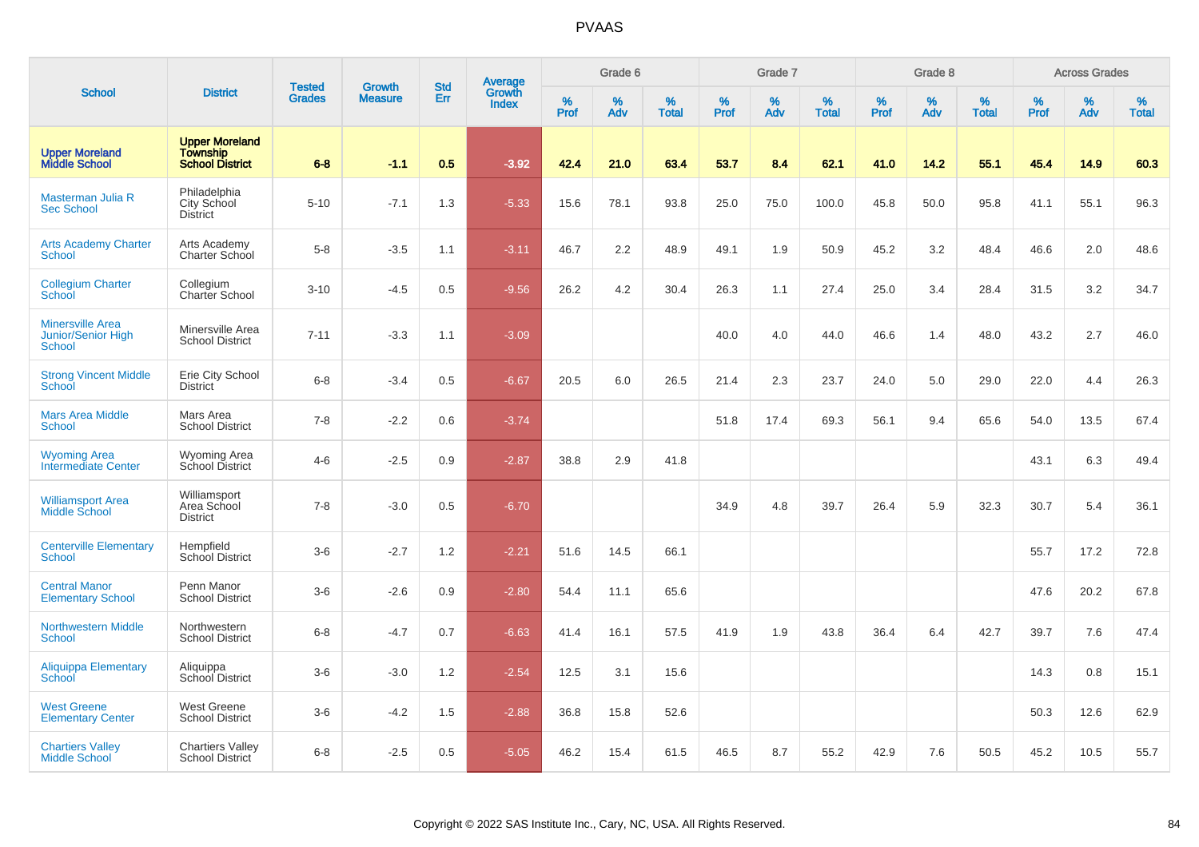PVAAS

| School | District | Tested Grades | Growth Measure | Std Err | Average Growth Index | Grade 6 | | | Grade 7 | | | Grade 8 | | | Across Grades | | |
|---|---|---|---|---|---|---|---|---|---|---|---|---|---|---|---|---|---|
| | | | | | | % Prof | % Adv | % Total | % Prof | % Adv | % Total | % Prof | % Adv | % Total | % Prof | % Adv | % Total |
| **Upper Moreland Middle School** | **Upper Moreland Township School District** | **6-8** | **-1.1** | **0.5** | **-3.92** | **42.4** | **21.0** | **63.4** | **53.7** | **8.4** | **62.1** | **41.0** | **14.2** | **55.1** | **45.4** | **14.9** | **60.3** |
| Masterman Julia R Sec School | Philadelphia City School District | 5-10 | -7.1 | 1.3 | -5.33 | 15.6 | 78.1 | 93.8 | 25.0 | 75.0 | 100.0 | 45.8 | 50.0 | 95.8 | 41.1 | 55.1 | 96.3 |
| Arts Academy Charter School | Arts Academy Charter School | 5-8 | -3.5 | 1.1 | -3.11 | 46.7 | 2.2 | 48.9 | 49.1 | 1.9 | 50.9 | 45.2 | 3.2 | 48.4 | 46.6 | 2.0 | 48.6 |
| Collegium Charter School | Collegium Charter School | 3-10 | -4.5 | 0.5 | -9.56 | 26.2 | 4.2 | 30.4 | 26.3 | 1.1 | 27.4 | 25.0 | 3.4 | 28.4 | 31.5 | 3.2 | 34.7 |
| Minersville Area Junior/Senior High School | Minersville Area School District | 7-11 | -3.3 | 1.1 | -3.09 | | | | 40.0 | 4.0 | 44.0 | 46.6 | 1.4 | 48.0 | 43.2 | 2.7 | 46.0 |
| Strong Vincent Middle School | Erie City School District | 6-8 | -3.4 | 0.5 | -6.67 | 20.5 | 6.0 | 26.5 | 21.4 | 2.3 | 23.7 | 24.0 | 5.0 | 29.0 | 22.0 | 4.4 | 26.3 |
| Mars Area Middle School | Mars Area School District | 7-8 | -2.2 | 0.6 | -3.74 | | | | 51.8 | 17.4 | 69.3 | 56.1 | 9.4 | 65.6 | 54.0 | 13.5 | 67.4 |
| Wyoming Area Intermediate Center | Wyoming Area School District | 4-6 | -2.5 | 0.9 | -2.87 | 38.8 | 2.9 | 41.8 | | | | | | | 43.1 | 6.3 | 49.4 |
| Williamsport Area Middle School | Williamsport Area School District | 7-8 | -3.0 | 0.5 | -6.70 | | | | 34.9 | 4.8 | 39.7 | 26.4 | 5.9 | 32.3 | 30.7 | 5.4 | 36.1 |
| Centerville Elementary School | Hempfield School District | 3-6 | -2.7 | 1.2 | -2.21 | 51.6 | 14.5 | 66.1 | | | | | | | 55.7 | 17.2 | 72.8 |
| Central Manor Elementary School | Penn Manor School District | 3-6 | -2.6 | 0.9 | -2.80 | 54.4 | 11.1 | 65.6 | | | | | | | 47.6 | 20.2 | 67.8 |
| Northwestern Middle School | Northwestern School District | 6-8 | -4.7 | 0.7 | -6.63 | 41.4 | 16.1 | 57.5 | 41.9 | 1.9 | 43.8 | 36.4 | 6.4 | 42.7 | 39.7 | 7.6 | 47.4 |
| Aliquippa Elementary School | Aliquippa School District | 3-6 | -3.0 | 1.2 | -2.54 | 12.5 | 3.1 | 15.6 | | | | | | | 14.3 | 0.8 | 15.1 |
| West Greene Elementary Center | West Greene School District | 3-6 | -4.2 | 1.5 | -2.88 | 36.8 | 15.8 | 52.6 | | | | | | | 50.3 | 12.6 | 62.9 |
| Chartiers Valley Middle School | Chartiers Valley School District | 6-8 | -2.5 | 0.5 | -5.05 | 46.2 | 15.4 | 61.5 | 46.5 | 8.7 | 55.2 | 42.9 | 7.6 | 50.5 | 45.2 | 10.5 | 55.7 |

Copyright © 2022 SAS Institute Inc., Cary, NC, USA. All Rights Reserved.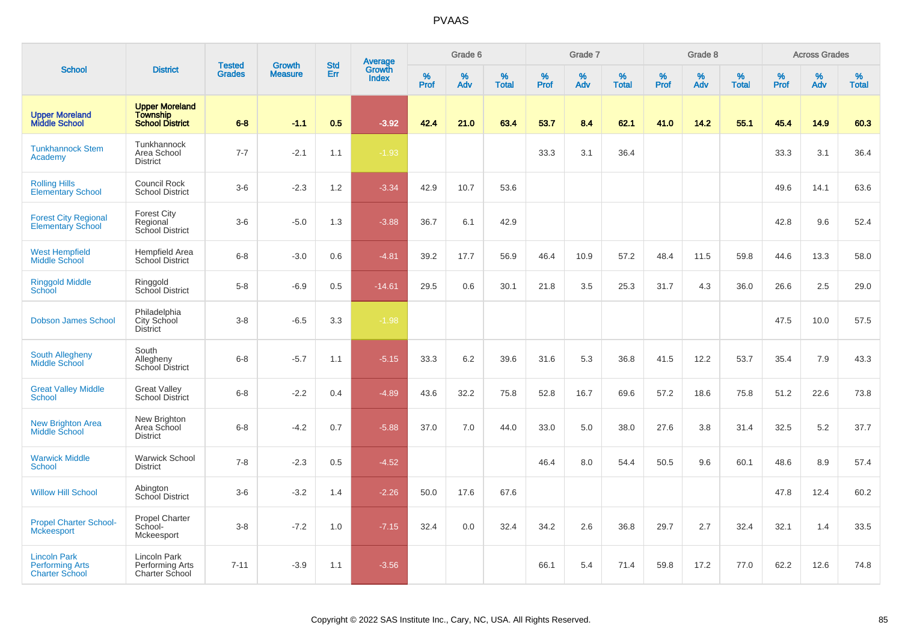PVAAS

| School | District | Tested Grades | Growth Measure | Std Err | Average Growth Index | Grade 6 | | | Grade 7 | | | Grade 8 | | | Across Grades | | |
|---|---|---|---|---|---|---|---|---|---|---|---|---|---|---|---|---|---|
| | | | | | | % Prof | % Adv | % Total | % Prof | % Adv | % Total | % Prof | % Adv | % Total | % Prof | % Adv | % Total |
| **Upper Moreland Middle School** | **Upper Moreland Township School District** | **6-8** | **-1.1** | **0.5** | **-3.92** | **42.4** | **21.0** | **63.4** | **53.7** | **8.4** | **62.1** | **41.0** | **14.2** | **55.1** | **45.4** | **14.9** | **60.3** |
| Tunkhannock Stem Academy | Tunkhannock Area School District | 7-7 | -2.1 | 1.1 | -1.93 | | | | 33.3 | 3.1 | 36.4 | | | | 33.3 | 3.1 | 36.4 |
| Rolling Hills Elementary School | Council Rock School District | 3-6 | -2.3 | 1.2 | -3.34 | 42.9 | 10.7 | 53.6 | | | | | | | 49.6 | 14.1 | 63.6 |
| Forest City Regional Elementary School | Forest City Regional School District | 3-6 | -5.0 | 1.3 | -3.88 | 36.7 | 6.1 | 42.9 | | | | | | | 42.8 | 9.6 | 52.4 |
| West Hempfield Middle School | Hempfield Area School District | 6-8 | -3.0 | 0.6 | -4.81 | 39.2 | 17.7 | 56.9 | 46.4 | 10.9 | 57.2 | 48.4 | 11.5 | 59.8 | 44.6 | 13.3 | 58.0 |
| Ringgold Middle School | Ringgold School District | 5-8 | -6.9 | 0.5 | -14.61 | 29.5 | 0.6 | 30.1 | 21.8 | 3.5 | 25.3 | 31.7 | 4.3 | 36.0 | 26.6 | 2.5 | 29.0 |
| Dobson James School | Philadelphia City School District | 3-8 | -6.5 | 3.3 | -1.98 | | | | | | | | | | 47.5 | 10.0 | 57.5 |
| South Allegheny Middle School | South Allegheny School District | 6-8 | -5.7 | 1.1 | -5.15 | 33.3 | 6.2 | 39.6 | 31.6 | 5.3 | 36.8 | 41.5 | 12.2 | 53.7 | 35.4 | 7.9 | 43.3 |
| Great Valley Middle School | Great Valley School District | 6-8 | -2.2 | 0.4 | -4.89 | 43.6 | 32.2 | 75.8 | 52.8 | 16.7 | 69.6 | 57.2 | 18.6 | 75.8 | 51.2 | 22.6 | 73.8 |
| New Brighton Area Middle School | New Brighton Area School District | 6-8 | -4.2 | 0.7 | -5.88 | 37.0 | 7.0 | 44.0 | 33.0 | 5.0 | 38.0 | 27.6 | 3.8 | 31.4 | 32.5 | 5.2 | 37.7 |
| Warwick Middle School | Warwick School District | 7-8 | -2.3 | 0.5 | -4.52 | | | | 46.4 | 8.0 | 54.4 | 50.5 | 9.6 | 60.1 | 48.6 | 8.9 | 57.4 |
| Willow Hill School | Abington School District | 3-6 | -3.2 | 1.4 | -2.26 | 50.0 | 17.6 | 67.6 | | | | | | | 47.8 | 12.4 | 60.2 |
| Propel Charter School-Mckeesport | Propel Charter School-Mckeesport | 3-8 | -7.2 | 1.0 | -7.15 | 32.4 | 0.0 | 32.4 | 34.2 | 2.6 | 36.8 | 29.7 | 2.7 | 32.4 | 32.1 | 1.4 | 33.5 |
| Lincoln Park Performing Arts Charter School | Lincoln Park Performing Arts Charter School | 7-11 | -3.9 | 1.1 | -3.56 | | | | 66.1 | 5.4 | 71.4 | 59.8 | 17.2 | 77.0 | 62.2 | 12.6 | 74.8 |

Copyright © 2022 SAS Institute Inc., Cary, NC, USA. All Rights Reserved.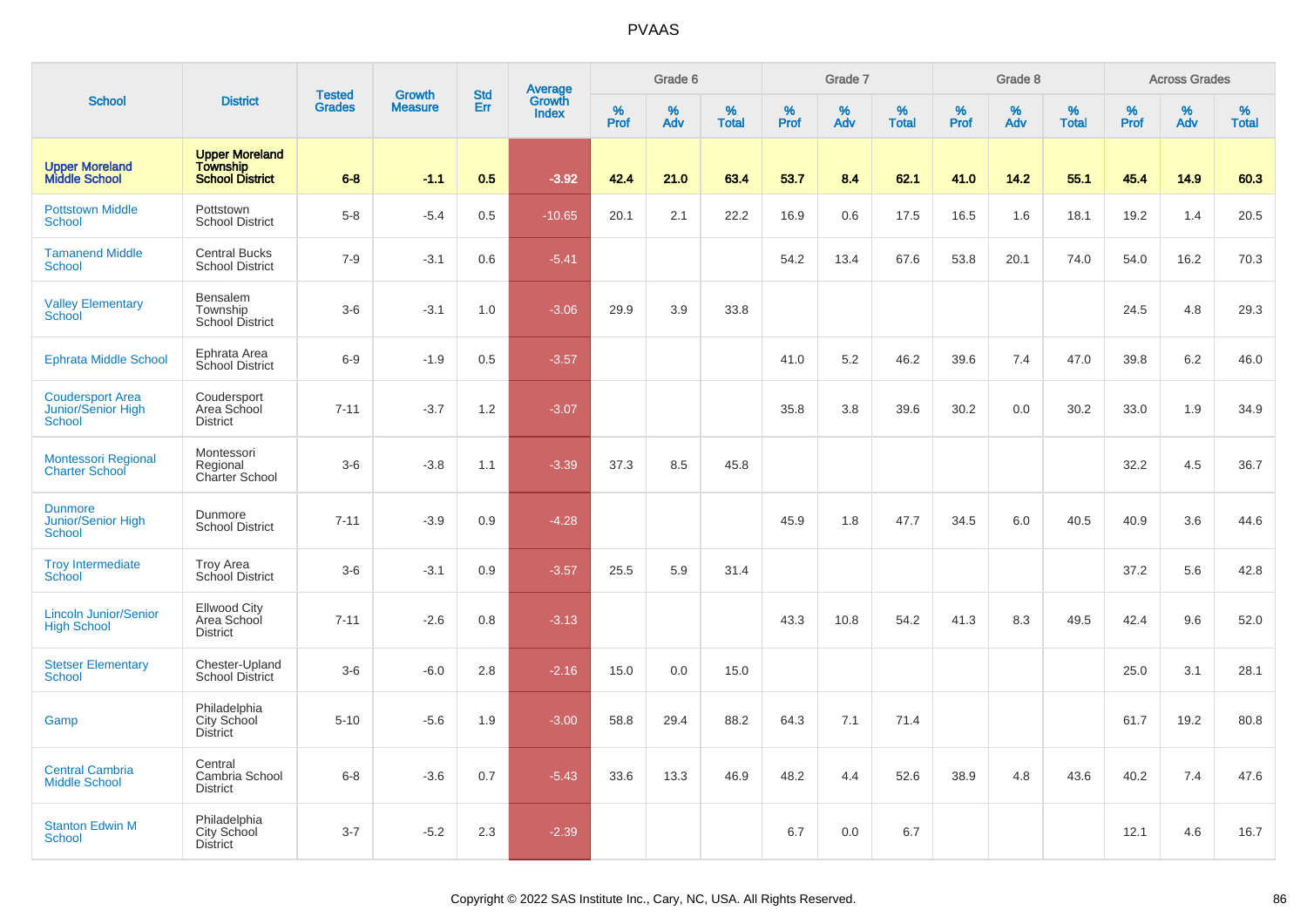| School | District | Tested Grades | Growth Measure | Std Err | Average Growth Index | Grade 6 | | | Grade 7 | | | Grade 8 | | | Across Grades | | |
|---|---|---|---|---|---|---|---|---|---|---|---|---|---|---|---|---|---|
| | | | | | | % Prof | % Adv | % Total | % Prof | % Adv | % Total | % Prof | % Adv | % Total | % Prof | % Adv | % Total |
| **Upper Moreland Middle School** | **Upper Moreland Township School District** | **6-8** | **-1.1** | **0.5** | **-3.92** | **42.4** | **21.0** | **63.4** | **53.7** | **8.4** | **62.1** | **41.0** | **14.2** | **55.1** | **45.4** | **14.9** | **60.3** |
| Pottstown Middle School | Pottstown School District | 5-8 | -5.4 | 0.5 | -10.65 | 20.1 | 2.1 | 22.2 | 16.9 | 0.6 | 17.5 | 16.5 | 1.6 | 18.1 | 19.2 | 1.4 | 20.5 |
| Tamanend Middle School | Central Bucks School District | 7-9 | -3.1 | 0.6 | -5.41 | | | | 54.2 | 13.4 | 67.6 | 53.8 | 20.1 | 74.0 | 54.0 | 16.2 | 70.3 |
| Valley Elementary School | Bensalem Township School District | 3-6 | -3.1 | 1.0 | -3.06 | 29.9 | 3.9 | 33.8 | | | | | | | 24.5 | 4.8 | 29.3 |
| Ephrata Middle School | Ephrata Area School District | 6-9 | -1.9 | 0.5 | -3.57 | | | | 41.0 | 5.2 | 46.2 | 39.6 | 7.4 | 47.0 | 39.8 | 6.2 | 46.0 |
| Coudersport Area Junior/Senior High School | Coudersport Area School District | 7-11 | -3.7 | 1.2 | -3.07 | | | | 35.8 | 3.8 | 39.6 | 30.2 | 0.0 | 30.2 | 33.0 | 1.9 | 34.9 |
| Montessori Regional Charter School | Montessori Regional Charter School | 3-6 | -3.8 | 1.1 | -3.39 | 37.3 | 8.5 | 45.8 | | | | | | | 32.2 | 4.5 | 36.7 |
| Dunmore Junior/Senior High School | Dunmore School District | 7-11 | -3.9 | 0.9 | -4.28 | | | | 45.9 | 1.8 | 47.7 | 34.5 | 6.0 | 40.5 | 40.9 | 3.6 | 44.6 |
| Troy Intermediate School | Troy Area School District | 3-6 | -3.1 | 0.9 | -3.57 | 25.5 | 5.9 | 31.4 | | | | | | | 37.2 | 5.6 | 42.8 |
| Lincoln Junior/Senior High School | Ellwood City Area School District | 7-11 | -2.6 | 0.8 | -3.13 | | | | 43.3 | 10.8 | 54.2 | 41.3 | 8.3 | 49.5 | 42.4 | 9.6 | 52.0 |
| Stetser Elementary School | Chester-Upland School District | 3-6 | -6.0 | 2.8 | -2.16 | 15.0 | 0.0 | 15.0 | | | | | | | 25.0 | 3.1 | 28.1 |
| Gamp | Philadelphia City School District | 5-10 | -5.6 | 1.9 | -3.00 | 58.8 | 29.4 | 88.2 | 64.3 | 7.1 | 71.4 | | | | 61.7 | 19.2 | 80.8 |
| Central Cambria Middle School | Central Cambria School District | 6-8 | -3.6 | 0.7 | -5.43 | 33.6 | 13.3 | 46.9 | 48.2 | 4.4 | 52.6 | 38.9 | 4.8 | 43.6 | 40.2 | 7.4 | 47.6 |
| Stanton Edwin M School | Philadelphia City School District | 3-7 | -5.2 | 2.3 | -2.39 | | | | 6.7 | 0.0 | 6.7 | | | | 12.1 | 4.6 | 16.7 |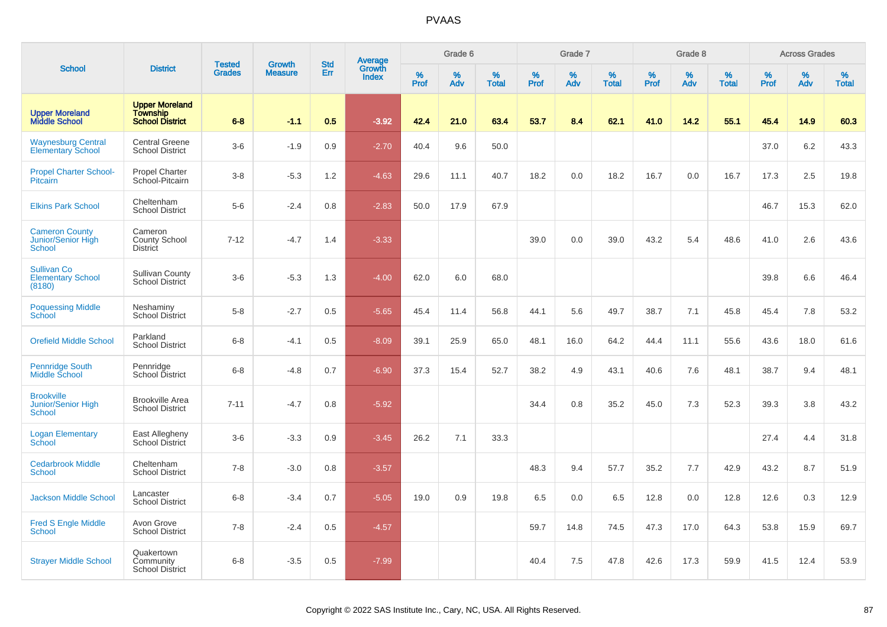PVAAS

| School | District | Tested Grades | Growth Measure | Std Err | Average Growth Index | Grade 6 | | | Grade 7 | | | Grade 8 | | | Across Grades | | |
|---|---|---|---|---|---|---|---|---|---|---|---|---|---|---|---|---|---|
| | | | | | | % Prof | % Adv | % Total | % Prof | % Adv | % Total | % Prof | % Adv | % Total | % Prof | % Adv | % Total |
| **Upper Moreland Middle School** | **Upper Moreland Township School District** | **6-8** | **-1.1** | **0.5** | **-3.92** | **42.4** | **21.0** | **63.4** | **53.7** | **8.4** | **62.1** | **41.0** | **14.2** | **55.1** | **45.4** | **14.9** | **60.3** |
| Waynesburg Central Elementary School | Central Greene School District | 3-6 | -1.9 | 0.9 | -2.70 | 40.4 | 9.6 | 50.0 | | | | | | | 37.0 | 6.2 | 43.3 |
| Propel Charter School-Pitcairn | Propel Charter School-Pitcairn | 3-8 | -5.3 | 1.2 | -4.63 | 29.6 | 11.1 | 40.7 | 18.2 | 0.0 | 18.2 | 16.7 | 0.0 | 16.7 | 17.3 | 2.5 | 19.8 |
| Elkins Park School | Cheltenham School District | 5-6 | -2.4 | 0.8 | -2.83 | 50.0 | 17.9 | 67.9 | | | | | | | 46.7 | 15.3 | 62.0 |
| Cameron County Junior/Senior High School | Cameron County School District | 7-12 | -4.7 | 1.4 | -3.33 | | | | 39.0 | 0.0 | 39.0 | 43.2 | 5.4 | 48.6 | 41.0 | 2.6 | 43.6 |
| Sullivan Co Elementary School (8180) | Sullivan County School District | 3-6 | -5.3 | 1.3 | -4.00 | 62.0 | 6.0 | 68.0 | | | | | | | 39.8 | 6.6 | 46.4 |
| Poquessing Middle School | Neshaminy School District | 5-8 | -2.7 | 0.5 | -5.65 | 45.4 | 11.4 | 56.8 | 44.1 | 5.6 | 49.7 | 38.7 | 7.1 | 45.8 | 45.4 | 7.8 | 53.2 |
| Orefield Middle School | Parkland School District | 6-8 | -4.1 | 0.5 | -8.09 | 39.1 | 25.9 | 65.0 | 48.1 | 16.0 | 64.2 | 44.4 | 11.1 | 55.6 | 43.6 | 18.0 | 61.6 |
| Pennridge South Middle School | Pennridge School District | 6-8 | -4.8 | 0.7 | -6.90 | 37.3 | 15.4 | 52.7 | 38.2 | 4.9 | 43.1 | 40.6 | 7.6 | 48.1 | 38.7 | 9.4 | 48.1 |
| Brookville Junior/Senior High School | Brookville Area School District | 7-11 | -4.7 | 0.8 | -5.92 | | | | 34.4 | 0.8 | 35.2 | 45.0 | 7.3 | 52.3 | 39.3 | 3.8 | 43.2 |
| Logan Elementary School | East Allegheny School District | 3-6 | -3.3 | 0.9 | -3.45 | 26.2 | 7.1 | 33.3 | | | | | | | 27.4 | 4.4 | 31.8 |
| Cedarbrook Middle School | Cheltenham School District | 7-8 | -3.0 | 0.8 | -3.57 | | | | 48.3 | 9.4 | 57.7 | 35.2 | 7.7 | 42.9 | 43.2 | 8.7 | 51.9 |
| Jackson Middle School | Lancaster School District | 6-8 | -3.4 | 0.7 | -5.05 | 19.0 | 0.9 | 19.8 | 6.5 | 0.0 | 6.5 | 12.8 | 0.0 | 12.8 | 12.6 | 0.3 | 12.9 |
| Fred S Engle Middle School | Avon Grove School District | 7-8 | -2.4 | 0.5 | -4.57 | | | | 59.7 | 14.8 | 74.5 | 47.3 | 17.0 | 64.3 | 53.8 | 15.9 | 69.7 |
| Strayer Middle School | Quakertown Community School District | 6-8 | -3.5 | 0.5 | -7.99 | | | | 40.4 | 7.5 | 47.8 | 42.6 | 17.3 | 59.9 | 41.5 | 12.4 | 53.9 |

Copyright © 2022 SAS Institute Inc., Cary, NC, USA. All Rights Reserved.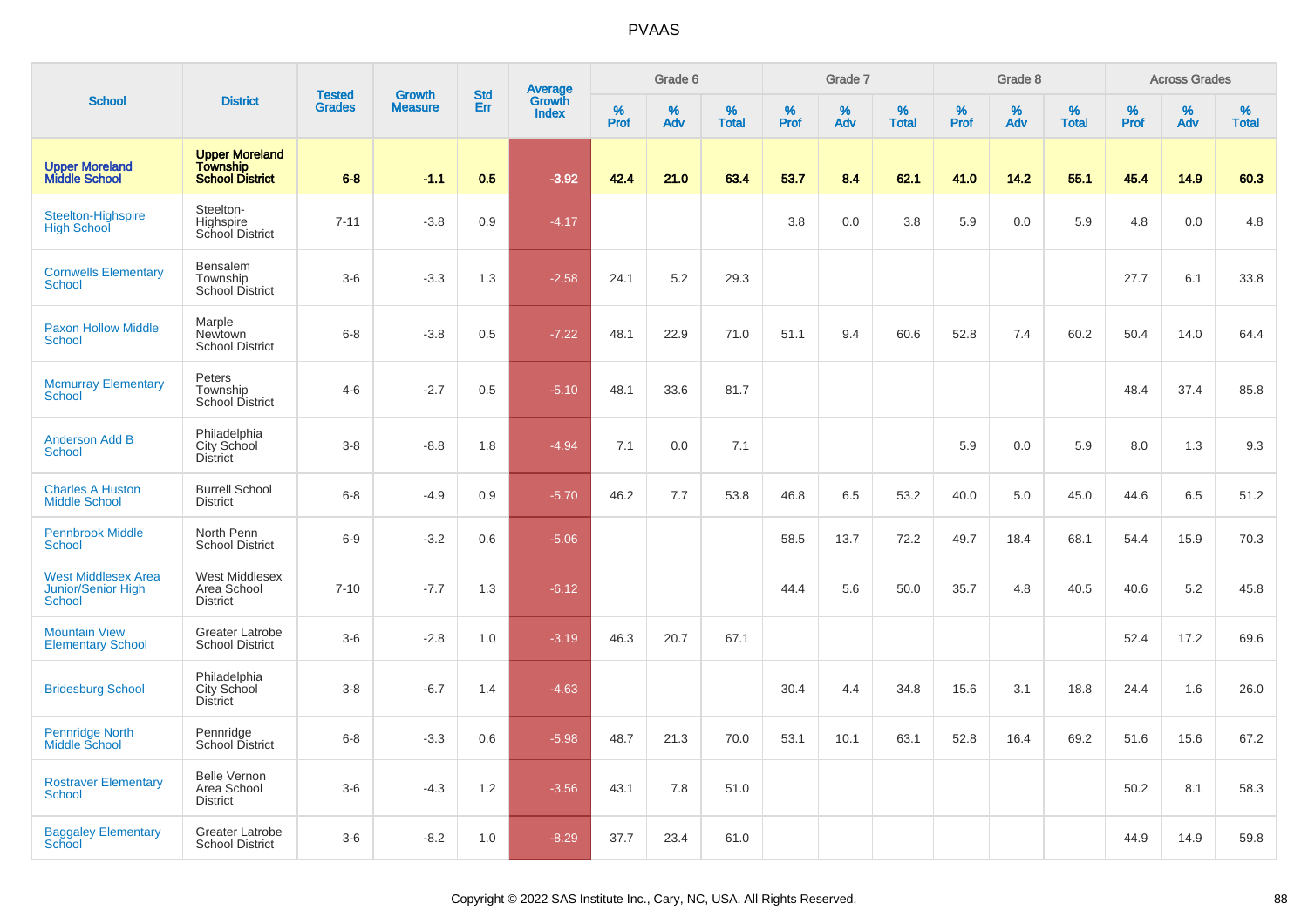# PVAAS

| School | District | Tested Grades | Growth Measure | Std Err | Average Growth Index | Grade 6 | | | Grade 7 | | | Grade 8 | | | Across Grades | | |
|---|---|---|---|---|---|---|---|---|---|---|---|---|---|---|---|---|---|
| | | | | | | % Prof | % Adv | % Total | % Prof | % Adv | % Total | % Prof | % Adv | % Total | % Prof | % Adv | % Total |
| **Upper Moreland Middle School** | **Upper Moreland Township School District** | **6-8** | **-1.1** | **0.5** | **-3.92** | **42.4** | **21.0** | **63.4** | **53.7** | **8.4** | **62.1** | **41.0** | **14.2** | **55.1** | **45.4** | **14.9** | **60.3** |
| Steelton-Highspire High School | Steelton-Highspire School District | 7-11 | -3.8 | 0.9 | -4.17 | | | | 3.8 | 0.0 | 3.8 | 5.9 | 0.0 | 5.9 | 4.8 | 0.0 | 4.8 |
| Cornwells Elementary School | Bensalem Township School District | 3-6 | -3.3 | 1.3 | -2.58 | 24.1 | 5.2 | 29.3 | | | | | | | 27.7 | 6.1 | 33.8 |
| Paxon Hollow Middle School | Marple Newtown School District | 6-8 | -3.8 | 0.5 | -7.22 | 48.1 | 22.9 | 71.0 | 51.1 | 9.4 | 60.6 | 52.8 | 7.4 | 60.2 | 50.4 | 14.0 | 64.4 |
| Mcmurray Elementary School | Peters Township School District | 4-6 | -2.7 | 0.5 | -5.10 | 48.1 | 33.6 | 81.7 | | | | | | | 48.4 | 37.4 | 85.8 |
| Anderson Add B School | Philadelphia City School District | 3-8 | -8.8 | 1.8 | -4.94 | 7.1 | 0.0 | 7.1 | | | | 5.9 | 0.0 | 5.9 | 8.0 | 1.3 | 9.3 |
| Charles A Huston Middle School | Burrell School District | 6-8 | -4.9 | 0.9 | -5.70 | 46.2 | 7.7 | 53.8 | 46.8 | 6.5 | 53.2 | 40.0 | 5.0 | 45.0 | 44.6 | 6.5 | 51.2 |
| Pennbrook Middle School | North Penn School District | 6-9 | -3.2 | 0.6 | -5.06 | | | | 58.5 | 13.7 | 72.2 | 49.7 | 18.4 | 68.1 | 54.4 | 15.9 | 70.3 |
| West Middlesex Area Junior/Senior High School | West Middlesex Area School District | 7-10 | -7.7 | 1.3 | -6.12 | | | | 44.4 | 5.6 | 50.0 | 35.7 | 4.8 | 40.5 | 40.6 | 5.2 | 45.8 |
| Mountain View Elementary School | Greater Latrobe School District | 3-6 | -2.8 | 1.0 | -3.19 | 46.3 | 20.7 | 67.1 | | | | | | | 52.4 | 17.2 | 69.6 |
| Bridesburg School | Philadelphia City School District | 3-8 | -6.7 | 1.4 | -4.63 | | | | 30.4 | 4.4 | 34.8 | 15.6 | 3.1 | 18.8 | 24.4 | 1.6 | 26.0 |
| Pennridge North Middle School | Pennridge School District | 6-8 | -3.3 | 0.6 | -5.98 | 48.7 | 21.3 | 70.0 | 53.1 | 10.1 | 63.1 | 52.8 | 16.4 | 69.2 | 51.6 | 15.6 | 67.2 |
| Rostraver Elementary School | Belle Vernon Area School District | 3-6 | -4.3 | 1.2 | -3.56 | 43.1 | 7.8 | 51.0 | | | | | | | 50.2 | 8.1 | 58.3 |
| Baggaley Elementary School | Greater Latrobe School District | 3-6 | -8.2 | 1.0 | -8.29 | 37.7 | 23.4 | 61.0 | | | | | | | 44.9 | 14.9 | 59.8 |

Copyright © 2022 SAS Institute Inc., Cary, NC, USA. All Rights Reserved.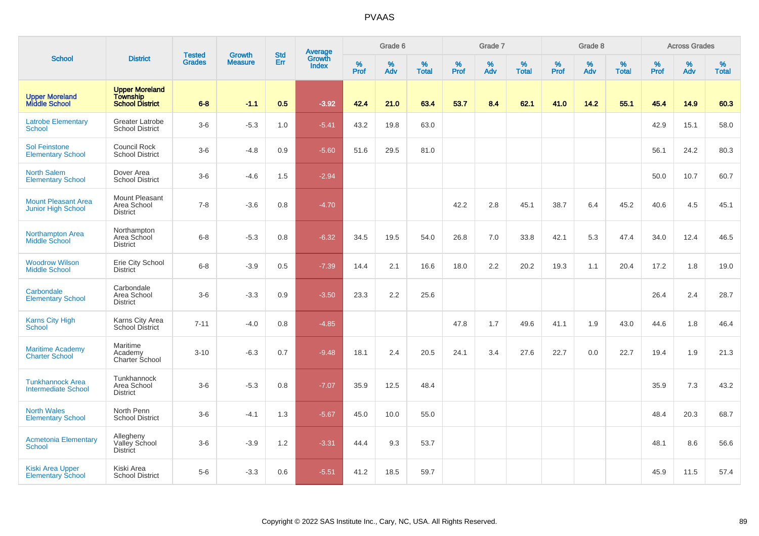# PVAAS

| School | District | Tested Grades | Growth Measure | Std Err | Average Growth Index | Grade 6 | | | Grade 7 | | | Grade 8 | | | Across Grades | | |
|---|---|---|---|---|---|---|---|---|---|---|---|---|---|---|---|---|---|
| | | | | | | % Prof | % Adv | % Total | % Prof | % Adv | % Total | % Prof | % Adv | % Total | % Prof | % Adv | % Total |
| **Upper Moreland Middle School** | **Upper Moreland Township School District** | **6-8** | **-1.1** | **0.5** | **-3.92** | **42.4** | **21.0** | **63.4** | **53.7** | **8.4** | **62.1** | **41.0** | **14.2** | **55.1** | **45.4** | **14.9** | **60.3** |
| Latrobe Elementary School | Greater Latrobe School District | 3-6 | -5.3 | 1.0 | -5.41 | 43.2 | 19.8 | 63.0 | | | | | | | 42.9 | 15.1 | 58.0 |
| Sol Feinstone Elementary School | Council Rock School District | 3-6 | -4.8 | 0.9 | -5.60 | 51.6 | 29.5 | 81.0 | | | | | | | 56.1 | 24.2 | 80.3 |
| North Salem Elementary School | Dover Area School District | 3-6 | -4.6 | 1.5 | -2.94 | | | | | | | | | | 50.0 | 10.7 | 60.7 |
| Mount Pleasant Area Junior High School | Mount Pleasant Area School District | 7-8 | -3.6 | 0.8 | -4.70 | | | | 42.2 | 2.8 | 45.1 | 38.7 | 6.4 | 45.2 | 40.6 | 4.5 | 45.1 |
| Northampton Area Middle School | Northampton Area School District | 6-8 | -5.3 | 0.8 | -6.32 | 34.5 | 19.5 | 54.0 | 26.8 | 7.0 | 33.8 | 42.1 | 5.3 | 47.4 | 34.0 | 12.4 | 46.5 |
| Woodrow Wilson Middle School | Erie City School District | 6-8 | -3.9 | 0.5 | -7.39 | 14.4 | 2.1 | 16.6 | 18.0 | 2.2 | 20.2 | 19.3 | 1.1 | 20.4 | 17.2 | 1.8 | 19.0 |
| Carbondale Elementary School | Carbondale Area School District | 3-6 | -3.3 | 0.9 | -3.50 | 23.3 | 2.2 | 25.6 | | | | | | | 26.4 | 2.4 | 28.7 |
| Karns City High School | Karns City Area School District | 7-11 | -4.0 | 0.8 | -4.85 | | | | 47.8 | 1.7 | 49.6 | 41.1 | 1.9 | 43.0 | 44.6 | 1.8 | 46.4 |
| Maritime Academy Charter School | Maritime Academy Charter School | 3-10 | -6.3 | 0.7 | -9.48 | 18.1 | 2.4 | 20.5 | 24.1 | 3.4 | 27.6 | 22.7 | 0.0 | 22.7 | 19.4 | 1.9 | 21.3 |
| Tunkhannock Area Intermediate School | Tunkhannock Area School District | 3-6 | -5.3 | 0.8 | -7.07 | 35.9 | 12.5 | 48.4 | | | | | | | 35.9 | 7.3 | 43.2 |
| North Wales Elementary School | North Penn School District | 3-6 | -4.1 | 1.3 | -5.67 | 45.0 | 10.0 | 55.0 | | | | | | | 48.4 | 20.3 | 68.7 |
| Acmetonia Elementary School | Allegheny Valley School District | 3-6 | -3.9 | 1.2 | -3.31 | 44.4 | 9.3 | 53.7 | | | | | | | 48.1 | 8.6 | 56.6 |
| Kiski Area Upper Elementary School | Kiski Area School District | 5-6 | -3.3 | 0.6 | -5.51 | 41.2 | 18.5 | 59.7 | | | | | | | 45.9 | 11.5 | 57.4 |

Copyright © 2022 SAS Institute Inc., Cary, NC, USA. All Rights Reserved.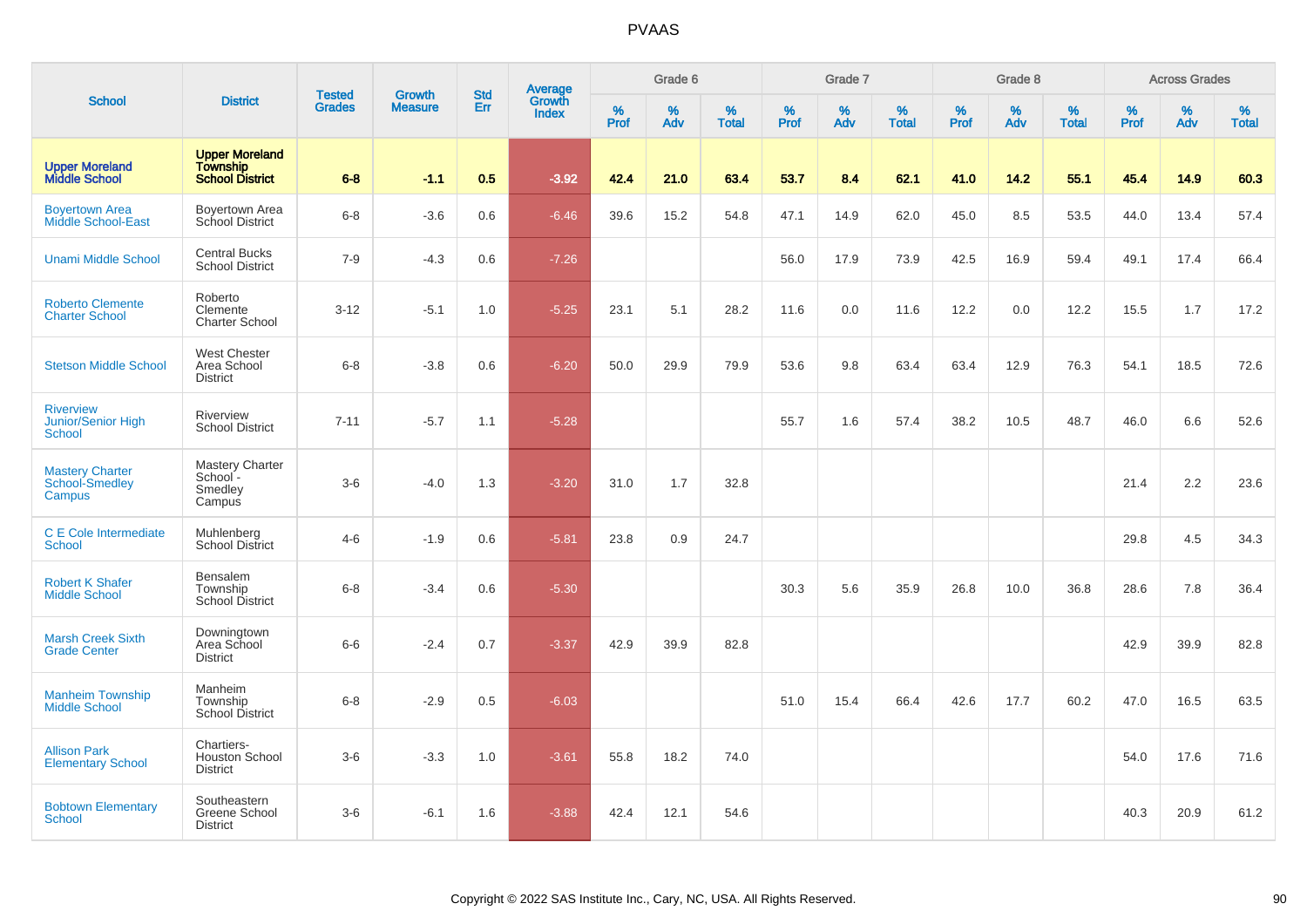# PVAAS

| School | District | Tested Grades | Growth Measure | Std Err | Average Growth Index | Grade 6 | | | Grade 7 | | | Grade 8 | | | Across Grades | | |
|---|---|---|---|---|---|---|---|---|---|---|---|---|---|---|---|---|---|
| | | | | | | % Prof | % Adv | % Total | % Prof | % Adv | % Total | % Prof | % Adv | % Total | % Prof | % Adv | % Total |
| **Upper Moreland Middle School** | **Upper Moreland Township School District** | **6-8** | **-1.1** | **0.5** | **-3.92** | **42.4** | **21.0** | **63.4** | **53.7** | **8.4** | **62.1** | **41.0** | **14.2** | **55.1** | **45.4** | **14.9** | **60.3** |
| Boyertown Area Middle School-East | Boyertown Area School District | 6-8 | -3.6 | 0.6 | -6.46 | 39.6 | 15.2 | 54.8 | 47.1 | 14.9 | 62.0 | 45.0 | 8.5 | 53.5 | 44.0 | 13.4 | 57.4 |
| Unami Middle School | Central Bucks School District | 7-9 | -4.3 | 0.6 | -7.26 | | | | 56.0 | 17.9 | 73.9 | 42.5 | 16.9 | 59.4 | 49.1 | 17.4 | 66.4 |
| Roberto Clemente Charter School | Roberto Clemente Charter School | 3-12 | -5.1 | 1.0 | -5.25 | 23.1 | 5.1 | 28.2 | 11.6 | 0.0 | 11.6 | 12.2 | 0.0 | 12.2 | 15.5 | 1.7 | 17.2 |
| Stetson Middle School | West Chester Area School District | 6-8 | -3.8 | 0.6 | -6.20 | 50.0 | 29.9 | 79.9 | 53.6 | 9.8 | 63.4 | 63.4 | 12.9 | 76.3 | 54.1 | 18.5 | 72.6 |
| Riverview Junior/Senior High School | Riverview School District | 7-11 | -5.7 | 1.1 | -5.28 | | | | 55.7 | 1.6 | 57.4 | 38.2 | 10.5 | 48.7 | 46.0 | 6.6 | 52.6 |
| Mastery Charter School-Smedley Campus | Mastery Charter School - Smedley Campus | 3-6 | -4.0 | 1.3 | -3.20 | 31.0 | 1.7 | 32.8 | | | | | | | 21.4 | 2.2 | 23.6 |
| C E Cole Intermediate School | Muhlenberg School District | 4-6 | -1.9 | 0.6 | -5.81 | 23.8 | 0.9 | 24.7 | | | | | | | 29.8 | 4.5 | 34.3 |
| Robert K Shafer Middle School | Bensalem Township School District | 6-8 | -3.4 | 0.6 | -5.30 | | | | 30.3 | 5.6 | 35.9 | 26.8 | 10.0 | 36.8 | 28.6 | 7.8 | 36.4 |
| Marsh Creek Sixth Grade Center | Downingtown Area School District | 6-6 | -2.4 | 0.7 | -3.37 | 42.9 | 39.9 | 82.8 | | | | | | | 42.9 | 39.9 | 82.8 |
| Manheim Township Middle School | Manheim Township School District | 6-8 | -2.9 | 0.5 | -6.03 | | | | 51.0 | 15.4 | 66.4 | 42.6 | 17.7 | 60.2 | 47.0 | 16.5 | 63.5 |
| Allison Park Elementary School | Chartiers-Houston School District | 3-6 | -3.3 | 1.0 | -3.61 | 55.8 | 18.2 | 74.0 | | | | | | | 54.0 | 17.6 | 71.6 |
| Bobtown Elementary School | Southeastern Greene School District | 3-6 | -6.1 | 1.6 | -3.88 | 42.4 | 12.1 | 54.6 | | | | | | | 40.3 | 20.9 | 61.2 |

Copyright © 2022 SAS Institute Inc., Cary, NC, USA. All Rights Reserved.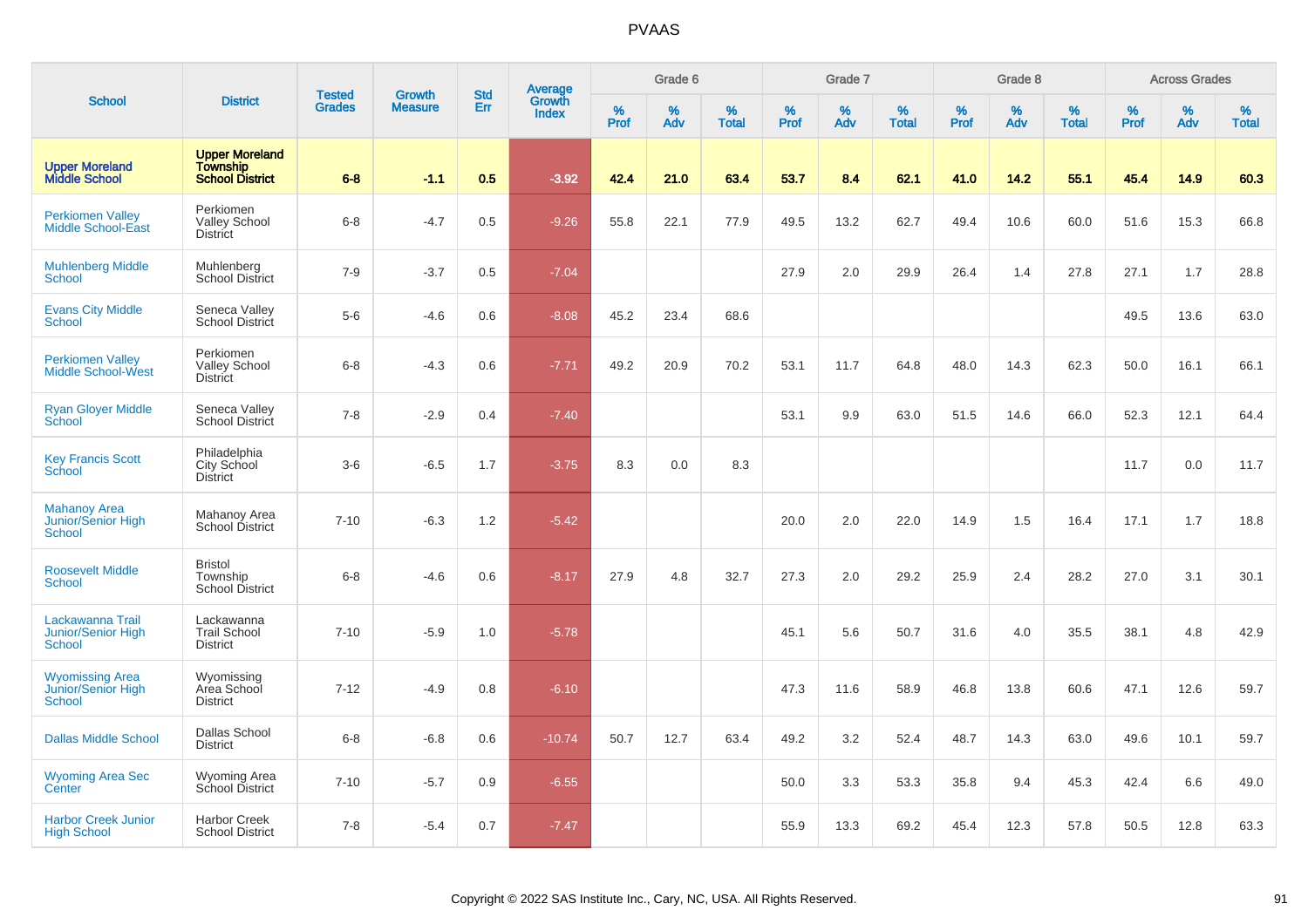# PVAAS

| School | District | Tested Grades | Growth Measure | Std Err | Average Growth Index | Grade 6 | | | Grade 7 | | | Grade 8 | | | Across Grades | | |
|---|---|---|---|---|---|---|---|---|---|---|---|---|---|---|---|---|---|
| | | | | | | % Prof | % Adv | % Total | % Prof | % Adv | % Total | % Prof | % Adv | % Total | % Prof | % Adv | % Total |
| **Upper Moreland Middle School** | **Upper Moreland Township School District** | **6-8** | **-1.1** | **0.5** | **-3.92** | **42.4** | **21.0** | **63.4** | **53.7** | **8.4** | **62.1** | **41.0** | **14.2** | **55.1** | **45.4** | **14.9** | **60.3** |
| Perkiomen Valley Middle School-East | Perkiomen Valley School District | 6-8 | -4.7 | 0.5 | -9.26 | 55.8 | 22.1 | 77.9 | 49.5 | 13.2 | 62.7 | 49.4 | 10.6 | 60.0 | 51.6 | 15.3 | 66.8 |
| Muhlenberg Middle School | Muhlenberg School District | 7-9 | -3.7 | 0.5 | -7.04 | | | | 27.9 | 2.0 | 29.9 | 26.4 | 1.4 | 27.8 | 27.1 | 1.7 | 28.8 |
| Evans City Middle School | Seneca Valley School District | 5-6 | -4.6 | 0.6 | -8.08 | 45.2 | 23.4 | 68.6 | | | | | | | 49.5 | 13.6 | 63.0 |
| Perkiomen Valley Middle School-West | Perkiomen Valley School District | 6-8 | -4.3 | 0.6 | -7.71 | 49.2 | 20.9 | 70.2 | 53.1 | 11.7 | 64.8 | 48.0 | 14.3 | 62.3 | 50.0 | 16.1 | 66.1 |
| Ryan Gloyer Middle School | Seneca Valley School District | 7-8 | -2.9 | 0.4 | -7.40 | | | | 53.1 | 9.9 | 63.0 | 51.5 | 14.6 | 66.0 | 52.3 | 12.1 | 64.4 |
| Key Francis Scott School | Philadelphia City School District | 3-6 | -6.5 | 1.7 | -3.75 | 8.3 | 0.0 | 8.3 | | | | | | | 11.7 | 0.0 | 11.7 |
| Mahanoy Area Junior/Senior High School | Mahanoy Area School District | 7-10 | -6.3 | 1.2 | -5.42 | | | | 20.0 | 2.0 | 22.0 | 14.9 | 1.5 | 16.4 | 17.1 | 1.7 | 18.8 |
| Roosevelt Middle School | Bristol Township School District | 6-8 | -4.6 | 0.6 | -8.17 | 27.9 | 4.8 | 32.7 | 27.3 | 2.0 | 29.2 | 25.9 | 2.4 | 28.2 | 27.0 | 3.1 | 30.1 |
| Lackawanna Trail Junior/Senior High School | Lackawanna Trail School District | 7-10 | -5.9 | 1.0 | -5.78 | | | | 45.1 | 5.6 | 50.7 | 31.6 | 4.0 | 35.5 | 38.1 | 4.8 | 42.9 |
| Wyomissing Area Junior/Senior High School | Wyomissing Area School District | 7-12 | -4.9 | 0.8 | -6.10 | | | | 47.3 | 11.6 | 58.9 | 46.8 | 13.8 | 60.6 | 47.1 | 12.6 | 59.7 |
| Dallas Middle School | Dallas School District | 6-8 | -6.8 | 0.6 | -10.74 | 50.7 | 12.7 | 63.4 | 49.2 | 3.2 | 52.4 | 48.7 | 14.3 | 63.0 | 49.6 | 10.1 | 59.7 |
| Wyoming Area Sec Center | Wyoming Area School District | 7-10 | -5.7 | 0.9 | -6.55 | | | | 50.0 | 3.3 | 53.3 | 35.8 | 9.4 | 45.3 | 42.4 | 6.6 | 49.0 |
| Harbor Creek Junior High School | Harbor Creek School District | 7-8 | -5.4 | 0.7 | -7.47 | | | | 55.9 | 13.3 | 69.2 | 45.4 | 12.3 | 57.8 | 50.5 | 12.8 | 63.3 |

Copyright © 2022 SAS Institute Inc., Cary, NC, USA. All Rights Reserved.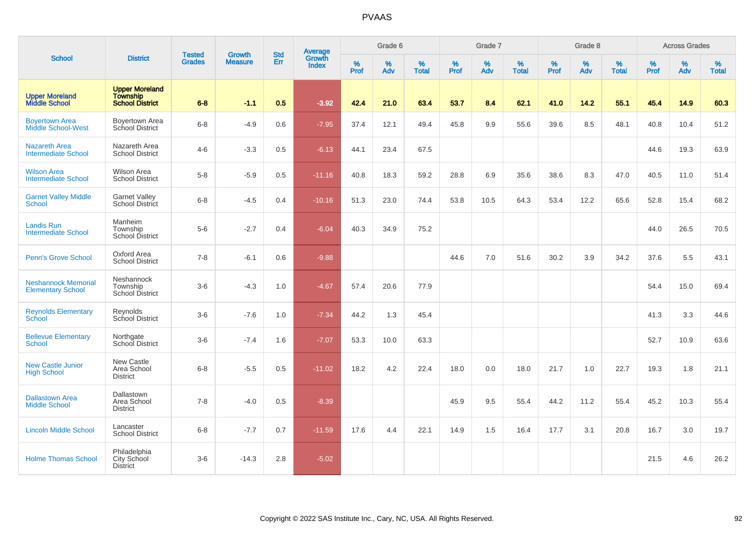# PVAAS

| School | District | Tested Grades | Growth Measure | Std Err | Average Growth Index | Grade 6 | | | Grade 7 | | | Grade 8 | | | Across Grades | | |
|---|---|---|---|---|---|---|---|---|---|---|---|---|---|---|---|---|---|
| | | | | | | % Prof | % Adv | % Total | % Prof | % Adv | % Total | % Prof | % Adv | % Total | % Prof | % Adv | % Total |
| **Upper Moreland Middle School** | **Upper Moreland Township School District** | **6-8** | **-1.1** | **0.5** | **-3.92** | **42.4** | **21.0** | **63.4** | **53.7** | **8.4** | **62.1** | **41.0** | **14.2** | **55.1** | **45.4** | **14.9** | **60.3** |
| Boyertown Area Middle School-West | Boyertown Area School District | 6-8 | -4.9 | 0.6 | -7.95 | 37.4 | 12.1 | 49.4 | 45.8 | 9.9 | 55.6 | 39.6 | 8.5 | 48.1 | 40.8 | 10.4 | 51.2 |
| Nazareth Area Intermediate School | Nazareth Area School District | 4-6 | -3.3 | 0.5 | -6.13 | 44.1 | 23.4 | 67.5 | | | | | | | 44.6 | 19.3 | 63.9 |
| Wilson Area Intermediate School | Wilson Area School District | 5-8 | -5.9 | 0.5 | -11.16 | 40.8 | 18.3 | 59.2 | 28.8 | 6.9 | 35.6 | 38.6 | 8.3 | 47.0 | 40.5 | 11.0 | 51.4 |
| Garnet Valley Middle School | Garnet Valley School District | 6-8 | -4.5 | 0.4 | -10.16 | 51.3 | 23.0 | 74.4 | 53.8 | 10.5 | 64.3 | 53.4 | 12.2 | 65.6 | 52.8 | 15.4 | 68.2 |
| Landis Run Intermediate School | Manheim Township School District | 5-6 | -2.7 | 0.4 | -6.04 | 40.3 | 34.9 | 75.2 | | | | | | | 44.0 | 26.5 | 70.5 |
| Penn's Grove School | Oxford Area School District | 7-8 | -6.1 | 0.6 | -9.88 | | | | 44.6 | 7.0 | 51.6 | 30.2 | 3.9 | 34.2 | 37.6 | 5.5 | 43.1 |
| Neshannock Memorial Elementary School | Neshannock Township School District | 3-6 | -4.3 | 1.0 | -4.67 | 57.4 | 20.6 | 77.9 | | | | | | | 54.4 | 15.0 | 69.4 |
| Reynolds Elementary School | Reynolds School District | 3-6 | -7.6 | 1.0 | -7.34 | 44.2 | 1.3 | 45.4 | | | | | | | 41.3 | 3.3 | 44.6 |
| Bellevue Elementary School | Northgate School District | 3-6 | -7.4 | 1.6 | -7.07 | 53.3 | 10.0 | 63.3 | | | | | | | 52.7 | 10.9 | 63.6 |
| New Castle Junior High School | New Castle Area School District | 6-8 | -5.5 | 0.5 | -11.02 | 18.2 | 4.2 | 22.4 | 18.0 | 0.0 | 18.0 | 21.7 | 1.0 | 22.7 | 19.3 | 1.8 | 21.1 |
| Dallastown Area Middle School | Dallastown Area School District | 7-8 | -4.0 | 0.5 | -8.39 | | | | 45.9 | 9.5 | 55.4 | 44.2 | 11.2 | 55.4 | 45.2 | 10.3 | 55.4 |
| Lincoln Middle School | Lancaster School District | 6-8 | -7.7 | 0.7 | -11.59 | 17.6 | 4.4 | 22.1 | 14.9 | 1.5 | 16.4 | 17.7 | 3.1 | 20.8 | 16.7 | 3.0 | 19.7 |
| Holme Thomas School | Philadelphia City School District | 3-6 | -14.3 | 2.8 | -5.02 | | | | | | | | | | 21.5 | 4.6 | 26.2 |

Copyright © 2022 SAS Institute Inc., Cary, NC, USA. All Rights Reserved.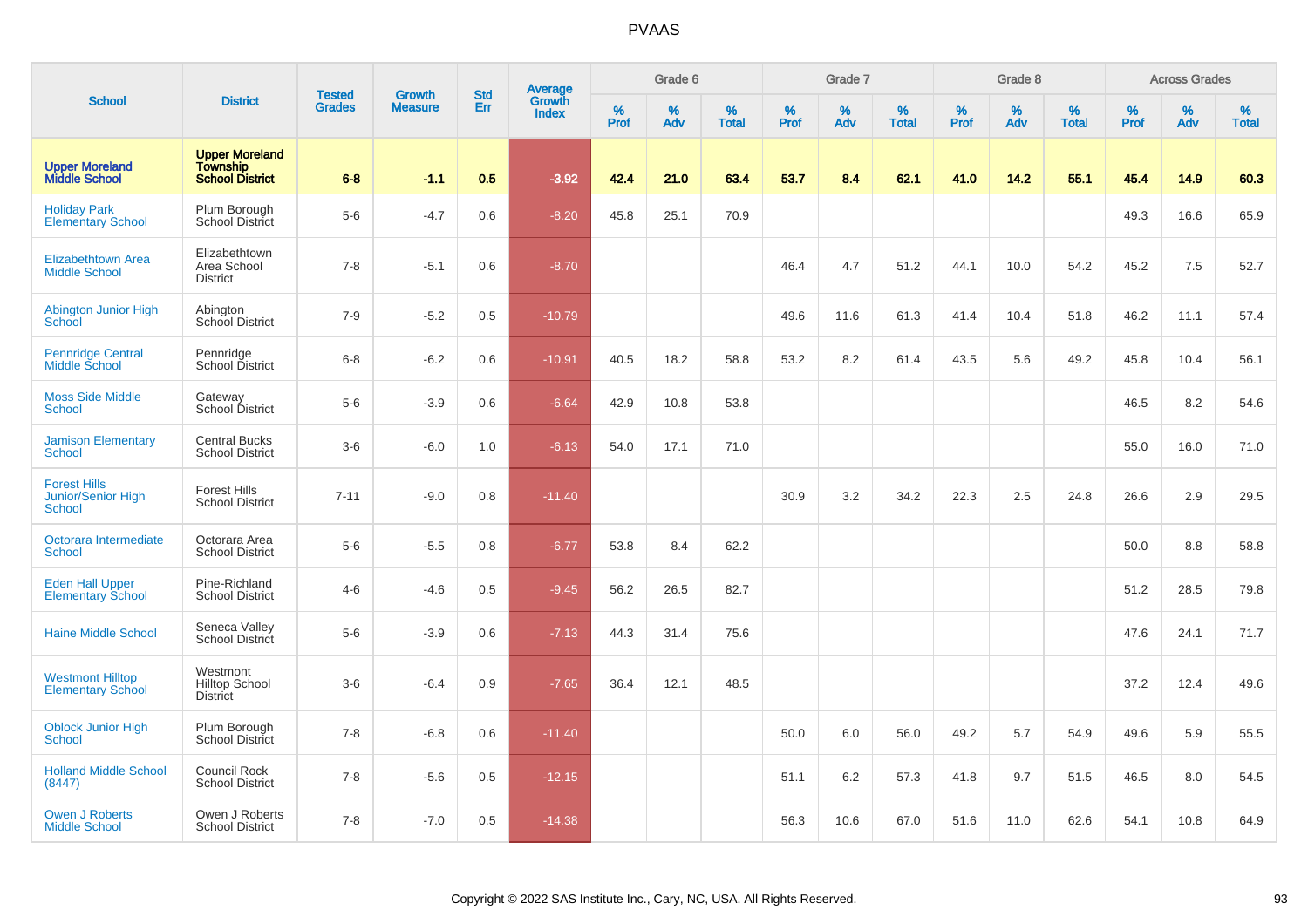# PVAAS

| School | District | Tested Grades | Growth Measure | Std Err | Average Growth Index | Grade 6 | | | Grade 7 | | | Grade 8 | | | Across Grades | | |
|---|---|---|---|---|---|---|---|---|---|---|---|---|---|---|---|---|---|
| | | | | | | % Prof | % Adv | % Total | % Prof | % Adv | % Total | % Prof | % Adv | % Total | % Prof | % Adv | % Total |
| **Upper Moreland Middle School** | **Upper Moreland Township School District** | **6-8** | **-1.1** | **0.5** | **-3.92** | **42.4** | **21.0** | **63.4** | **53.7** | **8.4** | **62.1** | **41.0** | **14.2** | **55.1** | **45.4** | **14.9** | **60.3** |
| Holiday Park Elementary School | Plum Borough School District | 5-6 | -4.7 | 0.6 | -8.20 | 45.8 | 25.1 | 70.9 | | | | | | | 49.3 | 16.6 | 65.9 |
| Elizabethtown Area Middle School | Elizabethtown Area School District | 7-8 | -5.1 | 0.6 | -8.70 | | | | 46.4 | 4.7 | 51.2 | 44.1 | 10.0 | 54.2 | 45.2 | 7.5 | 52.7 |
| Abington Junior High School | Abington School District | 7-9 | -5.2 | 0.5 | -10.79 | | | | 49.6 | 11.6 | 61.3 | 41.4 | 10.4 | 51.8 | 46.2 | 11.1 | 57.4 |
| Pennridge Central Middle School | Pennridge School District | 6-8 | -6.2 | 0.6 | -10.91 | 40.5 | 18.2 | 58.8 | 53.2 | 8.2 | 61.4 | 43.5 | 5.6 | 49.2 | 45.8 | 10.4 | 56.1 |
| Moss Side Middle School | Gateway School District | 5-6 | -3.9 | 0.6 | -6.64 | 42.9 | 10.8 | 53.8 | | | | | | | 46.5 | 8.2 | 54.6 |
| Jamison Elementary School | Central Bucks School District | 3-6 | -6.0 | 1.0 | -6.13 | 54.0 | 17.1 | 71.0 | | | | | | | 55.0 | 16.0 | 71.0 |
| Forest Hills Junior/Senior High School | Forest Hills School District | 7-11 | -9.0 | 0.8 | -11.40 | | | | 30.9 | 3.2 | 34.2 | 22.3 | 2.5 | 24.8 | 26.6 | 2.9 | 29.5 |
| Octorara Intermediate School | Octorara Area School District | 5-6 | -5.5 | 0.8 | -6.77 | 53.8 | 8.4 | 62.2 | | | | | | | 50.0 | 8.8 | 58.8 |
| Eden Hall Upper Elementary School | Pine-Richland School District | 4-6 | -4.6 | 0.5 | -9.45 | 56.2 | 26.5 | 82.7 | | | | | | | 51.2 | 28.5 | 79.8 |
| Haine Middle School | Seneca Valley School District | 5-6 | -3.9 | 0.6 | -7.13 | 44.3 | 31.4 | 75.6 | | | | | | | 47.6 | 24.1 | 71.7 |
| Westmont Hilltop Elementary School | Westmont Hilltop School District | 3-6 | -6.4 | 0.9 | -7.65 | 36.4 | 12.1 | 48.5 | | | | | | | 37.2 | 12.4 | 49.6 |
| Oblock Junior High School | Plum Borough School District | 7-8 | -6.8 | 0.6 | -11.40 | | | | 50.0 | 6.0 | 56.0 | 49.2 | 5.7 | 54.9 | 49.6 | 5.9 | 55.5 |
| Holland Middle School (8447) | Council Rock School District | 7-8 | -5.6 | 0.5 | -12.15 | | | | 51.1 | 6.2 | 57.3 | 41.8 | 9.7 | 51.5 | 46.5 | 8.0 | 54.5 |
| Owen J Roberts Middle School | Owen J Roberts School District | 7-8 | -7.0 | 0.5 | -14.38 | | | | 56.3 | 10.6 | 67.0 | 51.6 | 11.0 | 62.6 | 54.1 | 10.8 | 64.9 |

Copyright © 2022 SAS Institute Inc., Cary, NC, USA. All Rights Reserved.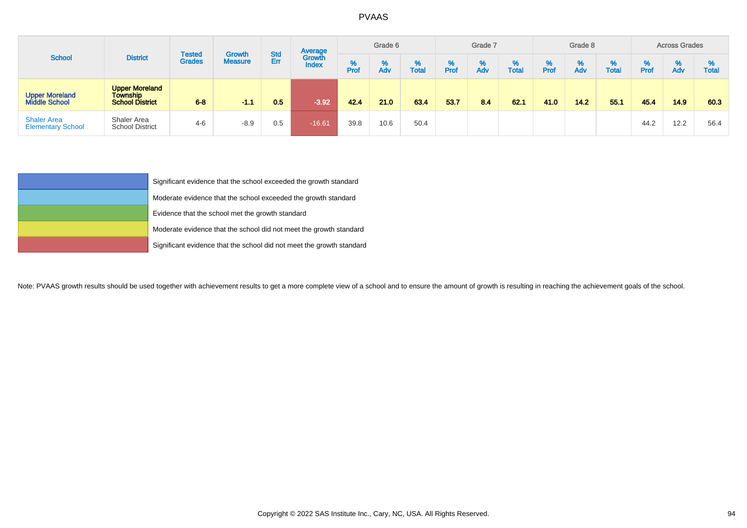# PVAAS

| School | District | Tested Grades | Growth Measure | Std Err | Average Growth Index | Grade 6 | | | Grade 7 | | | Grade 8 | | | Across Grades | | |
|---|---|---|---|---|---|---|---|---|---|---|---|---|---|---|---|---|---|
| | | | | | | % Prof | % Adv | % Total | % Prof | % Adv | % Total | % Prof | % Adv | % Total | % Prof | % Adv | % Total |
| **Upper Moreland Middle School** | **Upper Moreland Township School District** | **6-8** | **-1.1** | **0.5** | **-3.92** | **42.4** | **21.0** | **63.4** | **53.7** | **8.4** | **62.1** | **41.0** | **14.2** | **55.1** | **45.4** | **14.9** | **60.3** |
| Shaler Area Elementary School | Shaler Area School District | 4-6 | -8.9 | 0.5 | -16.61 | 39.8 | 10.6 | 50.4 | | | | | | | 44.2 | 12.2 | 56.4 |

Significant evidence that the school exceeded the growth standard

Moderate evidence that the school exceeded the growth standard

Evidence that the school met the growth standard

Moderate evidence that the school did not meet the growth standard

Significant evidence that the school did not meet the growth standard

Note: PVAAS growth results should be used together with achievement results to get a more complete view of a school and to ensure the amount of growth is resulting in reaching the achievement goals of the school.

Copyright © 2022 SAS Institute Inc., Cary, NC, USA. All Rights Reserved.